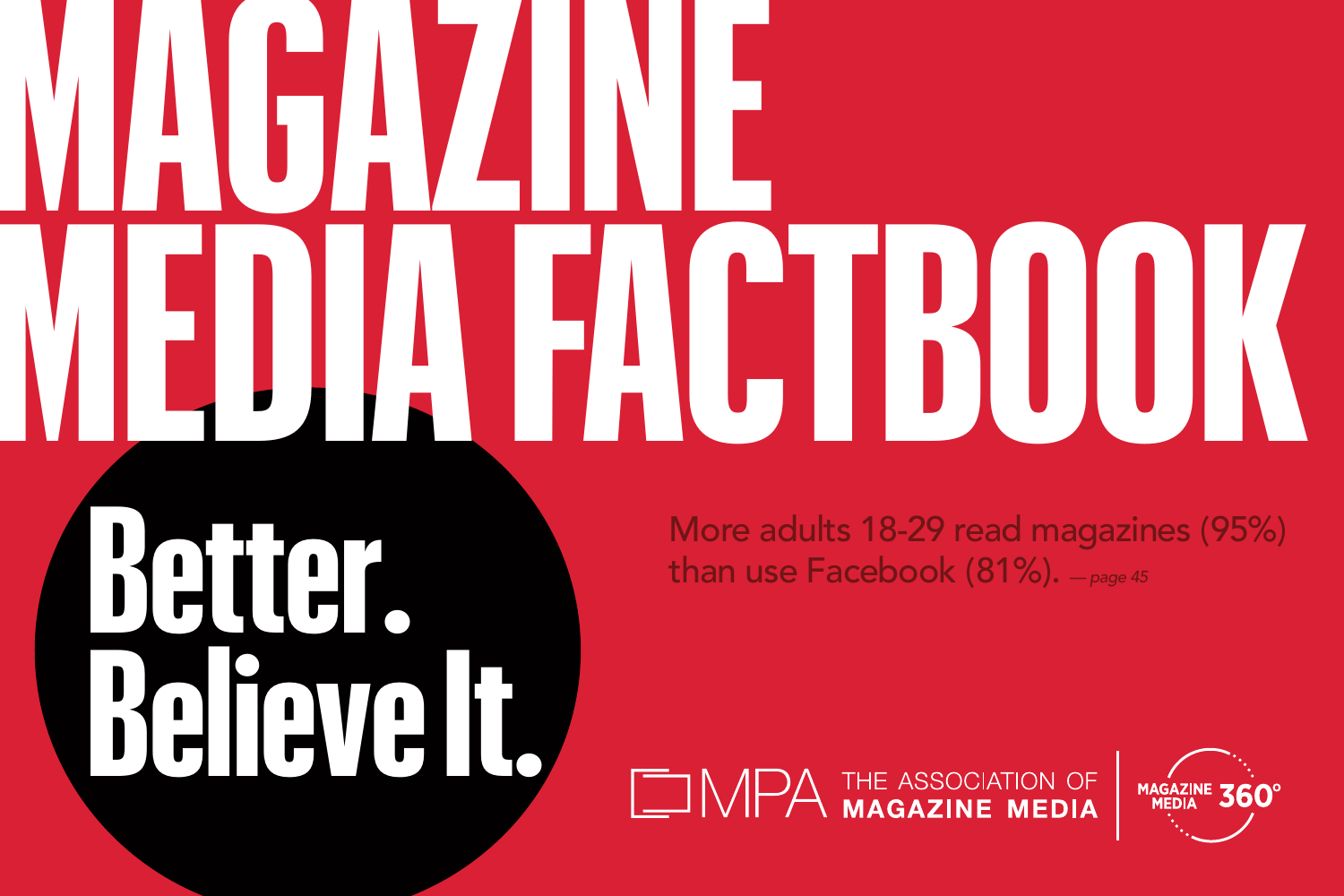# MAGAZINE MEDIA FACTBOOK

## Better. Believe It.

More adults 18-29 read magazines (95%) than use Facebook (81%). *— page 45*

MPA THE ASSOCIATION OF MAGAZINE MEDIA | MAGAZINE MEDIA 360°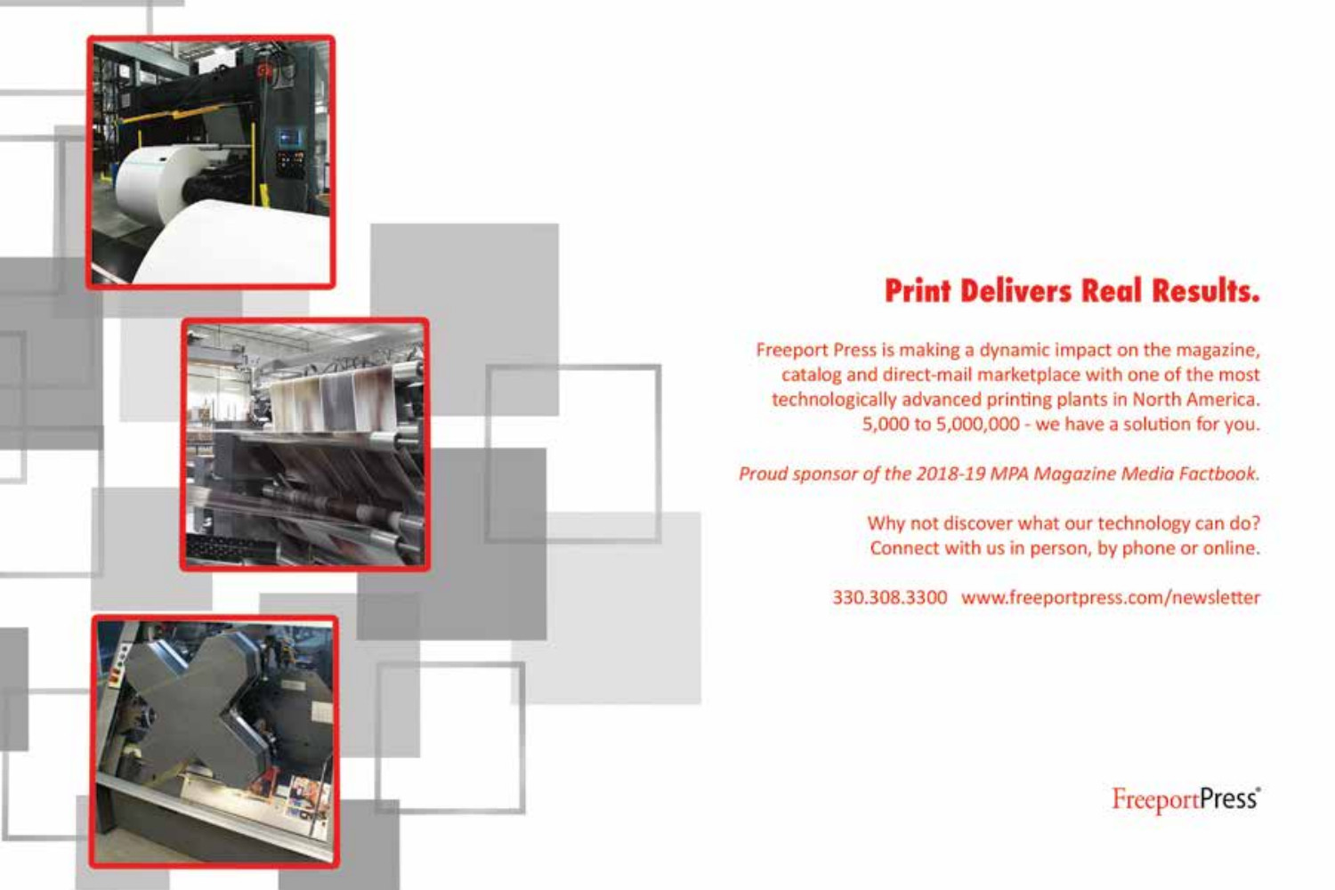## Print Delivers Real Results.

Freeport Press is making a dynamic impact on the magazine, catalog and direct-mail marketplace with one of the most technologically advanced printing plants in North America. 5,000 to 5,000,000 - we have a solution for you.

*Proud sponsor of the 2018-19 MPA Magazine Media Factbook.*

Why not discover what our technology can do? Connect with us in person, by phone or online.

330.308.3300 www.freeportpress.com/newsletter

FreeportPress®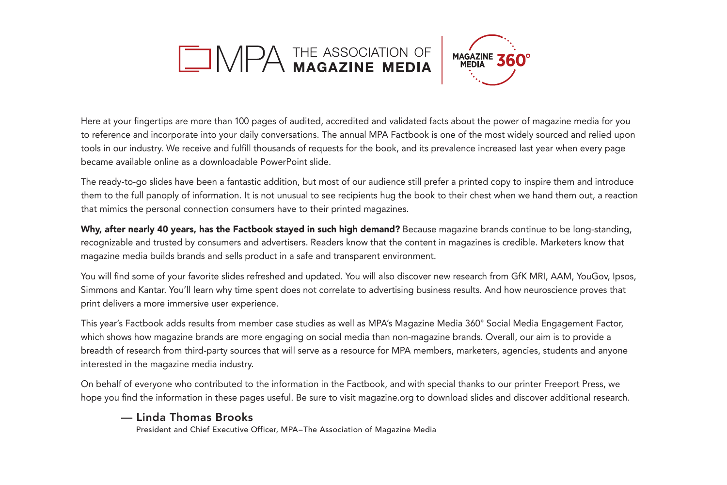MPA THE ASSOCIATION OF **MAGAZINE MEDIA** | MAGAZINE MEDIA 360°

Here at your fingertips are more than 100 pages of audited, accredited and validated facts about the power of magazine media for you to reference and incorporate into your daily conversations. The annual MPA Factbook is one of the most widely sourced and relied upon tools in our industry. We receive and fulfill thousands of requests for the book, and its prevalence increased last year when every page became available online as a downloadable PowerPoint slide.

The ready-to-go slides have been a fantastic addition, but most of our audience still prefer a printed copy to inspire them and introduce them to the full panoply of information. It is not unusual to see recipients hug the book to their chest when we hand them out, a reaction that mimics the personal connection consumers have to their printed magazines.

**Why, after nearly 40 years, has the Factbook stayed in such high demand?** Because magazine brands continue to be long-standing, recognizable and trusted by consumers and advertisers. Readers know that the content in magazines is credible. Marketers know that magazine media builds brands and sells product in a safe and transparent environment.

You will find some of your favorite slides refreshed and updated. You will also discover new research from GfK MRI, AAM, YouGov, Ipsos, Simmons and Kantar. You'll learn why time spent does not correlate to advertising business results. And how neuroscience proves that print delivers a more immersive user experience.

This year's Factbook adds results from member case studies as well as MPA's Magazine Media 360° Social Media Engagement Factor, which shows how magazine brands are more engaging on social media than non-magazine brands. Overall, our aim is to provide a breadth of research from third-party sources that will serve as a resource for MPA members, marketers, agencies, students and anyone interested in the magazine media industry.

On behalf of everyone who contributed to the information in the Factbook, and with special thanks to our printer Freeport Press, we hope you find the information in these pages useful. Be sure to visit magazine.org to download slides and discover additional research.

— **Linda Thomas Brooks**
President and Chief Executive Officer, MPA–The Association of Magazine Media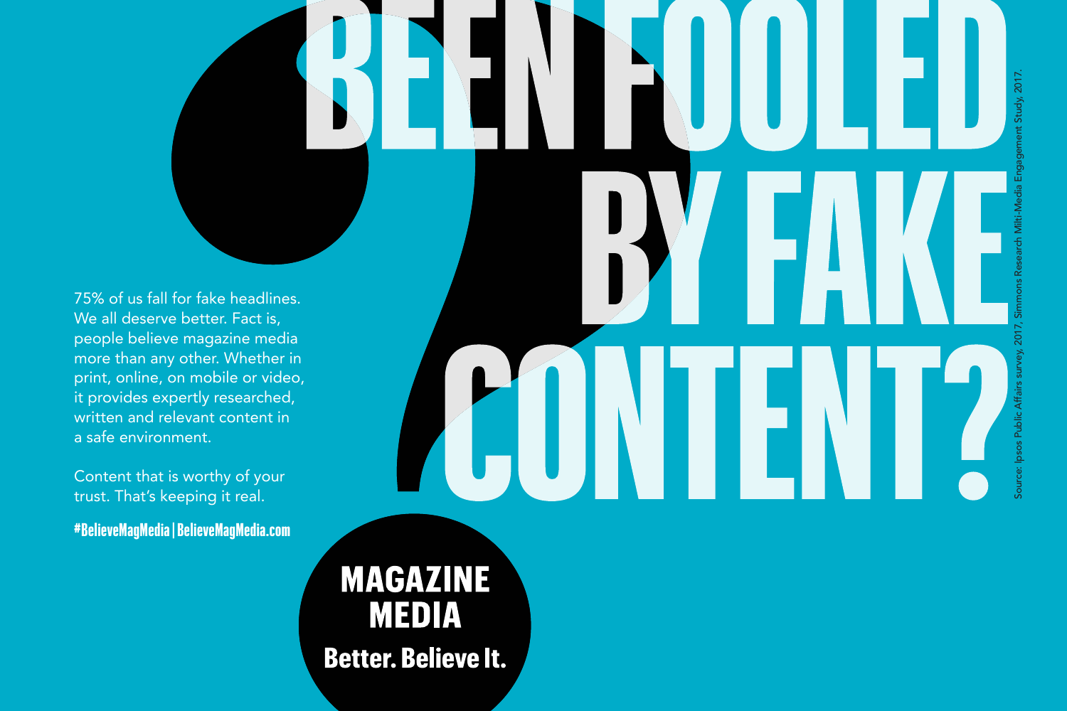# BEEN FOOLED BY FAKE CONTENT?

75% of us fall for fake headlines. We all deserve better. Fact is, people believe magazine media more than any other. Whether in print, online, on mobile or video, it provides expertly researched, written and relevant content in a safe environment.

Content that is worthy of your trust. That's keeping it real.

**#BelieveMagMedia | BelieveMagMedia.com**

**MAGAZINE MEDIA**

**Better. Believe It.**

Source: Ipsos Public Affairs survey, 2017, Simmons Research Milti-Media Engagement Study, 2017.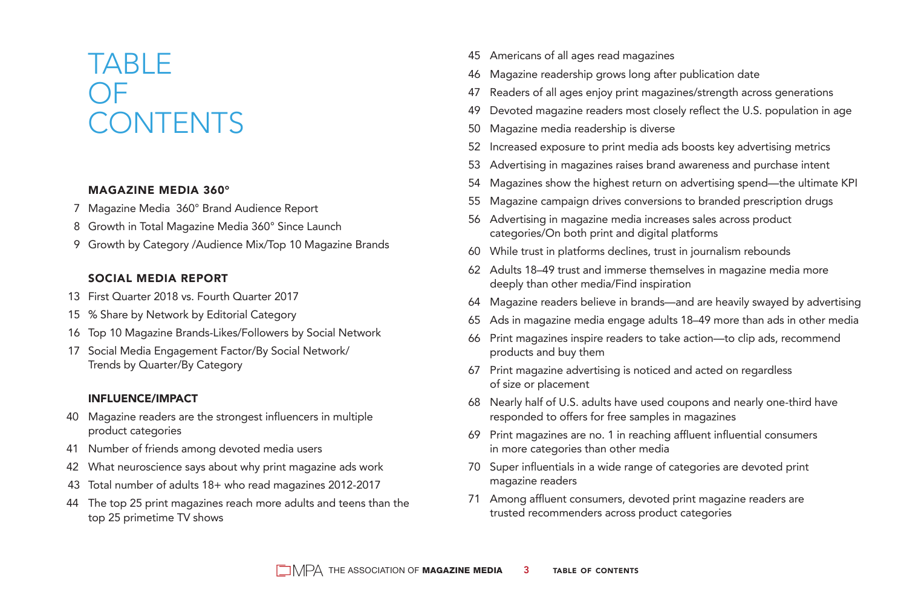# TABLE OF CONTENTS

## MAGAZINE MEDIA 360°

- 7 Magazine Media 360° Brand Audience Report
- 8 Growth in Total Magazine Media 360° Since Launch
- 9 Growth by Category /Audience Mix/Top 10 Magazine Brands

## SOCIAL MEDIA REPORT

- 13 First Quarter 2018 vs. Fourth Quarter 2017
- 15 % Share by Network by Editorial Category
- 16 Top 10 Magazine Brands-Likes/Followers by Social Network
- 17 Social Media Engagement Factor/By Social Network/ Trends by Quarter/By Category

## INFLUENCE/IMPACT

- 40 Magazine readers are the strongest influencers in multiple product categories
- 41 Number of friends among devoted media users
- 42 What neuroscience says about why print magazine ads work
- 43 Total number of adults 18+ who read magazines 2012-2017
- 44 The top 25 print magazines reach more adults and teens than the top 25 primetime TV shows
- 45 Americans of all ages read magazines
- 46 Magazine readership grows long after publication date
- 47 Readers of all ages enjoy print magazines/strength across generations
- 49 Devoted magazine readers most closely reflect the U.S. population in age
- 50 Magazine media readership is diverse
- 52 Increased exposure to print media ads boosts key advertising metrics
- 53 Advertising in magazines raises brand awareness and purchase intent
- 54 Magazines show the highest return on advertising spend—the ultimate KPI
- 55 Magazine campaign drives conversions to branded prescription drugs
- 56 Advertising in magazine media increases sales across product categories/On both print and digital platforms
- 60 While trust in platforms declines, trust in journalism rebounds
- 62 Adults 18–49 trust and immerse themselves in magazine media more deeply than other media/Find inspiration
- 64 Magazine readers believe in brands—and are heavily swayed by advertising
- 65 Ads in magazine media engage adults 18–49 more than ads in other media
- 66 Print magazines inspire readers to take action—to clip ads, recommend products and buy them
- 67 Print magazine advertising is noticed and acted on regardless of size or placement
- 68 Nearly half of U.S. adults have used coupons and nearly one-third have responded to offers for free samples in magazines
- 69 Print magazines are no. 1 in reaching affluent influential consumers in more categories than other media
- 70 Super influentials in a wide range of categories are devoted print magazine readers
- 71 Among affluent consumers, devoted print magazine readers are trusted recommenders across product categories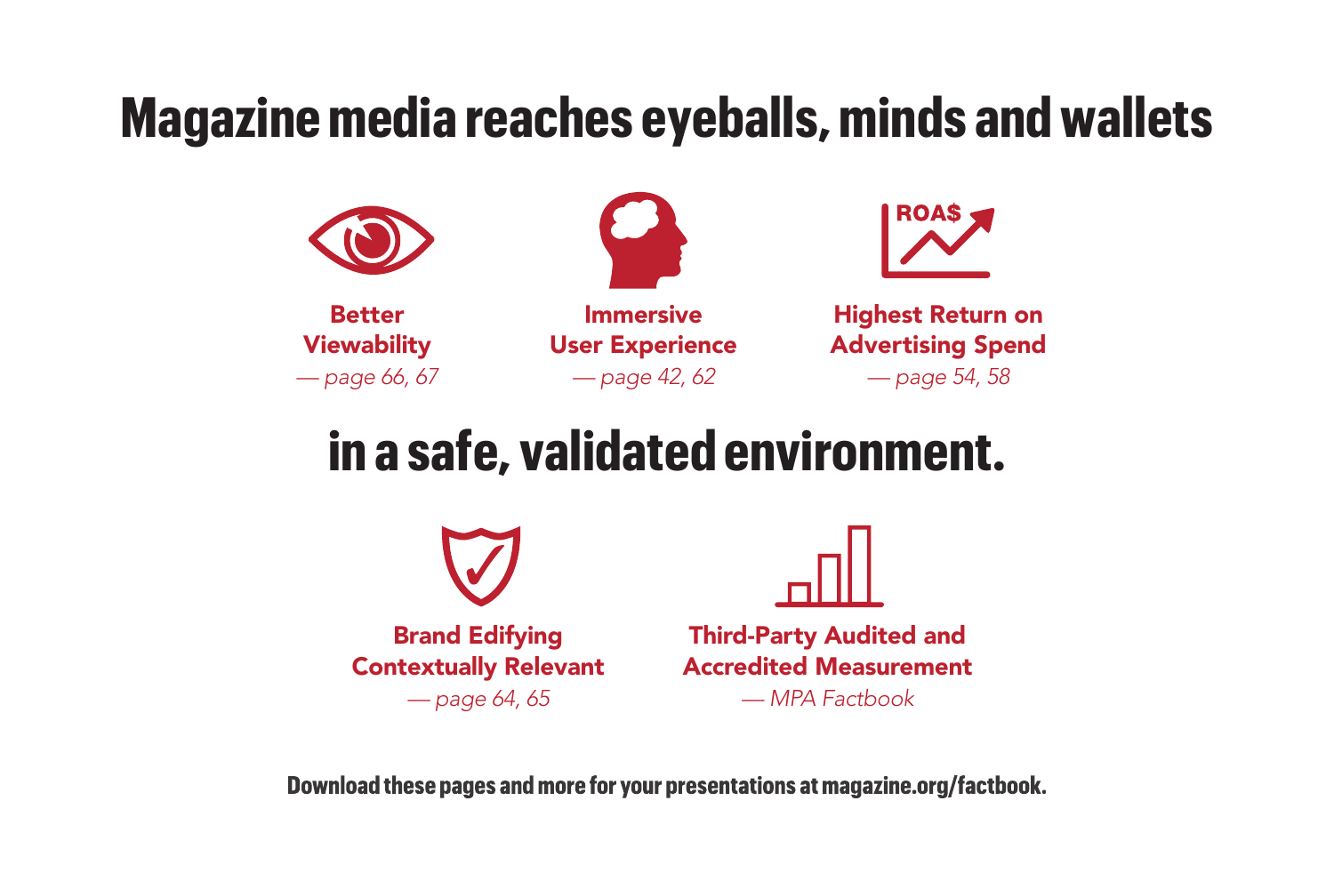# Magazine media reaches eyeballs, minds and wallets

**Better Viewability**
*— page 66, 67*

**Immersive User Experience**
*— page 42, 62*

**Highest Return on Advertising Spend**
*— page 54, 58*

# in a safe, validated environment.

**Brand Edifying Contextually Relevant**
*— page 64, 65*

**Third-Party Audited and Accredited Measurement**
*— MPA Factbook*

**Download these pages and more for your presentations at magazine.org/factbook.**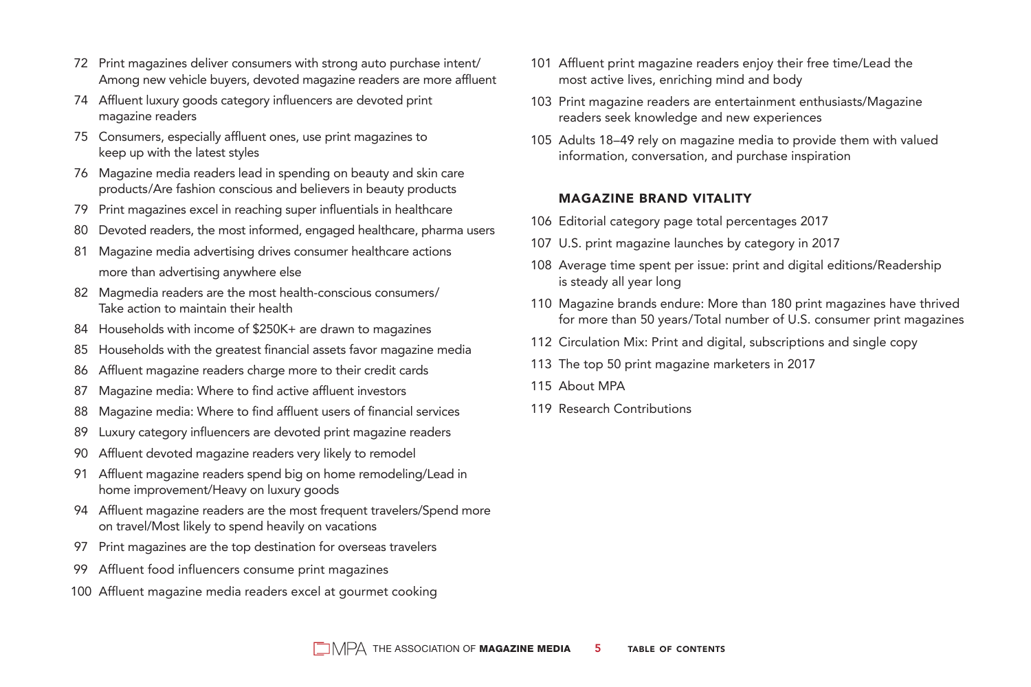72 Print magazines deliver consumers with strong auto purchase intent/ Among new vehicle buyers, devoted magazine readers are more affluent

74 Affluent luxury goods category influencers are devoted print magazine readers

75 Consumers, especially affluent ones, use print magazines to keep up with the latest styles

76 Magazine media readers lead in spending on beauty and skin care products/Are fashion conscious and believers in beauty products

79 Print magazines excel in reaching super influentials in healthcare

80 Devoted readers, the most informed, engaged healthcare, pharma users

81 Magazine media advertising drives consumer healthcare actions more than advertising anywhere else

82 Magmedia readers are the most health-conscious consumers/ Take action to maintain their health

84 Households with income of $250K+ are drawn to magazines

85 Households with the greatest financial assets favor magazine media

86 Affluent magazine readers charge more to their credit cards

87 Magazine media: Where to find active affluent investors

88 Magazine media: Where to find affluent users of financial services

89 Luxury category influencers are devoted print magazine readers

90 Affluent devoted magazine readers very likely to remodel

91 Affluent magazine readers spend big on home remodeling/Lead in home improvement/Heavy on luxury goods

94 Affluent magazine readers are the most frequent travelers/Spend more on travel/Most likely to spend heavily on vacations

97 Print magazines are the top destination for overseas travelers

99 Affluent food influencers consume print magazines

100 Affluent magazine media readers excel at gourmet cooking

101 Affluent print magazine readers enjoy their free time/Lead the most active lives, enriching mind and body

103 Print magazine readers are entertainment enthusiasts/Magazine readers seek knowledge and new experiences

105 Adults 18–49 rely on magazine media to provide them with valued information, conversation, and purchase inspiration

## MAGAZINE BRAND VITALITY

106 Editorial category page total percentages 2017

107 U.S. print magazine launches by category in 2017

108 Average time spent per issue: print and digital editions/Readership is steady all year long

110 Magazine brands endure: More than 180 print magazines have thrived for more than 50 years/Total number of U.S. consumer print magazines

112 Circulation Mix: Print and digital, subscriptions and single copy

113 The top 50 print magazine marketers in 2017

115 About MPA

119 Research Contributions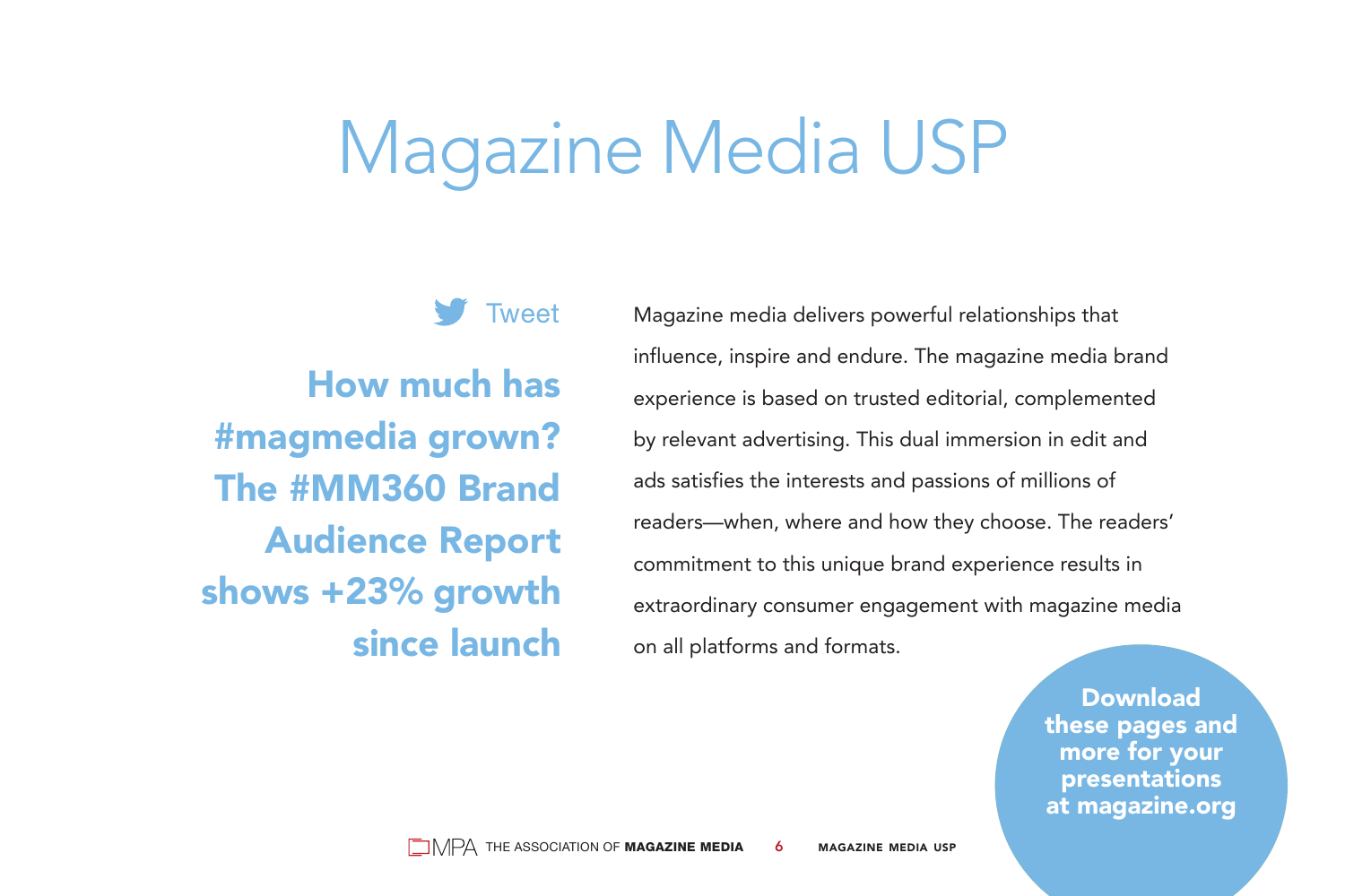# Magazine Media USP

Tweet

**How much has #magmedia grown? The #MM360 Brand Audience Report shows +23% growth since launch**

Magazine media delivers powerful relationships that influence, inspire and endure. The magazine media brand experience is based on trusted editorial, complemented by relevant advertising. This dual immersion in edit and ads satisfies the interests and passions of millions of readers—when, where and how they choose. The readers' commitment to this unique brand experience results in extraordinary consumer engagement with magazine media on all platforms and formats.

**Download these pages and more for your presentations at magazine.org**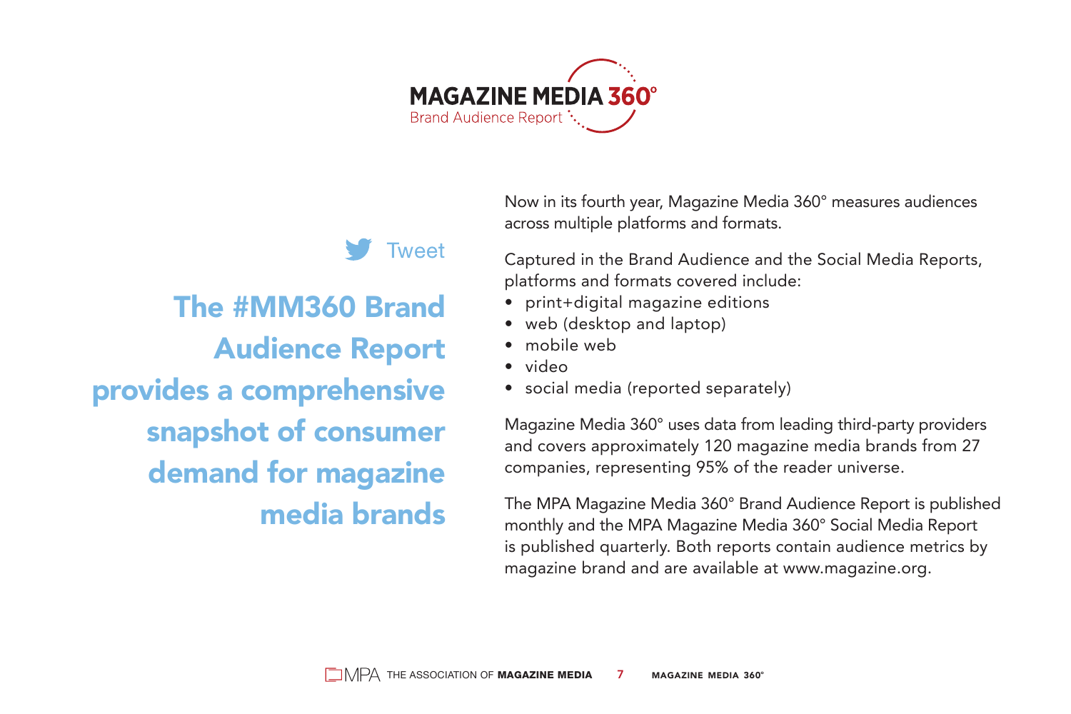**MAGAZINE MEDIA 360°**
Brand Audience Report

Tweet

## The #MM360 Brand Audience Report provides a comprehensive snapshot of consumer demand for magazine media brands

Now in its fourth year, Magazine Media 360° measures audiences across multiple platforms and formats.

Captured in the Brand Audience and the Social Media Reports, platforms and formats covered include:

- print+digital magazine editions
- web (desktop and laptop)
- mobile web
- video
- social media (reported separately)

Magazine Media 360° uses data from leading third-party providers and covers approximately 120 magazine media brands from 27 companies, representing 95% of the reader universe.

The MPA Magazine Media 360° Brand Audience Report is published monthly and the MPA Magazine Media 360° Social Media Report is published quarterly. Both reports contain audience metrics by magazine brand and are available at www.magazine.org.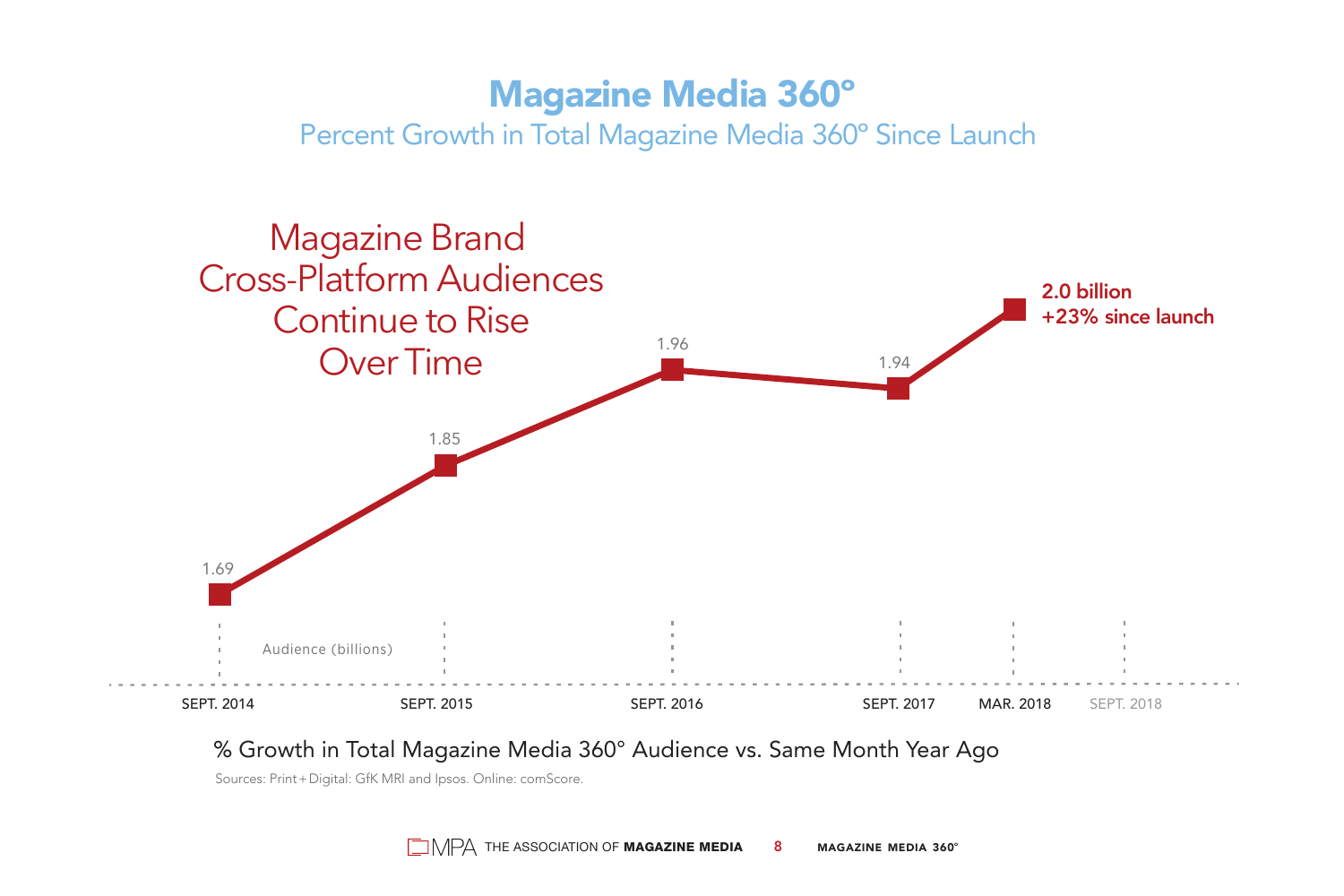# Magazine Media 360°

## Percent Growth in Total Magazine Media 360° Since Launch

Magazine Brand Cross-Platform Audiences Continue to Rise Over Time

| | SEPT. 2014 | SEPT. 2015 | SEPT. 2016 | SEPT. 2017 | MAR. 2018 | SEPT. 2018 |
|---|---|---|---|---|---|---|
| Audience (billions) | 1.69 | 1.85 | 1.96 | 1.94 | 2.0 billion +23% since launch | |

% Growth in Total Magazine Media 360° Audience vs. Same Month Year Ago

Sources: Print + Digital: GfK MRI and Ipsos. Online: comScore.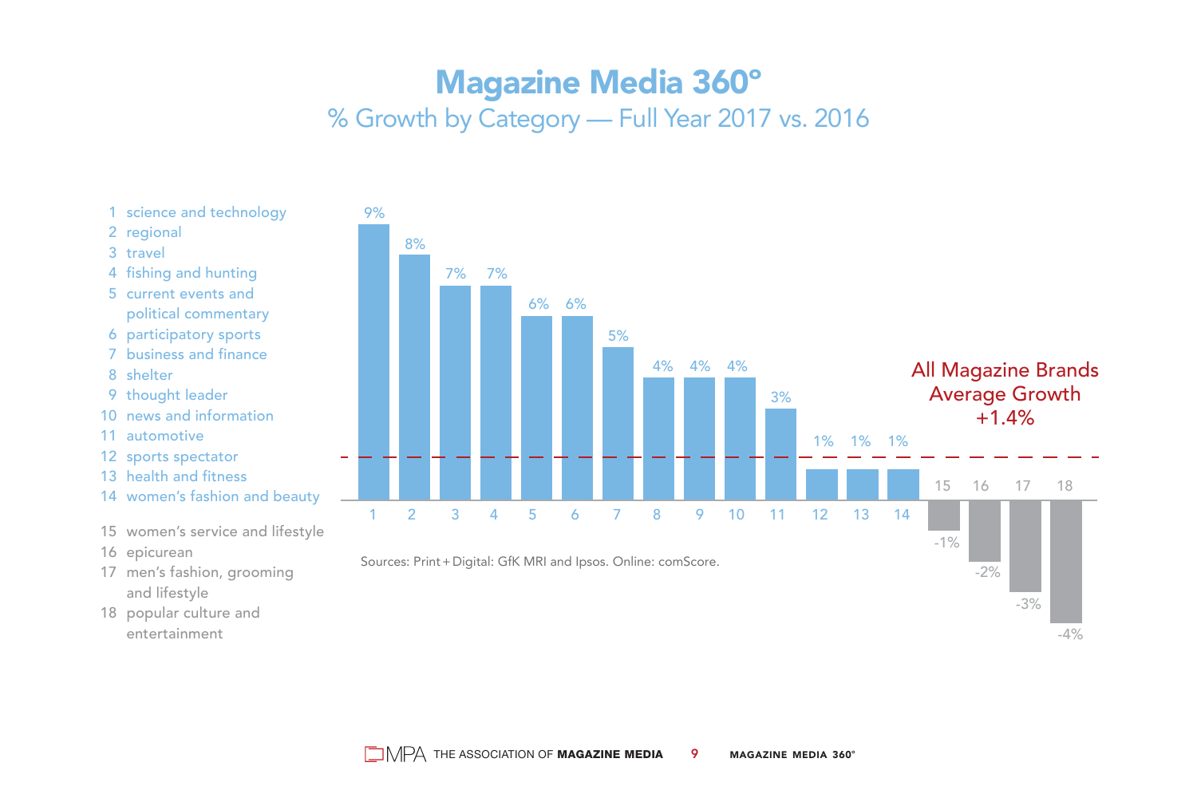# Magazine Media 360°

## % Growth by Category — Full Year 2017 vs. 2016

| # | Category | % Growth |
|---|---|---|
| 1 | science and technology | 9% |
| 2 | regional | 8% |
| 3 | travel | 7% |
| 4 | fishing and hunting | 7% |
| 5 | current events and political commentary | 6% |
| 6 | participatory sports | 6% |
| 7 | business and finance | 5% |
| 8 | shelter | 4% |
| 9 | thought leader | 4% |
| 10 | news and information | 4% |
| 11 | automotive | 3% |
| 12 | sports spectator | 1% |
| 13 | health and fitness | 1% |
| 14 | women's fashion and beauty | 1% |
| 15 | women's service and lifestyle | -1% |
| 16 | epicurean | -2% |
| 17 | men's fashion, grooming and lifestyle | -3% |
| 18 | popular culture and entertainment | -4% |

All Magazine Brands Average Growth +1.4%

Sources: Print + Digital: GfK MRI and Ipsos. Online: comScore.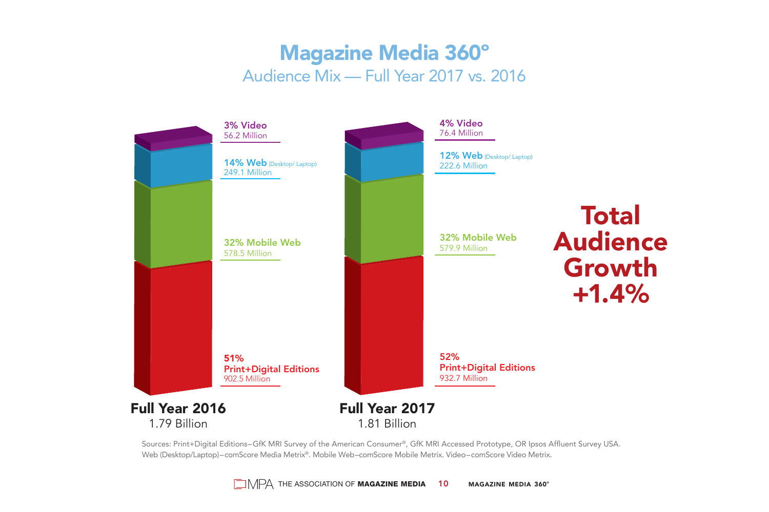# Magazine Media 360°

## Audience Mix — Full Year 2017 vs. 2016

| Segment | Full Year 2016 | Full Year 2017 |
|---|---|---|
| Video | 3% Video — 56.2 Million | 4% Video — 76.4 Million |
| Web (Desktop/ Laptop) | 14% Web (Desktop/ Laptop) — 249.1 Million | 12% Web (Desktop/ Laptop) — 222.6 Million |
| Mobile Web | 32% Mobile Web — 578.5 Million | 32% Mobile Web — 579.9 Million |
| Print+Digital Editions | 51% Print+Digital Editions — 902.5 Million | 52% Print+Digital Editions — 932.7 Million |
| **Total** | **Full Year 2016** 1.79 Billion | **Full Year 2017** 1.81 Billion |

**Total Audience Growth +1.4%**

Sources: Print+Digital Editions–GfK MRI Survey of the American Consumer®, GfK MRI Accessed Prototype, OR Ipsos Affluent Survey USA. Web (Desktop/Laptop)–comScore Media Metrix®. Mobile Web–comScore Mobile Metrix. Video–comScore Video Metrix.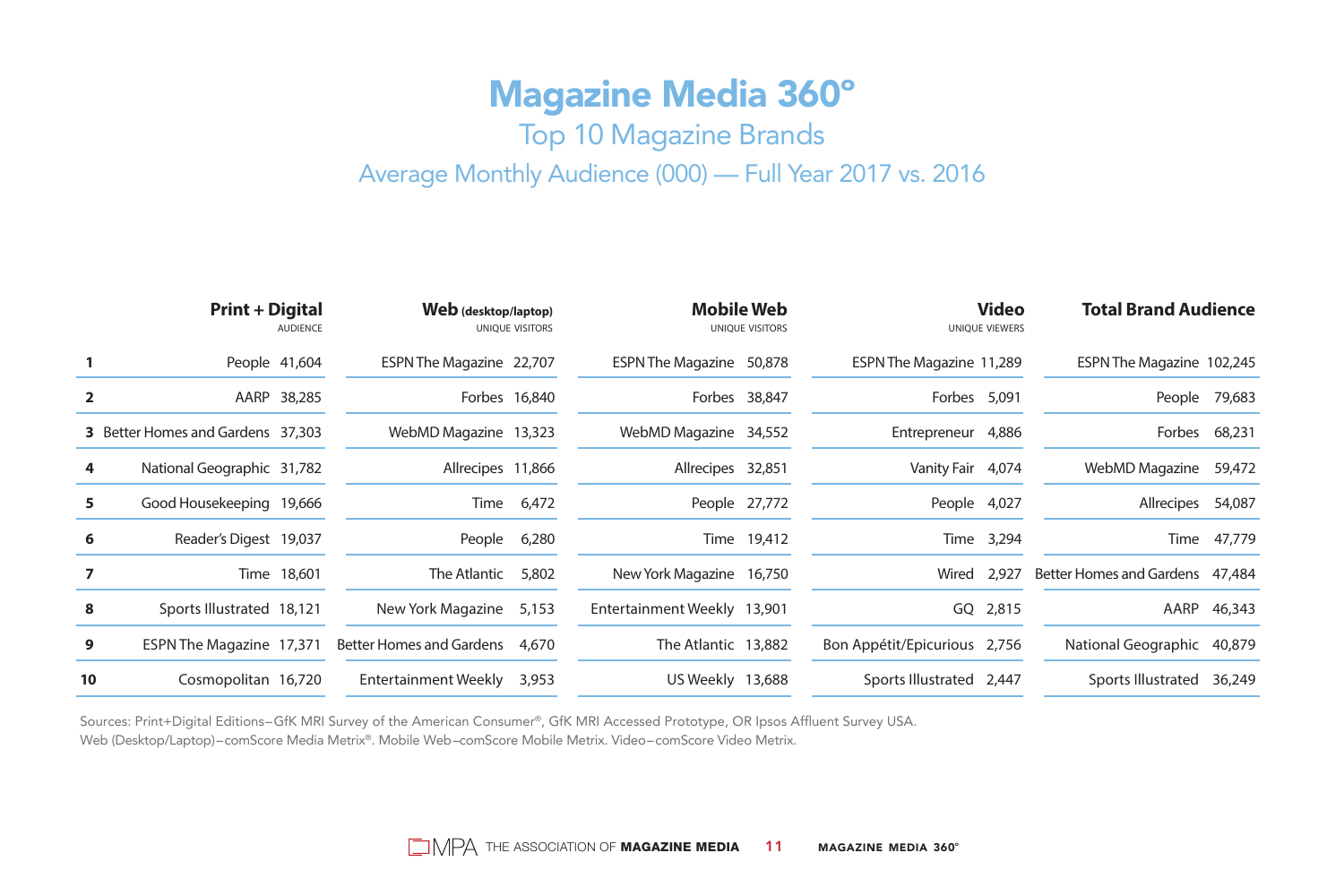# Magazine Media 360°

## Top 10 Magazine Brands

### Average Monthly Audience (000) — Full Year 2017 vs. 2016

| | Print + Digital AUDIENCE | | Web (desktop/laptop) UNIQUE VISITORS | | Mobile Web UNIQUE VISITORS | | Video UNIQUE VIEWERS | | Total Brand Audience | |
|---|---|---|---|---|---|---|---|---|---|---|
| 1 | People | 41,604 | ESPN The Magazine | 22,707 | ESPN The Magazine | 50,878 | ESPN The Magazine | 11,289 | ESPN The Magazine | 102,245 |
| 2 | AARP | 38,285 | Forbes | 16,840 | Forbes | 38,847 | Forbes | 5,091 | People | 79,683 |
| 3 | Better Homes and Gardens | 37,303 | WebMD Magazine | 13,323 | WebMD Magazine | 34,552 | Entrepreneur | 4,886 | Forbes | 68,231 |
| 4 | National Geographic | 31,782 | Allrecipes | 11,866 | Allrecipes | 32,851 | Vanity Fair | 4,074 | WebMD Magazine | 59,472 |
| 5 | Good Housekeeping | 19,666 | Time | 6,472 | People | 27,772 | People | 4,027 | Allrecipes | 54,087 |
| 6 | Reader's Digest | 19,037 | People | 6,280 | Time | 19,412 | Time | 3,294 | Time | 47,779 |
| 7 | Time | 18,601 | The Atlantic | 5,802 | New York Magazine | 16,750 | Wired | 2,927 | Better Homes and Gardens | 47,484 |
| 8 | Sports Illustrated | 18,121 | New York Magazine | 5,153 | Entertainment Weekly | 13,901 | GQ | 2,815 | AARP | 46,343 |
| 9 | ESPN The Magazine | 17,371 | Better Homes and Gardens | 4,670 | The Atlantic | 13,882 | Bon Appétit/Epicurious | 2,756 | National Geographic | 40,879 |
| 10 | Cosmopolitan | 16,720 | Entertainment Weekly | 3,953 | US Weekly | 13,688 | Sports Illustrated | 2,447 | Sports Illustrated | 36,249 |

Sources: Print+Digital Editions–GfK MRI Survey of the American Consumer®, GfK MRI Accessed Prototype, OR Ipsos Affluent Survey USA.
Web (Desktop/Laptop)–comScore Media Metrix®. Mobile Web–comScore Mobile Metrix. Video–comScore Video Metrix.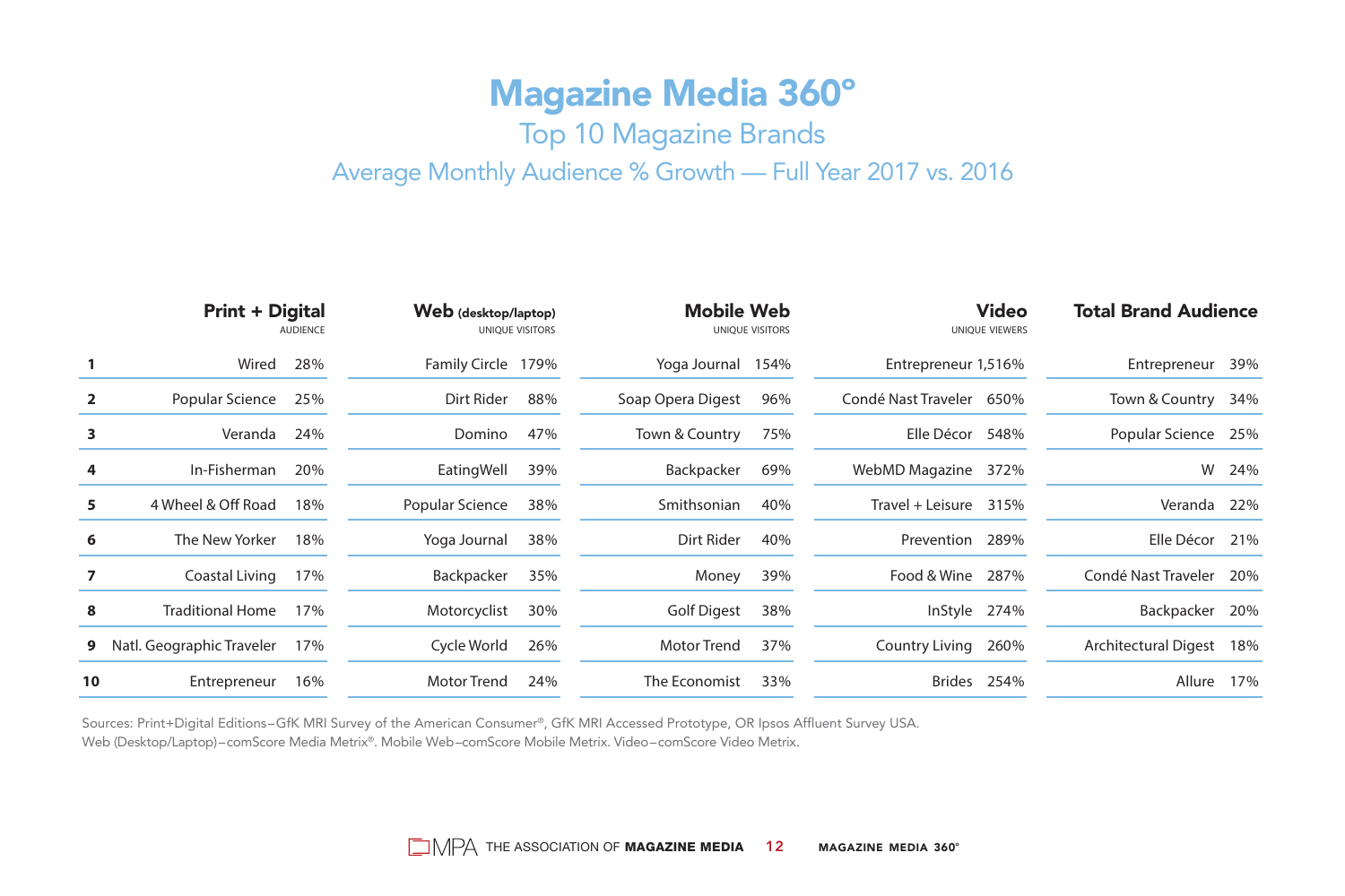# Magazine Media 360°

## Top 10 Magazine Brands

### Average Monthly Audience % Growth — Full Year 2017 vs. 2016

| | Print + Digital (AUDIENCE) | | Web (desktop/laptop) (UNIQUE VISITORS) | | Mobile Web (UNIQUE VISITORS) | | Video (UNIQUE VIEWERS) | | Total Brand Audience | |
|---|---|---|---|---|---|---|---|---|---|---|
| 1 | Wired | 28% | Family Circle | 179% | Yoga Journal | 154% | Entrepreneur | 1,516% | Entrepreneur | 39% |
| 2 | Popular Science | 25% | Dirt Rider | 88% | Soap Opera Digest | 96% | Condé Nast Traveler | 650% | Town & Country | 34% |
| 3 | Veranda | 24% | Domino | 47% | Town & Country | 75% | Elle Décor | 548% | Popular Science | 25% |
| 4 | In-Fisherman | 20% | EatingWell | 39% | Backpacker | 69% | WebMD Magazine | 372% | W | 24% |
| 5 | 4 Wheel & Off Road | 18% | Popular Science | 38% | Smithsonian | 40% | Travel + Leisure | 315% | Veranda | 22% |
| 6 | The New Yorker | 18% | Yoga Journal | 38% | Dirt Rider | 40% | Prevention | 289% | Elle Décor | 21% |
| 7 | Coastal Living | 17% | Backpacker | 35% | Money | 39% | Food & Wine | 287% | Condé Nast Traveler | 20% |
| 8 | Traditional Home | 17% | Motorcyclist | 30% | Golf Digest | 38% | InStyle | 274% | Backpacker | 20% |
| 9 | Natl. Geographic Traveler | 17% | Cycle World | 26% | Motor Trend | 37% | Country Living | 260% | Architectural Digest | 18% |
| 10 | Entrepreneur | 16% | Motor Trend | 24% | The Economist | 33% | Brides | 254% | Allure | 17% |

Sources: Print+Digital Editions–GfK MRI Survey of the American Consumer®, GfK MRI Accessed Prototype, OR Ipsos Affluent Survey USA.
Web (Desktop/Laptop)–comScore Media Metrix®. Mobile Web–comScore Mobile Metrix. Video–comScore Video Metrix.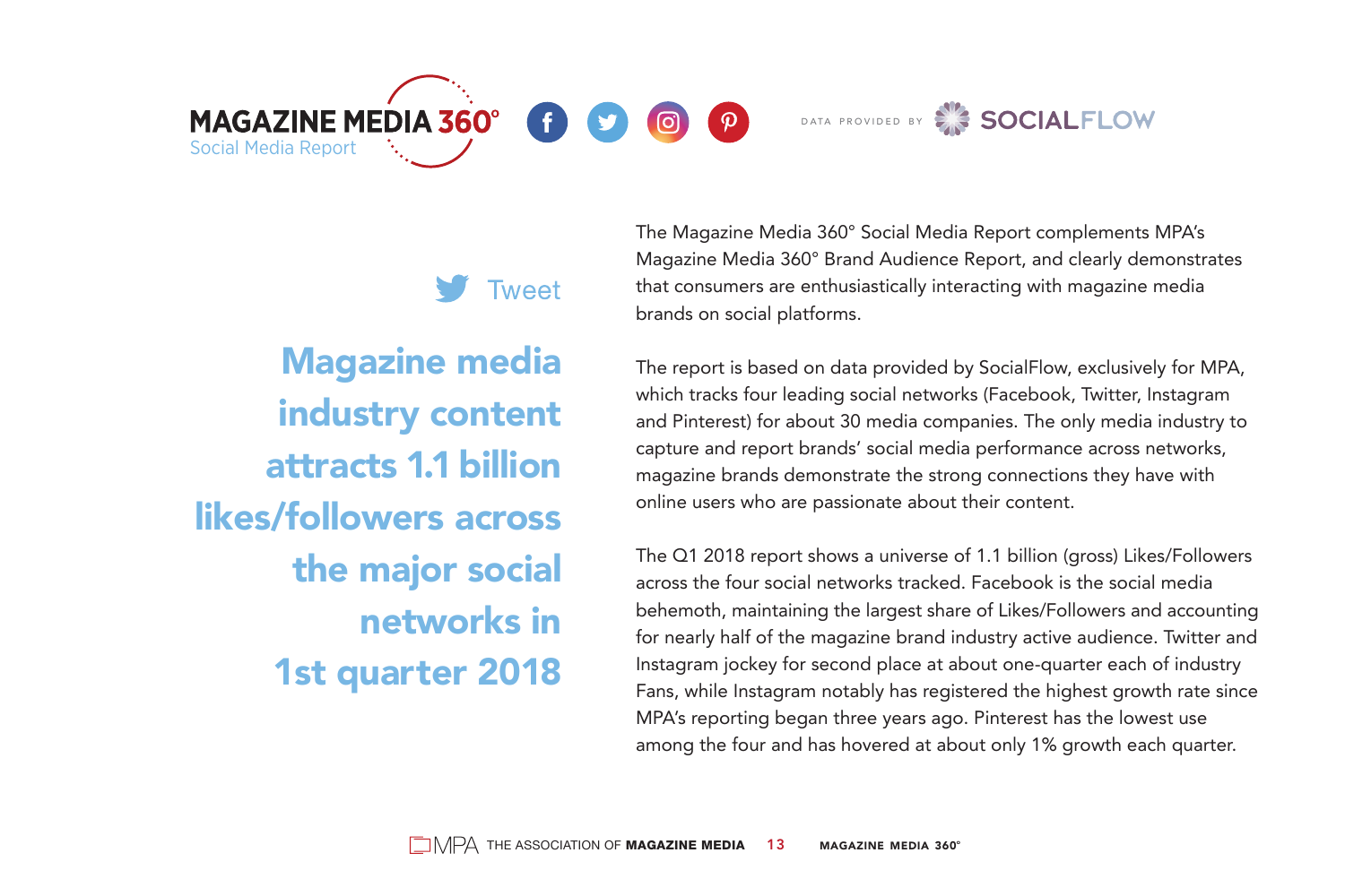# MAGAZINE MEDIA 360°

Social Media Report

DATA PROVIDED BY SOCIALFLOW

Tweet

## Magazine media industry content attracts 1.1 billion likes/followers across the major social networks in 1st quarter 2018

The Magazine Media 360° Social Media Report complements MPA's Magazine Media 360° Brand Audience Report, and clearly demonstrates that consumers are enthusiastically interacting with magazine media brands on social platforms.

The report is based on data provided by SocialFlow, exclusively for MPA, which tracks four leading social networks (Facebook, Twitter, Instagram and Pinterest) for about 30 media companies. The only media industry to capture and report brands' social media performance across networks, magazine brands demonstrate the strong connections they have with online users who are passionate about their content.

The Q1 2018 report shows a universe of 1.1 billion (gross) Likes/Followers across the four social networks tracked. Facebook is the social media behemoth, maintaining the largest share of Likes/Followers and accounting for nearly half of the magazine brand industry active audience. Twitter and Instagram jockey for second place at about one-quarter each of industry Fans, while Instagram notably has registered the highest growth rate since MPA's reporting began three years ago. Pinterest has the lowest use among the four and has hovered at about only 1% growth each quarter.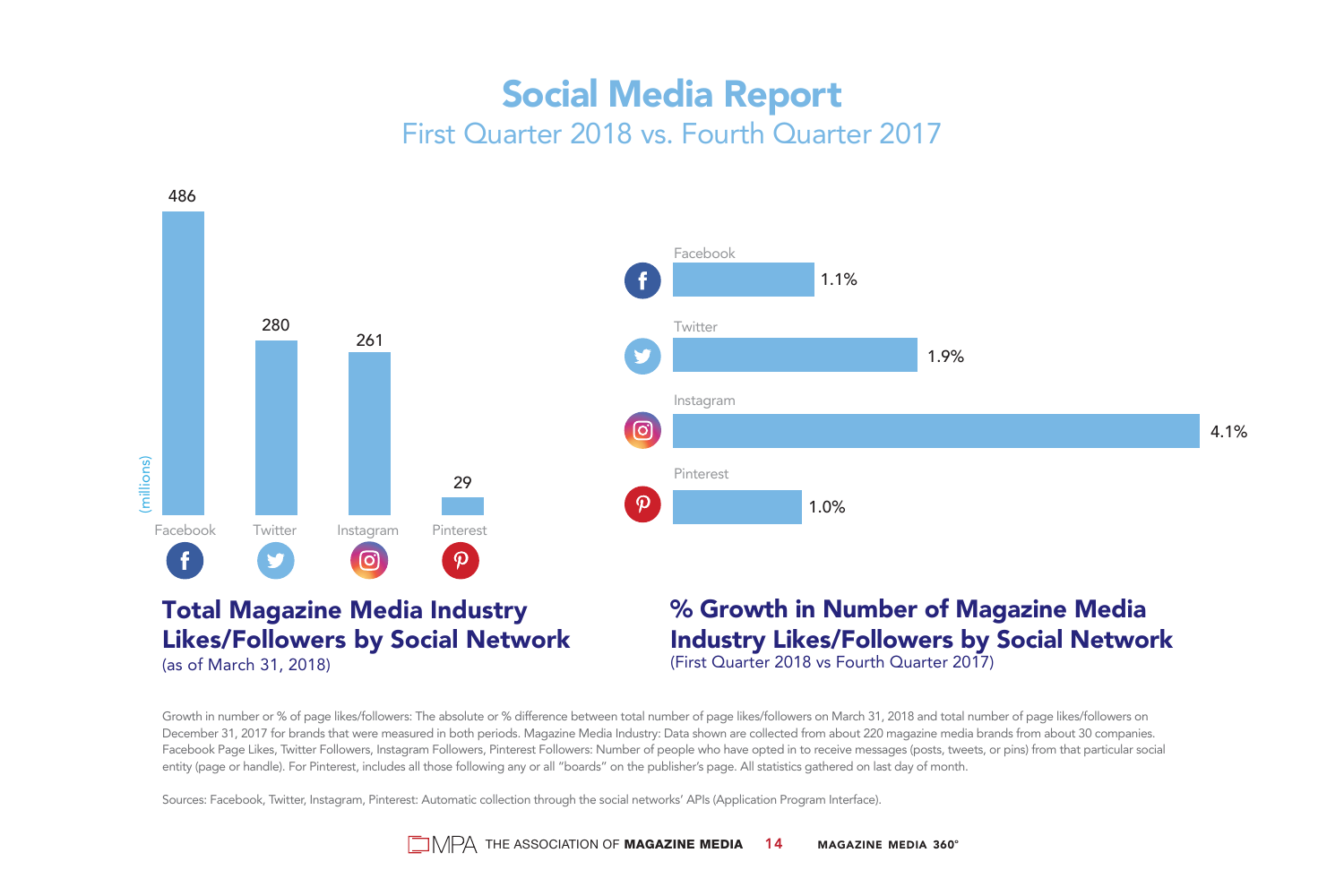# Social Media Report

## First Quarter 2018 vs. Fourth Quarter 2017

| Social Network | Likes/Followers (millions) |
|---|---|
| Facebook | 486 |
| Twitter | 280 |
| Instagram | 261 |
| Pinterest | 29 |

**Total Magazine Media Industry Likes/Followers by Social Network**
(as of March 31, 2018)

| Social Network | % Growth |
|---|---|
| Facebook | 1.1% |
| Twitter | 1.9% |
| Instagram | 4.1% |
| Pinterest | 1.0% |

**% Growth in Number of Magazine Media Industry Likes/Followers by Social Network**
(First Quarter 2018 vs Fourth Quarter 2017)

Growth in number or % of page likes/followers: The absolute or % difference between total number of page likes/followers on March 31, 2018 and total number of page likes/followers on December 31, 2017 for brands that were measured in both periods. Magazine Media Industry: Data shown are collected from about 220 magazine media brands from about 30 companies. Facebook Page Likes, Twitter Followers, Instagram Followers, Pinterest Followers: Number of people who have opted in to receive messages (posts, tweets, or pins) from that particular social entity (page or handle). For Pinterest, includes all those following any or all "boards" on the publisher's page. All statistics gathered on last day of month.

Sources: Facebook, Twitter, Instagram, Pinterest: Automatic collection through the social networks' APIs (Application Program Interface).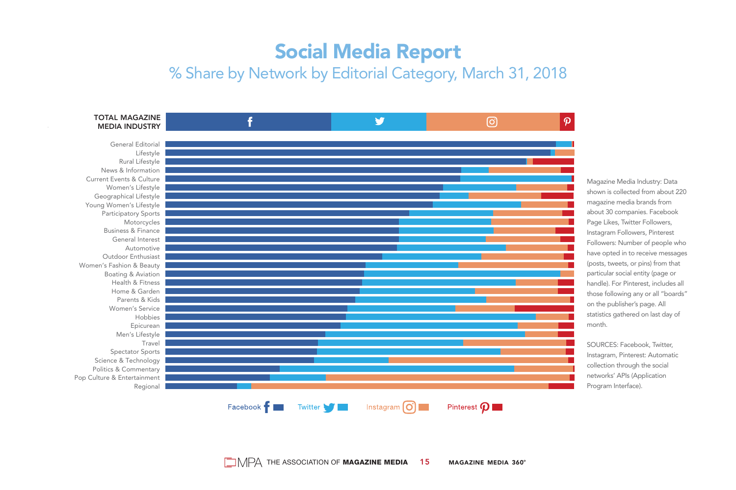# Social Media Report

## % Share by Network by Editorial Category, March 31, 2018

TOTAL MAGAZINE MEDIA INDUSTRY

General Editorial
Lifestyle
Rural Lifestyle
News & Information
Current Events & Culture
Women's Lifestyle
Geographical Lifestyle
Young Women's Lifestyle
Participatory Sports
Motorcycles
Business & Finance
General Interest
Automotive
Outdoor Enthusiast
Women's Fashion & Beauty
Boating & Aviation
Health & Fitness
Home & Garden
Parents & Kids
Women's Service
Hobbies
Epicurean
Men's Lifestyle
Travel
Spectator Sports
Science & Technology
Politics & Commentary
Pop Culture & Entertainment
Regional

Facebook | Twitter | Instagram | Pinterest

Magazine Media Industry: Data shown is collected from about 220 magazine media brands from about 30 companies. Facebook Page Likes, Twitter Followers, Instagram Followers, Pinterest Followers: Number of people who have opted in to receive messages (posts, tweets, or pins) from that particular social entity (page or handle). For Pinterest, includes all those following any or all "boards" on the publisher's page. All statistics gathered on last day of month.

SOURCES: Facebook, Twitter, Instagram, Pinterest: Automatic collection through the social networks' APIs (Application Program Interface).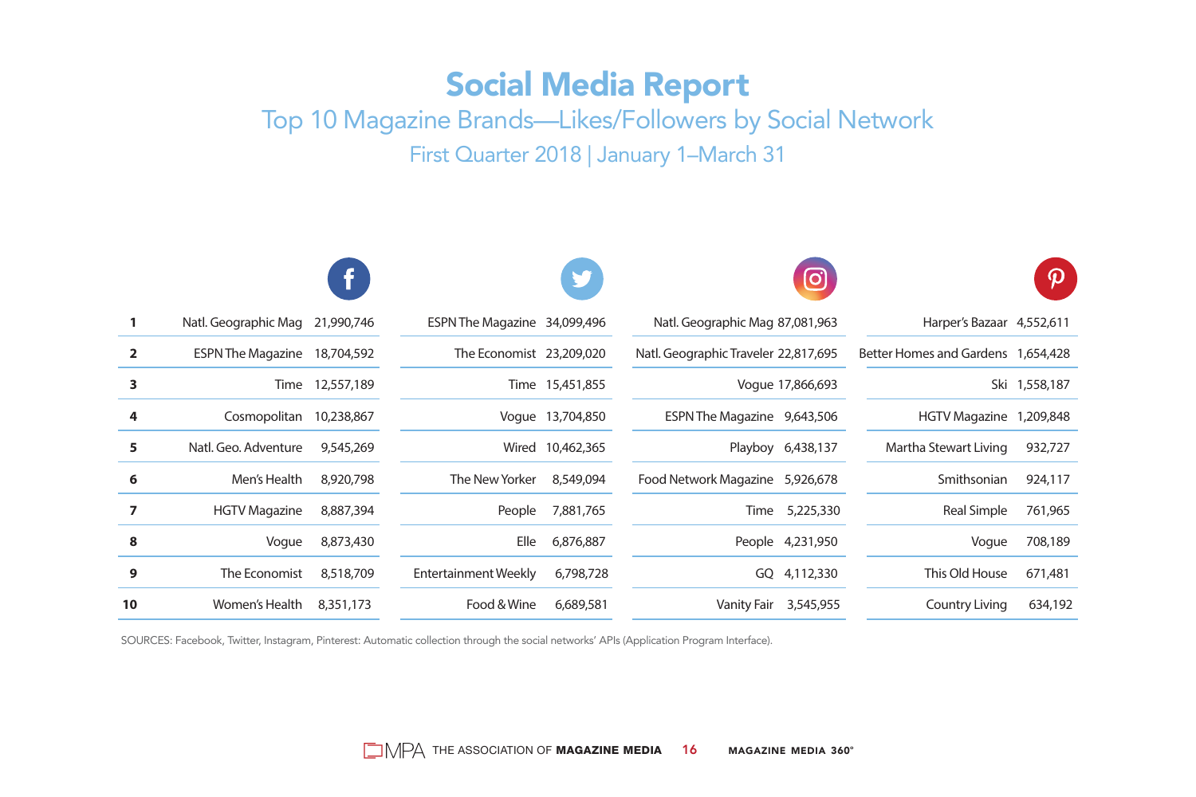# Social Media Report

## Top 10 Magazine Brands—Likes/Followers by Social Network

### First Quarter 2018 | January 1–March 31

| Rank | Facebook | | Twitter | | Instagram | | Pinterest | |
|---|---|---|---|---|---|---|---|---|
| 1 | Natl. Geographic Mag | 21,990,746 | ESPN The Magazine | 34,099,496 | Natl. Geographic Mag | 87,081,963 | Harper's Bazaar | 4,552,611 |
| 2 | ESPN The Magazine | 18,704,592 | The Economist | 23,209,020 | Natl. Geographic Traveler | 22,817,695 | Better Homes and Gardens | 1,654,428 |
| 3 | Time | 12,557,189 | Time | 15,451,855 | Vogue | 17,866,693 | Ski | 1,558,187 |
| 4 | Cosmopolitan | 10,238,867 | Vogue | 13,704,850 | ESPN The Magazine | 9,643,506 | HGTV Magazine | 1,209,848 |
| 5 | Natl. Geo. Adventure | 9,545,269 | Wired | 10,462,365 | Playboy | 6,438,137 | Martha Stewart Living | 932,727 |
| 6 | Men's Health | 8,920,798 | The New Yorker | 8,549,094 | Food Network Magazine | 5,926,678 | Smithsonian | 924,117 |
| 7 | HGTV Magazine | 8,887,394 | People | 7,881,765 | Time | 5,225,330 | Real Simple | 761,965 |
| 8 | Vogue | 8,873,430 | Elle | 6,876,887 | People | 4,231,950 | Vogue | 708,189 |
| 9 | The Economist | 8,518,709 | Entertainment Weekly | 6,798,728 | GQ | 4,112,330 | This Old House | 671,481 |
| 10 | Women's Health | 8,351,173 | Food & Wine | 6,689,581 | Vanity Fair | 3,545,955 | Country Living | 634,192 |

SOURCES: Facebook, Twitter, Instagram, Pinterest: Automatic collection through the social networks' APIs (Application Program Interface).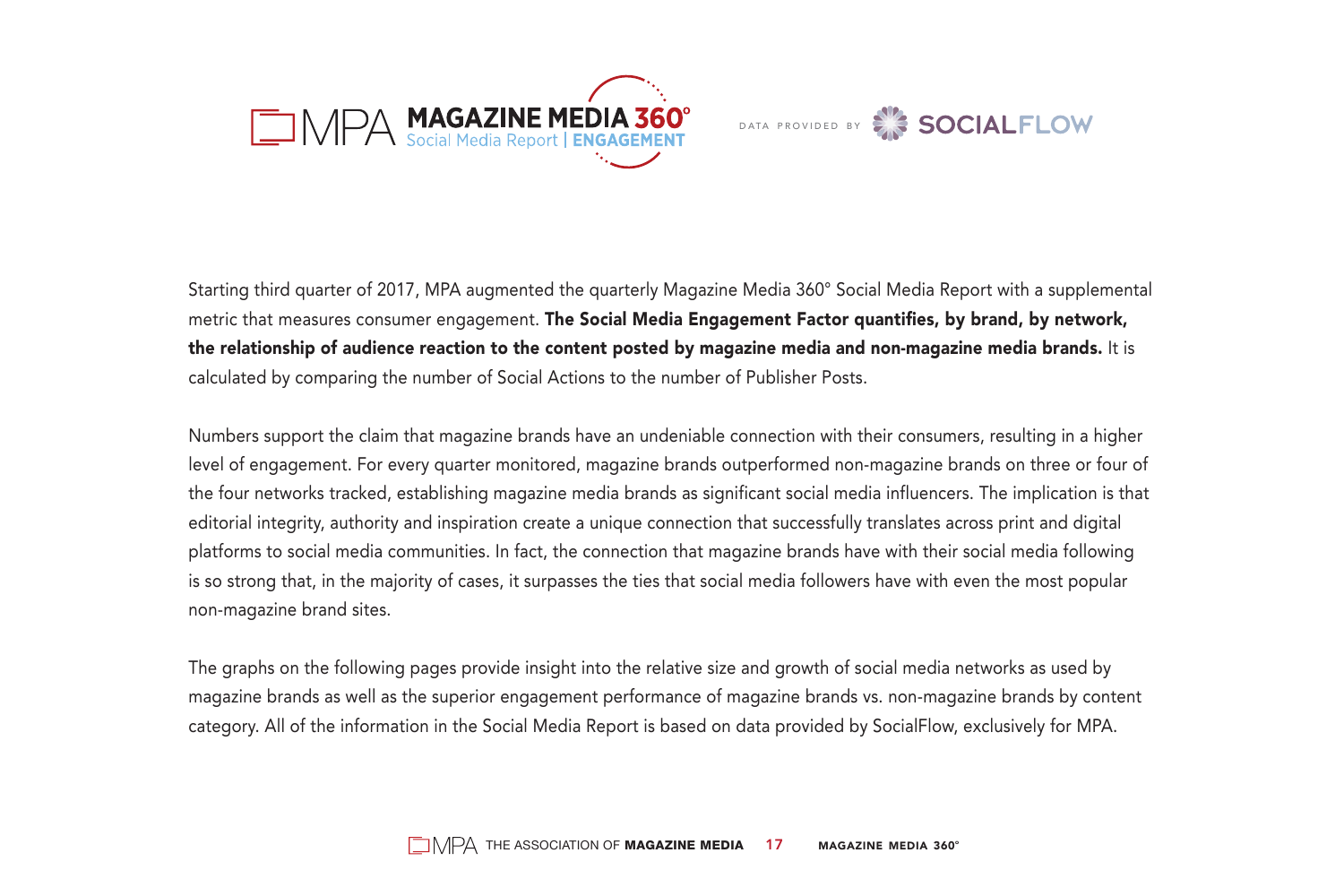MPA MAGAZINE MEDIA 360° Social Media Report | ENGAGEMENT

DATA PROVIDED BY SOCIALFLOW

Starting third quarter of 2017, MPA augmented the quarterly Magazine Media 360° Social Media Report with a supplemental metric that measures consumer engagement. **The Social Media Engagement Factor quantifies, by brand, by network, the relationship of audience reaction to the content posted by magazine media and non-magazine media brands.** It is calculated by comparing the number of Social Actions to the number of Publisher Posts.

Numbers support the claim that magazine brands have an undeniable connection with their consumers, resulting in a higher level of engagement. For every quarter monitored, magazine brands outperformed non-magazine brands on three or four of the four networks tracked, establishing magazine media brands as significant social media influencers. The implication is that editorial integrity, authority and inspiration create a unique connection that successfully translates across print and digital platforms to social media communities. In fact, the connection that magazine brands have with their social media following is so strong that, in the majority of cases, it surpasses the ties that social media followers have with even the most popular non-magazine brand sites.

The graphs on the following pages provide insight into the relative size and growth of social media networks as used by magazine brands as well as the superior engagement performance of magazine brands vs. non-magazine brands by content category. All of the information in the Social Media Report is based on data provided by SocialFlow, exclusively for MPA.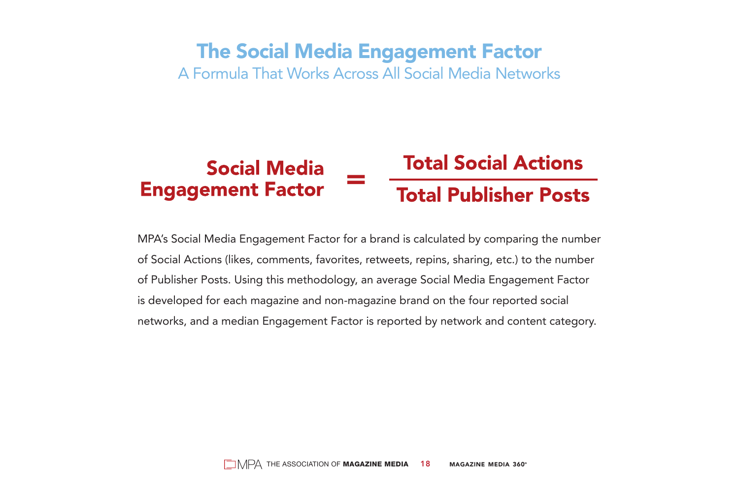# The Social Media Engagement Factor

## A Formula That Works Across All Social Media Networks

$$\text{Social Media Engagement Factor} = \frac{\text{Total Social Actions}}{\text{Total Publisher Posts}}$$

MPA's Social Media Engagement Factor for a brand is calculated by comparing the number of Social Actions (likes, comments, favorites, retweets, repins, sharing, etc.) to the number of Publisher Posts. Using this methodology, an average Social Media Engagement Factor is developed for each magazine and non-magazine brand on the four reported social networks, and a median Engagement Factor is reported by network and content category.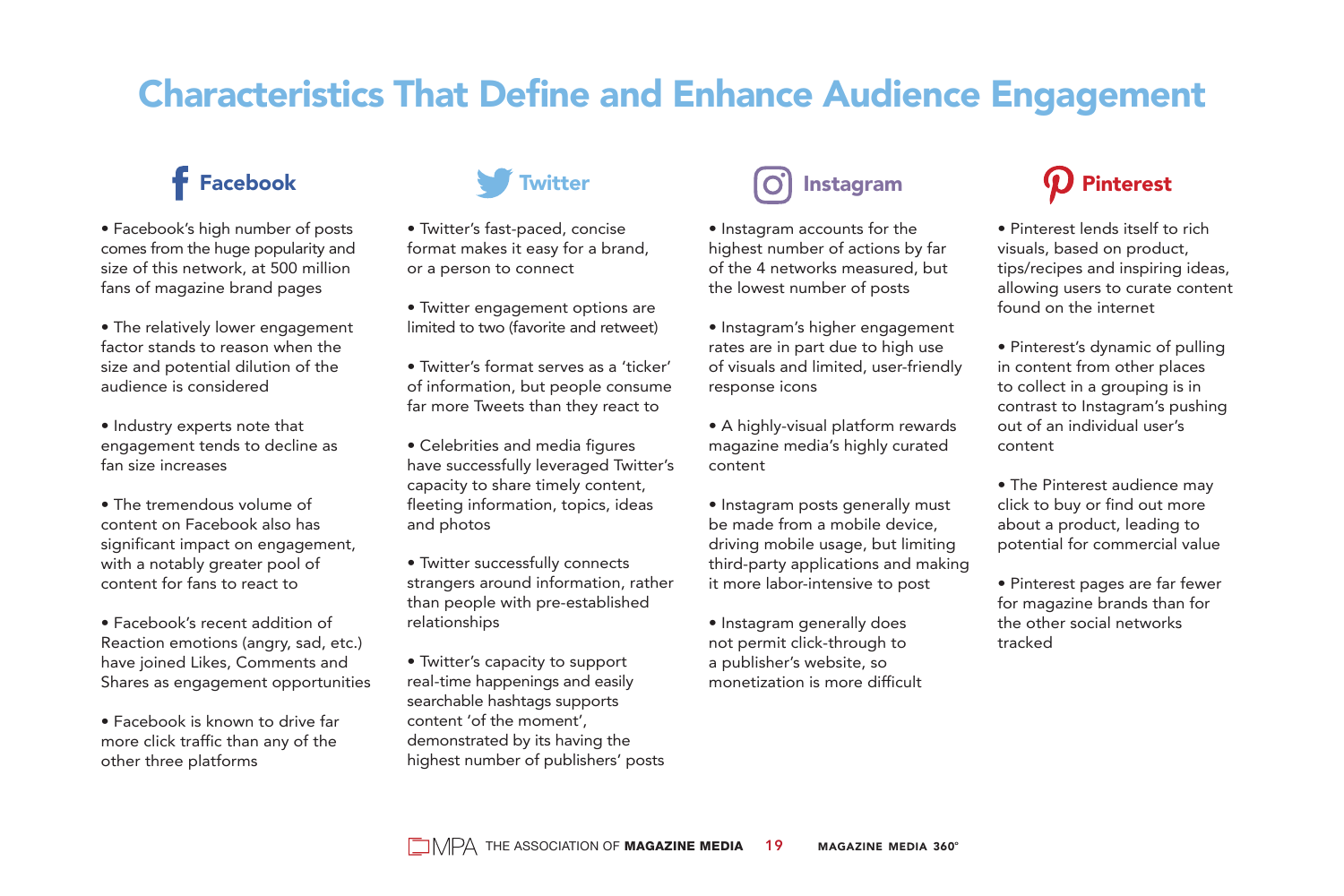# Characteristics That Define and Enhance Audience Engagement

## Facebook

- Facebook's high number of posts comes from the huge popularity and size of this network, at 500 million fans of magazine brand pages
- The relatively lower engagement factor stands to reason when the size and potential dilution of the audience is considered
- Industry experts note that engagement tends to decline as fan size increases
- The tremendous volume of content on Facebook also has significant impact on engagement, with a notably greater pool of content for fans to react to
- Facebook's recent addition of Reaction emotions (angry, sad, etc.) have joined Likes, Comments and Shares as engagement opportunities
- Facebook is known to drive far more click traffic than any of the other three platforms

## Twitter

- Twitter's fast-paced, concise format makes it easy for a brand, or a person to connect
- Twitter engagement options are limited to two (favorite and retweet)
- Twitter's format serves as a 'ticker' of information, but people consume far more Tweets than they react to
- Celebrities and media figures have successfully leveraged Twitter's capacity to share timely content, fleeting information, topics, ideas and photos
- Twitter successfully connects strangers around information, rather than people with pre-established relationships
- Twitter's capacity to support real-time happenings and easily searchable hashtags supports content 'of the moment', demonstrated by its having the highest number of publishers' posts

## Instagram

- Instagram accounts for the highest number of actions by far of the 4 networks measured, but the lowest number of posts
- Instagram's higher engagement rates are in part due to high use of visuals and limited, user-friendly response icons
- A highly-visual platform rewards magazine media's highly curated content
- Instagram posts generally must be made from a mobile device, driving mobile usage, but limiting third-party applications and making it more labor-intensive to post
- Instagram generally does not permit click-through to a publisher's website, so monetization is more difficult

## Pinterest

- Pinterest lends itself to rich visuals, based on product, tips/recipes and inspiring ideas, allowing users to curate content found on the internet
- Pinterest's dynamic of pulling in content from other places to collect in a grouping is in contrast to Instagram's pushing out of an individual user's content
- The Pinterest audience may click to buy or find out more about a product, leading to potential for commercial value
- Pinterest pages are far fewer for magazine brands than for the other social networks tracked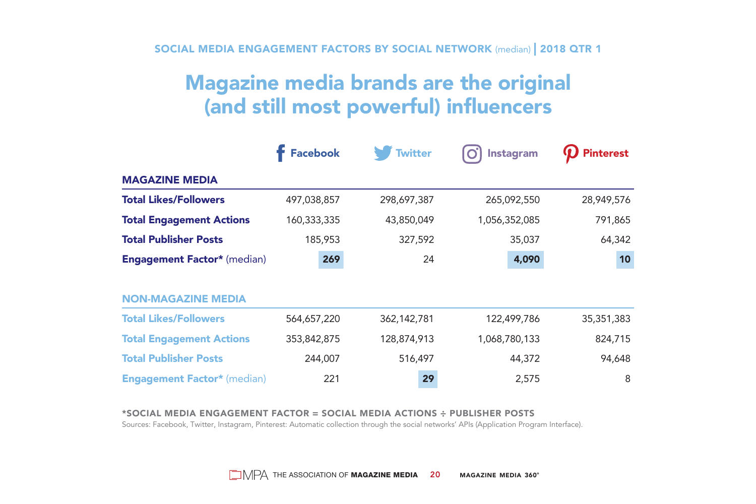SOCIAL MEDIA ENGAGEMENT FACTORS BY SOCIAL NETWORK (median) | 2018 QTR 1

# Magazine media brands are the original (and still most powerful) influencers

| | Facebook | Twitter | Instagram | Pinterest |
|---|---|---|---|---|
| **MAGAZINE MEDIA** | | | | |
| **Total Likes/Followers** | 497,038,857 | 298,697,387 | 265,092,550 | 28,949,576 |
| **Total Engagement Actions** | 160,333,335 | 43,850,049 | 1,056,352,085 | 791,865 |
| **Total Publisher Posts** | 185,953 | 327,592 | 35,037 | 64,342 |
| **Engagement Factor*** (median) | **269** | 24 | **4,090** | **10** |
| **NON-MAGAZINE MEDIA** | | | | |
| **Total Likes/Followers** | 564,657,220 | 362,142,781 | 122,499,786 | 35,351,383 |
| **Total Engagement Actions** | 353,842,875 | 128,874,913 | 1,068,780,133 | 824,715 |
| **Total Publisher Posts** | 244,007 | 516,497 | 44,372 | 94,648 |
| **Engagement Factor*** (median) | 221 | **29** | 2,575 | 8 |

*SOCIAL MEDIA ENGAGEMENT FACTOR = SOCIAL MEDIA ACTIONS ÷ PUBLISHER POSTS

Sources: Facebook, Twitter, Instagram, Pinterest: Automatic collection through the social networks' APIs (Application Program Interface).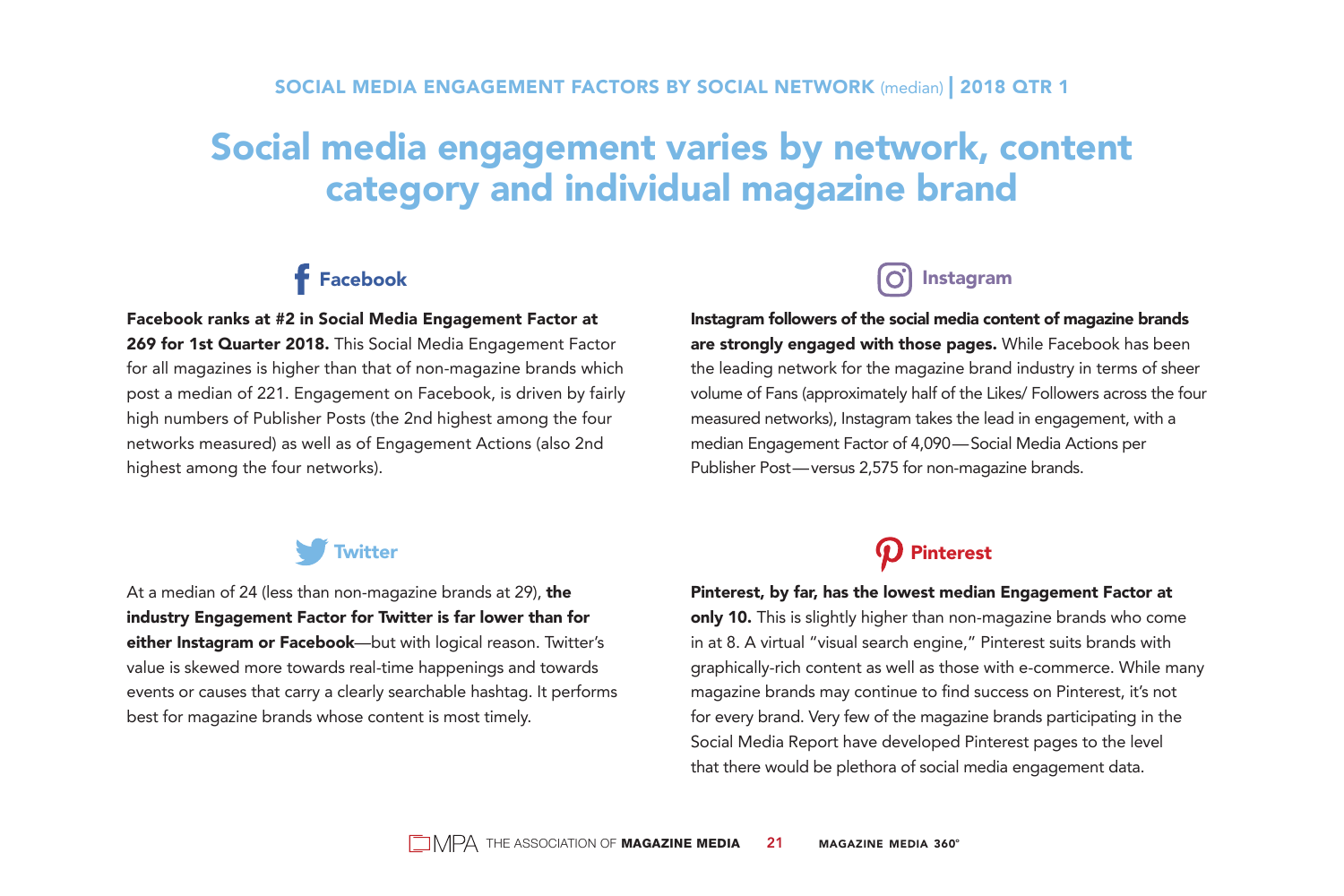SOCIAL MEDIA ENGAGEMENT FACTORS BY SOCIAL NETWORK (median) | 2018 QTR 1

# Social media engagement varies by network, content category and individual magazine brand

## Facebook

**Facebook ranks at #2 in Social Media Engagement Factor at 269 for 1st Quarter 2018.** This Social Media Engagement Factor for all magazines is higher than that of non-magazine brands which post a median of 221. Engagement on Facebook, is driven by fairly high numbers of Publisher Posts (the 2nd highest among the four networks measured) as well as of Engagement Actions (also 2nd highest among the four networks).

## Instagram

**Instagram followers of the social media content of magazine brands are strongly engaged with those pages.** While Facebook has been the leading network for the magazine brand industry in terms of sheer volume of Fans (approximately half of the Likes/ Followers across the four measured networks), Instagram takes the lead in engagement, with a median Engagement Factor of 4,090—Social Media Actions per Publisher Post—versus 2,575 for non-magazine brands.

## Twitter

At a median of 24 (less than non-magazine brands at 29), **the industry Engagement Factor for Twitter is far lower than for either Instagram or Facebook**—but with logical reason. Twitter's value is skewed more towards real-time happenings and towards events or causes that carry a clearly searchable hashtag. It performs best for magazine brands whose content is most timely.

## Pinterest

**Pinterest, by far, has the lowest median Engagement Factor at only 10.** This is slightly higher than non-magazine brands who come in at 8. A virtual "visual search engine," Pinterest suits brands with graphically-rich content as well as those with e-commerce. While many magazine brands may continue to find success on Pinterest, it's not for every brand. Very few of the magazine brands participating in the Social Media Report have developed Pinterest pages to the level that there would be plethora of social media engagement data.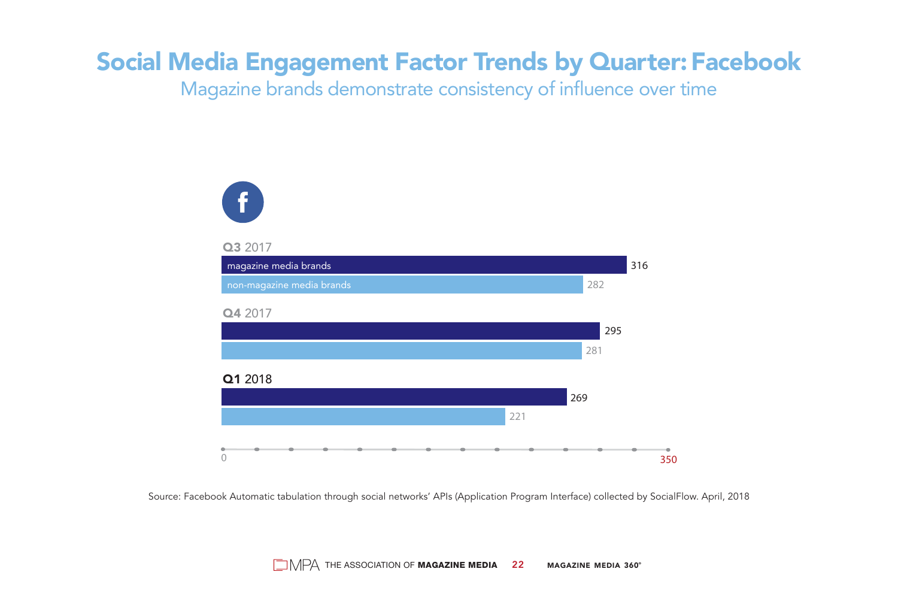# Social Media Engagement Factor Trends by Quarter: Facebook

Magazine brands demonstrate consistency of influence over time

| Quarter | magazine media brands | non-magazine media brands |
|---|---|---|
| Q3 2017 | 316 | 282 |
| Q4 2017 | 295 | 281 |
| Q1 2018 | 269 | 221 |

Source: Facebook Automatic tabulation through social networks' APIs (Application Program Interface) collected by SocialFlow. April, 2018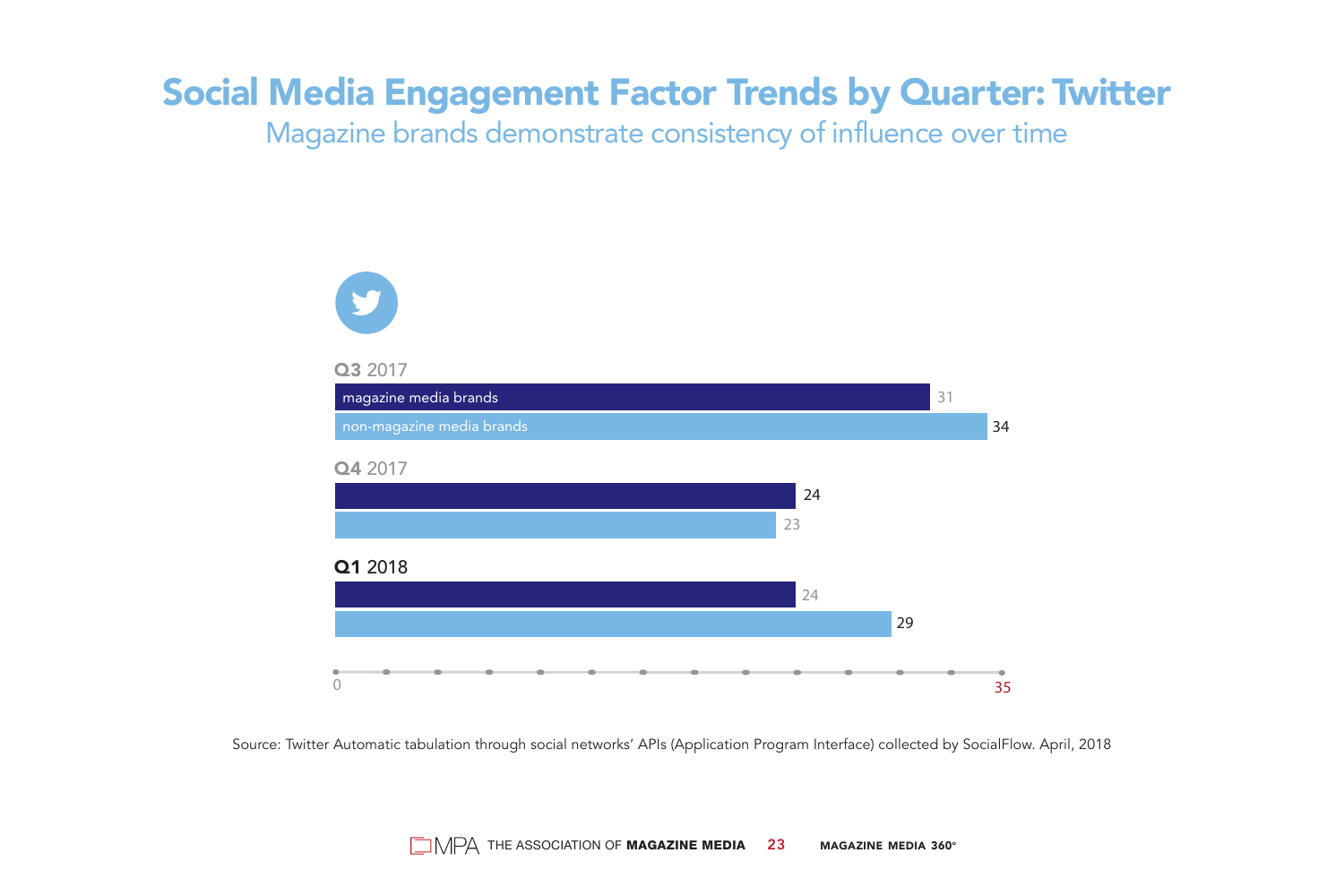# Social Media Engagement Factor Trends by Quarter: Twitter

## Magazine brands demonstrate consistency of influence over time

| Quarter | magazine media brands | non-magazine media brands |
|---|---|---|
| Q3 2017 | 31 | 34 |
| Q4 2017 | 24 | 23 |
| Q1 2018 | 24 | 29 |

Source: Twitter Automatic tabulation through social networks' APIs (Application Program Interface) collected by SocialFlow. April, 2018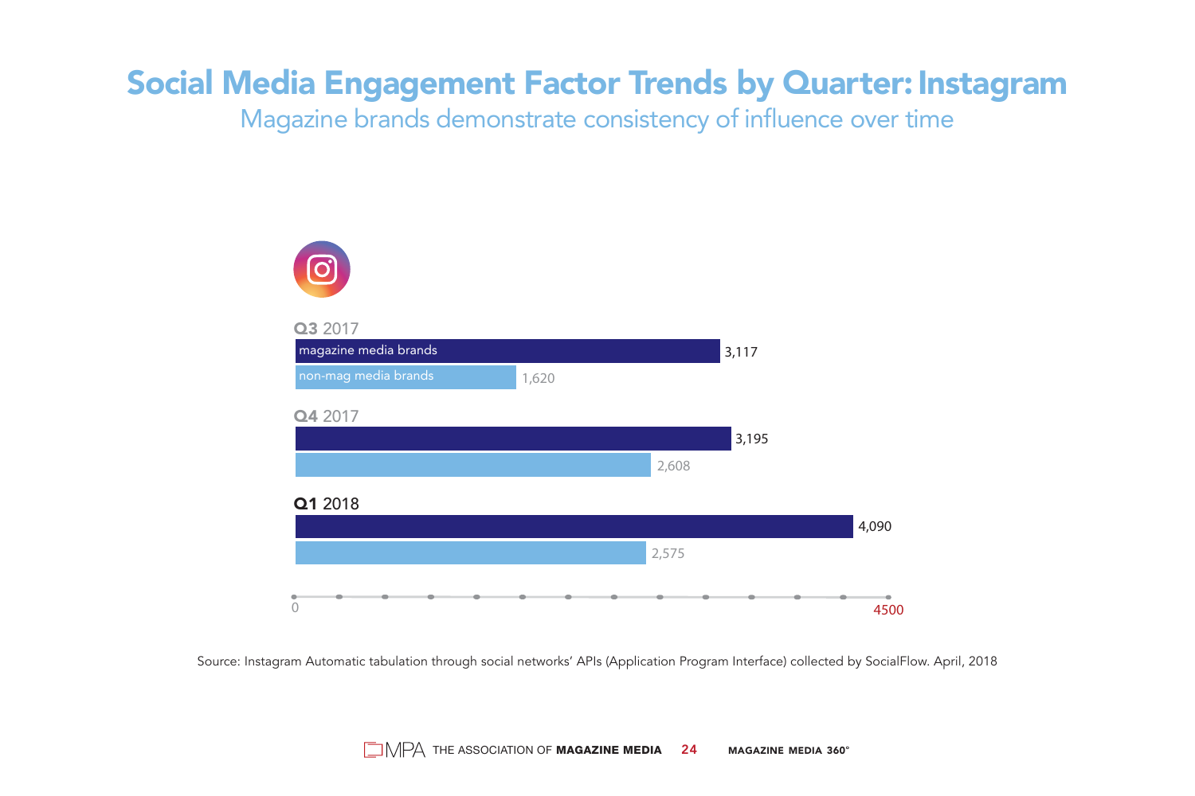# Social Media Engagement Factor Trends by Quarter: Instagram

## Magazine brands demonstrate consistency of influence over time

| Quarter | magazine media brands | non-mag media brands |
|---|---|---|
| Q3 2017 | 3,117 | 1,620 |
| Q4 2017 | 3,195 | 2,608 |
| Q1 2018 | 4,090 | 2,575 |

Source: Instagram Automatic tabulation through social networks' APIs (Application Program Interface) collected by SocialFlow. April, 2018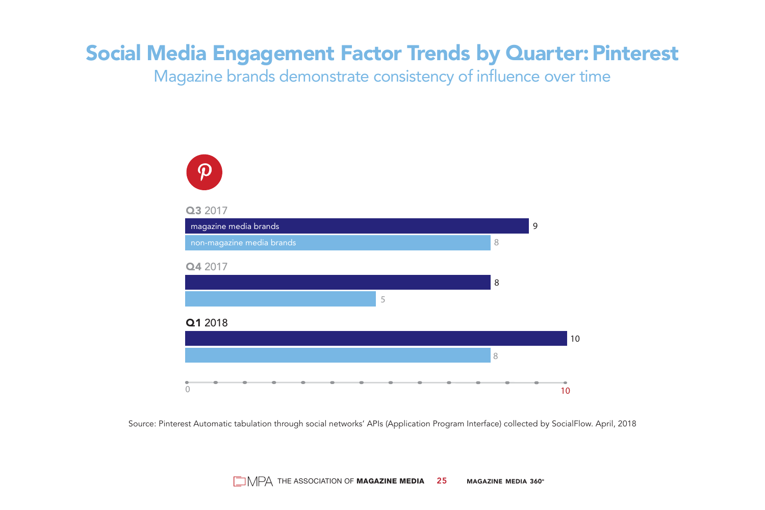# Social Media Engagement Factor Trends by Quarter: Pinterest

Magazine brands demonstrate consistency of influence over time

| Quarter | magazine media brands | non-magazine media brands |
|---|---|---|
| Q3 2017 | 9 | 8 |
| Q4 2017 | 8 | 5 |
| Q1 2018 | 10 | 8 |

Source: Pinterest Automatic tabulation through social networks' APIs (Application Program Interface) collected by SocialFlow. April, 2018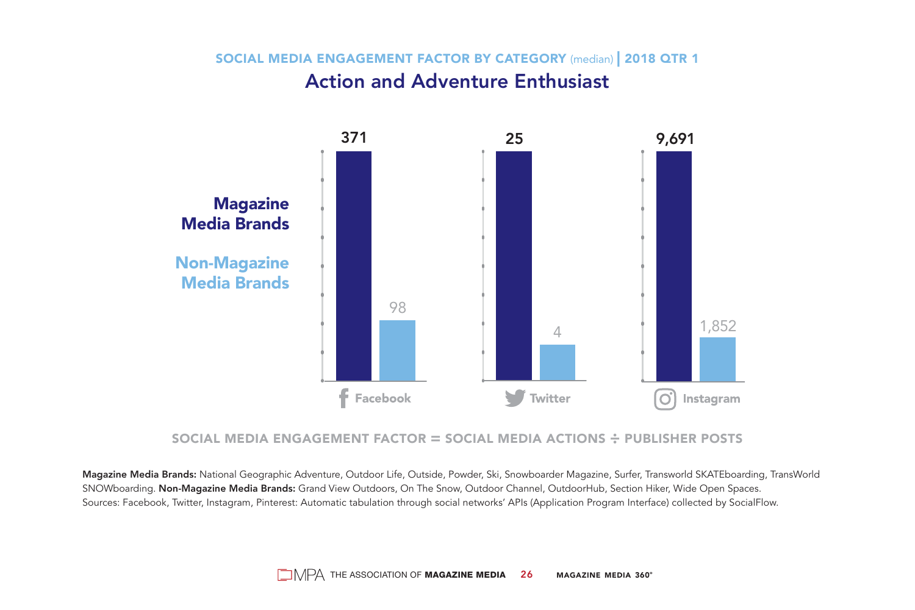## SOCIAL MEDIA ENGAGEMENT FACTOR BY CATEGORY (median) | 2018 QTR 1

# Action and Adventure Enthusiast

| | Facebook | Twitter | Instagram |
|---|---|---|---|
| Magazine Media Brands | 371 | 25 | 9,691 |
| Non-Magazine Media Brands | 98 | 4 | 1,852 |

SOCIAL MEDIA ENGAGEMENT FACTOR = SOCIAL MEDIA ACTIONS ÷ PUBLISHER POSTS

**Magazine Media Brands:** National Geographic Adventure, Outdoor Life, Outside, Powder, Ski, Snowboarder Magazine, Surfer, Transworld SKATEboarding, TransWorld SNOWboarding. **Non-Magazine Media Brands:** Grand View Outdoors, On The Snow, Outdoor Channel, OutdoorHub, Section Hiker, Wide Open Spaces.
Sources: Facebook, Twitter, Instagram, Pinterest: Automatic tabulation through social networks' APIs (Application Program Interface) collected by SocialFlow.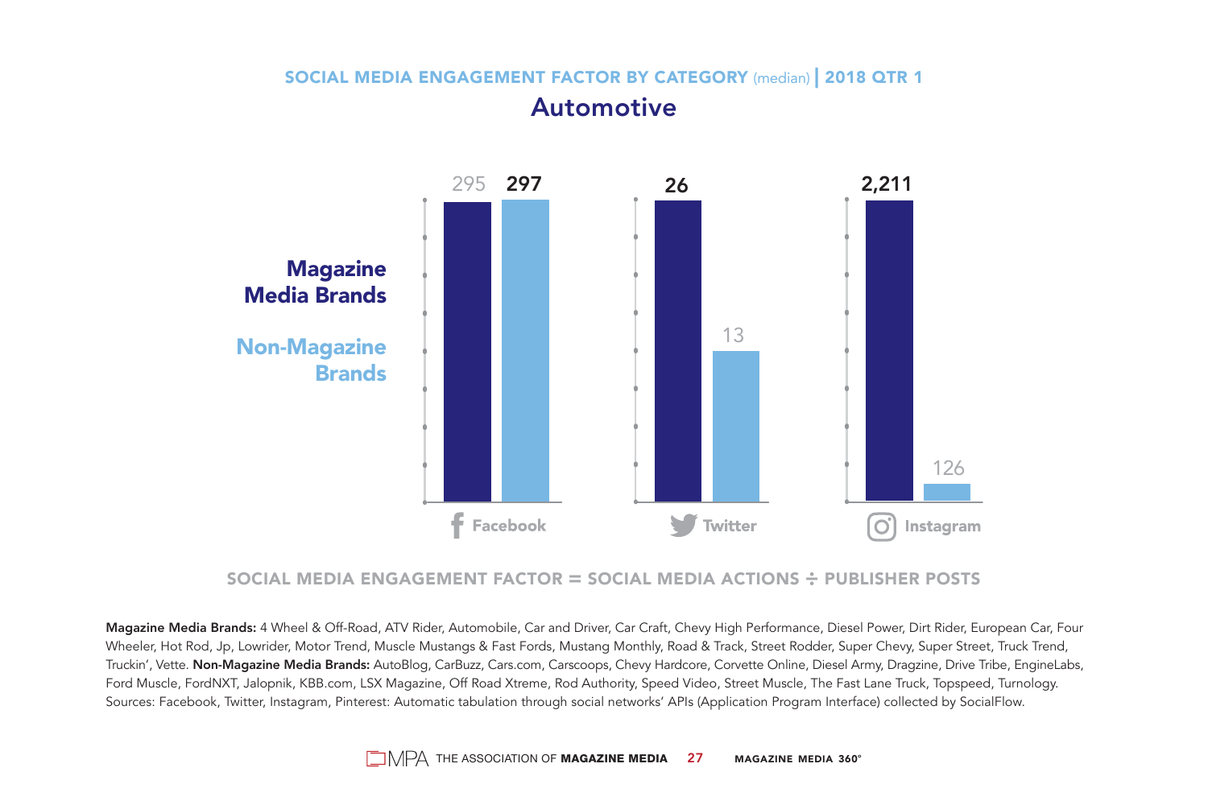## SOCIAL MEDIA ENGAGEMENT FACTOR BY CATEGORY (median) | 2018 QTR 1

# Automotive

| | Facebook | Twitter | Instagram |
|---|---|---|---|
| Magazine Media Brands | 295 | 26 | 2,211 |
| Non-Magazine Brands | 297 | 13 | 126 |

SOCIAL MEDIA ENGAGEMENT FACTOR = SOCIAL MEDIA ACTIONS ÷ PUBLISHER POSTS

**Magazine Media Brands:** 4 Wheel & Off-Road, ATV Rider, Automobile, Car and Driver, Car Craft, Chevy High Performance, Diesel Power, Dirt Rider, European Car, Four Wheeler, Hot Rod, Jp, Lowrider, Motor Trend, Muscle Mustangs & Fast Fords, Mustang Monthly, Road & Track, Street Rodder, Super Chevy, Super Street, Truck Trend, Truckin', Vette. **Non-Magazine Media Brands:** AutoBlog, CarBuzz, Cars.com, Carscoops, Chevy Hardcore, Corvette Online, Diesel Army, Dragzine, Drive Tribe, EngineLabs, Ford Muscle, FordNXT, Jalopnik, KBB.com, LSX Magazine, Off Road Xtreme, Rod Authority, Speed Video, Street Muscle, The Fast Lane Truck, Topspeed, Turnology.
Sources: Facebook, Twitter, Instagram, Pinterest: Automatic tabulation through social networks' APIs (Application Program Interface) collected by SocialFlow.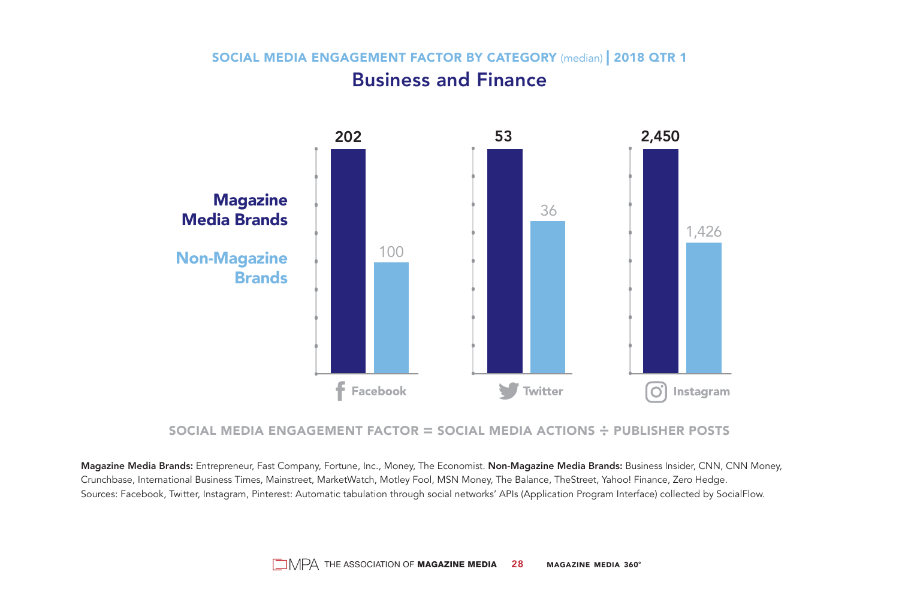## SOCIAL MEDIA ENGAGEMENT FACTOR BY CATEGORY (median) | 2018 QTR 1

# Business and Finance

| | Facebook | Twitter | Instagram |
|---|---|---|---|
| Magazine Media Brands | 202 | 53 | 2,450 |
| Non-Magazine Brands | 100 | 36 | 1,426 |

SOCIAL MEDIA ENGAGEMENT FACTOR = SOCIAL MEDIA ACTIONS ÷ PUBLISHER POSTS

**Magazine Media Brands:** Entrepreneur, Fast Company, Fortune, Inc., Money, The Economist. **Non-Magazine Media Brands:** Business Insider, CNN, CNN Money, Crunchbase, International Business Times, Mainstreet, MarketWatch, Motley Fool, MSN Money, The Balance, TheStreet, Yahoo! Finance, Zero Hedge.
Sources: Facebook, Twitter, Instagram, Pinterest: Automatic tabulation through social networks' APIs (Application Program Interface) collected by SocialFlow.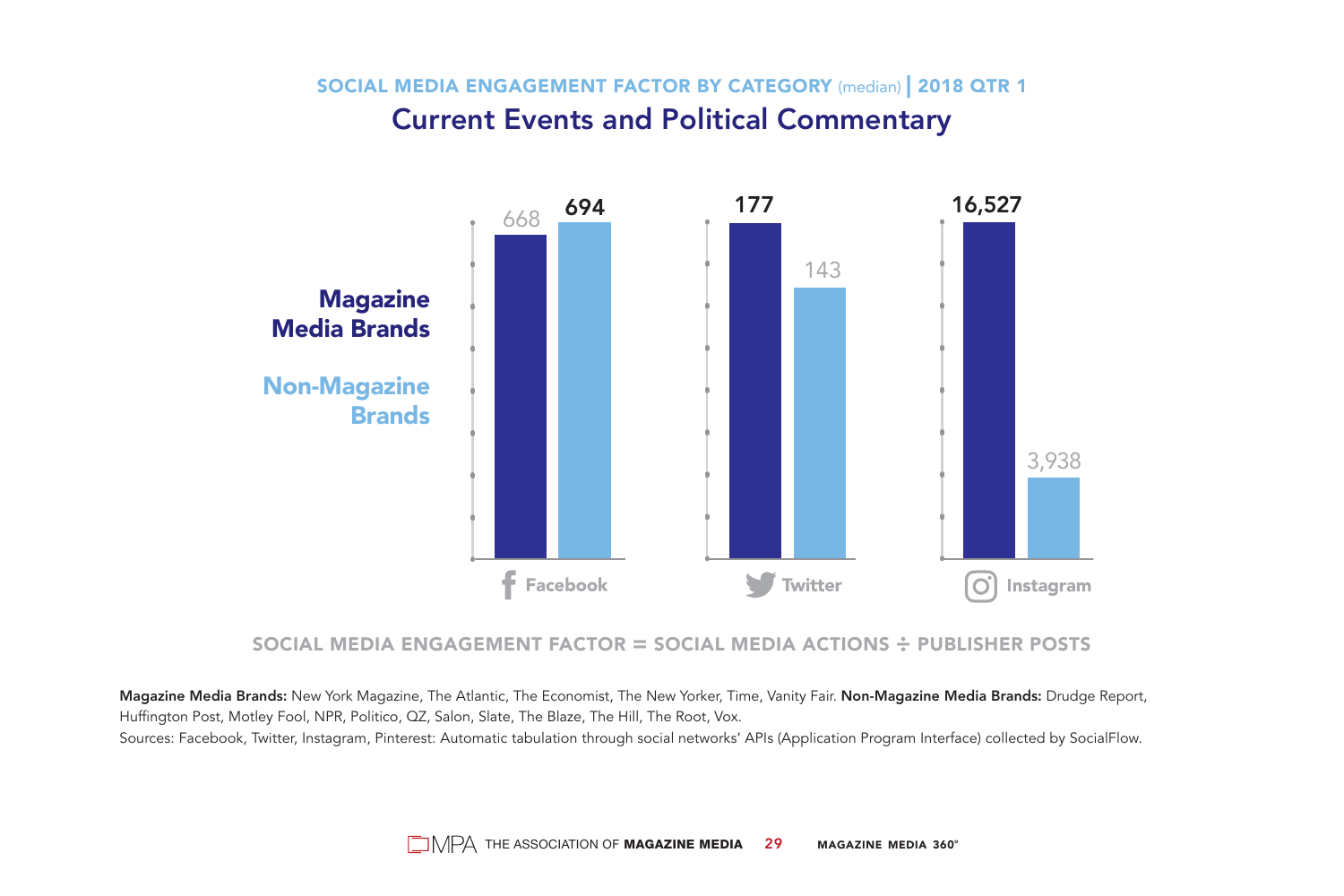## SOCIAL MEDIA ENGAGEMENT FACTOR BY CATEGORY (median) | 2018 QTR 1

# Current Events and Political Commentary

| | Facebook | Twitter | Instagram |
|---|---|---|---|
| Magazine Media Brands | 668 | 177 | 16,527 |
| Non-Magazine Brands | 694 | 143 | 3,938 |

SOCIAL MEDIA ENGAGEMENT FACTOR = SOCIAL MEDIA ACTIONS ÷ PUBLISHER POSTS

**Magazine Media Brands:** New York Magazine, The Atlantic, The Economist, The New Yorker, Time, Vanity Fair. **Non-Magazine Media Brands:** Drudge Report, Huffington Post, Motley Fool, NPR, Politico, QZ, Salon, Slate, The Blaze, The Hill, The Root, Vox.

Sources: Facebook, Twitter, Instagram, Pinterest: Automatic tabulation through social networks' APIs (Application Program Interface) collected by SocialFlow.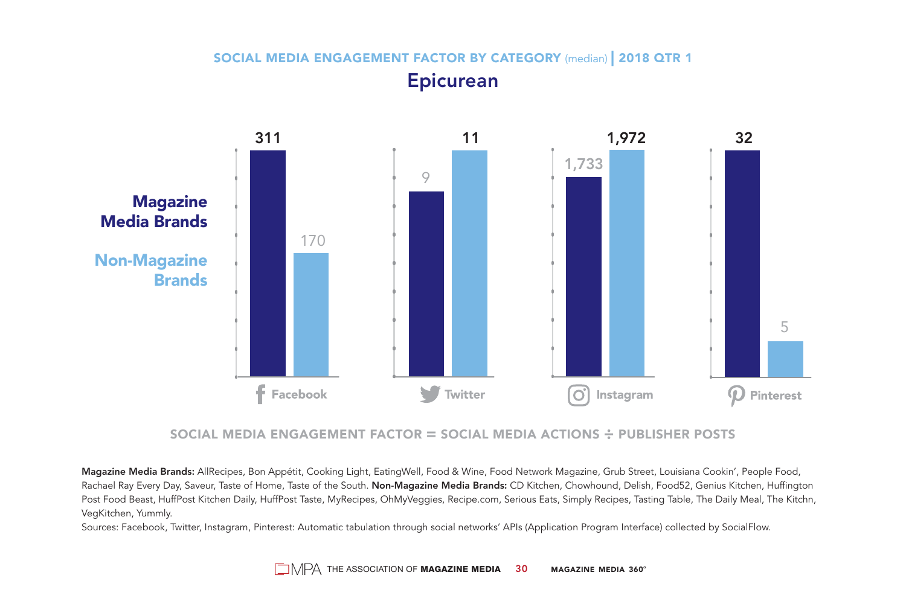## SOCIAL MEDIA ENGAGEMENT FACTOR BY CATEGORY (median) | 2018 QTR 1

# Epicurean

| | Facebook | Twitter | Instagram | Pinterest |
|---|---|---|---|---|
| Magazine Media Brands | 311 | 9 | 1,733 | 32 |
| Non-Magazine Brands | 170 | 11 | 1,972 | 5 |

SOCIAL MEDIA ENGAGEMENT FACTOR = SOCIAL MEDIA ACTIONS ÷ PUBLISHER POSTS

**Magazine Media Brands:** AllRecipes, Bon Appétit, Cooking Light, EatingWell, Food & Wine, Food Network Magazine, Grub Street, Louisiana Cookin', People Food, Rachael Ray Every Day, Saveur, Taste of Home, Taste of the South. **Non-Magazine Media Brands:** CD Kitchen, Chowhound, Delish, Food52, Genius Kitchen, Huffington Post Food Beast, HuffPost Kitchen Daily, HuffPost Taste, MyRecipes, OhMyVeggies, Recipe.com, Serious Eats, Simply Recipes, Tasting Table, The Daily Meal, The Kitchn, VegKitchen, Yummly.

Sources: Facebook, Twitter, Instagram, Pinterest: Automatic tabulation through social networks' APIs (Application Program Interface) collected by SocialFlow.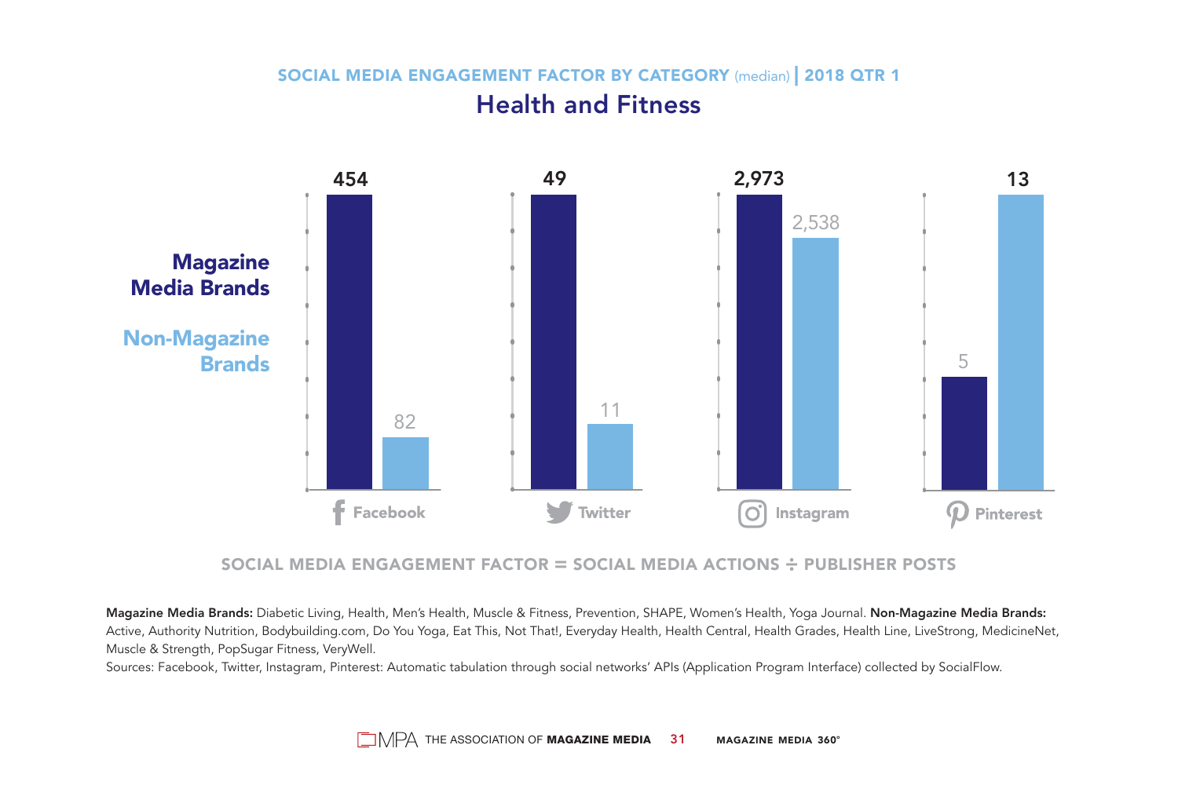## SOCIAL MEDIA ENGAGEMENT FACTOR BY CATEGORY (median) | 2018 QTR 1

# Health and Fitness

| | Facebook | Twitter | Instagram | Pinterest |
|---|---|---|---|---|
| Magazine Media Brands | 454 | 49 | 2,973 | 5 |
| Non-Magazine Brands | 82 | 11 | 2,538 | 13 |

SOCIAL MEDIA ENGAGEMENT FACTOR = SOCIAL MEDIA ACTIONS ÷ PUBLISHER POSTS

**Magazine Media Brands:** Diabetic Living, Health, Men's Health, Muscle & Fitness, Prevention, SHAPE, Women's Health, Yoga Journal. **Non-Magazine Media Brands:** Active, Authority Nutrition, Bodybuilding.com, Do You Yoga, Eat This, Not That!, Everyday Health, Health Central, Health Grades, Health Line, LiveStrong, MedicineNet, Muscle & Strength, PopSugar Fitness, VeryWell.

Sources: Facebook, Twitter, Instagram, Pinterest: Automatic tabulation through social networks' APIs (Application Program Interface) collected by SocialFlow.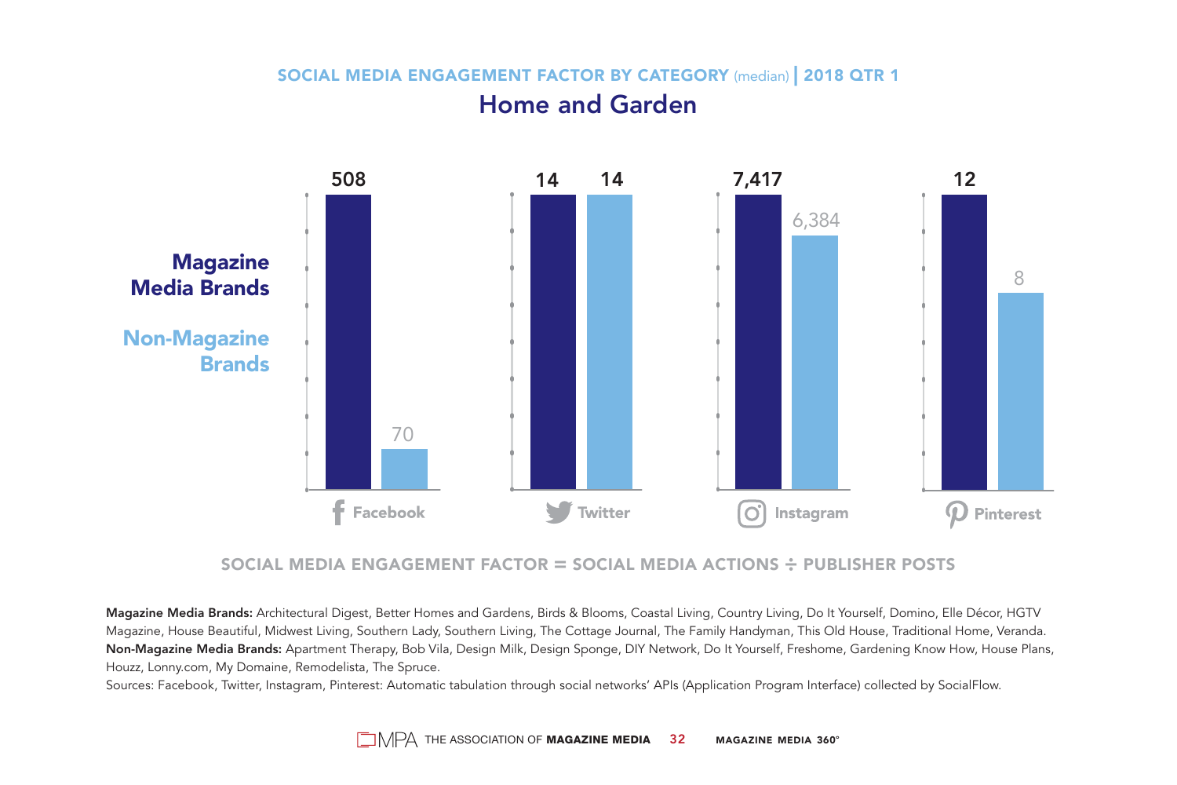## SOCIAL MEDIA ENGAGEMENT FACTOR BY CATEGORY (median) | 2018 QTR 1

# Home and Garden

| | Facebook | Twitter | Instagram | Pinterest |
|---|---|---|---|---|
| Magazine Media Brands | 508 | 14 | 7,417 | 12 |
| Non-Magazine Brands | 70 | 14 | 6,384 | 8 |

SOCIAL MEDIA ENGAGEMENT FACTOR = SOCIAL MEDIA ACTIONS ÷ PUBLISHER POSTS

**Magazine Media Brands:** Architectural Digest, Better Homes and Gardens, Birds & Blooms, Coastal Living, Country Living, Do It Yourself, Domino, Elle Décor, HGTV Magazine, House Beautiful, Midwest Living, Southern Lady, Southern Living, The Cottage Journal, The Family Handyman, This Old House, Traditional Home, Veranda.

**Non-Magazine Media Brands:** Apartment Therapy, Bob Vila, Design Milk, Design Sponge, DIY Network, Do It Yourself, Freshome, Gardening Know How, House Plans, Houzz, Lonny.com, My Domaine, Remodelista, The Spruce.

Sources: Facebook, Twitter, Instagram, Pinterest: Automatic tabulation through social networks' APIs (Application Program Interface) collected by SocialFlow.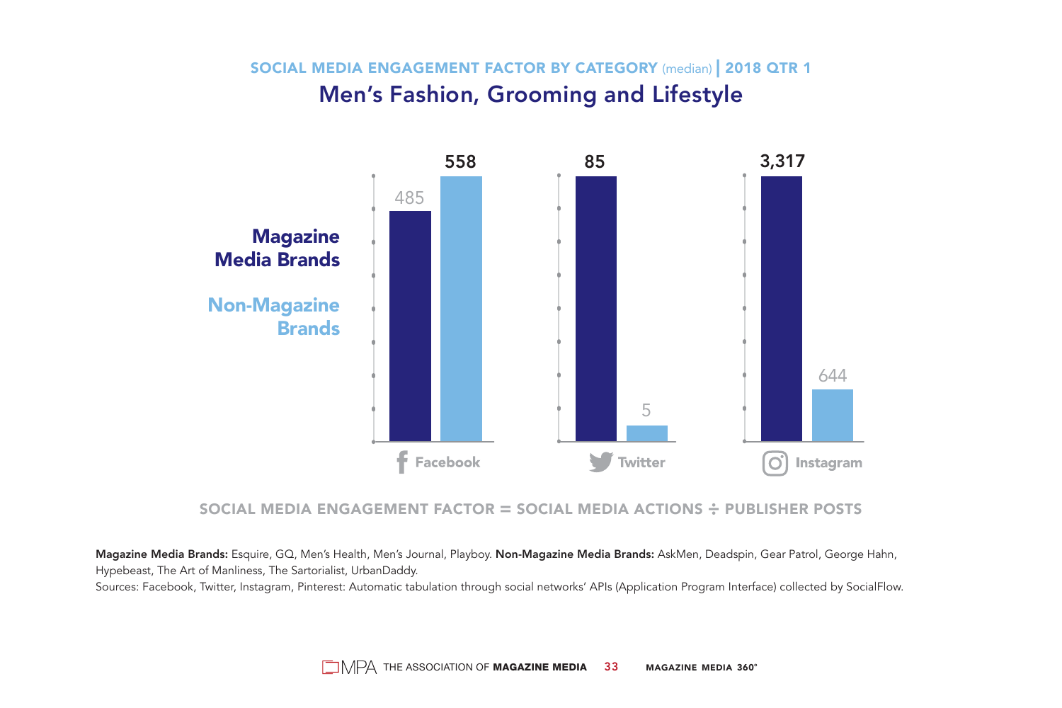## SOCIAL MEDIA ENGAGEMENT FACTOR BY CATEGORY (median) | 2018 QTR 1

# Men's Fashion, Grooming and Lifestyle

| | Facebook | Twitter | Instagram |
|---|---|---|---|
| Magazine Media Brands | 485 | 85 | 3,317 |
| Non-Magazine Brands | 558 | 5 | 644 |

SOCIAL MEDIA ENGAGEMENT FACTOR = SOCIAL MEDIA ACTIONS ÷ PUBLISHER POSTS

**Magazine Media Brands:** Esquire, GQ, Men's Health, Men's Journal, Playboy. **Non-Magazine Media Brands:** AskMen, Deadspin, Gear Patrol, George Hahn, Hypebeast, The Art of Manliness, The Sartorialist, UrbanDaddy.

Sources: Facebook, Twitter, Instagram, Pinterest: Automatic tabulation through social networks' APIs (Application Program Interface) collected by SocialFlow.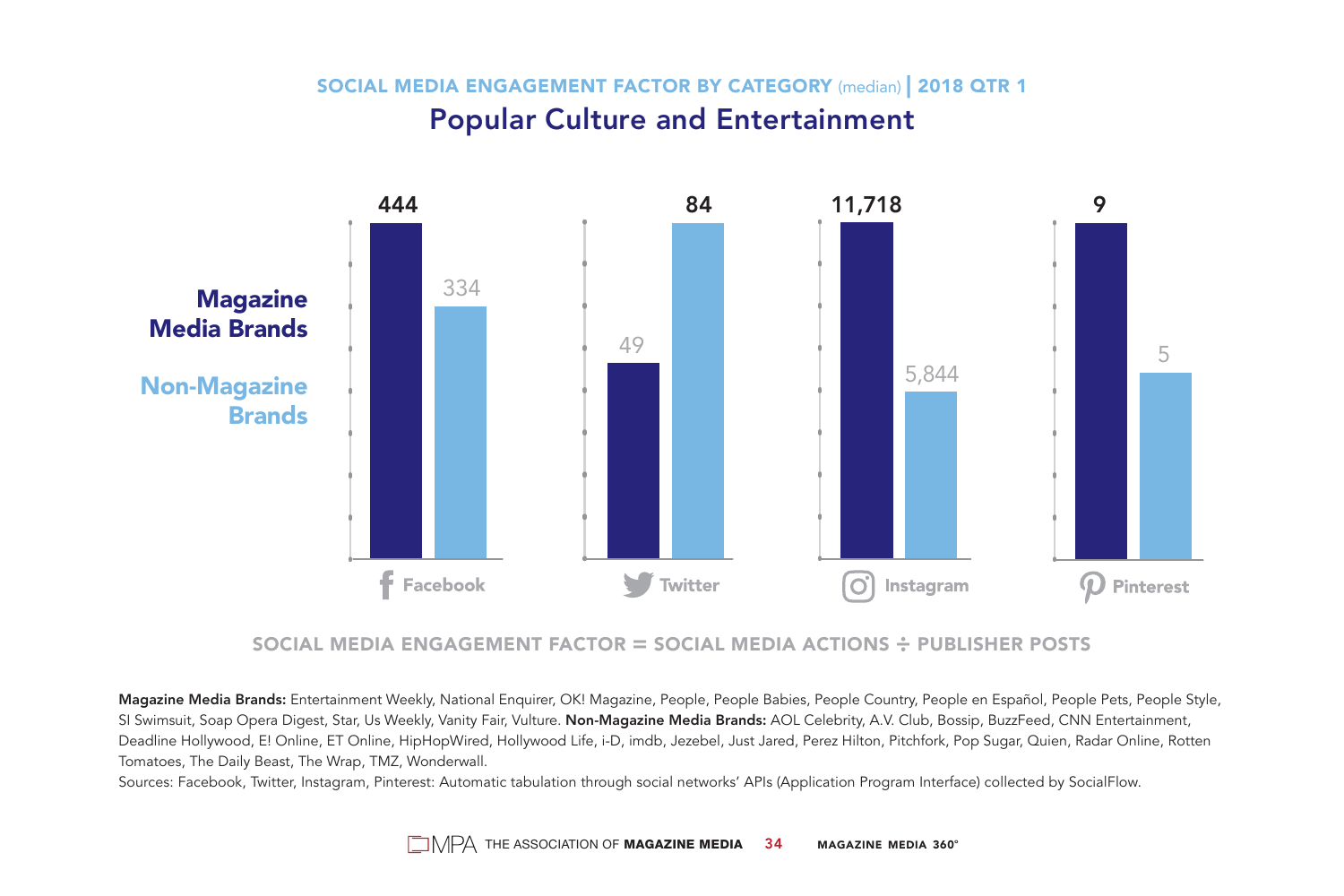## SOCIAL MEDIA ENGAGEMENT FACTOR BY CATEGORY (median) | 2018 QTR 1

# Popular Culture and Entertainment

| | Facebook | Twitter | Instagram | Pinterest |
|---|---|---|---|---|
| Magazine Media Brands | 444 | 49 | 11,718 | 9 |
| Non-Magazine Brands | 334 | 84 | 5,844 | 5 |

SOCIAL MEDIA ENGAGEMENT FACTOR = SOCIAL MEDIA ACTIONS ÷ PUBLISHER POSTS

**Magazine Media Brands:** Entertainment Weekly, National Enquirer, OK! Magazine, People, People Babies, People Country, People en Español, People Pets, People Style, SI Swimsuit, Soap Opera Digest, Star, Us Weekly, Vanity Fair, Vulture. **Non-Magazine Media Brands:** AOL Celebrity, A.V. Club, Bossip, BuzzFeed, CNN Entertainment, Deadline Hollywood, E! Online, ET Online, HipHopWired, Hollywood Life, i-D, imdb, Jezebel, Just Jared, Perez Hilton, Pitchfork, Pop Sugar, Quien, Radar Online, Rotten Tomatoes, The Daily Beast, The Wrap, TMZ, Wonderwall.

Sources: Facebook, Twitter, Instagram, Pinterest: Automatic tabulation through social networks' APIs (Application Program Interface) collected by SocialFlow.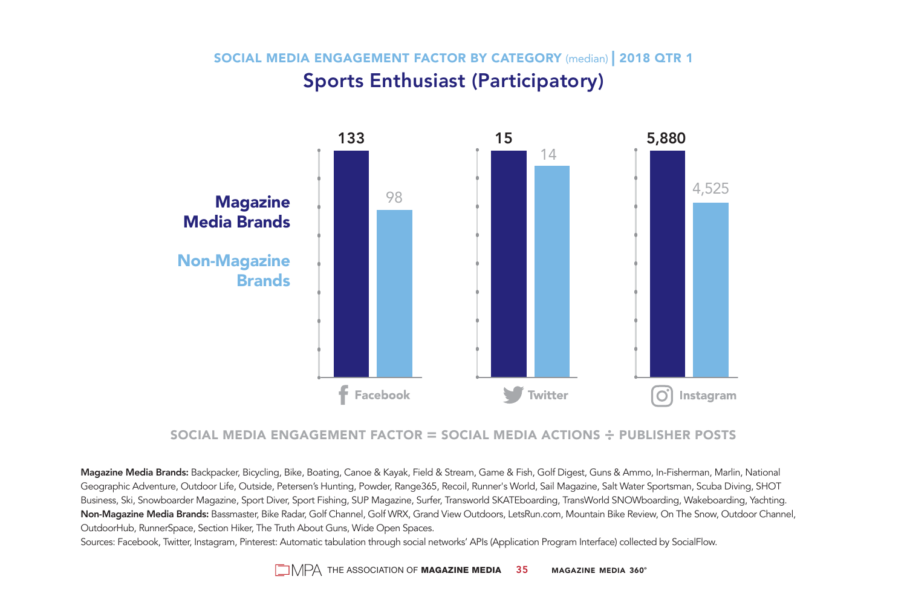## SOCIAL MEDIA ENGAGEMENT FACTOR BY CATEGORY (median) | 2018 QTR 1

# Sports Enthusiast (Participatory)

| | Facebook | Twitter | Instagram |
|---|---|---|---|
| Magazine Media Brands | 133 | 15 | 5,880 |
| Non-Magazine Brands | 98 | 14 | 4,525 |

SOCIAL MEDIA ENGAGEMENT FACTOR = SOCIAL MEDIA ACTIONS ÷ PUBLISHER POSTS

**Magazine Media Brands:** Backpacker, Bicycling, Bike, Boating, Canoe & Kayak, Field & Stream, Game & Fish, Golf Digest, Guns & Ammo, In-Fisherman, Marlin, National Geographic Adventure, Outdoor Life, Outside, Petersen's Hunting, Powder, Range365, Recoil, Runner's World, Sail Magazine, Salt Water Sportsman, Scuba Diving, SHOT Business, Ski, Snowboarder Magazine, Sport Diver, Sport Fishing, SUP Magazine, Surfer, Transworld SKATEboarding, TransWorld SNOWboarding, Wakeboarding, Yachting.
**Non-Magazine Media Brands:** Bassmaster, Bike Radar, Golf Channel, Golf WRX, Grand View Outdoors, LetsRun.com, Mountain Bike Review, On The Snow, Outdoor Channel, OutdoorHub, RunnerSpace, Section Hiker, The Truth About Guns, Wide Open Spaces.
Sources: Facebook, Twitter, Instagram, Pinterest: Automatic tabulation through social networks' APIs (Application Program Interface) collected by SocialFlow.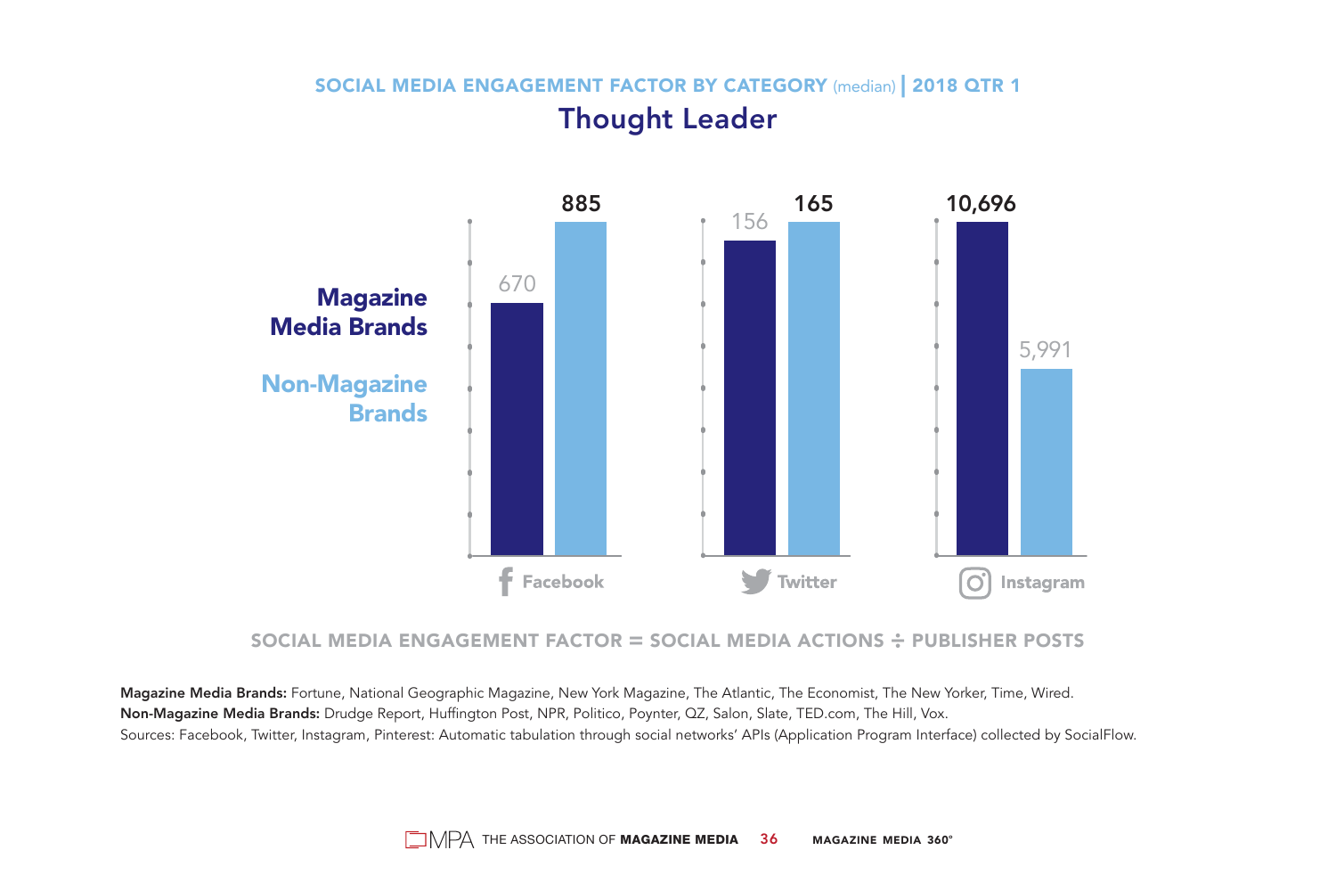## SOCIAL MEDIA ENGAGEMENT FACTOR BY CATEGORY (median) | 2018 QTR 1

# Thought Leader

| | Facebook | Twitter | Instagram |
|---|---|---|---|
| Magazine Media Brands | 670 | 156 | 10,696 |
| Non-Magazine Brands | 885 | 165 | 5,991 |

SOCIAL MEDIA ENGAGEMENT FACTOR = SOCIAL MEDIA ACTIONS ÷ PUBLISHER POSTS

**Magazine Media Brands:** Fortune, National Geographic Magazine, New York Magazine, The Atlantic, The Economist, The New Yorker, Time, Wired.
**Non-Magazine Media Brands:** Drudge Report, Huffington Post, NPR, Politico, Poynter, QZ, Salon, Slate, TED.com, The Hill, Vox.
Sources: Facebook, Twitter, Instagram, Pinterest: Automatic tabulation through social networks' APIs (Application Program Interface) collected by SocialFlow.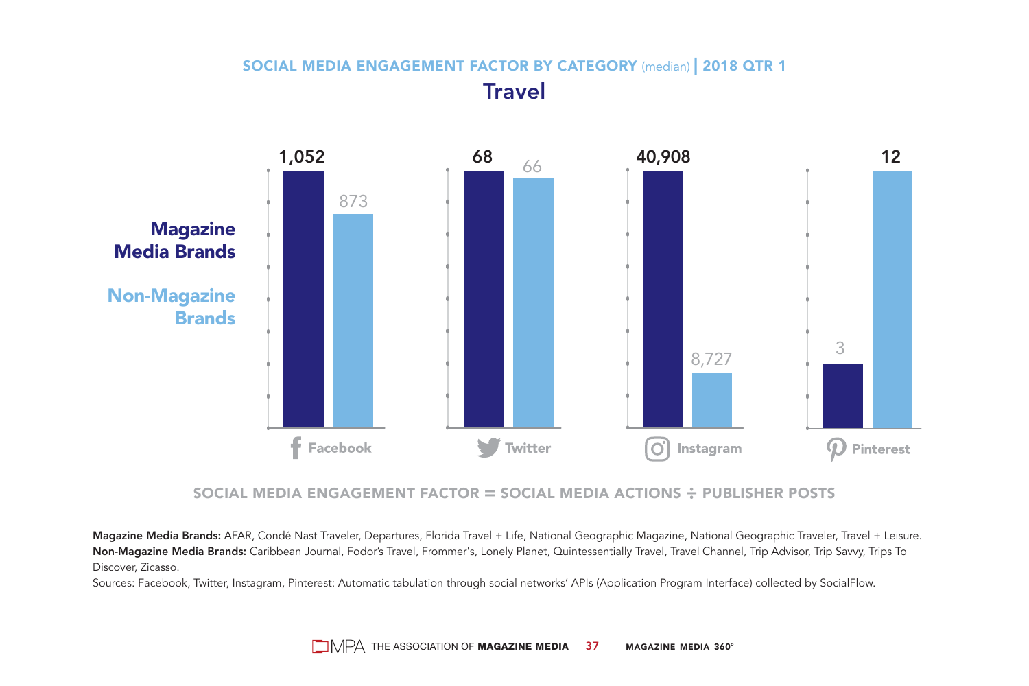## SOCIAL MEDIA ENGAGEMENT FACTOR BY CATEGORY (median) | 2018 QTR 1

### Travel

| | Facebook | Twitter | Instagram | Pinterest |
|---|---|---|---|---|
| Magazine Media Brands | 1,052 | 68 | 40,908 | 3 |
| Non-Magazine Brands | 873 | 66 | 8,727 | 12 |

SOCIAL MEDIA ENGAGEMENT FACTOR = SOCIAL MEDIA ACTIONS ÷ PUBLISHER POSTS

**Magazine Media Brands:** AFAR, Condé Nast Traveler, Departures, Florida Travel + Life, National Geographic Magazine, National Geographic Traveler, Travel + Leisure.
**Non-Magazine Media Brands:** Caribbean Journal, Fodor's Travel, Frommer's, Lonely Planet, Quintessentially Travel, Travel Channel, Trip Advisor, Trip Savvy, Trips To Discover, Zicasso.
Sources: Facebook, Twitter, Instagram, Pinterest: Automatic tabulation through social networks' APIs (Application Program Interface) collected by SocialFlow.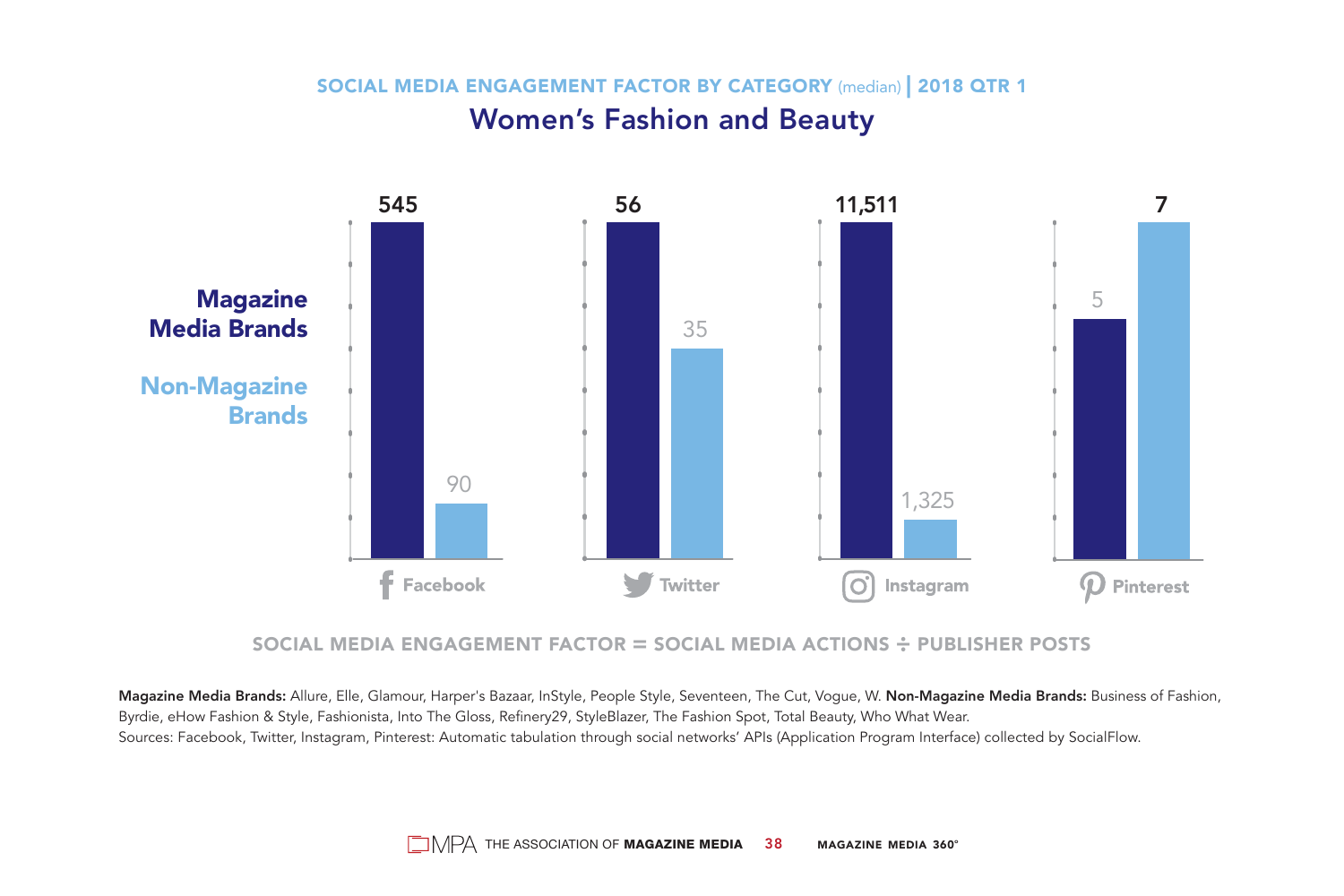## SOCIAL MEDIA ENGAGEMENT FACTOR BY CATEGORY (median) | 2018 QTR 1

# Women's Fashion and Beauty

| | Facebook | Twitter | Instagram | Pinterest |
|---|---|---|---|---|
| Magazine Media Brands | 545 | 56 | 11,511 | 5 |
| Non-Magazine Brands | 90 | 35 | 1,325 | 7 |

SOCIAL MEDIA ENGAGEMENT FACTOR = SOCIAL MEDIA ACTIONS ÷ PUBLISHER POSTS

**Magazine Media Brands:** Allure, Elle, Glamour, Harper's Bazaar, InStyle, People Style, Seventeen, The Cut, Vogue, W. **Non-Magazine Media Brands:** Business of Fashion, Byrdie, eHow Fashion & Style, Fashionista, Into The Gloss, Refinery29, StyleBlazer, The Fashion Spot, Total Beauty, Who What Wear.

Sources: Facebook, Twitter, Instagram, Pinterest: Automatic tabulation through social networks' APIs (Application Program Interface) collected by SocialFlow.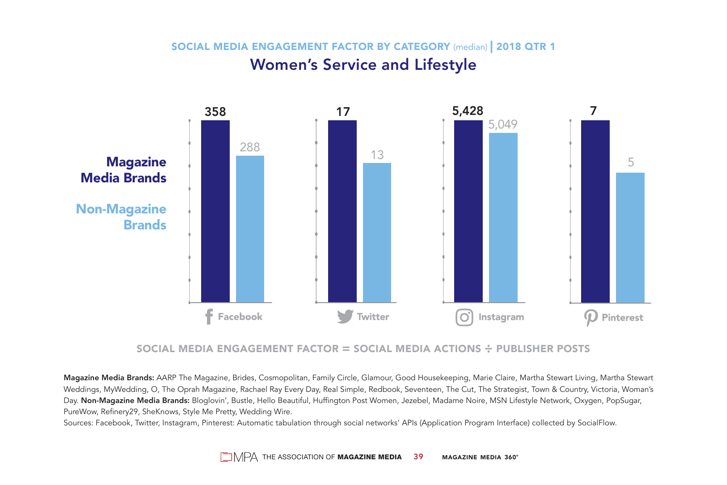## SOCIAL MEDIA ENGAGEMENT FACTOR BY CATEGORY (median) | 2018 QTR 1

# Women's Service and Lifestyle

| | Facebook | Twitter | Instagram | Pinterest |
|---|---|---|---|---|
| Magazine Media Brands | 358 | 17 | 5,428 | 7 |
| Non-Magazine Brands | 288 | 13 | 5,049 | 5 |

SOCIAL MEDIA ENGAGEMENT FACTOR = SOCIAL MEDIA ACTIONS ÷ PUBLISHER POSTS

**Magazine Media Brands:** AARP The Magazine, Brides, Cosmopolitan, Family Circle, Glamour, Good Housekeeping, Marie Claire, Martha Stewart Living, Martha Stewart Weddings, MyWedding, O, The Oprah Magazine, Rachael Ray Every Day, Real Simple, Redbook, Seventeen, The Cut, The Strategist, Town & Country, Victoria, Woman's Day. **Non-Magazine Media Brands:** Bloglovin', Bustle, Hello Beautiful, Huffington Post Women, Jezebel, Madame Noire, MSN Lifestyle Network, Oxygen, PopSugar, PureWow, Refinery29, SheKnows, Style Me Pretty, Wedding Wire.

Sources: Facebook, Twitter, Instagram, Pinterest: Automatic tabulation through social networks' APIs (Application Program Interface) collected by SocialFlow.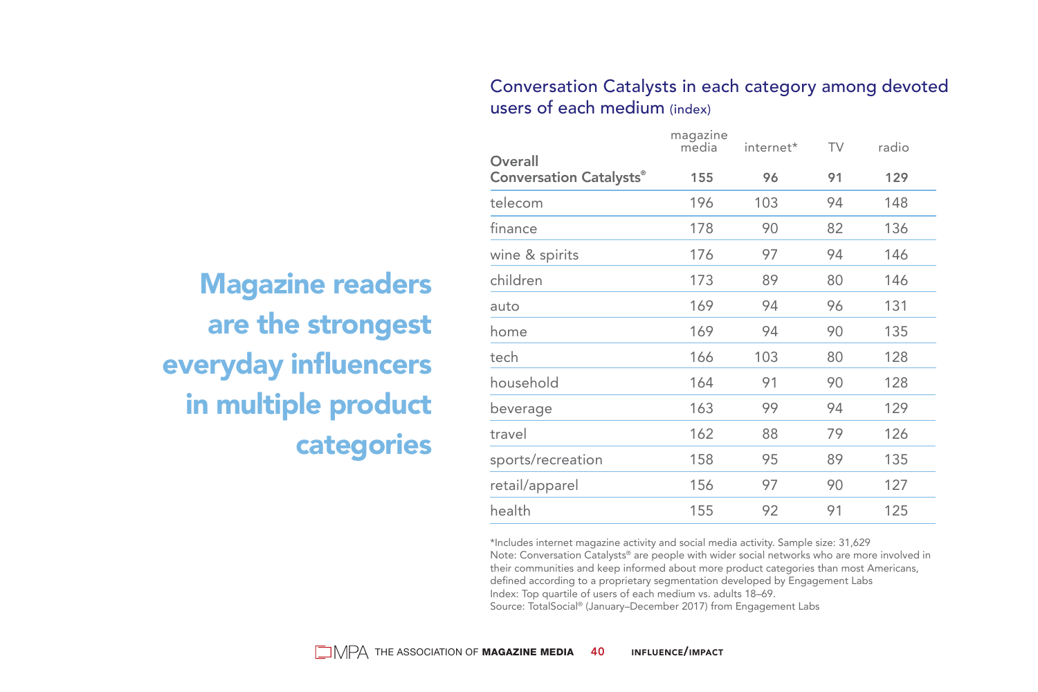# Magazine readers are the strongest everyday influencers in multiple product categories

## Conversation Catalysts in each category among devoted users of each medium (index)

| | magazine media | internet* | TV | radio |
|---|---|---|---|---|
| **Overall Conversation Catalysts®** | **155** | **96** | **91** | **129** |
| telecom | 196 | 103 | 94 | 148 |
| finance | 178 | 90 | 82 | 136 |
| wine & spirits | 176 | 97 | 94 | 146 |
| children | 173 | 89 | 80 | 146 |
| auto | 169 | 94 | 96 | 131 |
| home | 169 | 94 | 90 | 135 |
| tech | 166 | 103 | 80 | 128 |
| household | 164 | 91 | 90 | 128 |
| beverage | 163 | 99 | 94 | 129 |
| travel | 162 | 88 | 79 | 126 |
| sports/recreation | 158 | 95 | 89 | 135 |
| retail/apparel | 156 | 97 | 90 | 127 |
| health | 155 | 92 | 91 | 125 |

*Includes internet magazine activity and social media activity. Sample size: 31,629
Note: Conversation Catalysts® are people with wider social networks who are more involved in their communities and keep informed about more product categories than most Americans, defined according to a proprietary segmentation developed by Engagement Labs
Index: Top quartile of users of each medium vs. adults 18–69.
Source: TotalSocial® (January–December 2017) from Engagement Labs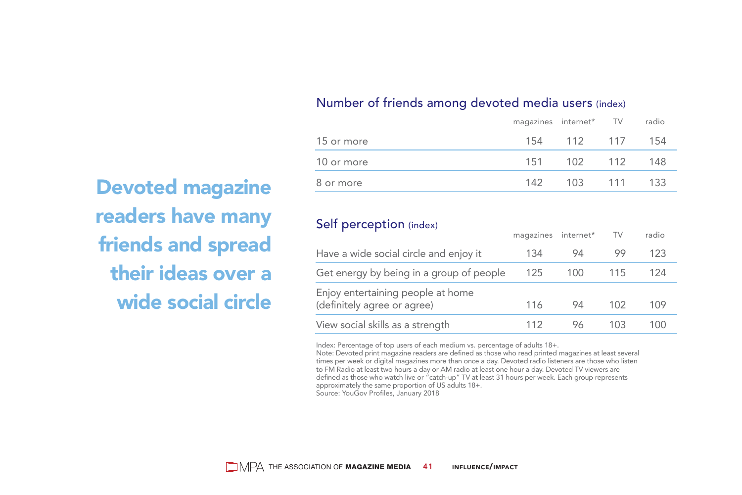# Devoted magazine readers have many friends and spread their ideas over a wide social circle

## Number of friends among devoted media users (index)

| | magazines | internet* | TV | radio |
|---|---|---|---|---|
| 15 or more | 154 | 112 | 117 | 154 |
| 10 or more | 151 | 102 | 112 | 148 |
| 8 or more | 142 | 103 | 111 | 133 |

## Self perception (index)

| | magazines | internet* | TV | radio |
|---|---|---|---|---|
| Have a wide social circle and enjoy it | 134 | 94 | 99 | 123 |
| Get energy by being in a group of people | 125 | 100 | 115 | 124 |
| Enjoy entertaining people at home (definitely agree or agree) | 116 | 94 | 102 | 109 |
| View social skills as a strength | 112 | 96 | 103 | 100 |

Index: Percentage of top users of each medium vs. percentage of adults 18+.
Note: Devoted print magazine readers are defined as those who read printed magazines at least several times per week or digital magazines more than once a day. Devoted radio listeners are those who listen to FM Radio at least two hours a day or AM radio at least one hour a day. Devoted TV viewers are defined as those who watch live or "catch-up" TV at least 31 hours per week. Each group represents approximately the same proportion of US adults 18+.
Source: YouGov Profiles, January 2018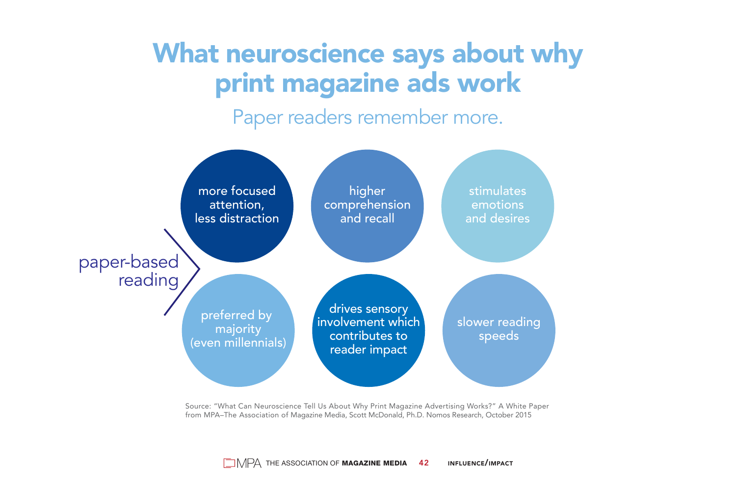# What neuroscience says about why print magazine ads work

## Paper readers remember more.

**paper-based reading**

- more focused attention, less distraction
- higher comprehension and recall
- stimulates emotions and desires
- preferred by majority (even millennials)
- drives sensory involvement which contributes to reader impact
- slower reading speeds

Source: "What Can Neuroscience Tell Us About Why Print Magazine Advertising Works?" A White Paper from MPA–The Association of Magazine Media, Scott McDonald, Ph.D. Nomos Research, October 2015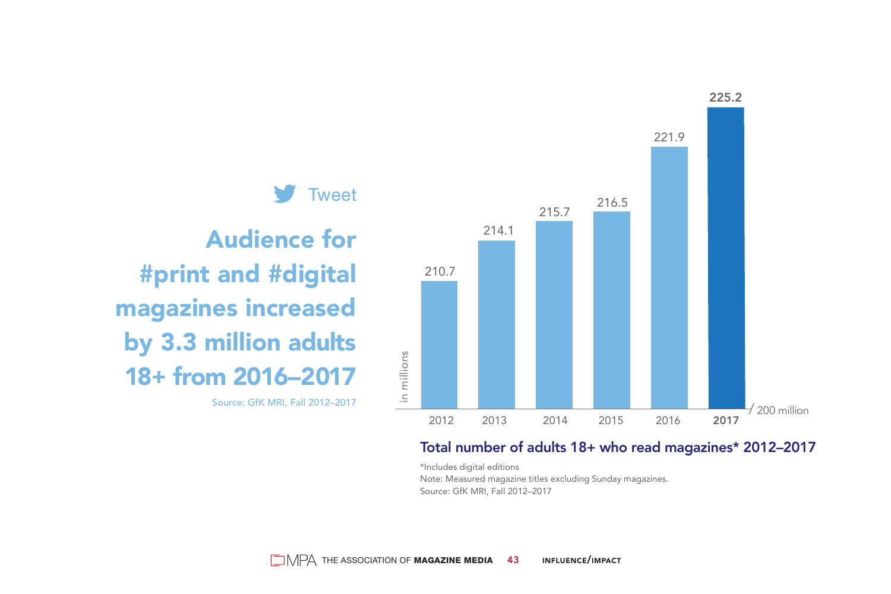Tweet

## Audience for #print and #digital magazines increased by 3.3 million adults 18+ from 2016–2017

Source: GfK MRI, Fall 2012–2017

| Year | Adults 18+ (in millions) |
|---|---|
| 2012 | 210.7 |
| 2013 | 214.1 |
| 2014 | 215.7 |
| 2015 | 216.5 |
| 2016 | 221.9 |
| **2017** | **225.2** |

Axis baseline: 200 million

**Total number of adults 18+ who read magazines* 2012–2017**

*Includes digital editions

Note: Measured magazine titles excluding Sunday magazines.

Source: GfK MRI, Fall 2012–2017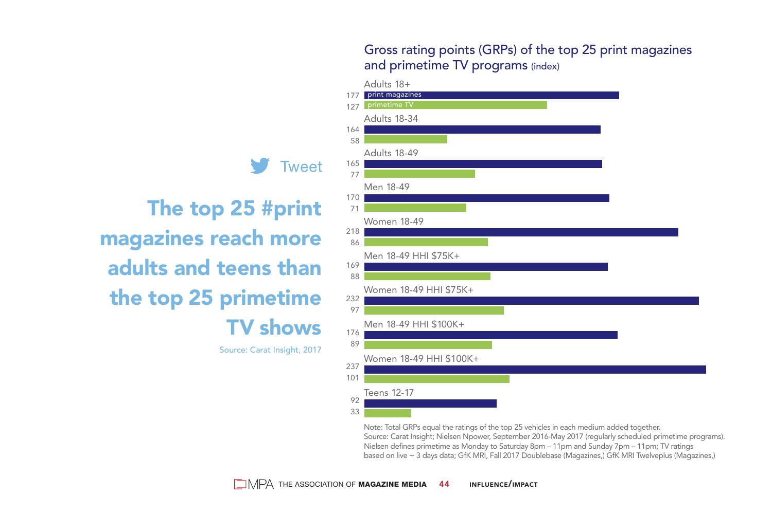Tweet

## The top 25 #print magazines reach more adults and teens than the top 25 primetime TV shows

Source: Carat Insight, 2017

### Gross rating points (GRPs) of the top 25 print magazines and primetime TV programs (index)

| | print magazines | primetime TV |
|---|---|---|
| Adults 18+ | 177 | 127 |
| Adults 18-34 | 164 | 58 |
| Adults 18-49 | 165 | 77 |
| Men 18-49 | 170 | 71 |
| Women 18-49 | 218 | 86 |
| Men 18-49 HHI $75K+ | 169 | 88 |
| Women 18-49 HHI $75K+ | 232 | 97 |
| Men 18-49 HHI $100K+ | 176 | 89 |
| Women 18-49 HHI $100K+ | 237 | 101 |
| Teens 12-17 | 92 | 33 |

Note: Total GRPs equal the ratings of the top 25 vehicles in each medium added together.
Source: Carat Insight; Nielsen Npower, September 2016-May 2017 (regularly scheduled primetime programs). Nielsen defines primetime as Monday to Saturday 8pm – 11pm and Sunday 7pm – 11pm; TV ratings based on live + 3 days data; GfK MRI, Fall 2017 Doublebase (Magazines,) GfK MRI Twelveplus (Magazines,)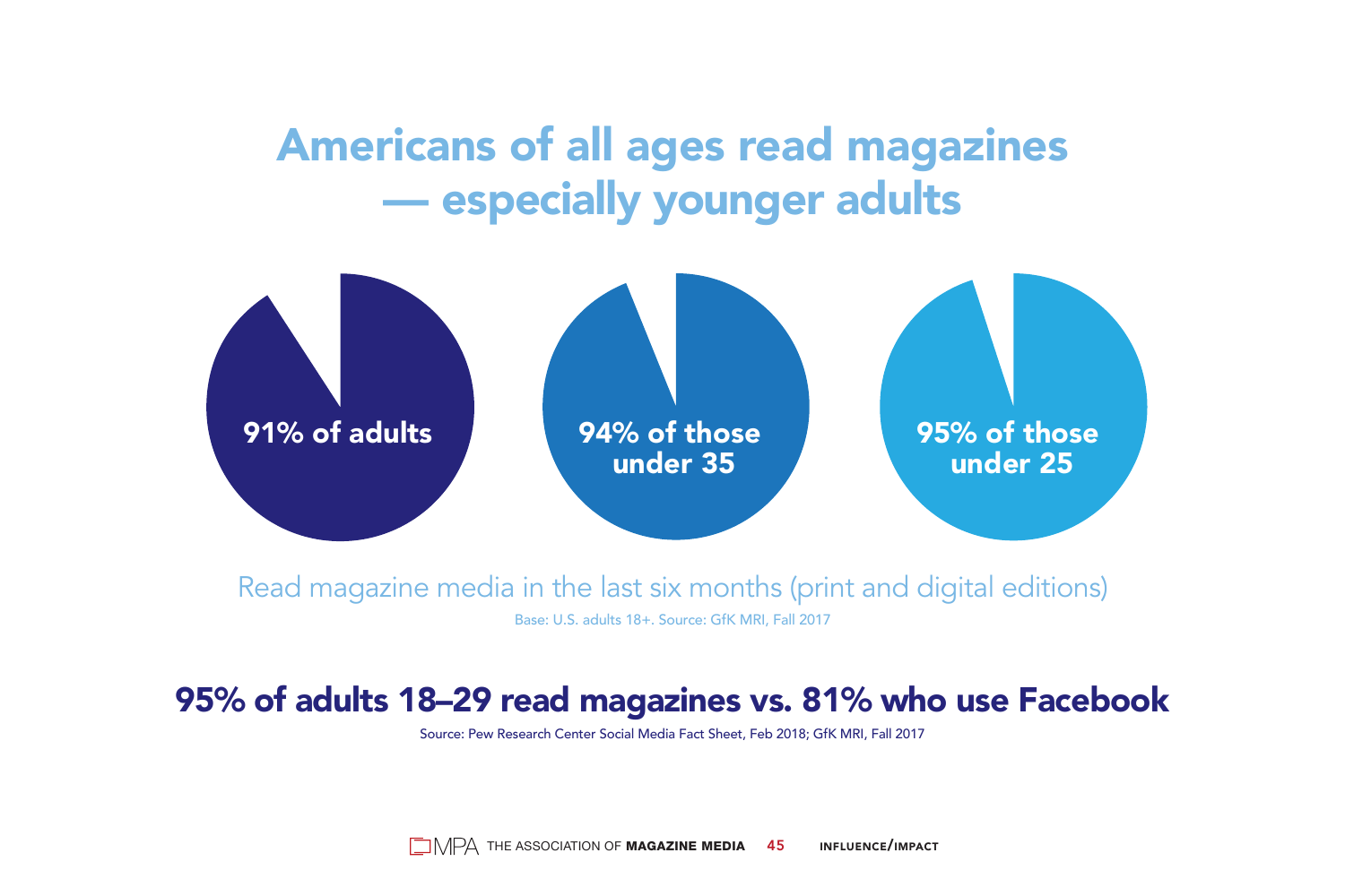# Americans of all ages read magazines — especially younger adults

91% of adults

94% of those under 35

95% of those under 25

Read magazine media in the last six months (print and digital editions)

Base: U.S. adults 18+. Source: GfK MRI, Fall 2017

## 95% of adults 18–29 read magazines vs. 81% who use Facebook

Source: Pew Research Center Social Media Fact Sheet, Feb 2018; GfK MRI, Fall 2017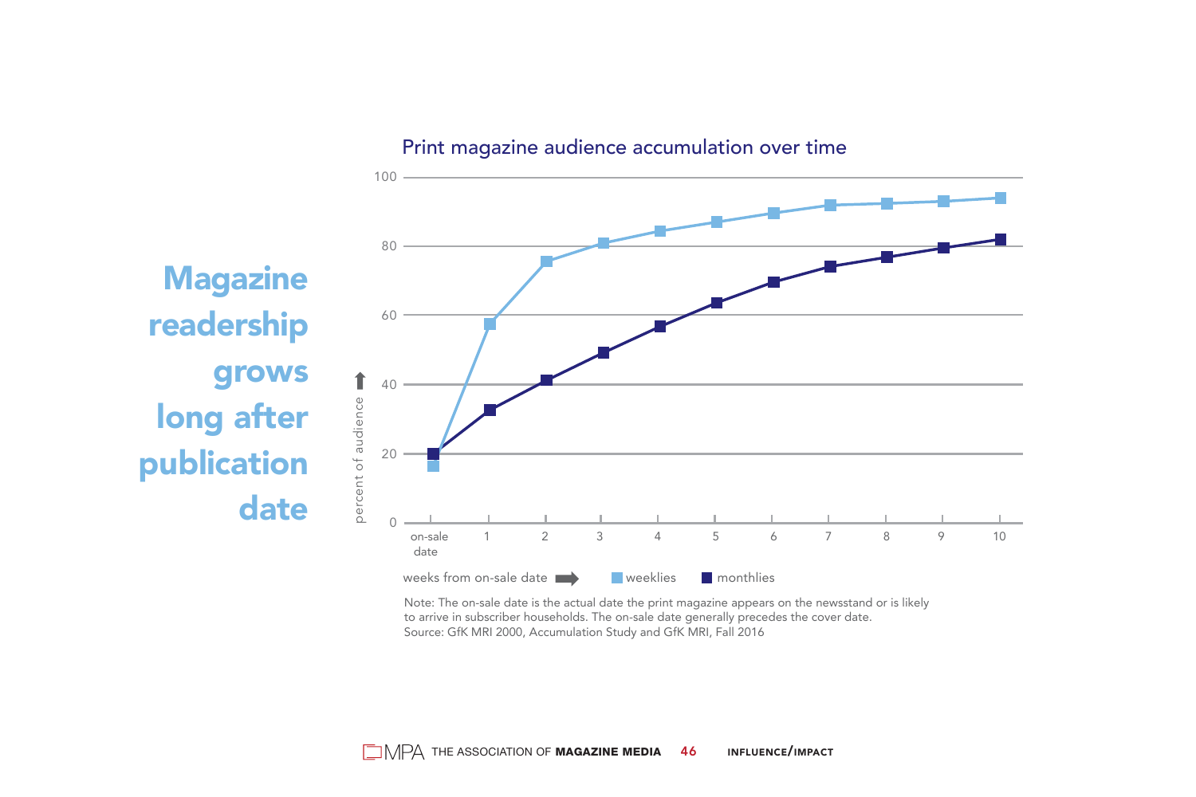# Magazine readership grows long after publication date

## Print magazine audience accumulation over time

| weeks from on-sale date | on-sale date | 1 | 2 | 3 | 4 | 5 | 6 | 7 | 8 | 9 | 10 |
|---|---|---|---|---|---|---|---|---|---|---|---|
| weeklies | 16 | 57 | 75 | 81 | 84 | 87 | 89 | 92 | 92 | 93 | 94 |
| monthlies | 20 | 32 | 41 | 49 | 57 | 63 | 69 | 74 | 77 | 79 | 82 |

percent of audience

Note: The on-sale date is the actual date the print magazine appears on the newsstand or is likely to arrive in subscriber households. The on-sale date generally precedes the cover date.
Source: GfK MRI 2000, Accumulation Study and GfK MRI, Fall 2016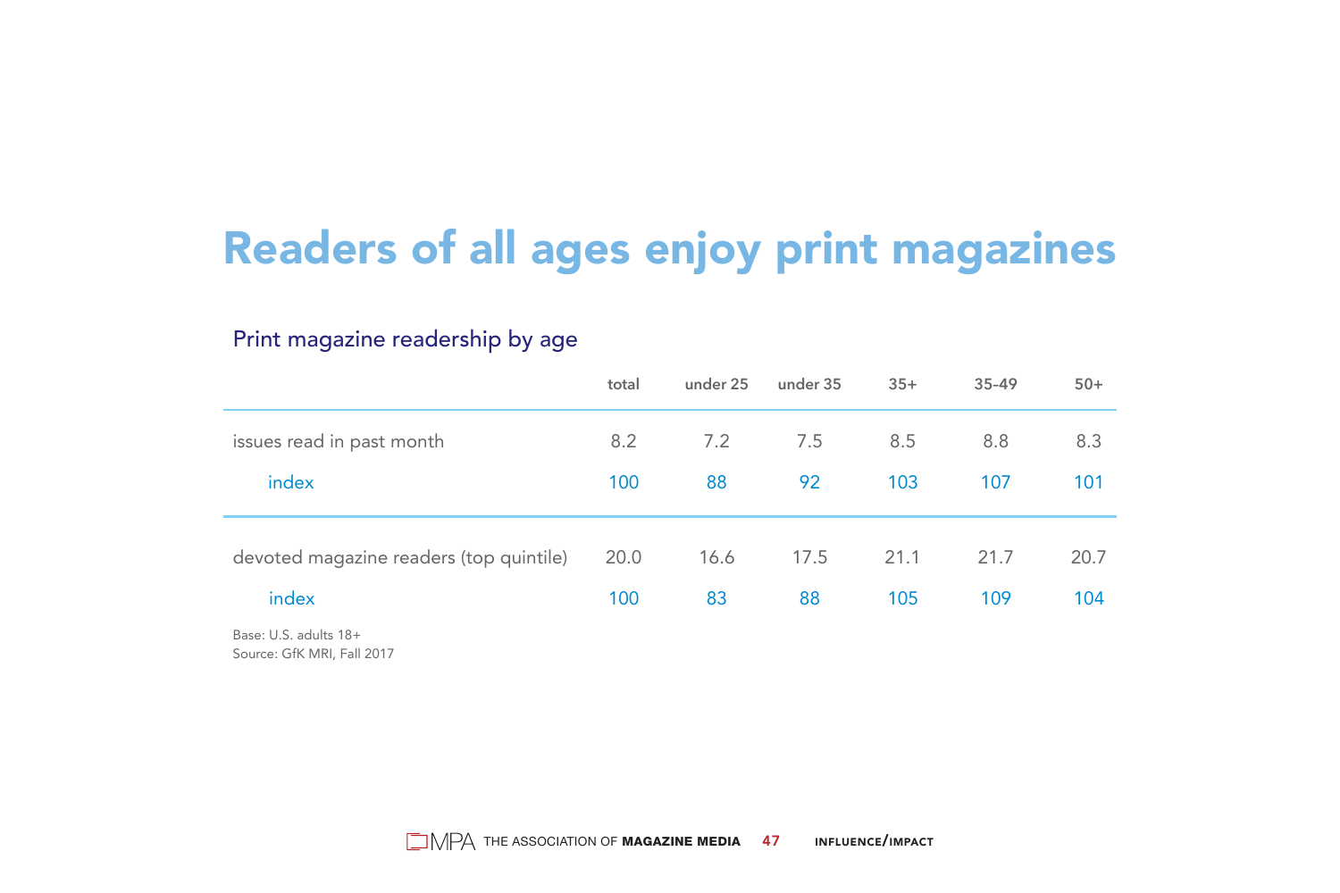# Readers of all ages enjoy print magazines

## Print magazine readership by age

| | total | under 25 | under 35 | 35+ | 35-49 | 50+ |
|---|---|---|---|---|---|---|
| issues read in past month | 8.2 | 7.2 | 7.5 | 8.5 | 8.8 | 8.3 |
| index | 100 | 88 | 92 | 103 | 107 | 101 |
| devoted magazine readers (top quintile) | 20.0 | 16.6 | 17.5 | 21.1 | 21.7 | 20.7 |
| index | 100 | 83 | 88 | 105 | 109 | 104 |

Base: U.S. adults 18+
Source: GfK MRI, Fall 2017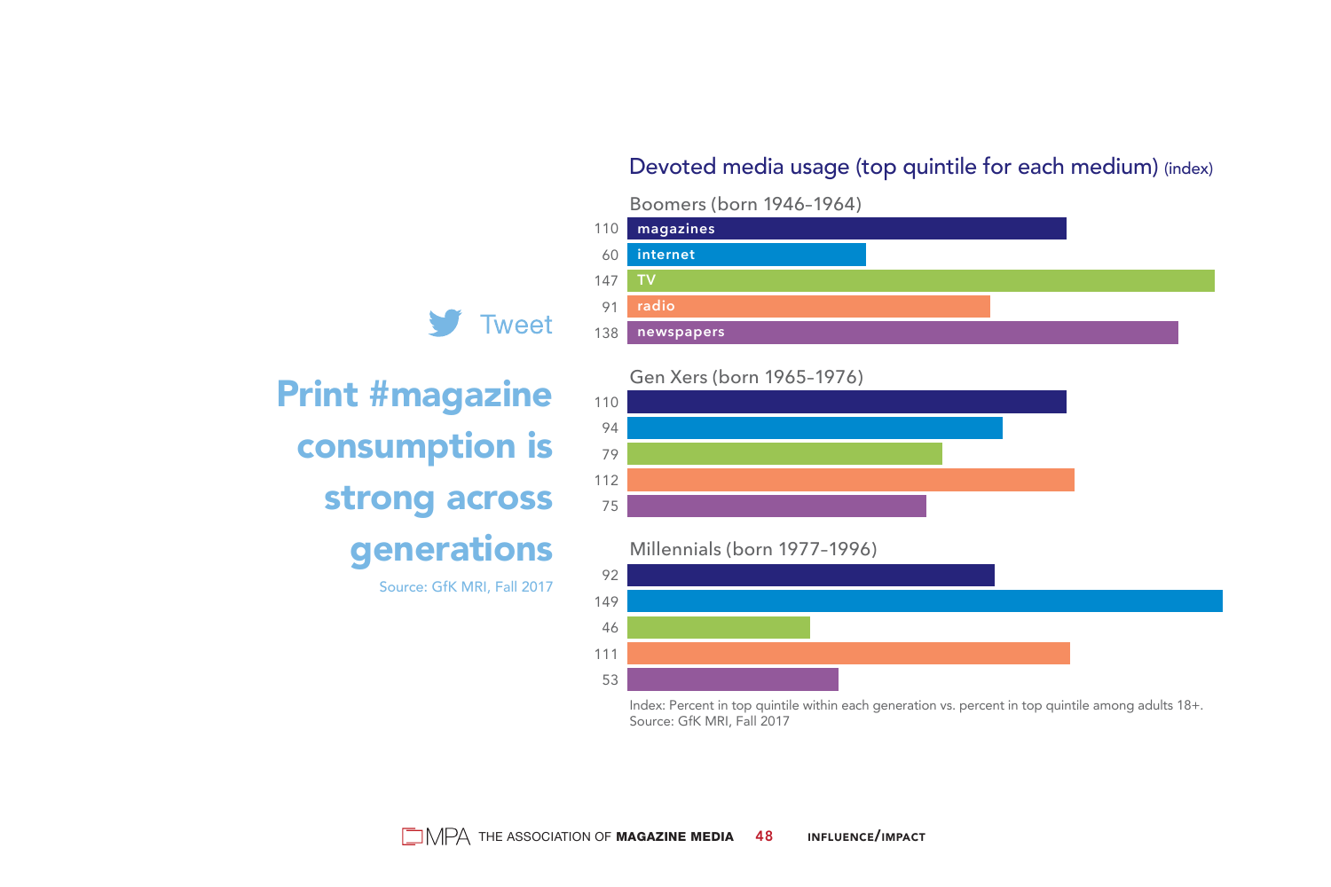Tweet

## Print #magazine consumption is strong across generations

Source: GfK MRI, Fall 2017

### Devoted media usage (top quintile for each medium) (index)

| Medium | Boomers (born 1946-1964) | Gen Xers (born 1965-1976) | Millennials (born 1977-1996) |
|---|---|---|---|
| magazines | 110 | 110 | 92 |
| internet | 60 | 94 | 149 |
| TV | 147 | 79 | 46 |
| radio | 91 | 112 | 111 |
| newspapers | 138 | 75 | 53 |

Index: Percent in top quintile within each generation vs. percent in top quintile among adults 18+.
Source: GfK MRI, Fall 2017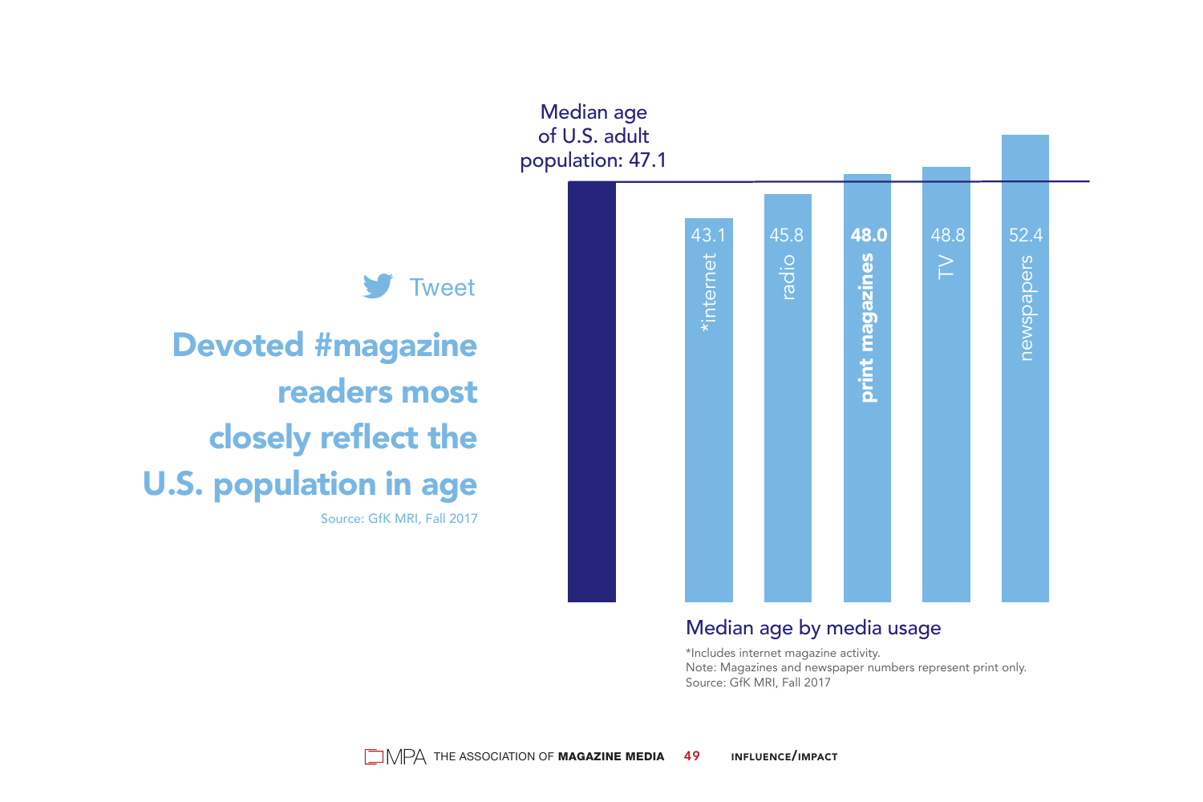Tweet

## Devoted #magazine readers most closely reflect the U.S. population in age

Source: GfK MRI, Fall 2017

Median age of U.S. adult population: 47.1

| Media | Median age |
|---|---|
| *internet | 43.1 |
| radio | 45.8 |
| **print magazines** | **48.0** |
| TV | 48.8 |
| newspapers | 52.4 |

Median age by media usage

*Includes internet magazine activity.
Note: Magazines and newspaper numbers represent print only.
Source: GfK MRI, Fall 2017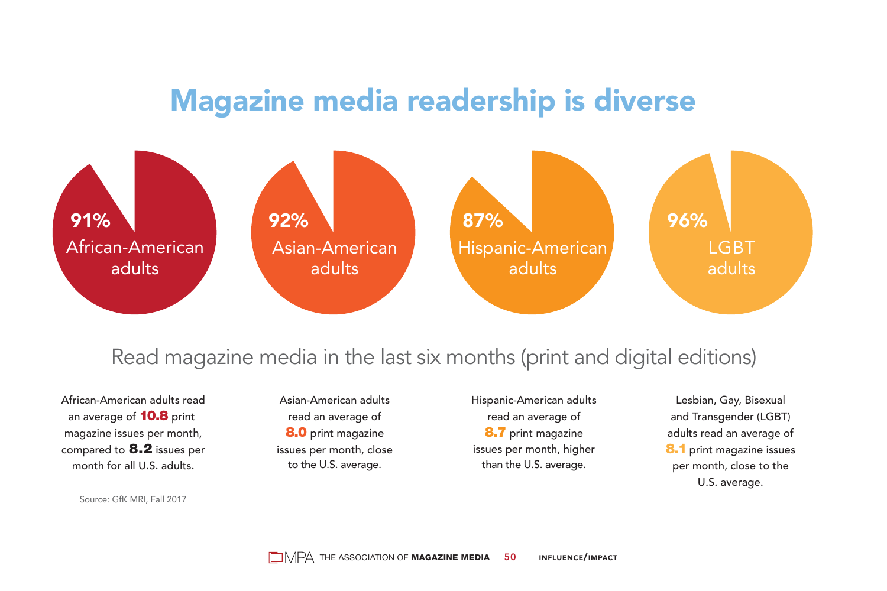# Magazine media readership is diverse

**91%** African-American adults

**92%** Asian-American adults

**87%** Hispanic-American adults

**96%** LGBT adults

Read magazine media in the last six months (print and digital editions)

African-American adults read an average of **10.8** print magazine issues per month, compared to **8.2** issues per month for all U.S. adults.

Asian-American adults read an average of **8.0** print magazine issues per month, close to the U.S. average.

Hispanic-American adults read an average of **8.7** print magazine issues per month, higher than the U.S. average.

Lesbian, Gay, Bisexual and Transgender (LGBT) adults read an average of **8.1** print magazine issues per month, close to the U.S. average.

Source: GfK MRI, Fall 2017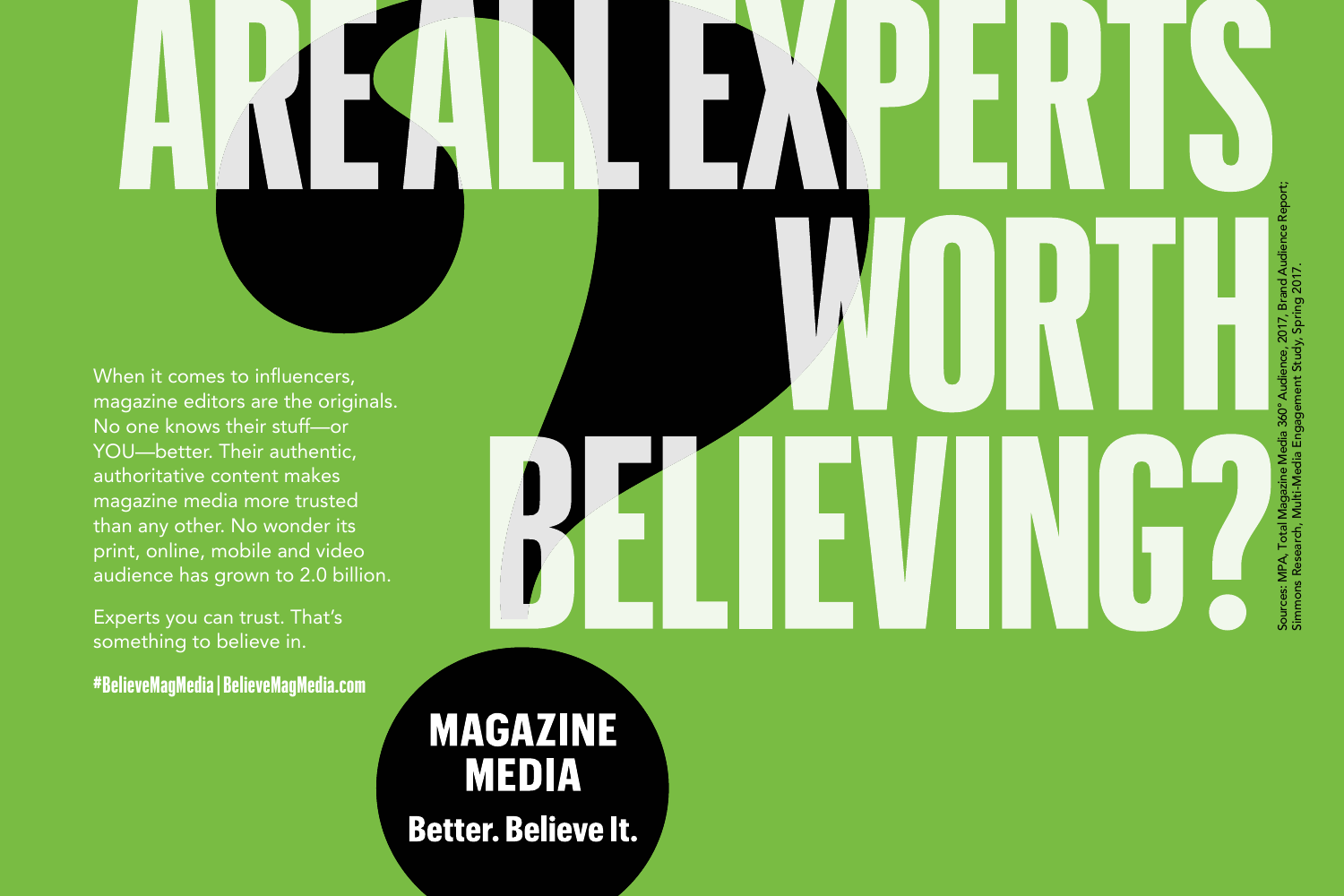# ARE ALL EXPERTS WORTH BELIEVING?

When it comes to influencers, magazine editors are the originals. No one knows their stuff—or YOU—better. Their authentic, authoritative content makes magazine media more trusted than any other. No wonder its print, online, mobile and video audience has grown to 2.0 billion.

Experts you can trust. That's something to believe in.

**#BelieveMagMedia | BelieveMagMedia.com**

**MAGAZINE MEDIA**

**Better. Believe It.**

Sources: MPA, Total Magazine Media 360° Audience, 2017, Brand Audience Report; Simmons Research, Multi-Media Engagement Study, Spring 2017.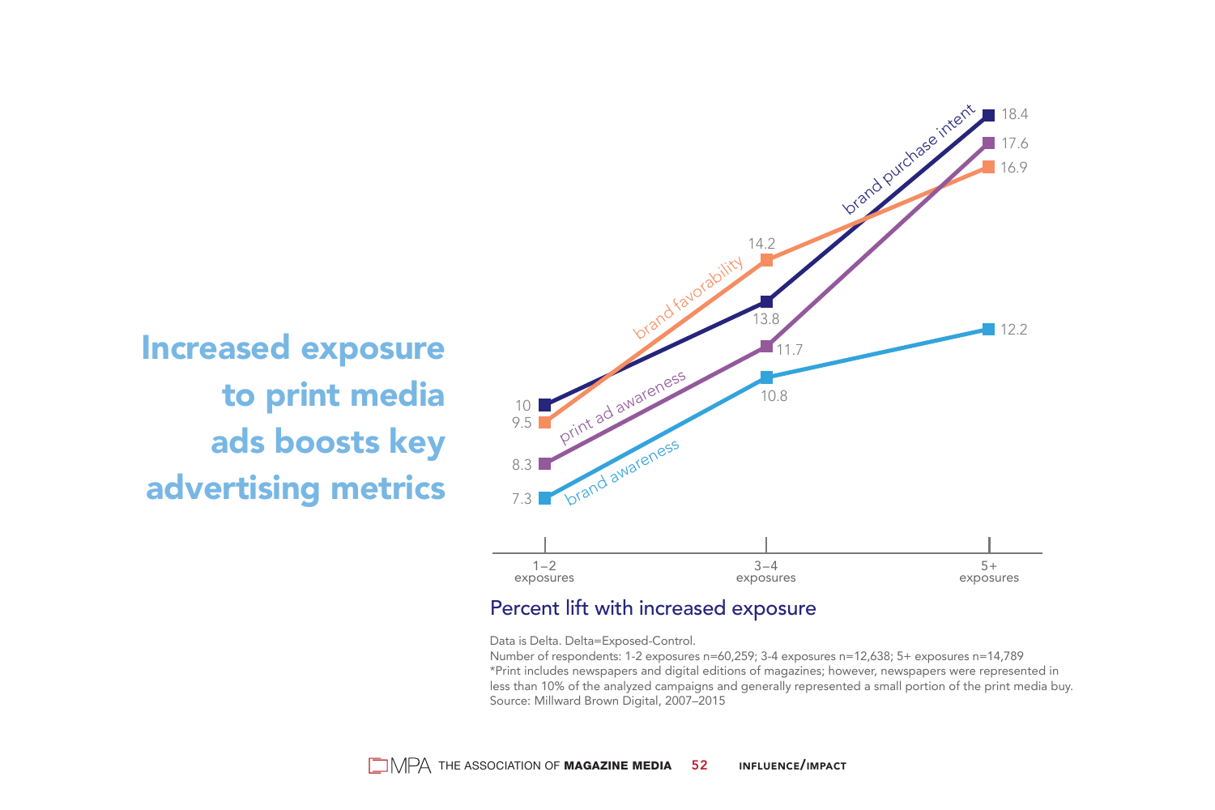# Increased exposure to print media ads boosts key advertising metrics

| | 1–2 exposures | 3–4 exposures | 5+ exposures |
|---|---|---|---|
| brand purchase intent | 10 | 13.8 | 18.4 |
| brand favorability | 9.5 | 14.2 | 16.9 |
| print ad awareness | 8.3 | 11.7 | 17.6 |
| brand awareness | 7.3 | 10.8 | 12.2 |

Percent lift with increased exposure

Data is Delta. Delta=Exposed-Control.
Number of respondents: 1-2 exposures n=60,259; 3-4 exposures n=12,638; 5+ exposures n=14,789
*Print includes newspapers and digital editions of magazines; however, newspapers were represented in less than 10% of the analyzed campaigns and generally represented a small portion of the print media buy.
Source: Millward Brown Digital, 2007–2015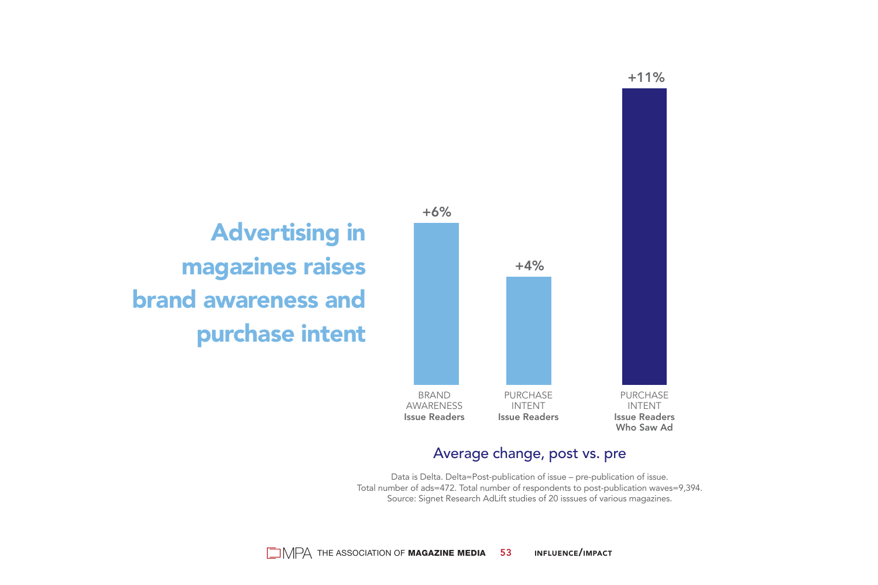# Advertising in magazines raises brand awareness and purchase intent

| | BRAND AWARENESS **Issue Readers** | PURCHASE INTENT **Issue Readers** | PURCHASE INTENT **Issue Readers Who Saw Ad** |
|---|---|---|---|
| Average change, post vs. pre | +6% | +4% | +11% |

Average change, post vs. pre

Data is Delta. Delta=Post-publication of issue – pre-publication of issue.
Total number of ads=472. Total number of respondents to post-publication waves=9,394.
Source: Signet Research AdLift studies of 20 isssues of various magazines.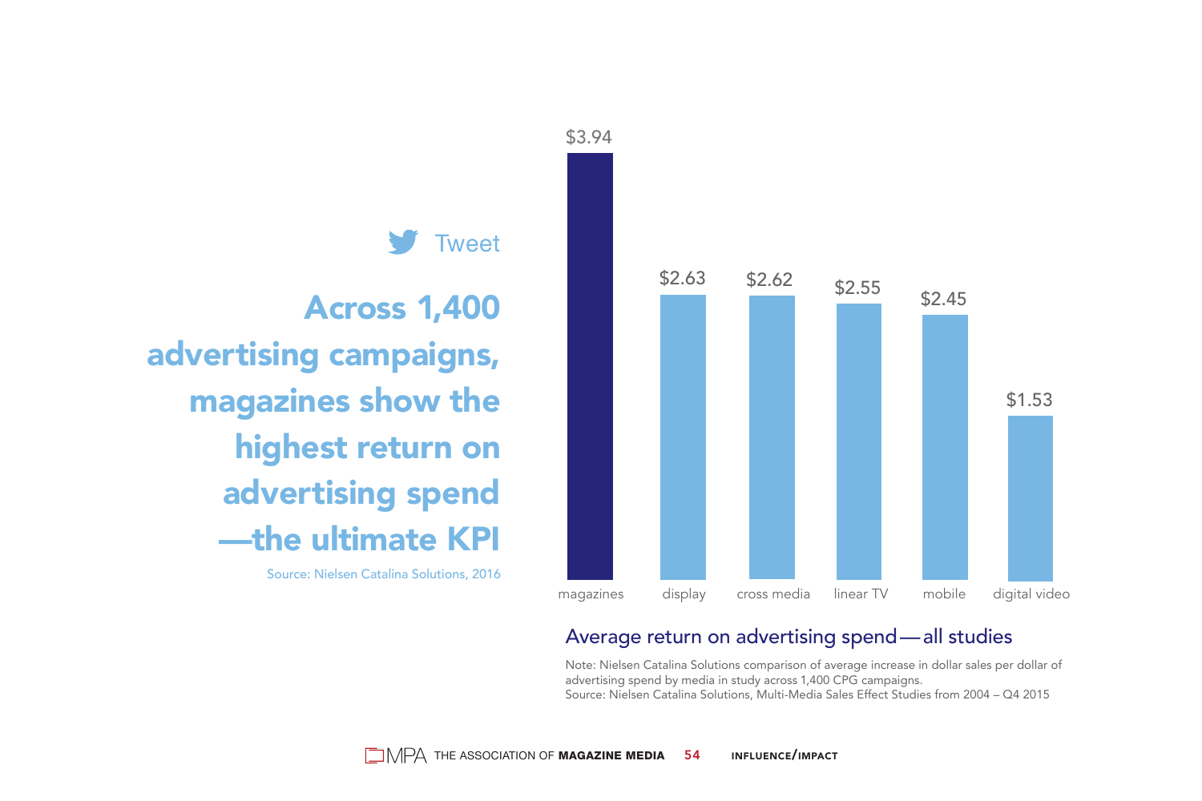Tweet

## Across 1,400 advertising campaigns, magazines show the highest return on advertising spend—the ultimate KPI

Source: Nielsen Catalina Solutions, 2016

| magazines | display | cross media | linear TV | mobile | digital video |
|---|---|---|---|---|---|
| $3.94 | $2.63 | $2.62 | $2.55 | $2.45 | $1.53 |

Average return on advertising spend—all studies

Note: Nielsen Catalina Solutions comparison of average increase in dollar sales per dollar of advertising spend by media in study across 1,400 CPG campaigns.
Source: Nielsen Catalina Solutions, Multi-Media Sales Effect Studies from 2004 – Q4 2015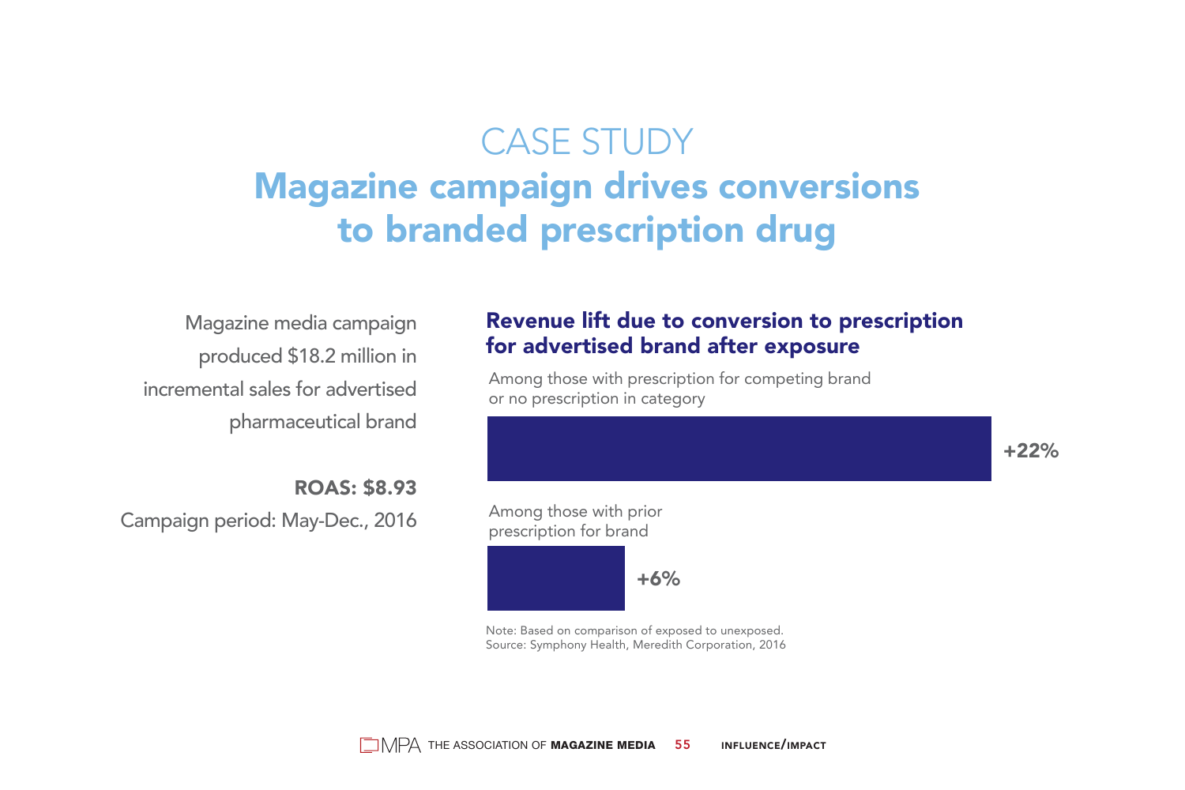# CASE STUDY

## Magazine campaign drives conversions to branded prescription drug

Magazine media campaign produced $18.2 million in incremental sales for advertised pharmaceutical brand

**ROAS: $8.93**

Campaign period: May-Dec., 2016

### Revenue lift due to conversion to prescription for advertised brand after exposure

| Group | Revenue lift |
| --- | --- |
| Among those with prescription for competing brand or no prescription in category | +22% |
| Among those with prior prescription for brand | +6% |

Note: Based on comparison of exposed to unexposed.
Source: Symphony Health, Meredith Corporation, 2016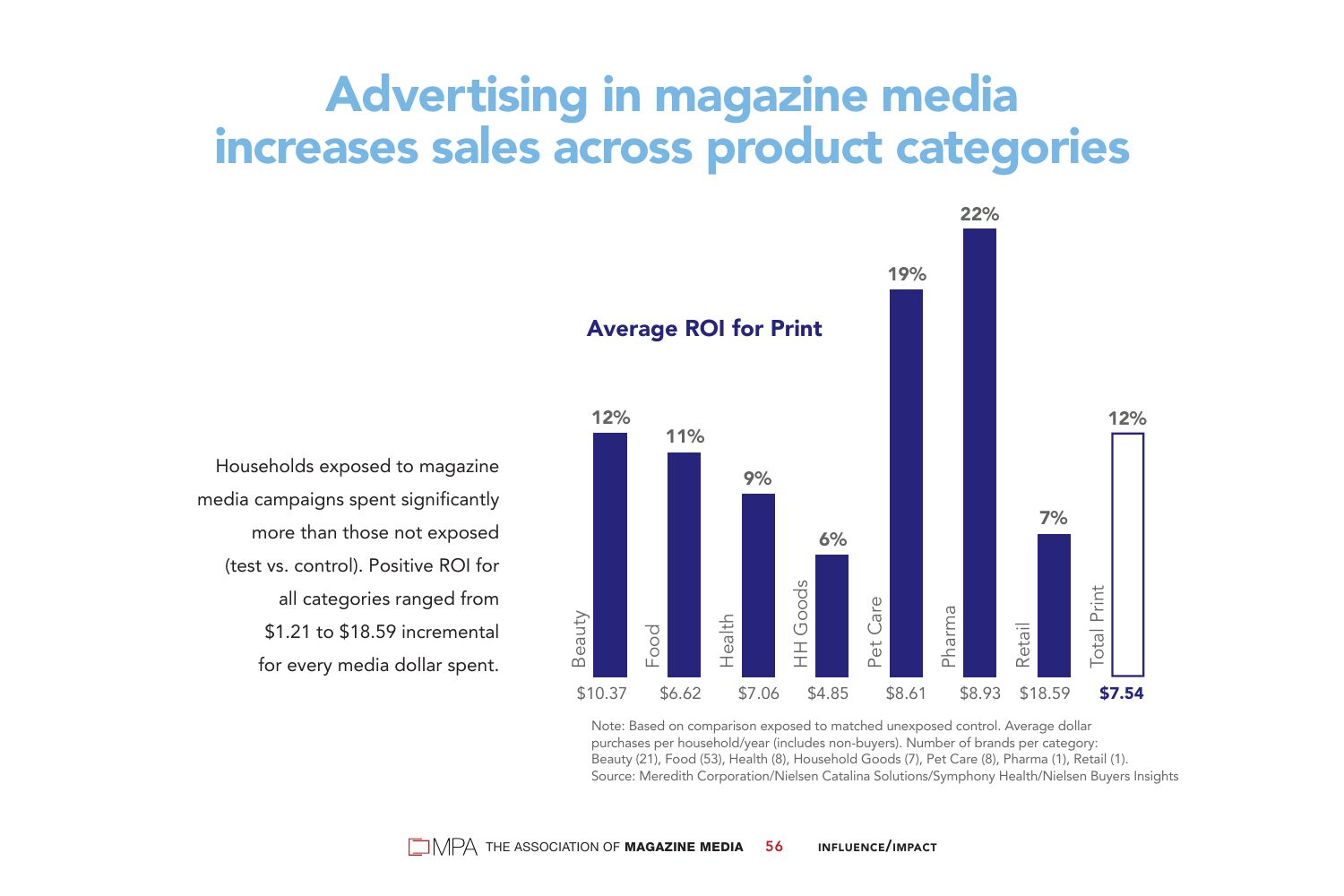# Advertising in magazine media increases sales across product categories

Households exposed to magazine media campaigns spent significantly more than those not exposed (test vs. control). Positive ROI for all categories ranged from $1.21 to $18.59 incremental for every media dollar spent.

**Average ROI for Print**

| Category | Percentage | ROI |
|---|---|---|
| Beauty | 12% | $10.37 |
| Food | 11% | $6.62 |
| Health | 9% | $7.06 |
| HH Goods | 6% | $4.85 |
| Pet Care | 19% | $8.61 |
| Pharma | 22% | $8.93 |
| Retail | 7% | $18.59 |
| Total Print | 12% | **$7.54** |

Note: Based on comparison exposed to matched unexposed control. Average dollar purchases per household/year (includes non-buyers). Number of brands per category: Beauty (21), Food (53), Health (8), Household Goods (7), Pet Care (8), Pharma (1), Retail (1).
Source: Meredith Corporation/Nielsen Catalina Solutions/Symphony Health/Nielsen Buyers Insights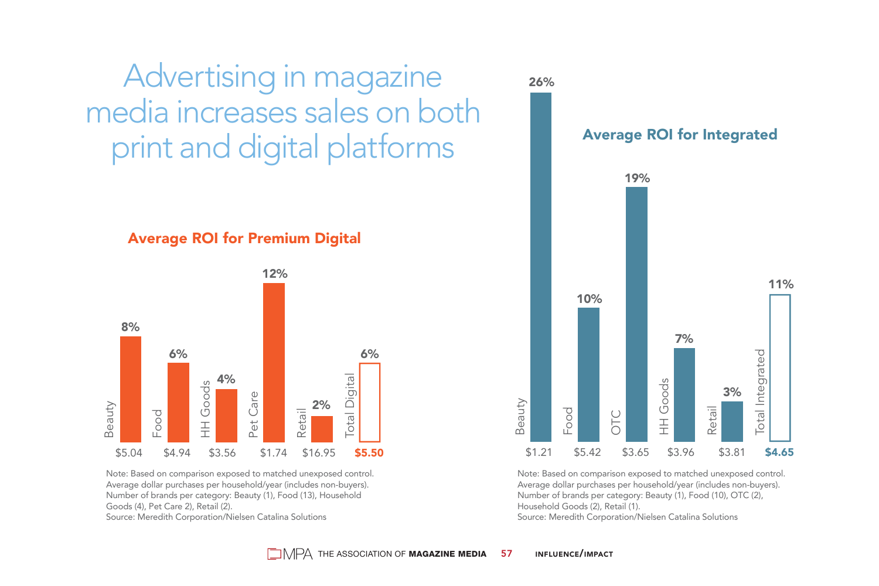# Advertising in magazine media increases sales on both print and digital platforms

## Average ROI for Premium Digital

| Category | ROI | Average dollar purchases |
| --- | --- | --- |
| Beauty | 8% | $5.04 |
| Food | 6% | $4.94 |
| HH Goods | 4% | $3.56 |
| Pet Care | 12% | $1.74 |
| Retail | 2% | $16.95 |
| Total Digital | 6% | $5.50 |

Note: Based on comparison exposed to matched unexposed control. Average dollar purchases per household/year (includes non-buyers). Number of brands per category: Beauty (1), Food (13), Household Goods (4), Pet Care 2), Retail (2).
Source: Meredith Corporation/Nielsen Catalina Solutions

## Average ROI for Integrated

| Category | ROI | Average dollar purchases |
| --- | --- | --- |
| Beauty | 26% | $1.21 |
| Food | 10% | $5.42 |
| OTC | 19% | $3.65 |
| HH Goods | 7% | $3.96 |
| Retail | 3% | $3.81 |
| Total Integrated | 11% | $4.65 |

Note: Based on comparison exposed to matched unexposed control. Average dollar purchases per household/year (includes non-buyers). Number of brands per category: Beauty (1), Food (10), OTC (2), Household Goods (2), Retail (1).
Source: Meredith Corporation/Nielsen Catalina Solutions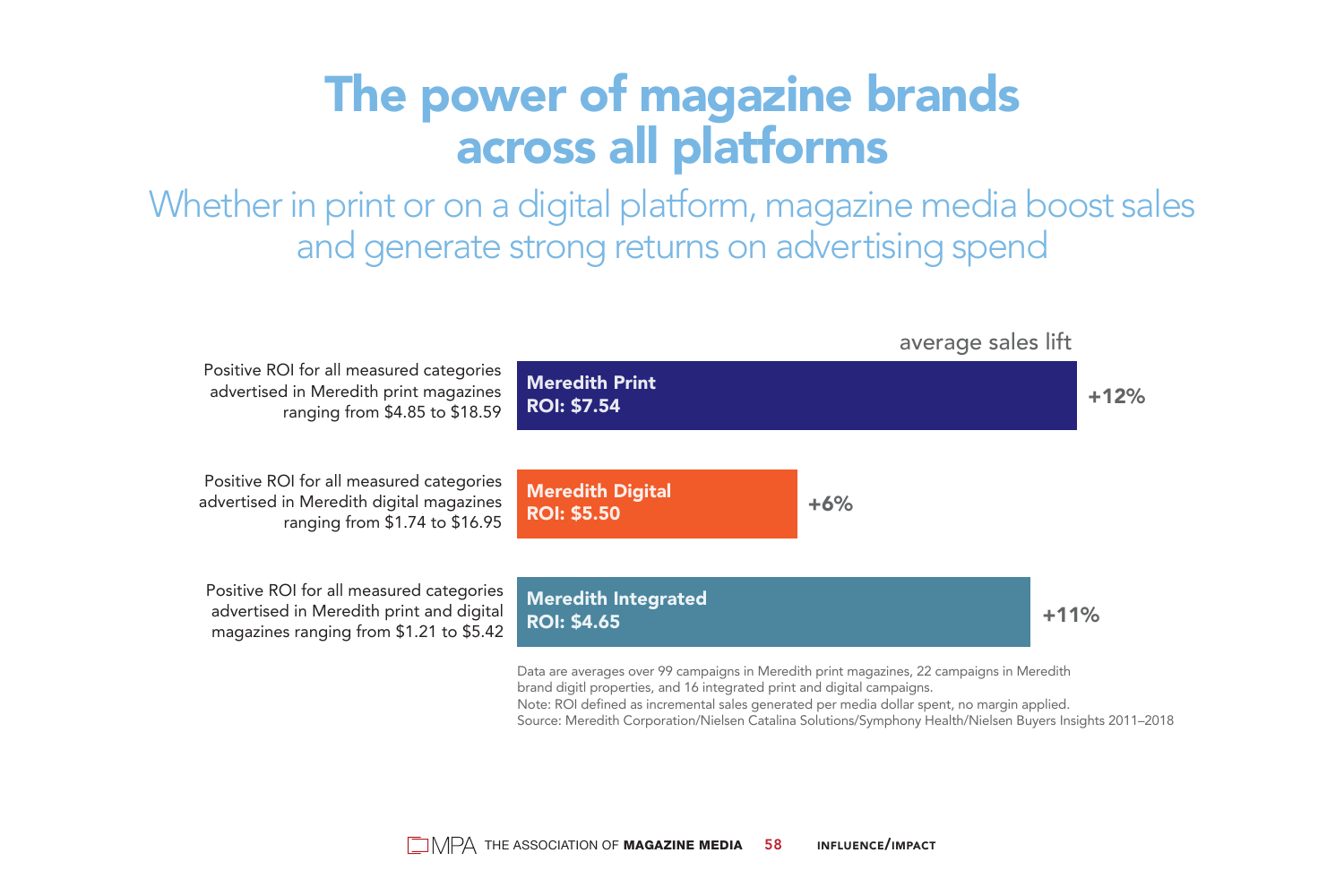# The power of magazine brands across all platforms

## Whether in print or on a digital platform, magazine media boost sales and generate strong returns on advertising spend

| | | average sales lift |
|---|---|---|
| Positive ROI for all measured categories advertised in Meredith print magazines ranging from $4.85 to $18.59 | **Meredith Print ROI: $7.54** | **+12%** |
| Positive ROI for all measured categories advertised in Meredith digital magazines ranging from $1.74 to $16.95 | **Meredith Digital ROI: $5.50** | **+6%** |
| Positive ROI for all measured categories advertised in Meredith print and digital magazines ranging from $1.21 to $5.42 | **Meredith Integrated ROI: $4.65** | **+11%** |

Data are averages over 99 campaigns in Meredith print magazines, 22 campaigns in Meredith brand digitl properties, and 16 integrated print and digital campaigns.
Note: ROI defined as incremental sales generated per media dollar spent, no margin applied.
Source: Meredith Corporation/Nielsen Catalina Solutions/Symphony Health/Nielsen Buyers Insights 2011–2018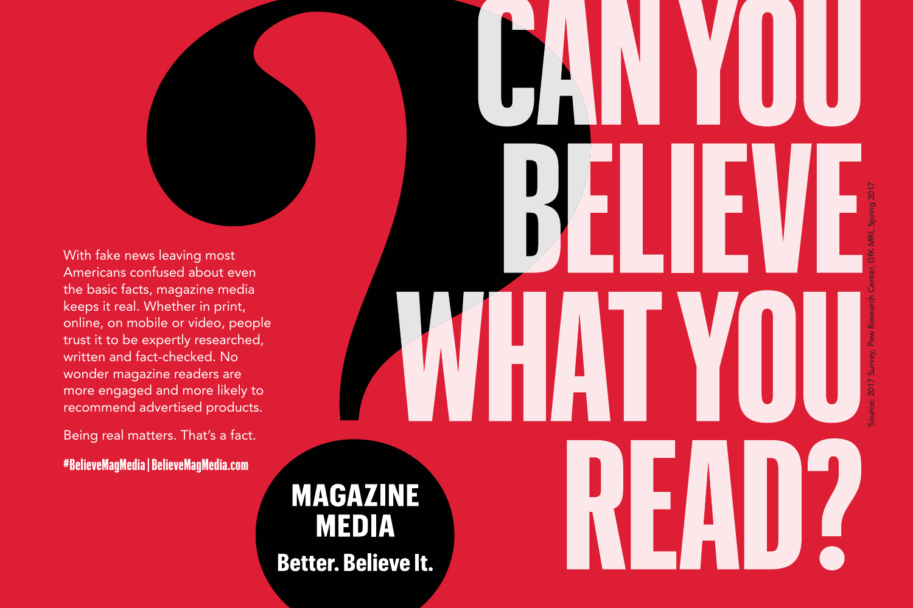# CAN YOU BELIEVE WHAT YOU READ?

With fake news leaving most Americans confused about even the basic facts, magazine media keeps it real. Whether in print, online, on mobile or video, people trust it to be expertly researched, written and fact-checked. No wonder magazine readers are more engaged and more likely to recommend advertised products.

Being real matters. That's a fact.

**#BelieveMagMedia | BelieveMagMedia.com**

**MAGAZINE MEDIA**

**Better. Believe It.**

Source: 2017 Survey, Pew Research Center, GfK MRI, Spring 2017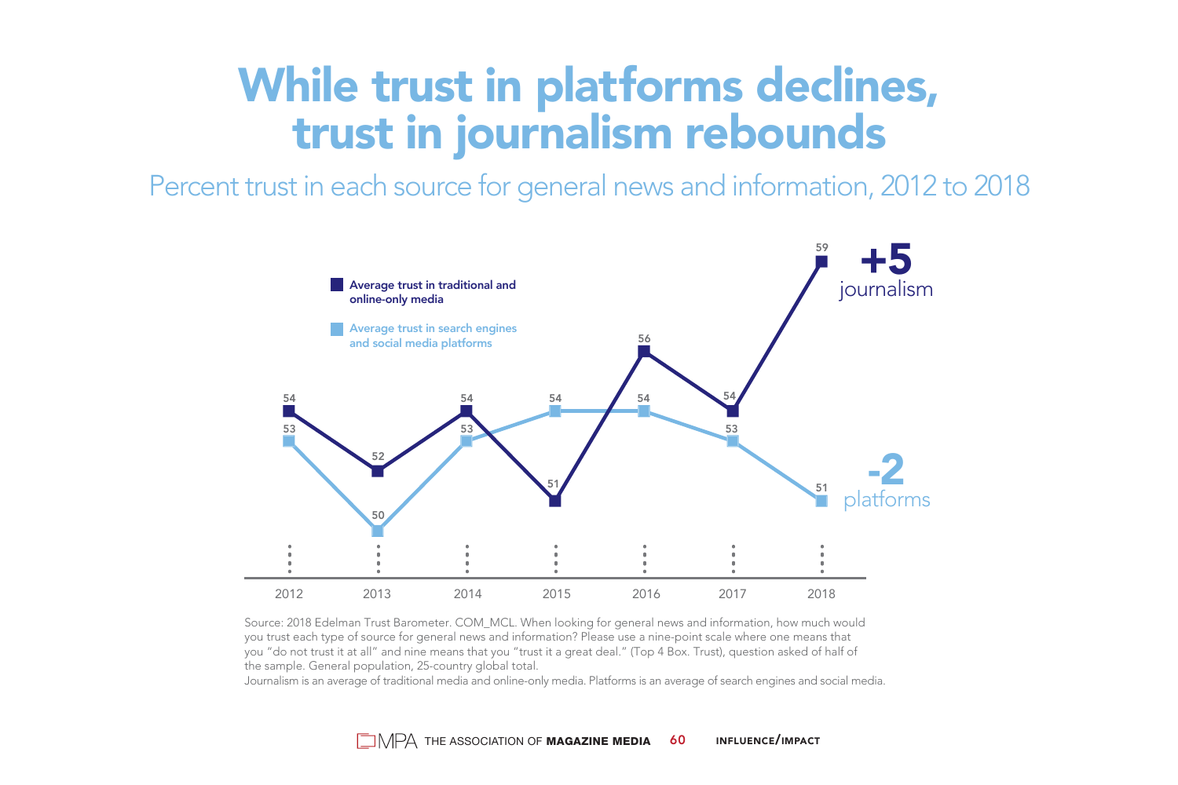# While trust in platforms declines, trust in journalism rebounds

Percent trust in each source for general news and information, 2012 to 2018

| Year | Average trust in traditional and online-only media | Average trust in search engines and social media platforms |
|---|---|---|
| 2012 | 54 | 53 |
| 2013 | 52 | 50 |
| 2014 | 54 | 53 |
| 2015 | 51 | 54 |
| 2016 | 56 | 54 |
| 2017 | 54 | 53 |
| 2018 | 59 | 51 |

**+5** journalism

**-2** platforms

Source: 2018 Edelman Trust Barometer. COM_MCL. When looking for general news and information, how much would you trust each type of source for general news and information? Please use a nine-point scale where one means that you "do not trust it at all" and nine means that you "trust it a great deal." (Top 4 Box. Trust), question asked of half of the sample. General population, 25-country global total.
Journalism is an average of traditional media and online-only media. Platforms is an average of search engines and social media.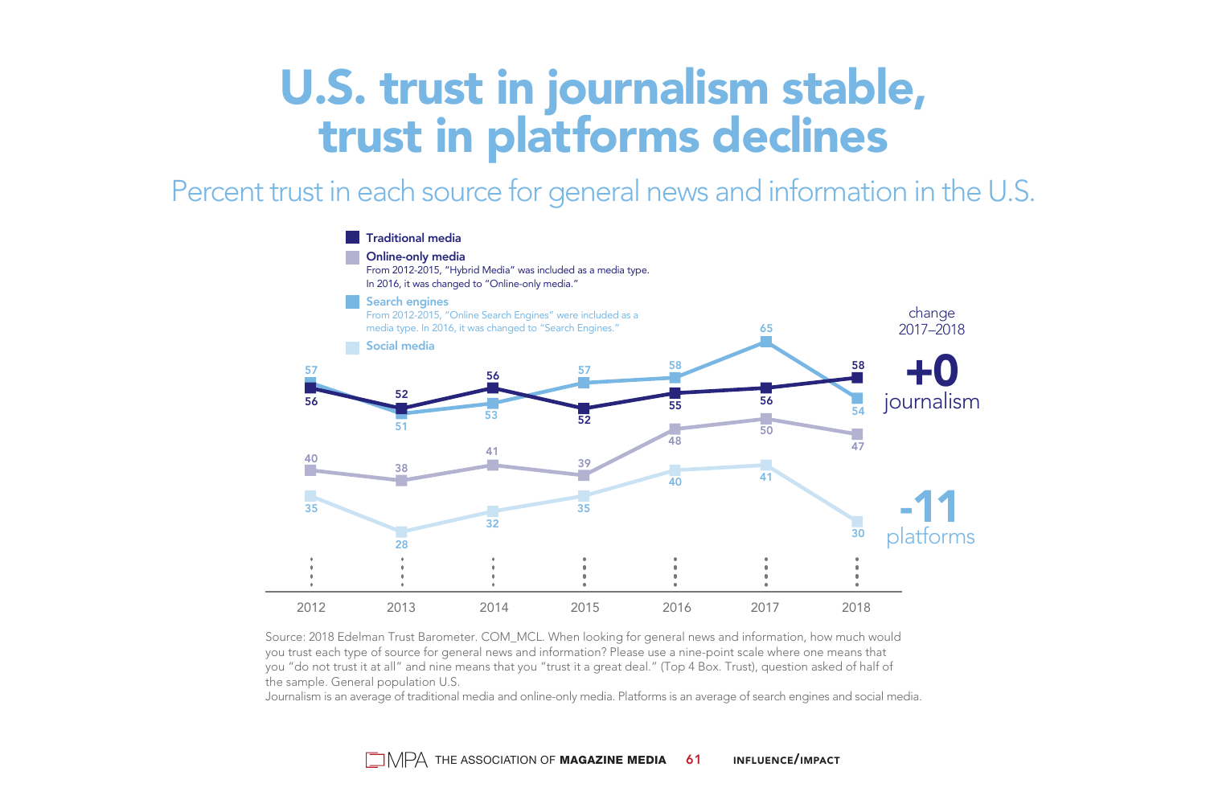# U.S. trust in journalism stable, trust in platforms declines

Percent trust in each source for general news and information in the U.S.

- **Traditional media**
- **Online-only media** — From 2012-2015, "Hybrid Media" was included as a media type. In 2016, it was changed to "Online-only media."
- **Search engines** — From 2012-2015, "Online Search Engines" were included as a media type. In 2016, it was changed to "Search Engines."
- **Social media**

| | 2012 | 2013 | 2014 | 2015 | 2016 | 2017 | 2018 |
|---|---|---|---|---|---|---|---|
| Traditional media | 56 | 52 | 56 | 52 | 55 | 56 | 58 |
| Online-only media | 40 | 38 | 41 | 39 | 48 | 50 | 47 |
| Search engines | 57 | 51 | 53 | 57 | 58 | 65 | 54 |
| Social media | 35 | 28 | 32 | 35 | 40 | 41 | 30 |

change 2017–2018

**+0** journalism

**-11** platforms

Source: 2018 Edelman Trust Barometer. COM_MCL. When looking for general news and information, how much would you trust each type of source for general news and information? Please use a nine-point scale where one means that you "do not trust it at all" and nine means that you "trust it a great deal." (Top 4 Box. Trust), question asked of half of the sample. General population U.S.
Journalism is an average of traditional media and online-only media. Platforms is an average of search engines and social media.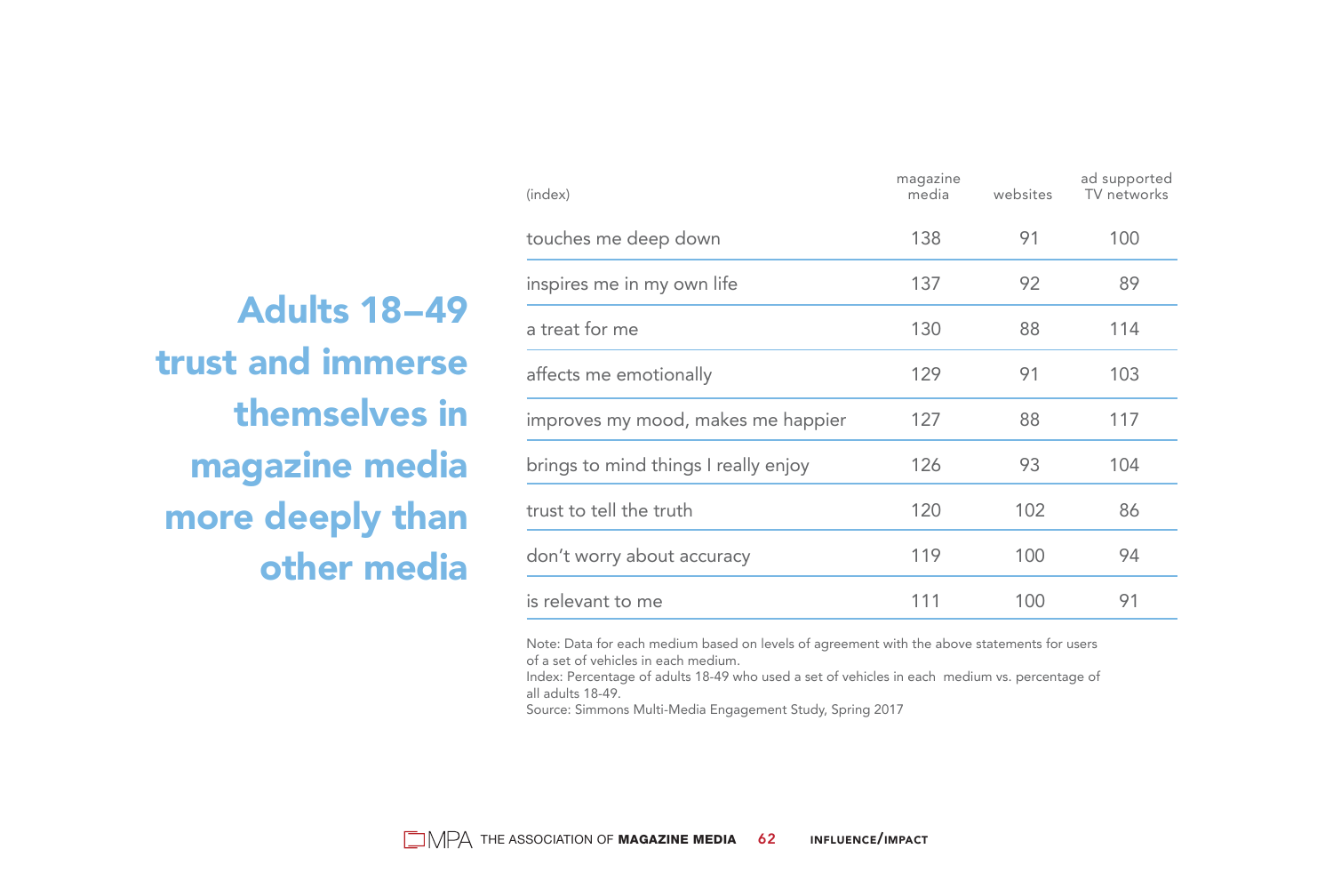# Adults 18–49 trust and immerse themselves in magazine media more deeply than other media

| (index) | magazine media | websites | ad supported TV networks |
|---|---|---|---|
| touches me deep down | 138 | 91 | 100 |
| inspires me in my own life | 137 | 92 | 89 |
| a treat for me | 130 | 88 | 114 |
| affects me emotionally | 129 | 91 | 103 |
| improves my mood, makes me happier | 127 | 88 | 117 |
| brings to mind things I really enjoy | 126 | 93 | 104 |
| trust to tell the truth | 120 | 102 | 86 |
| don't worry about accuracy | 119 | 100 | 94 |
| is relevant to me | 111 | 100 | 91 |

Note: Data for each medium based on levels of agreement with the above statements for users of a set of vehicles in each medium.
Index: Percentage of adults 18-49 who used a set of vehicles in each medium vs. percentage of all adults 18-49.
Source: Simmons Multi-Media Engagement Study, Spring 2017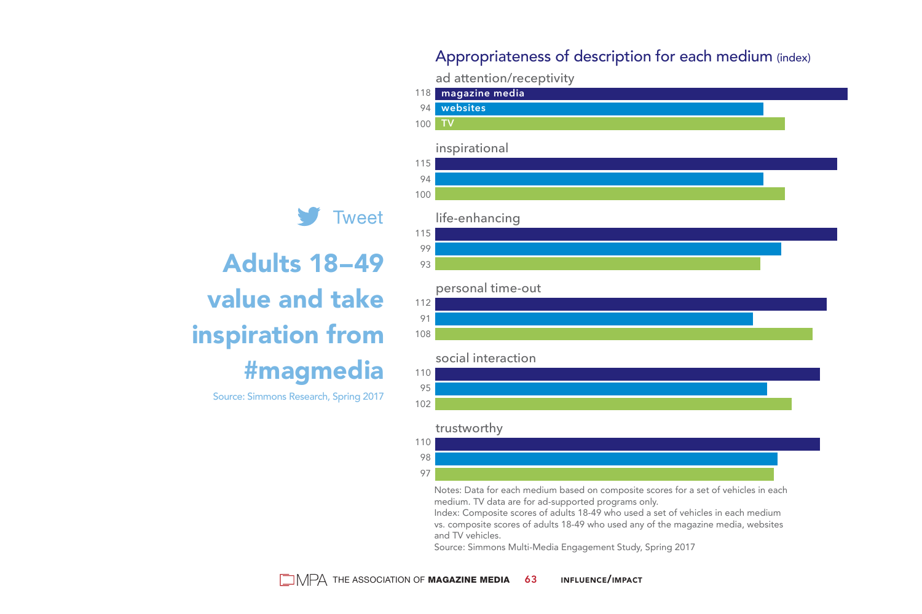Tweet

## Adults 18–49 value and take inspiration from #magmedia

Source: Simmons Research, Spring 2017

### Appropriateness of description for each medium (index)

| | magazine media | websites | TV |
|---|---|---|---|
| ad attention/receptivity | 118 | 94 | 100 |
| inspirational | 115 | 94 | 100 |
| life-enhancing | 115 | 99 | 93 |
| personal time-out | 112 | 91 | 108 |
| social interaction | 110 | 95 | 102 |
| trustworthy | 110 | 98 | 97 |

Notes: Data for each medium based on composite scores for a set of vehicles in each medium. TV data are for ad-supported programs only.
Index: Composite scores of adults 18-49 who used a set of vehicles in each medium vs. composite scores of adults 18-49 who used any of the magazine media, websites and TV vehicles.
Source: Simmons Multi-Media Engagement Study, Spring 2017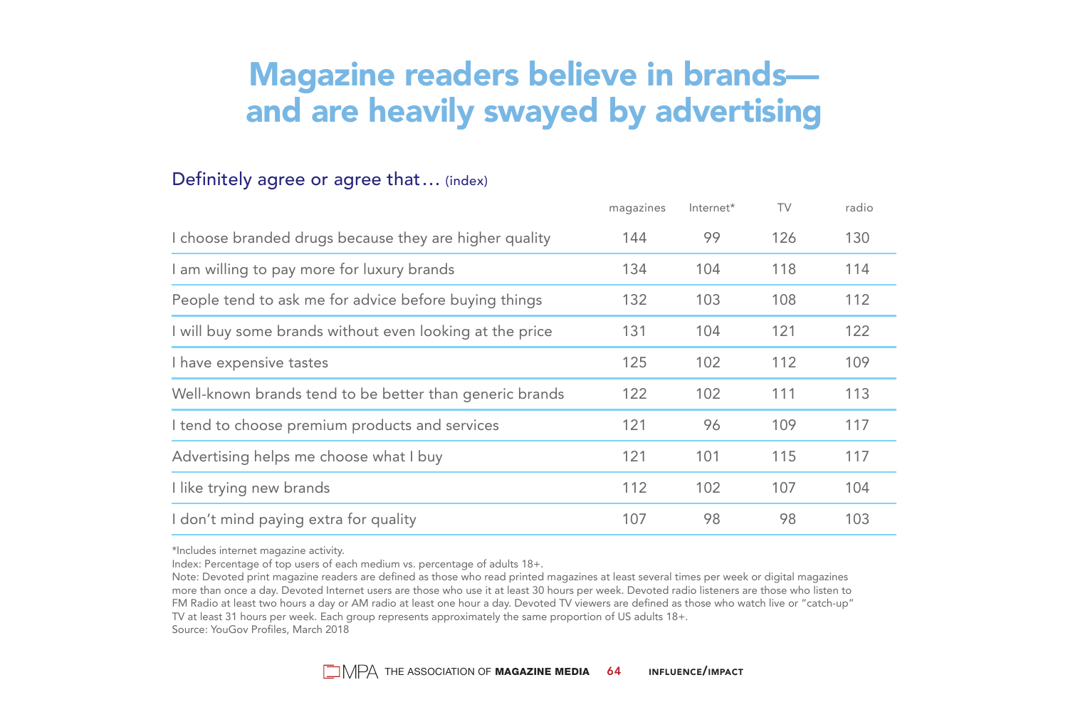# Magazine readers believe in brands—and are heavily swayed by advertising

## Definitely agree or agree that… (index)

| | magazines | Internet* | TV | radio |
|---|---|---|---|---|
| I choose branded drugs because they are higher quality | 144 | 99 | 126 | 130 |
| I am willing to pay more for luxury brands | 134 | 104 | 118 | 114 |
| People tend to ask me for advice before buying things | 132 | 103 | 108 | 112 |
| I will buy some brands without even looking at the price | 131 | 104 | 121 | 122 |
| I have expensive tastes | 125 | 102 | 112 | 109 |
| Well-known brands tend to be better than generic brands | 122 | 102 | 111 | 113 |
| I tend to choose premium products and services | 121 | 96 | 109 | 117 |
| Advertising helps me choose what I buy | 121 | 101 | 115 | 117 |
| I like trying new brands | 112 | 102 | 107 | 104 |
| I don't mind paying extra for quality | 107 | 98 | 98 | 103 |

*Includes internet magazine activity.

Index: Percentage of top users of each medium vs. percentage of adults 18+.

Note: Devoted print magazine readers are defined as those who read printed magazines at least several times per week or digital magazines more than once a day. Devoted Internet users are those who use it at least 30 hours per week. Devoted radio listeners are those who listen to FM Radio at least two hours a day or AM radio at least one hour a day. Devoted TV viewers are defined as those who watch live or "catch-up" TV at least 31 hours per week. Each group represents approximately the same proportion of US adults 18+.

Source: YouGov Profiles, March 2018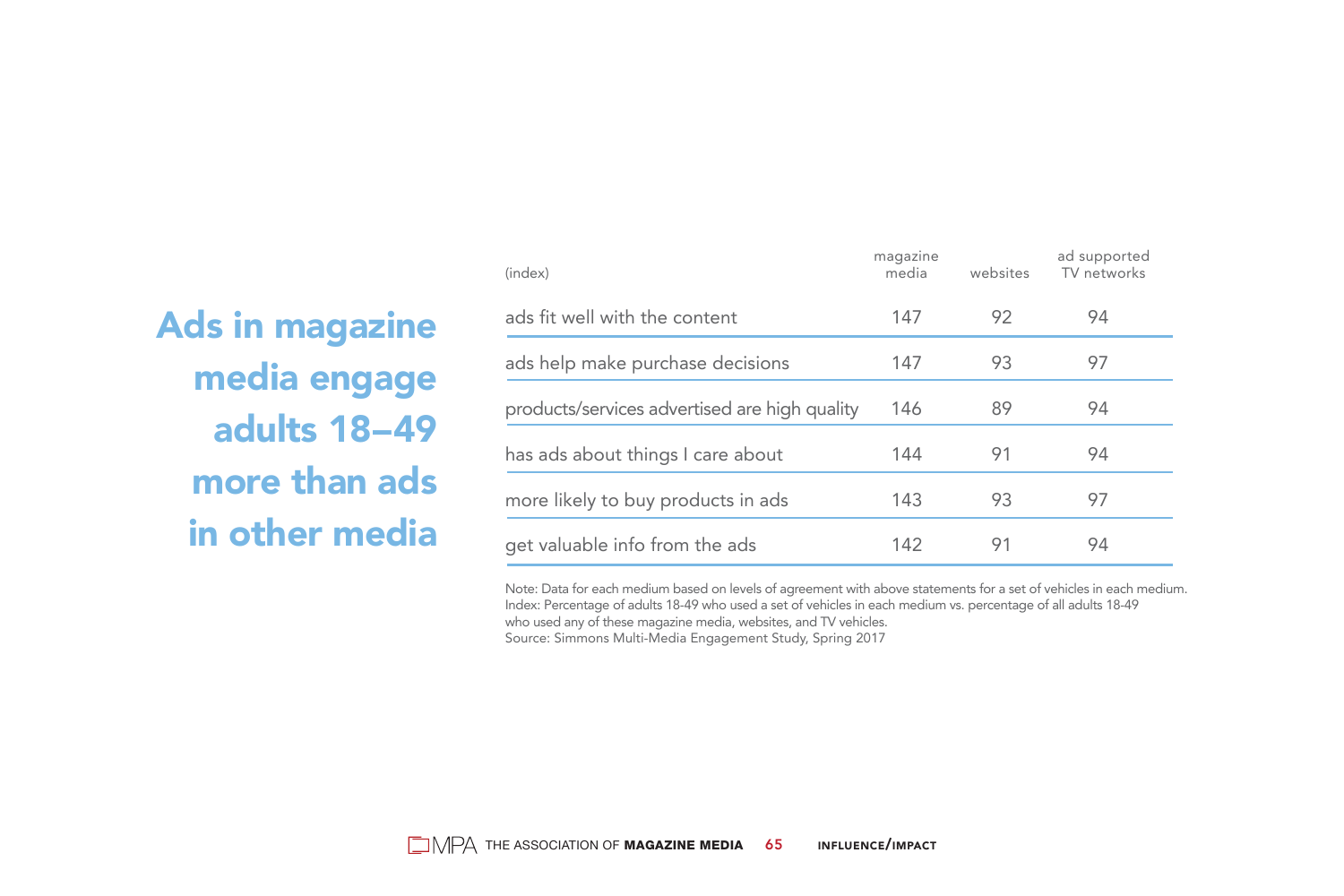# Ads in magazine media engage adults 18–49 more than ads in other media

| (index) | magazine media | websites | ad supported TV networks |
|---|---|---|---|
| ads fit well with the content | 147 | 92 | 94 |
| ads help make purchase decisions | 147 | 93 | 97 |
| products/services advertised are high quality | 146 | 89 | 94 |
| has ads about things I care about | 144 | 91 | 94 |
| more likely to buy products in ads | 143 | 93 | 97 |
| get valuable info from the ads | 142 | 91 | 94 |

Note: Data for each medium based on levels of agreement with above statements for a set of vehicles in each medium.
Index: Percentage of adults 18-49 who used a set of vehicles in each medium vs. percentage of all adults 18-49 who used any of these magazine media, websites, and TV vehicles.
Source: Simmons Multi-Media Engagement Study, Spring 2017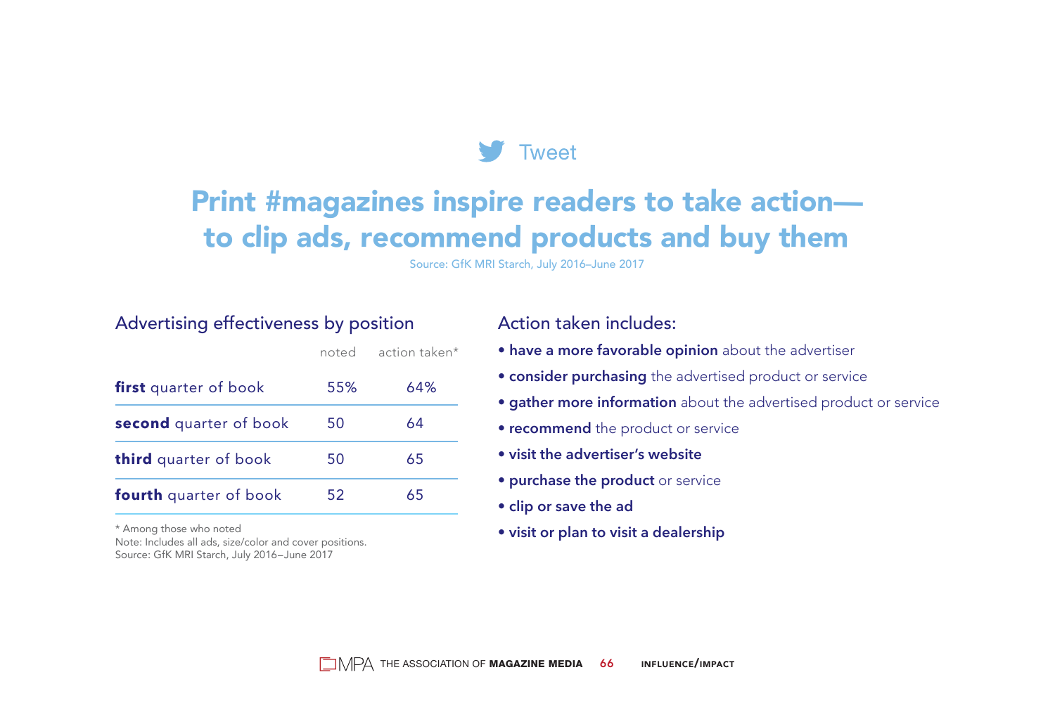Tweet

# Print #magazines inspire readers to take action—to clip ads, recommend products and buy them

Source: GfK MRI Starch, July 2016–June 2017

## Advertising effectiveness by position

| | noted | action taken* |
|---|---|---|
| **first** quarter of book | 55% | 64% |
| **second** quarter of book | 50 | 64 |
| **third** quarter of book | 50 | 65 |
| **fourth** quarter of book | 52 | 65 |

* Among those who noted
Note: Includes all ads, size/color and cover positions.
Source: GfK MRI Starch, July 2016–June 2017

## Action taken includes:

- **have a more favorable opinion** about the advertiser
- **consider purchasing** the advertised product or service
- **gather more information** about the advertised product or service
- **recommend** the product or service
- **visit the advertiser's website**
- **purchase the product** or service
- **clip or save the ad**
- **visit or plan to visit a dealership**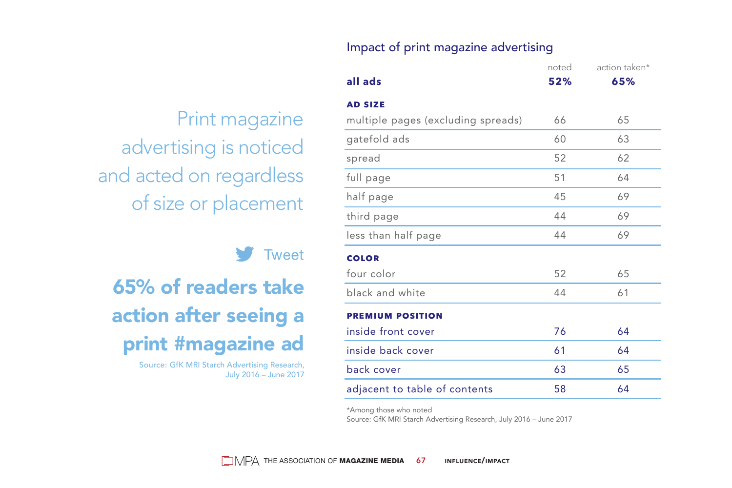Print magazine advertising is noticed and acted on regardless of size or placement

Tweet

**65% of readers take action after seeing a print #magazine ad**

Source: GfK MRI Starch Advertising Research, July 2016 – June 2017

## Impact of print magazine advertising

| | noted | action taken* |
|---|---|---|
| **all ads** | **52%** | **65%** |
| **AD SIZE** | | |
| multiple pages (excluding spreads) | 66 | 65 |
| gatefold ads | 60 | 63 |
| spread | 52 | 62 |
| full page | 51 | 64 |
| half page | 45 | 69 |
| third page | 44 | 69 |
| less than half page | 44 | 69 |
| **COLOR** | | |
| four color | 52 | 65 |
| black and white | 44 | 61 |
| **PREMIUM POSITION** | | |
| inside front cover | 76 | 64 |
| inside back cover | 61 | 64 |
| back cover | 63 | 65 |
| adjacent to table of contents | 58 | 64 |

*Among those who noted

Source: GfK MRI Starch Advertising Research, July 2016 – June 2017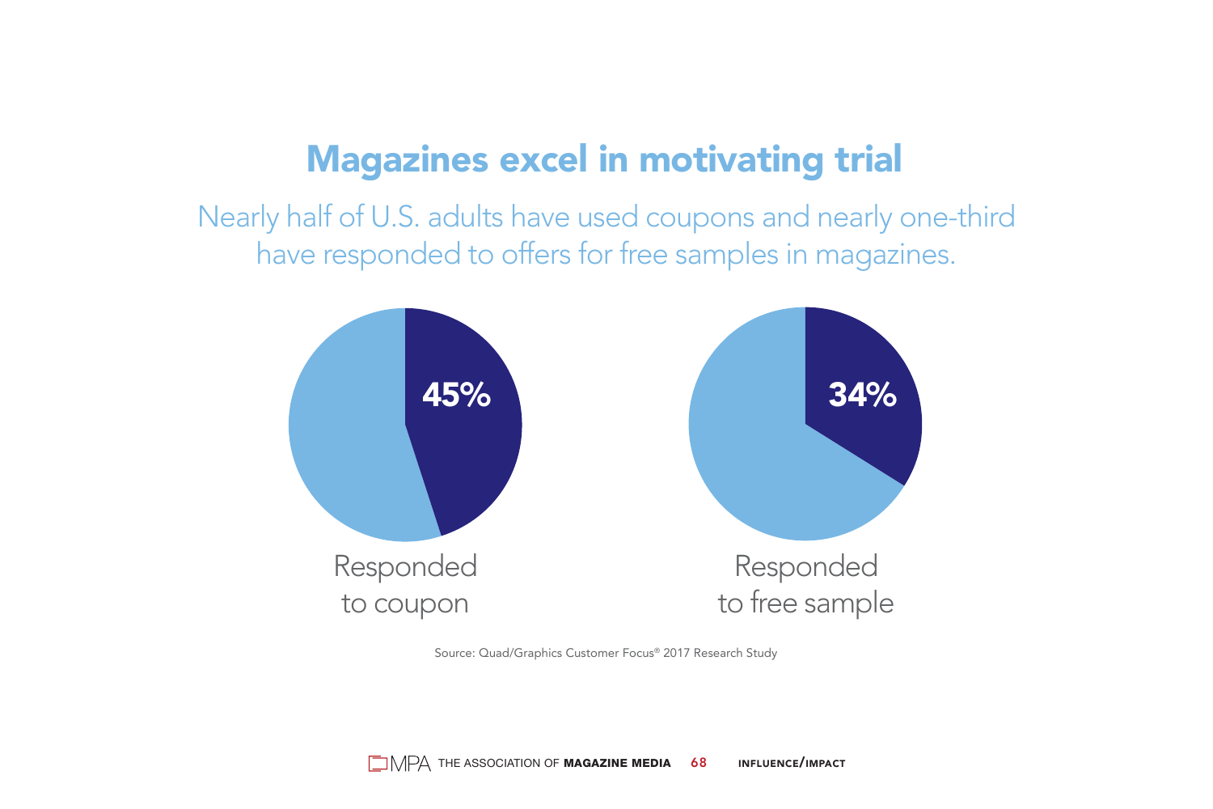# Magazines excel in motivating trial

Nearly half of U.S. adults have used coupons and nearly one-third have responded to offers for free samples in magazines.

45%

Responded to coupon

34%

Responded to free sample

Source: Quad/Graphics Customer Focus® 2017 Research Study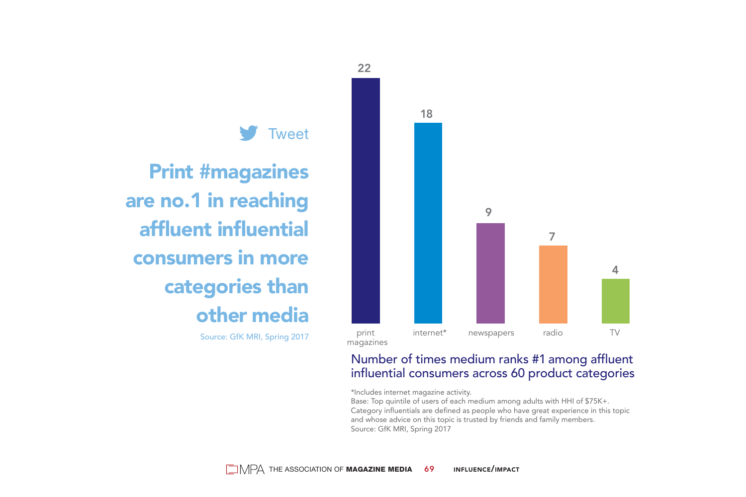Tweet

**Print #magazines are no.1 in reaching affluent influential consumers in more categories than other media**

Source: GfK MRI, Spring 2017

| Medium | Number of times medium ranks #1 |
|---|---|
| print magazines | 22 |
| internet* | 18 |
| newspapers | 9 |
| radio | 7 |
| TV | 4 |

Number of times medium ranks #1 among affluent influential consumers across 60 product categories

*Includes internet magazine activity.
Base: Top quintile of users of each medium among adults with HHI of $75K+.
Category influentials are defined as people who have great experience in this topic and whose advice on this topic is trusted by friends and family members.
Source: GfK MRI, Spring 2017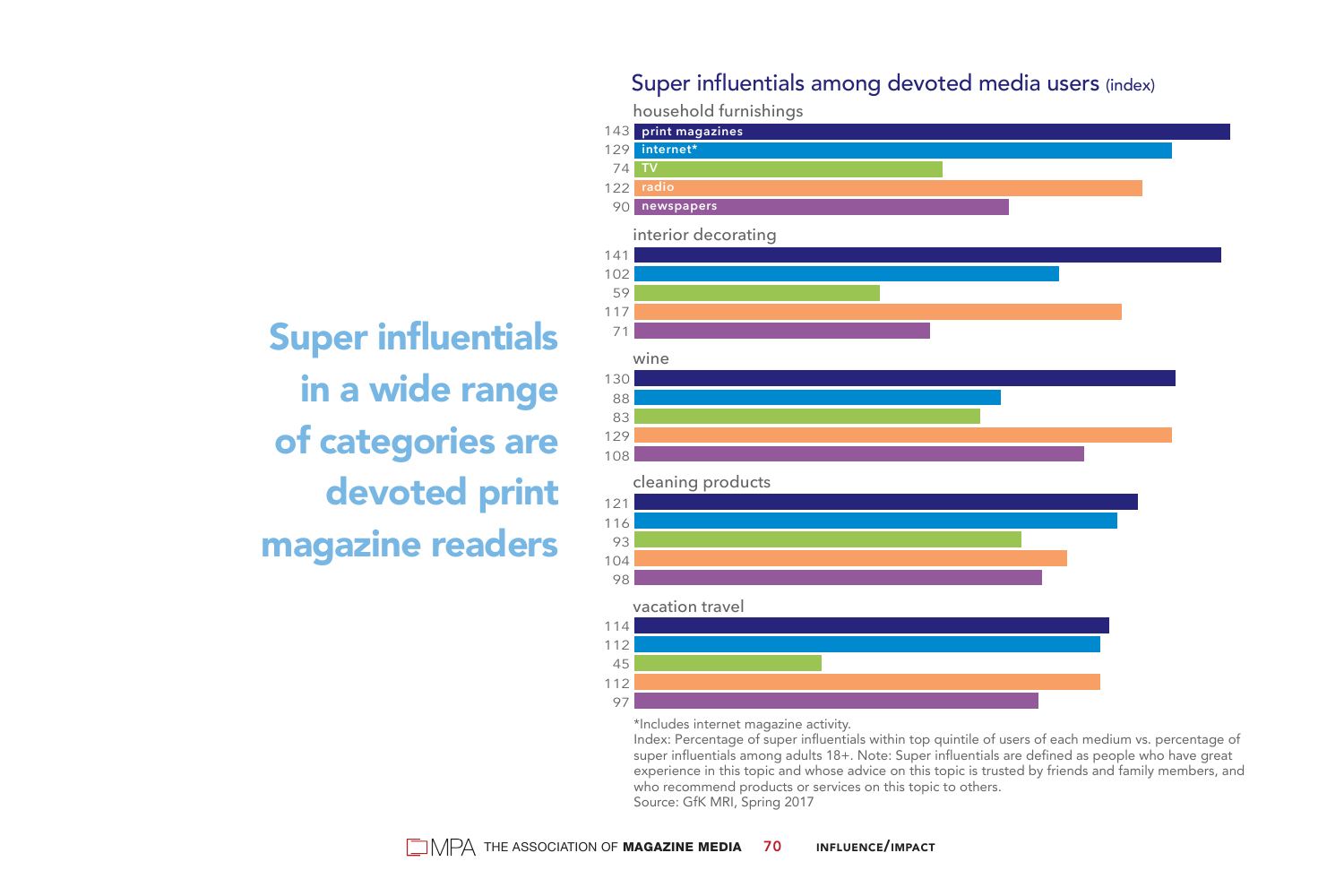# Super influentials in a wide range of categories are devoted print magazine readers

## Super influentials among devoted media users (index)

| Category | print magazines | internet* | TV | radio | newspapers |
| --- | --- | --- | --- | --- | --- |
| household furnishings | 143 | 129 | 74 | 122 | 90 |
| interior decorating | 141 | 102 | 59 | 117 | 71 |
| wine | 130 | 88 | 83 | 129 | 108 |
| cleaning products | 121 | 116 | 93 | 104 | 98 |
| vacation travel | 114 | 112 | 45 | 112 | 97 |

*Includes internet magazine activity.

Index: Percentage of super influentials within top quintile of users of each medium vs. percentage of super influentials among adults 18+. Note: Super influentials are defined as people who have great experience in this topic and whose advice on this topic is trusted by friends and family members, and who recommend products or services on this topic to others.

Source: GfK MRI, Spring 2017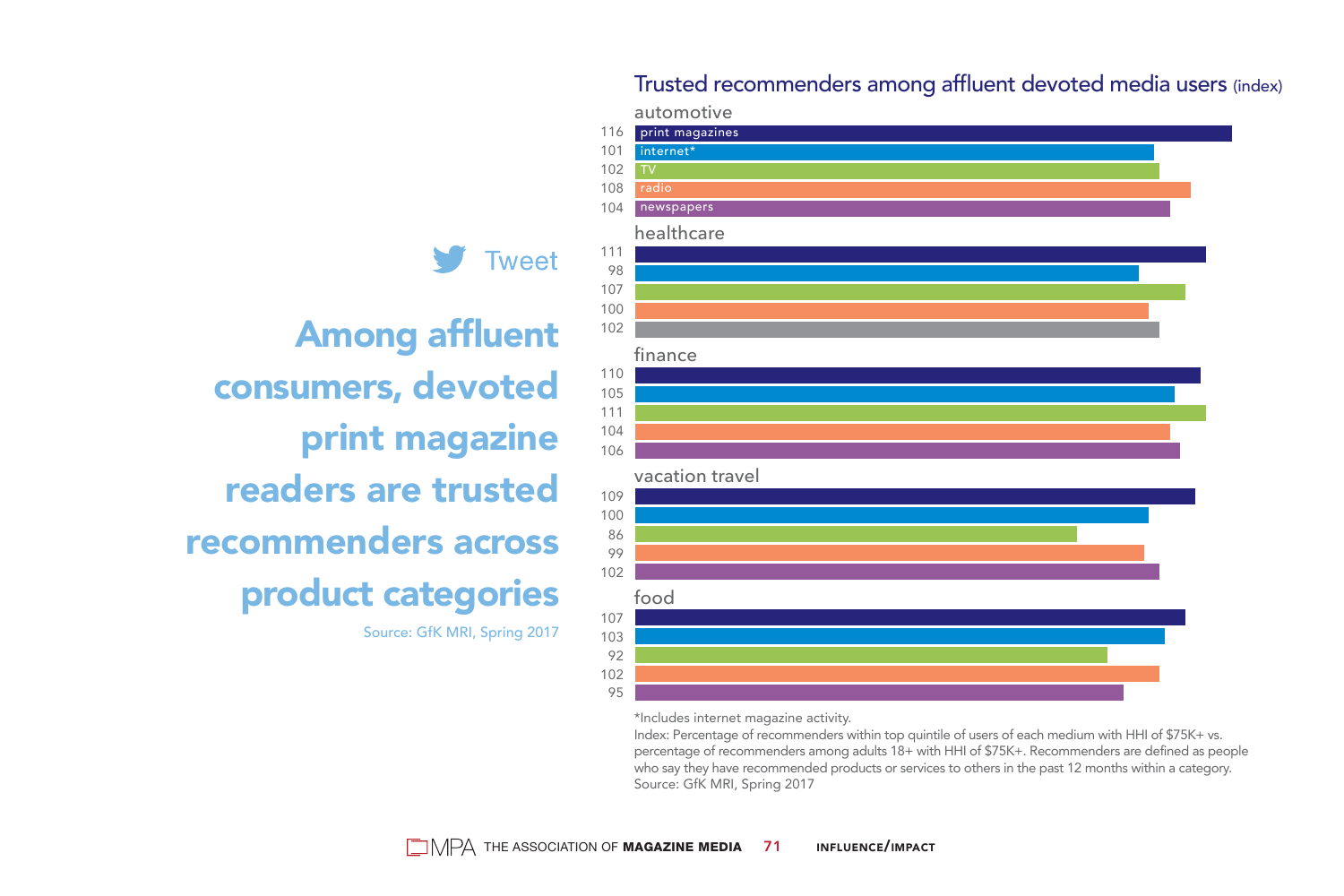Tweet

## Among affluent consumers, devoted print magazine readers are trusted recommenders across product categories

Source: GfK MRI, Spring 2017

### Trusted recommenders among affluent devoted media users (index)

| Category | print magazines | internet* | TV | radio | newspapers |
|---|---|---|---|---|---|
| automotive | 116 | 101 | 102 | 108 | 104 |
| healthcare | 111 | 98 | 107 | 100 | 102 |
| finance | 110 | 105 | 111 | 104 | 106 |
| vacation travel | 109 | 100 | 86 | 99 | 102 |
| food | 107 | 103 | 92 | 102 | 95 |

*Includes internet magazine activity.

Index: Percentage of recommenders within top quintile of users of each medium with HHI of $75K+ vs. percentage of recommenders among adults 18+ with HHI of $75K+. Recommenders are defined as people who say they have recommended products or services to others in the past 12 months within a category.

Source: GfK MRI, Spring 2017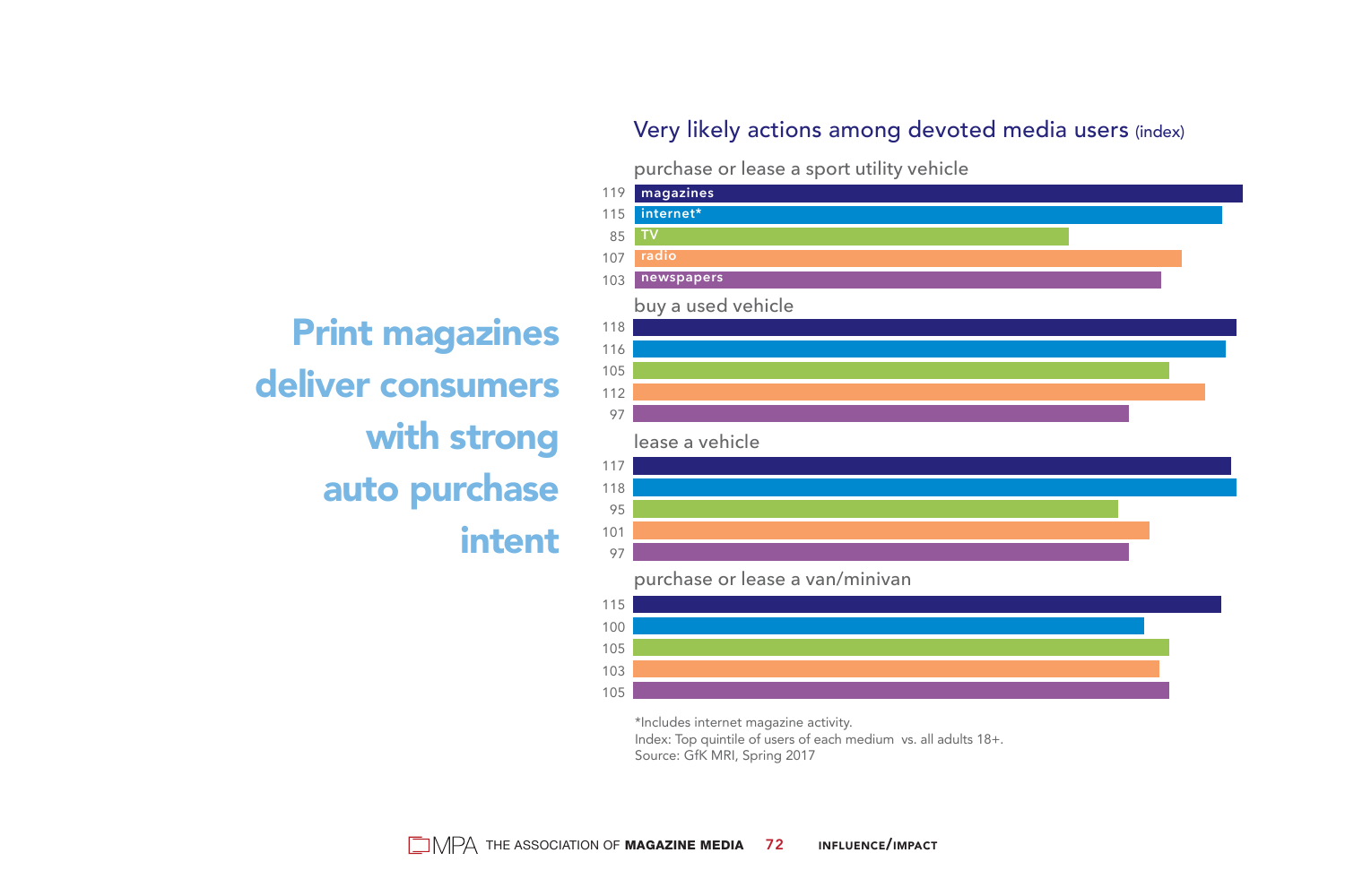# Print magazines deliver consumers with strong auto purchase intent

## Very likely actions among devoted media users (index)

| | magazines | internet* | TV | radio | newspapers |
|---|---|---|---|---|---|
| purchase or lease a sport utility vehicle | 119 | 115 | 85 | 107 | 103 |
| buy a used vehicle | 118 | 116 | 105 | 112 | 97 |
| lease a vehicle | 117 | 118 | 95 | 101 | 97 |
| purchase or lease a van/minivan | 115 | 100 | 105 | 103 | 105 |

*Includes internet magazine activity.
Index: Top quintile of users of each medium vs. all adults 18+.
Source: GfK MRI, Spring 2017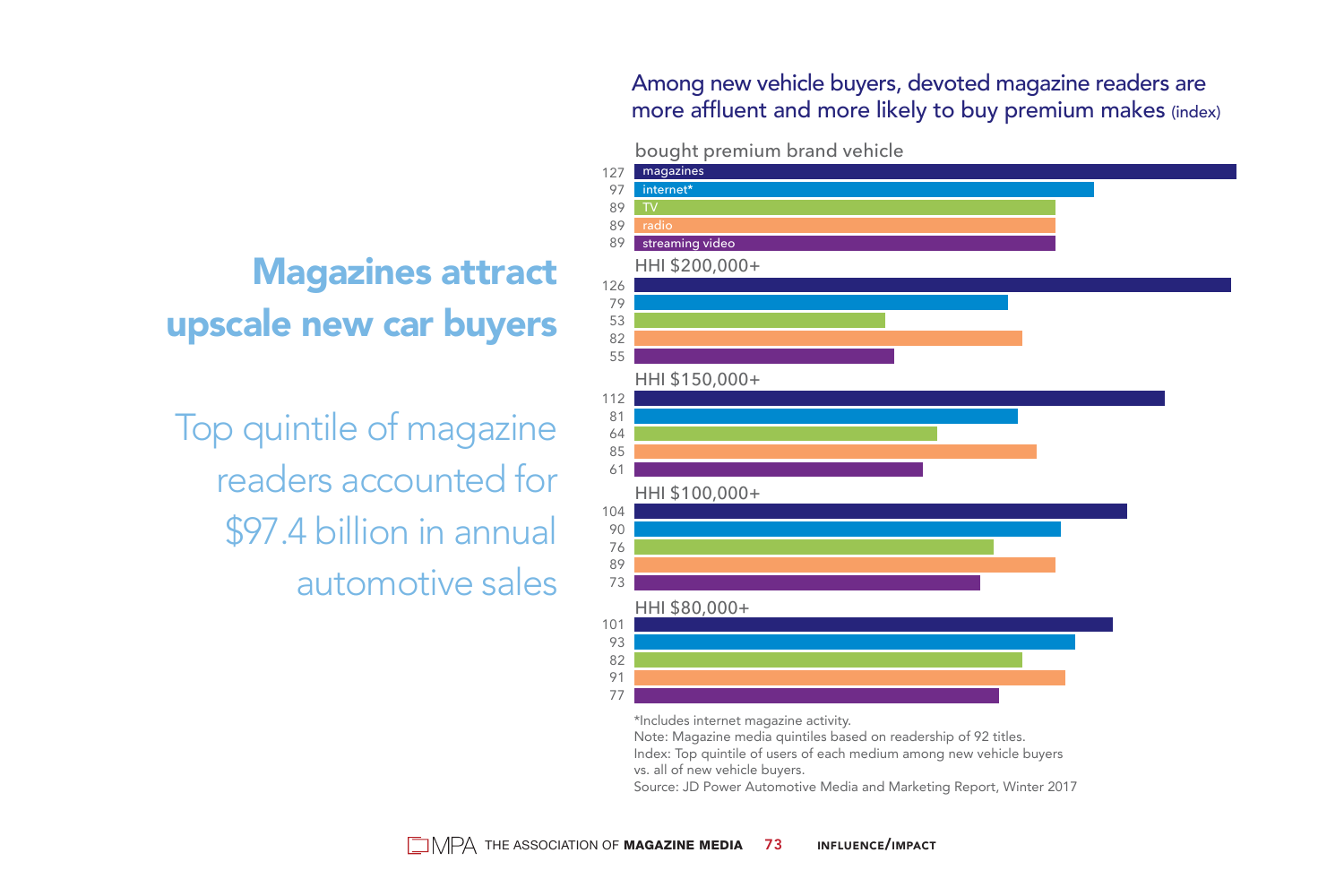# Magazines attract upscale new car buyers

Top quintile of magazine readers accounted for $97.4 billion in annual automotive sales

## Among new vehicle buyers, devoted magazine readers are more affluent and more likely to buy premium makes (index)

| | magazines | internet* | TV | radio | streaming video |
|---|---|---|---|---|---|
| bought premium brand vehicle | 127 | 97 | 89 | 89 | 89 |
| HHI $200,000+ | 126 | 79 | 53 | 82 | 55 |
| HHI $150,000+ | 112 | 81 | 64 | 85 | 61 |
| HHI $100,000+ | 104 | 90 | 76 | 89 | 73 |
| HHI $80,000+ | 101 | 93 | 82 | 91 | 77 |

*Includes internet magazine activity.

Note: Magazine media quintiles based on readership of 92 titles.

Index: Top quintile of users of each medium among new vehicle buyers vs. all of new vehicle buyers.

Source: JD Power Automotive Media and Marketing Report, Winter 2017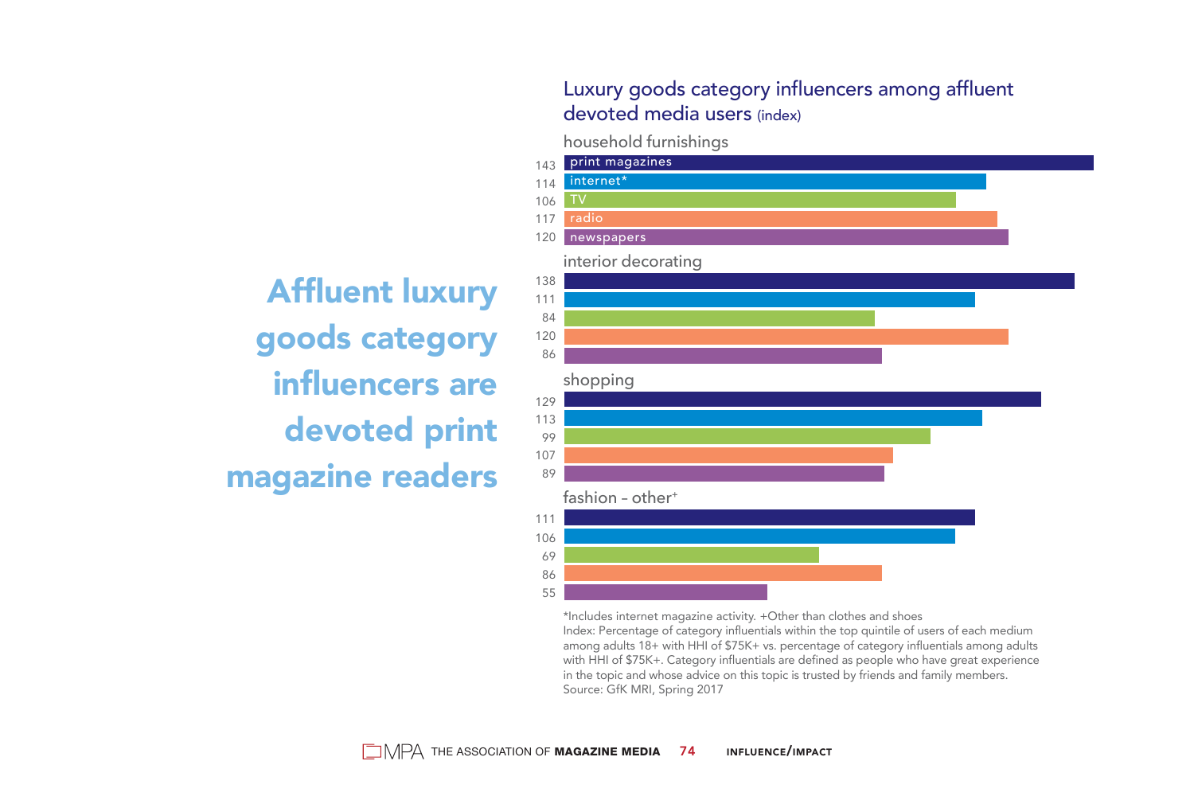# Affluent luxury goods category influencers are devoted print magazine readers

## Luxury goods category influencers among affluent devoted media users (index)

| | print magazines | internet* | TV | radio | newspapers |
|---|---|---|---|---|---|
| household furnishings | 143 | 114 | 106 | 117 | 120 |
| interior decorating | 138 | 111 | 84 | 120 | 86 |
| shopping | 129 | 113 | 99 | 107 | 89 |
| fashion – other+ | 111 | 106 | 69 | 86 | 55 |

*Includes internet magazine activity. +Other than clothes and shoes

Index: Percentage of category influentials within the top quintile of users of each medium among adults 18+ with HHI of $75K+ vs. percentage of category influentials among adults with HHI of $75K+. Category influentials are defined as people who have great experience in the topic and whose advice on this topic is trusted by friends and family members.

Source: GfK MRI, Spring 2017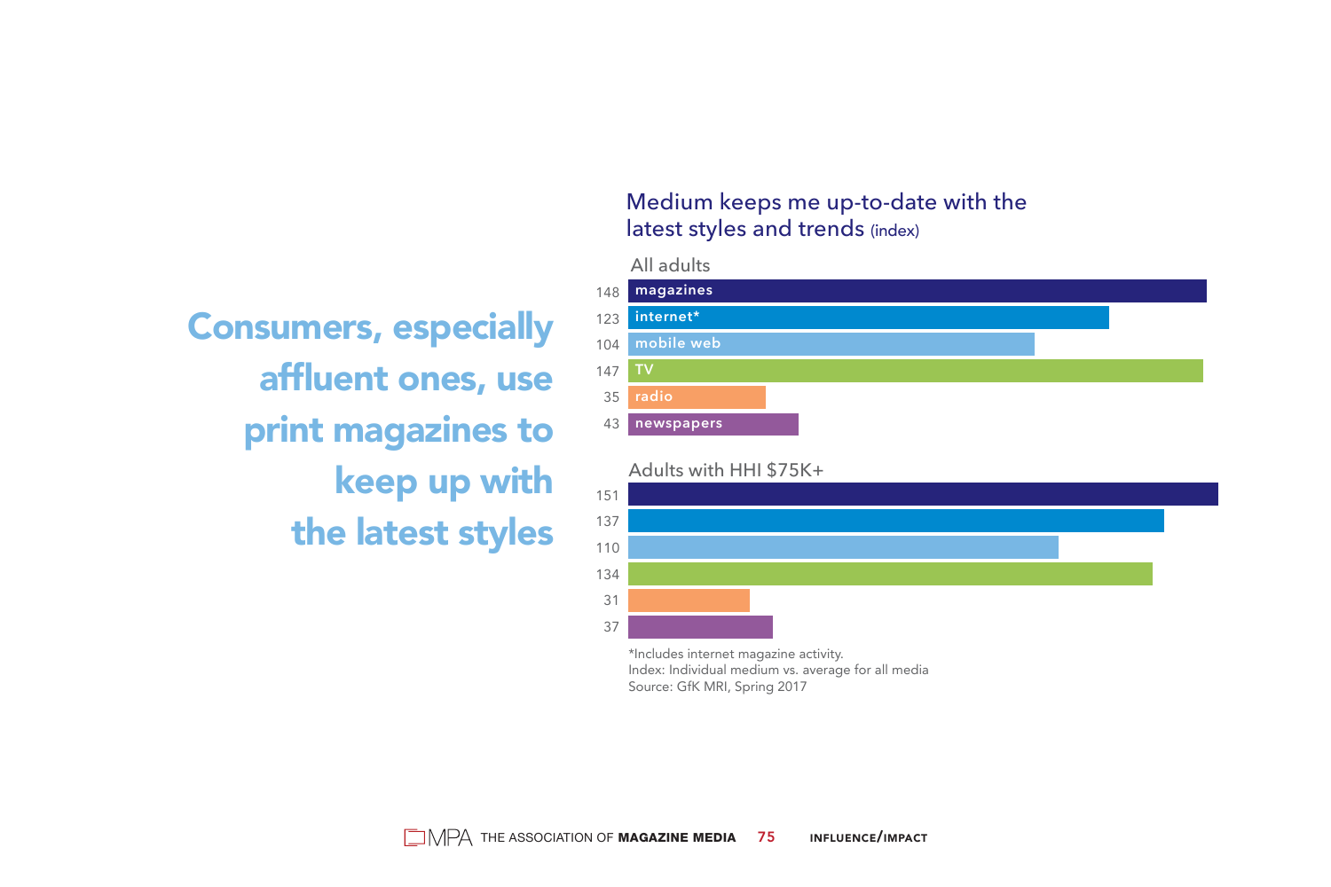# Consumers, especially affluent ones, use print magazines to keep up with the latest styles

## Medium keeps me up-to-date with the latest styles and trends (index)

| Medium | All adults | Adults with HHI $75K+ |
|---|---|---|
| magazines | 148 | 151 |
| internet* | 123 | 137 |
| mobile web | 104 | 110 |
| TV | 147 | 134 |
| radio | 35 | 31 |
| newspapers | 43 | 37 |

*Includes internet magazine activity.
Index: Individual medium vs. average for all media
Source: GfK MRI, Spring 2017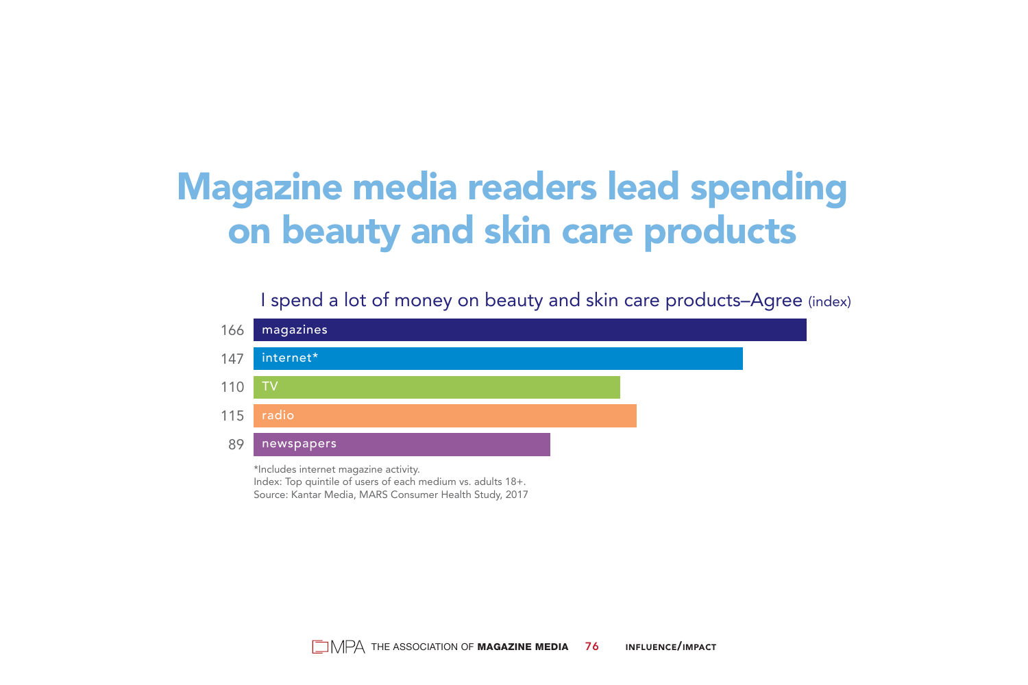# Magazine media readers lead spending on beauty and skin care products

I spend a lot of money on beauty and skin care products–Agree (index)

| Medium | Index |
| --- | --- |
| magazines | 166 |
| internet* | 147 |
| TV | 110 |
| radio | 115 |
| newspapers | 89 |

*Includes internet magazine activity.
Index: Top quintile of users of each medium vs. adults 18+.
Source: Kantar Media, MARS Consumer Health Study, 2017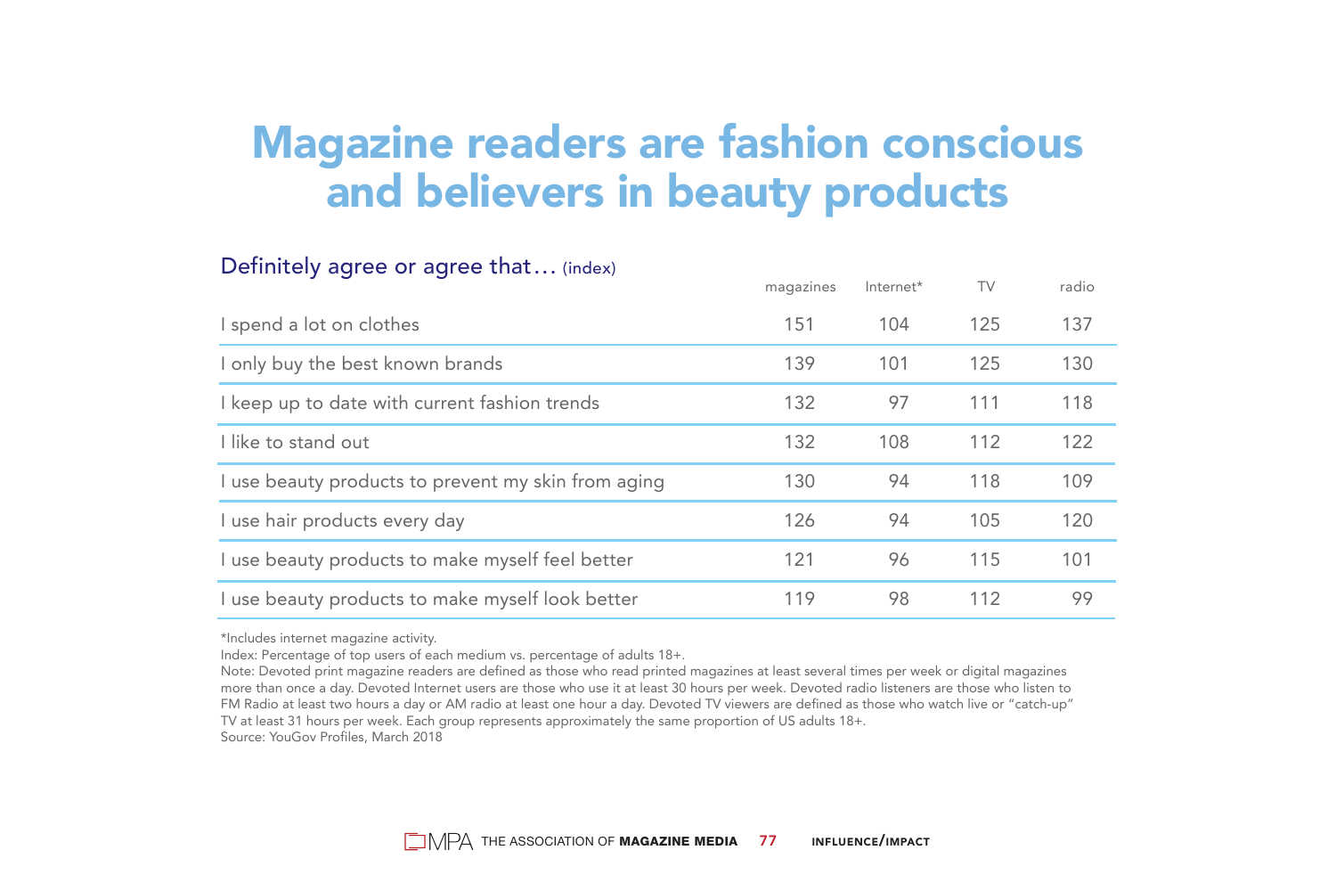# Magazine readers are fashion conscious and believers in beauty products

## Definitely agree or agree that… (index)

| | magazines | Internet* | TV | radio |
|---|---|---|---|---|
| I spend a lot on clothes | 151 | 104 | 125 | 137 |
| I only buy the best known brands | 139 | 101 | 125 | 130 |
| I keep up to date with current fashion trends | 132 | 97 | 111 | 118 |
| I like to stand out | 132 | 108 | 112 | 122 |
| I use beauty products to prevent my skin from aging | 130 | 94 | 118 | 109 |
| I use hair products every day | 126 | 94 | 105 | 120 |
| I use beauty products to make myself feel better | 121 | 96 | 115 | 101 |
| I use beauty products to make myself look better | 119 | 98 | 112 | 99 |

*Includes internet magazine activity.

Index: Percentage of top users of each medium vs. percentage of adults 18+.

Note: Devoted print magazine readers are defined as those who read printed magazines at least several times per week or digital magazines more than once a day. Devoted Internet users are those who use it at least 30 hours per week. Devoted radio listeners are those who listen to FM Radio at least two hours a day or AM radio at least one hour a day. Devoted TV viewers are defined as those who watch live or "catch-up" TV at least 31 hours per week. Each group represents approximately the same proportion of US adults 18+.

Source: YouGov Profiles, March 2018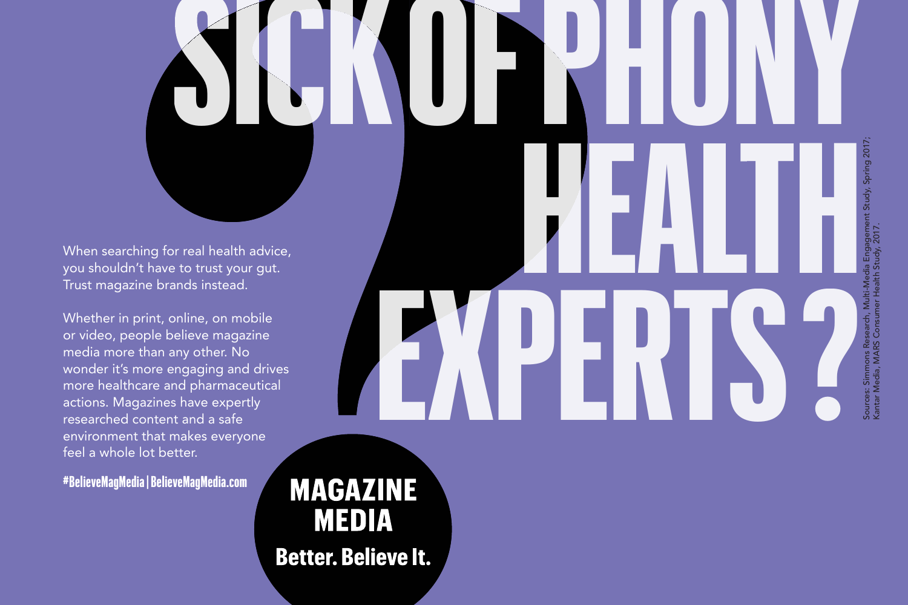# SICK OF PHONY HEALTH EXPERTS?

When searching for real health advice, you shouldn't have to trust your gut. Trust magazine brands instead.

Whether in print, online, on mobile or video, people believe magazine media more than any other. No wonder it's more engaging and drives more healthcare and pharmaceutical actions. Magazines have expertly researched content and a safe environment that makes everyone feel a whole lot better.

**#BelieveMagMedia | BelieveMagMedia.com**

**MAGAZINE MEDIA**

**Better. Believe It.**

Sources: Simmons Research, Multi-Media Engagement Study, Spring 2017; Kantar Media, MARS Consumer Health Study, 2017.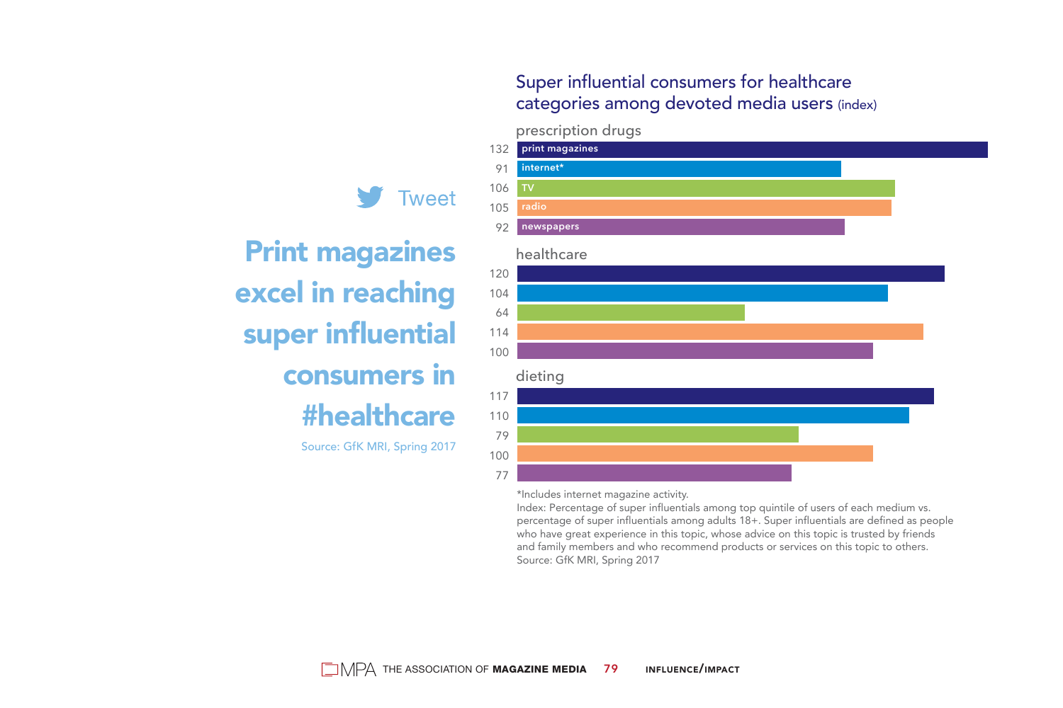Tweet

## Print magazines excel in reaching super influential consumers in #healthcare

Source: GfK MRI, Spring 2017

### Super influential consumers for healthcare categories among devoted media users (index)

| | prescription drugs | healthcare | dieting |
|---|---|---|---|
| print magazines | 132 | 120 | 117 |
| internet* | 91 | 104 | 110 |
| TV | 106 | 64 | 79 |
| radio | 105 | 114 | 100 |
| newspapers | 92 | 100 | 77 |

*Includes internet magazine activity.

Index: Percentage of super influentials among top quintile of users of each medium vs. percentage of super influentials among adults 18+. Super influentials are defined as people who have great experience in this topic, whose advice on this topic is trusted by friends and family members and who recommend products or services on this topic to others.

Source: GfK MRI, Spring 2017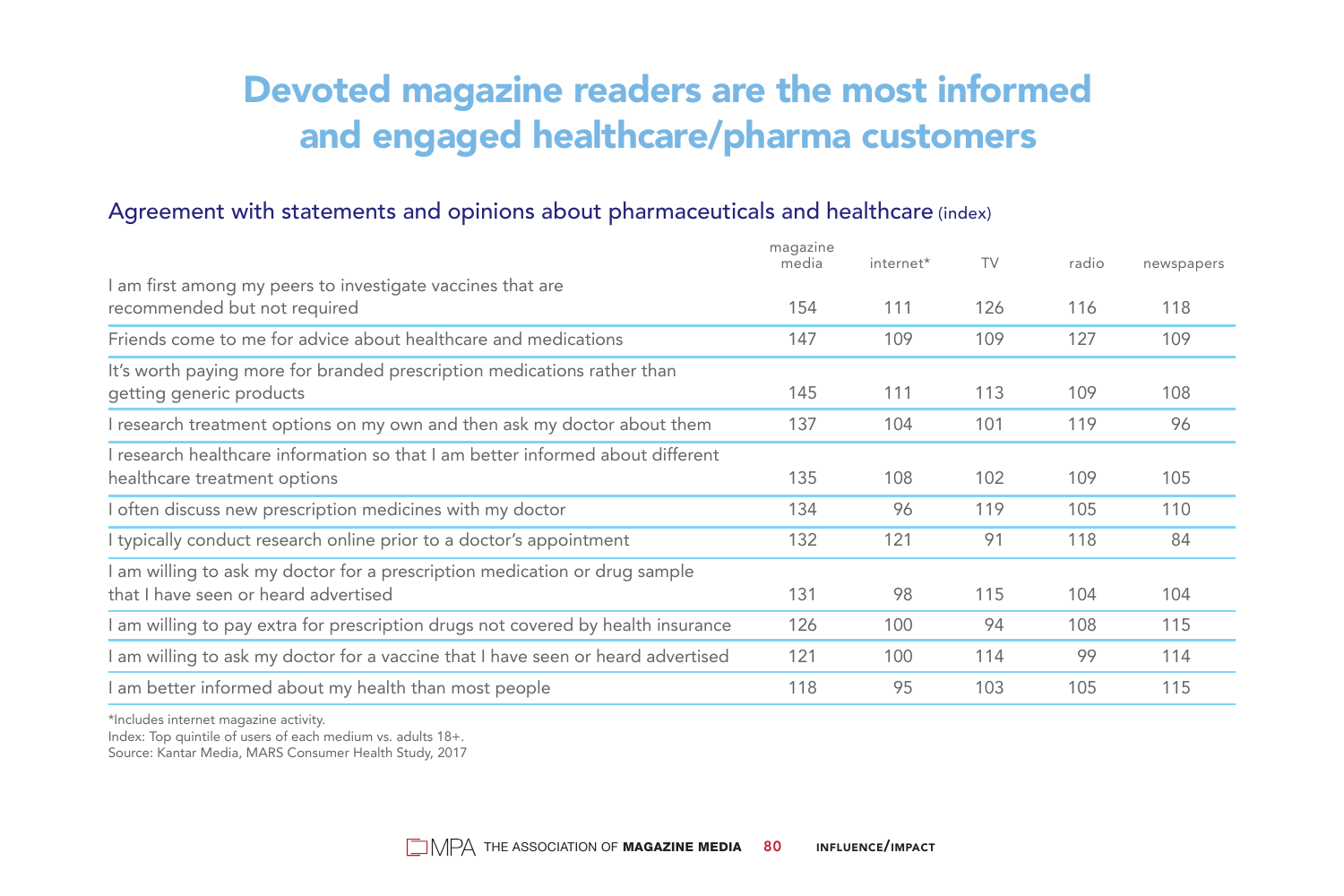# Devoted magazine readers are the most informed and engaged healthcare/pharma customers

## Agreement with statements and opinions about pharmaceuticals and healthcare (index)

| | magazine media | internet* | TV | radio | newspapers |
|---|---|---|---|---|---|
| I am first among my peers to investigate vaccines that are recommended but not required | 154 | 111 | 126 | 116 | 118 |
| Friends come to me for advice about healthcare and medications | 147 | 109 | 109 | 127 | 109 |
| It's worth paying more for branded prescription medications rather than getting generic products | 145 | 111 | 113 | 109 | 108 |
| I research treatment options on my own and then ask my doctor about them | 137 | 104 | 101 | 119 | 96 |
| I research healthcare information so that I am better informed about different healthcare treatment options | 135 | 108 | 102 | 109 | 105 |
| I often discuss new prescription medicines with my doctor | 134 | 96 | 119 | 105 | 110 |
| I typically conduct research online prior to a doctor's appointment | 132 | 121 | 91 | 118 | 84 |
| I am willing to ask my doctor for a prescription medication or drug sample that I have seen or heard advertised | 131 | 98 | 115 | 104 | 104 |
| I am willing to pay extra for prescription drugs not covered by health insurance | 126 | 100 | 94 | 108 | 115 |
| I am willing to ask my doctor for a vaccine that I have seen or heard advertised | 121 | 100 | 114 | 99 | 114 |
| I am better informed about my health than most people | 118 | 95 | 103 | 105 | 115 |

*Includes internet magazine activity.
Index: Top quintile of users of each medium vs. adults 18+.
Source: Kantar Media, MARS Consumer Health Study, 2017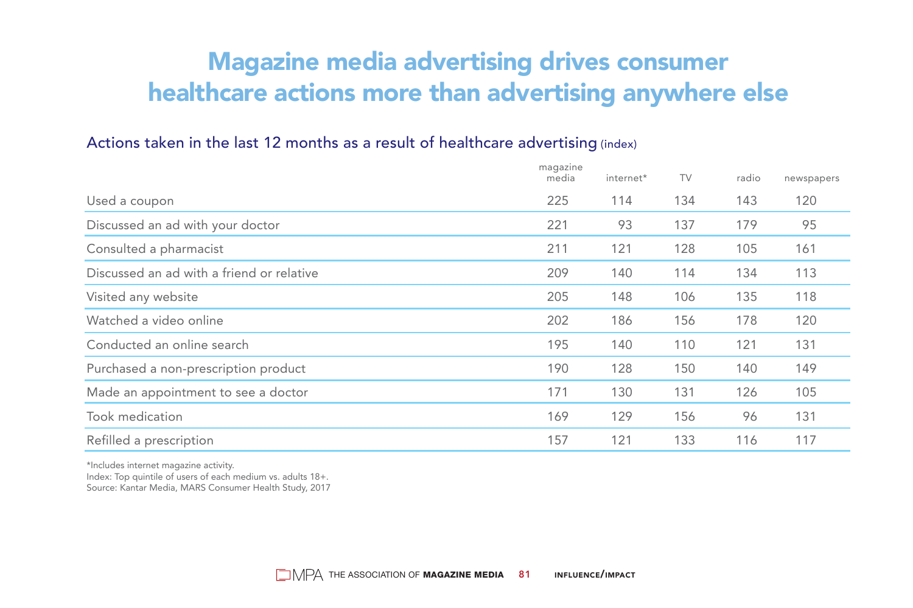# Magazine media advertising drives consumer healthcare actions more than advertising anywhere else

## Actions taken in the last 12 months as a result of healthcare advertising (index)

| | magazine media | internet* | TV | radio | newspapers |
|---|---|---|---|---|---|
| Used a coupon | 225 | 114 | 134 | 143 | 120 |
| Discussed an ad with your doctor | 221 | 93 | 137 | 179 | 95 |
| Consulted a pharmacist | 211 | 121 | 128 | 105 | 161 |
| Discussed an ad with a friend or relative | 209 | 140 | 114 | 134 | 113 |
| Visited any website | 205 | 148 | 106 | 135 | 118 |
| Watched a video online | 202 | 186 | 156 | 178 | 120 |
| Conducted an online search | 195 | 140 | 110 | 121 | 131 |
| Purchased a non-prescription product | 190 | 128 | 150 | 140 | 149 |
| Made an appointment to see a doctor | 171 | 130 | 131 | 126 | 105 |
| Took medication | 169 | 129 | 156 | 96 | 131 |
| Refilled a prescription | 157 | 121 | 133 | 116 | 117 |

*Includes internet magazine activity.
Index: Top quintile of users of each medium vs. adults 18+.
Source: Kantar Media, MARS Consumer Health Study, 2017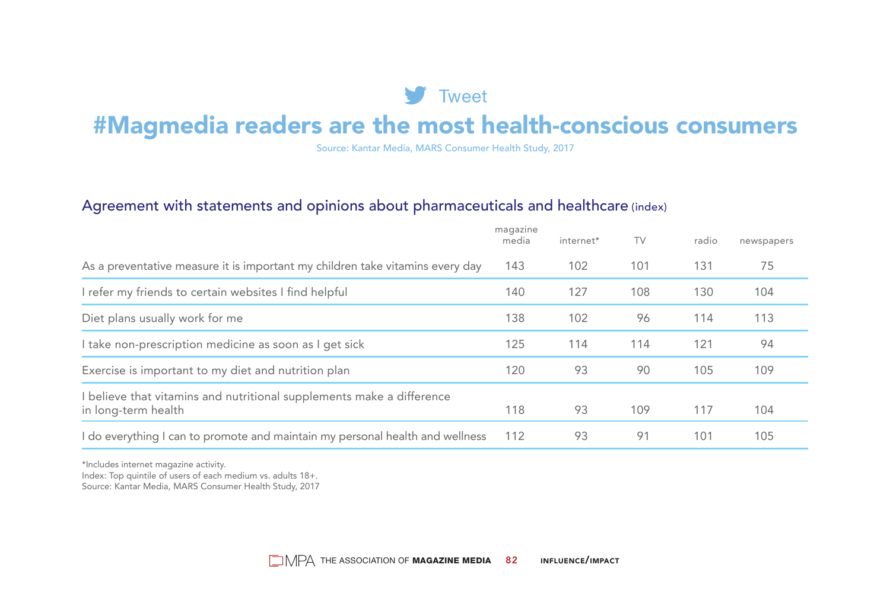Tweet

# #Magmedia readers are the most health-conscious consumers

Source: Kantar Media, MARS Consumer Health Study, 2017

## Agreement with statements and opinions about pharmaceuticals and healthcare (index)

| | magazine media | internet* | TV | radio | newspapers |
|---|---|---|---|---|---|
| As a preventative measure it is important my children take vitamins every day | 143 | 102 | 101 | 131 | 75 |
| I refer my friends to certain websites I find helpful | 140 | 127 | 108 | 130 | 104 |
| Diet plans usually work for me | 138 | 102 | 96 | 114 | 113 |
| I take non-prescription medicine as soon as I get sick | 125 | 114 | 114 | 121 | 94 |
| Exercise is important to my diet and nutrition plan | 120 | 93 | 90 | 105 | 109 |
| I believe that vitamins and nutritional supplements make a difference in long-term health | 118 | 93 | 109 | 117 | 104 |
| I do everything I can to promote and maintain my personal health and wellness | 112 | 93 | 91 | 101 | 105 |

*Includes internet magazine activity.
Index: Top quintile of users of each medium vs. adults 18+.
Source: Kantar Media, MARS Consumer Health Study, 2017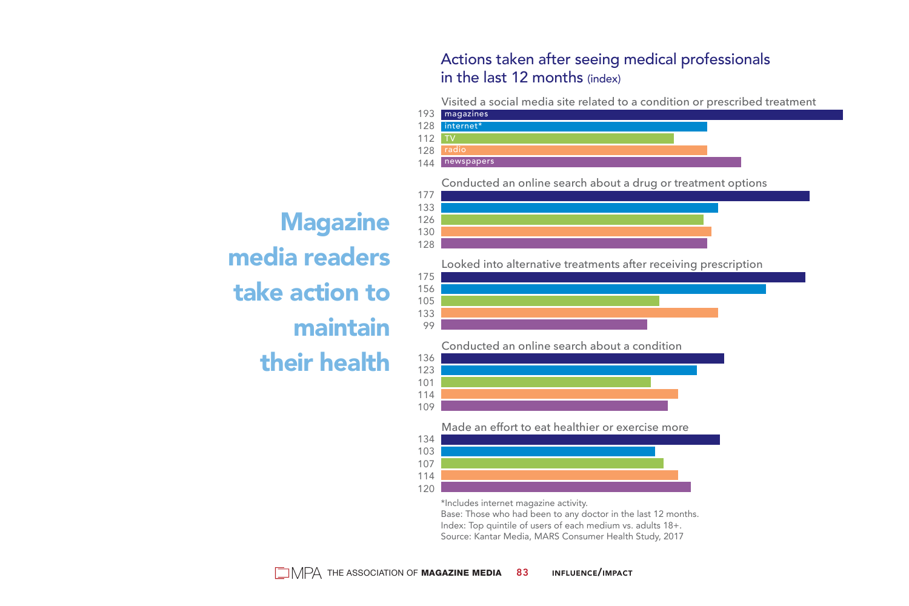# Magazine media readers take action to maintain their health

## Actions taken after seeing medical professionals in the last 12 months (index)

| Action | magazines | internet* | TV | radio | newspapers |
|---|---|---|---|---|---|
| Visited a social media site related to a condition or prescribed treatment | 193 | 128 | 112 | 128 | 144 |
| Conducted an online search about a drug or treatment options | 177 | 133 | 126 | 130 | 128 |
| Looked into alternative treatments after receiving prescription | 175 | 156 | 105 | 133 | 99 |
| Conducted an online search about a condition | 136 | 123 | 101 | 114 | 109 |
| Made an effort to eat healthier or exercise more | 134 | 103 | 107 | 114 | 120 |

*Includes internet magazine activity.
Base: Those who had been to any doctor in the last 12 months.
Index: Top quintile of users of each medium vs. adults 18+.
Source: Kantar Media, MARS Consumer Health Study, 2017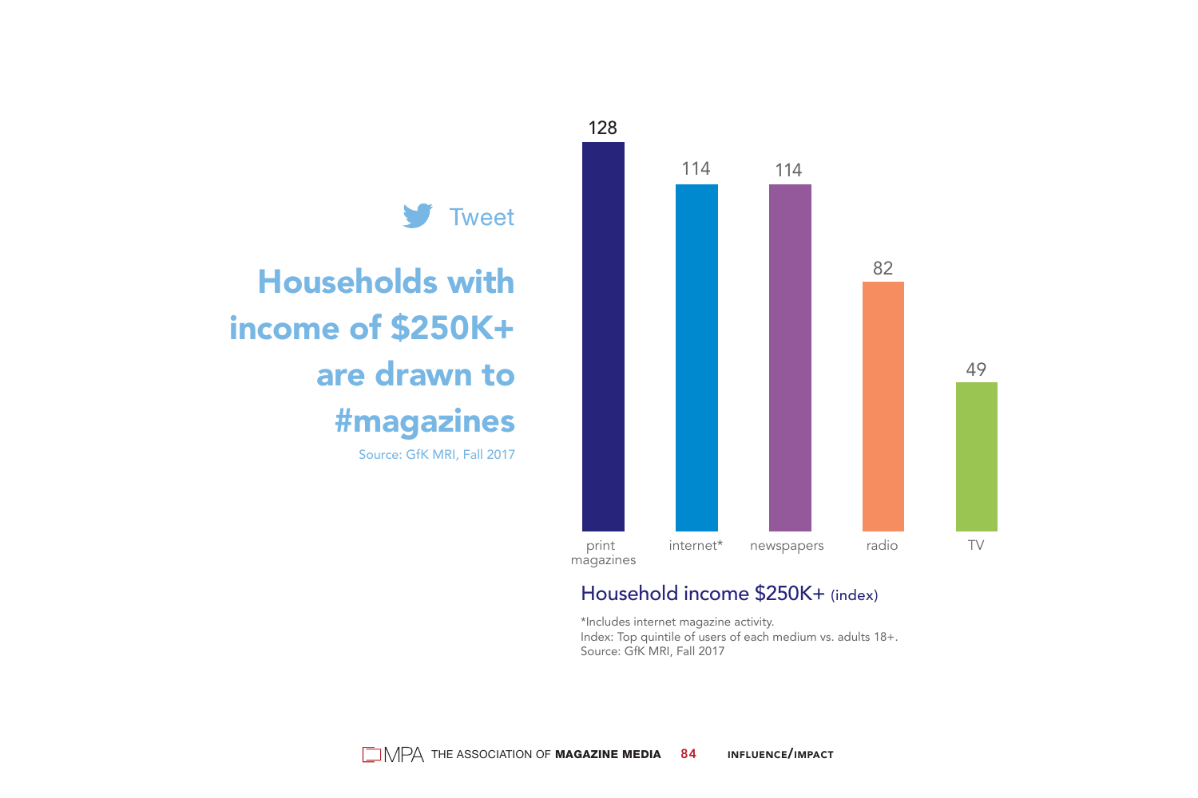Tweet

## Households with income of $250K+ are drawn to #magazines

Source: GfK MRI, Fall 2017

| | print magazines | internet* | newspapers | radio | TV |
|---|---|---|---|---|---|
| Household income $250K+ (index) | 128 | 114 | 114 | 82 | 49 |

**Household income $250K+** (index)

*Includes internet magazine activity.
Index: Top quintile of users of each medium vs. adults 18+.
Source: GfK MRI, Fall 2017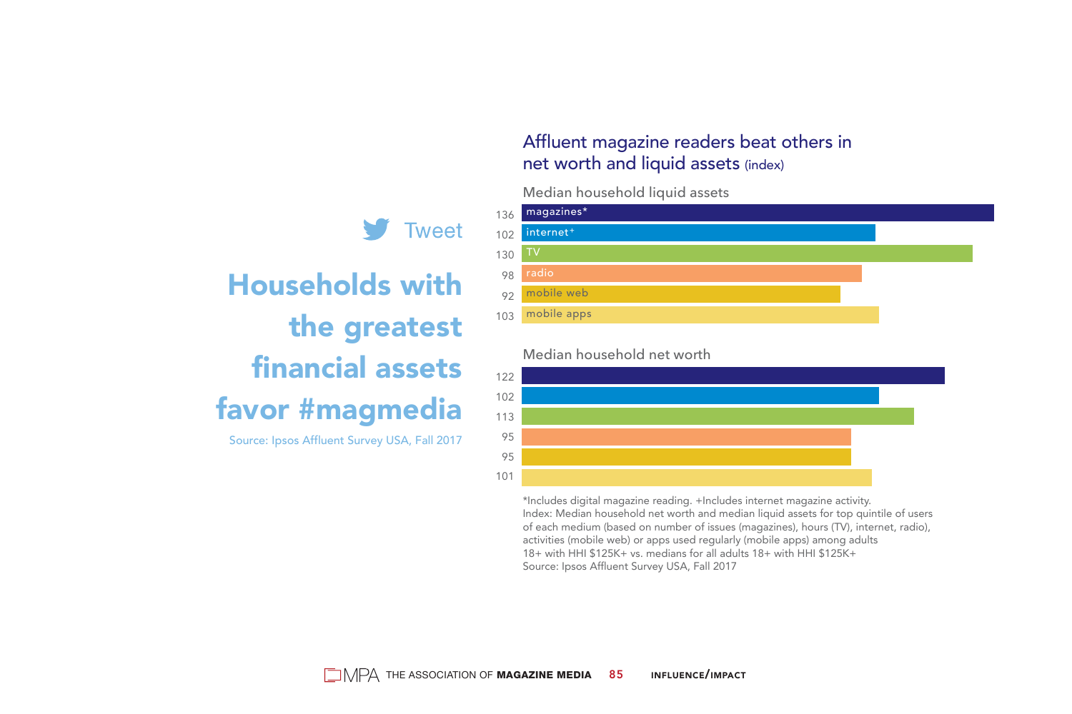Tweet

# Households with the greatest financial assets favor #magmedia

Source: Ipsos Affluent Survey USA, Fall 2017

## Affluent magazine readers beat others in net worth and liquid assets (index)

Median household liquid assets

| Medium | Index |
|---|---|
| magazines* | 136 |
| internet+ | 102 |
| TV | 130 |
| radio | 98 |
| mobile web | 92 |
| mobile apps | 103 |

Median household net worth

| Medium | Index |
|---|---|
| magazines* | 122 |
| internet+ | 102 |
| TV | 113 |
| radio | 95 |
| mobile web | 95 |
| mobile apps | 101 |

*Includes digital magazine reading. +Includes internet magazine activity.
Index: Median household net worth and median liquid assets for top quintile of users of each medium (based on number of issues (magazines), hours (TV), internet, radio), activities (mobile web) or apps used regularly (mobile apps) among adults 18+ with HHI $125K+ vs. medians for all adults 18+ with HHI $125K+
Source: Ipsos Affluent Survey USA, Fall 2017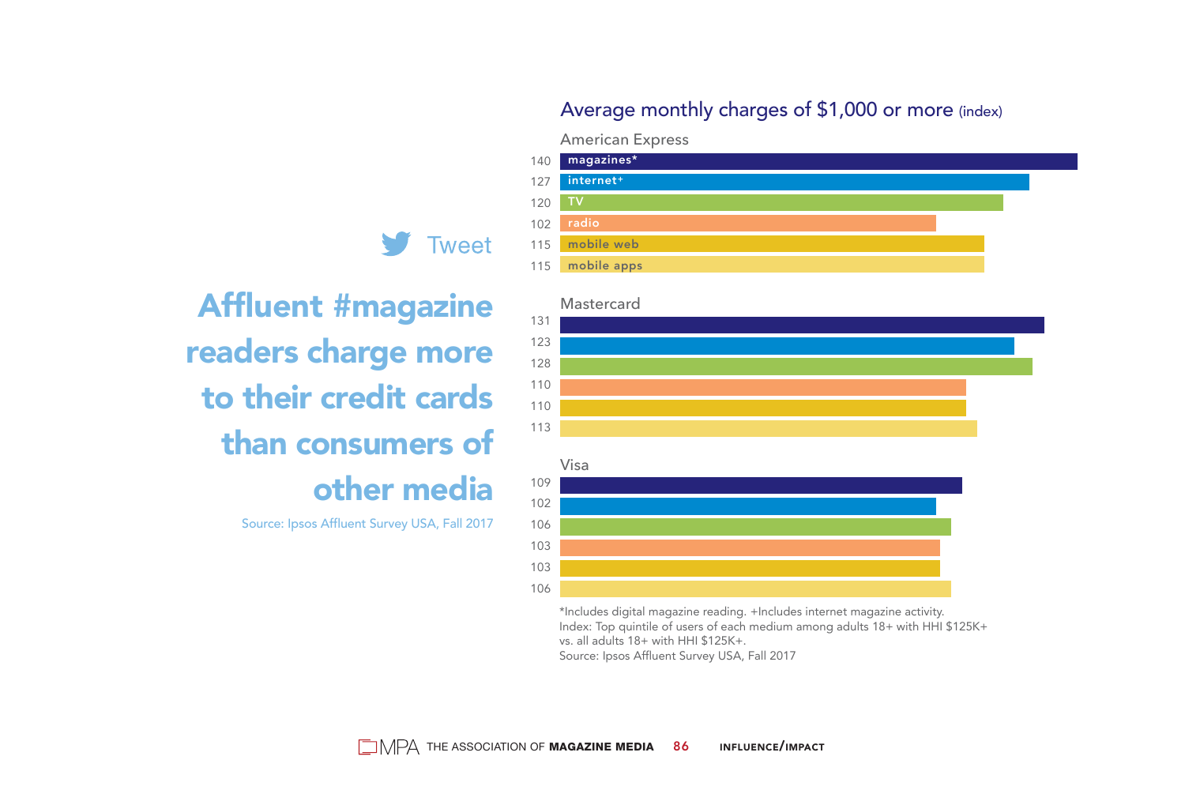Tweet

# Affluent #magazine readers charge more to their credit cards than consumers of other media

Source: Ipsos Affluent Survey USA, Fall 2017

## Average monthly charges of $1,000 or more (index)

| | American Express | Mastercard | Visa |
|---|---|---|---|
| magazines* | 140 | 131 | 109 |
| internet+ | 127 | 123 | 102 |
| TV | 120 | 128 | 106 |
| radio | 102 | 110 | 103 |
| mobile web | 115 | 110 | 103 |
| mobile apps | 115 | 113 | 106 |

*Includes digital magazine reading. +Includes internet magazine activity.
Index: Top quintile of users of each medium among adults 18+ with HHI $125K+ vs. all adults 18+ with HHI $125K+.
Source: Ipsos Affluent Survey USA, Fall 2017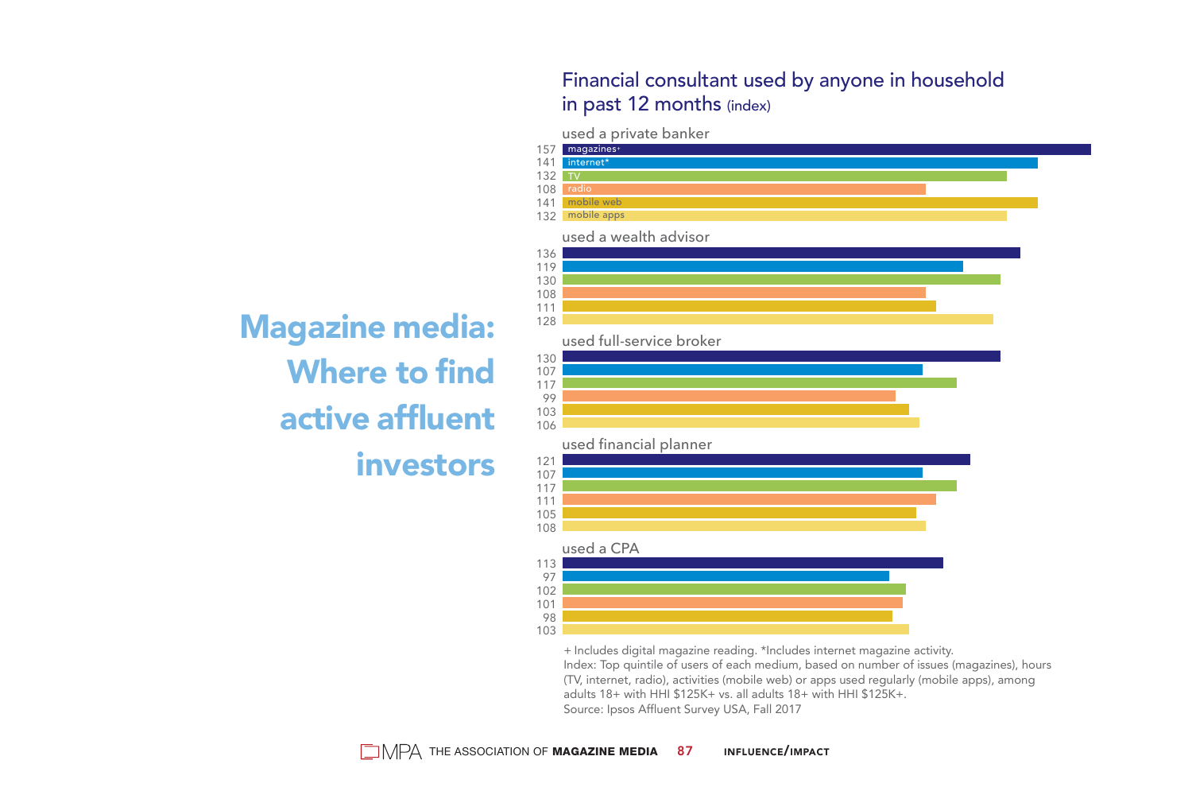# Magazine media: Where to find active affluent investors

## Financial consultant used by anyone in household in past 12 months (index)

| | magazines+ | internet* | TV | radio | mobile web | mobile apps |
|---|---|---|---|---|---|---|
| used a private banker | 157 | 141 | 132 | 108 | 141 | 132 |
| used a wealth advisor | 136 | 119 | 130 | 108 | 111 | 128 |
| used full-service broker | 130 | 107 | 117 | 99 | 103 | 106 |
| used financial planner | 121 | 107 | 117 | 111 | 105 | 108 |
| used a CPA | 113 | 97 | 102 | 101 | 98 | 103 |

+ Includes digital magazine reading. *Includes internet magazine activity.
Index: Top quintile of users of each medium, based on number of issues (magazines), hours (TV, internet, radio), activities (mobile web) or apps used regularly (mobile apps), among adults 18+ with HHI $125K+ vs. all adults 18+ with HHI $125K+.
Source: Ipsos Affluent Survey USA, Fall 2017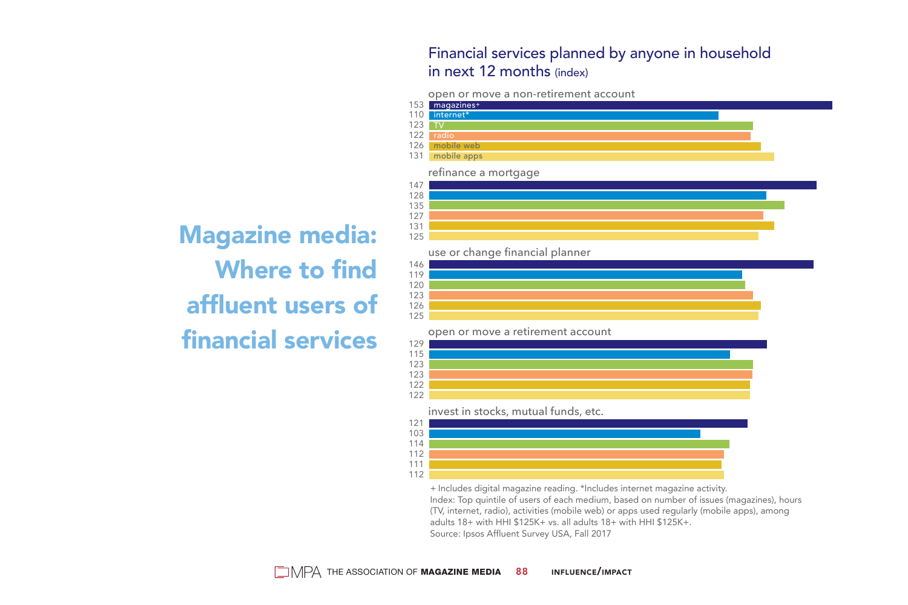# Magazine media: Where to find affluent users of financial services

## Financial services planned by anyone in household in next 12 months (index)

| | magazines+ | internet* | TV | radio | mobile web | mobile apps |
|---|---|---|---|---|---|---|
| open or move a non-retirement account | 153 | 110 | 123 | 122 | 126 | 131 |
| refinance a mortgage | 147 | 128 | 135 | 127 | 131 | 125 |
| use or change financial planner | 146 | 119 | 120 | 123 | 126 | 125 |
| open or move a retirement account | 129 | 115 | 123 | 123 | 122 | 122 |
| invest in stocks, mutual funds, etc. | 121 | 103 | 114 | 112 | 111 | 112 |

+ Includes digital magazine reading. *Includes internet magazine activity.
Index: Top quintile of users of each medium, based on number of issues (magazines), hours (TV, internet, radio), activities (mobile web) or apps used regularly (mobile apps), among adults 18+ with HHI $125K+ vs. all adults 18+ with HHI $125K+.
Source: Ipsos Affluent Survey USA, Fall 2017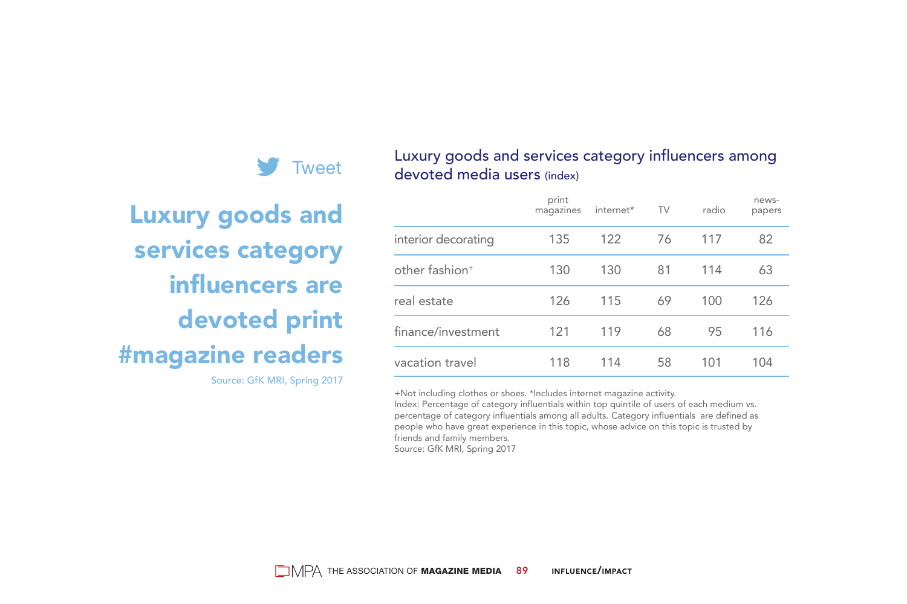Tweet

## Luxury goods and services category influencers are devoted print #magazine readers

Source: GfK MRI, Spring 2017

### Luxury goods and services category influencers among devoted media users (index)

| | print magazines | internet* | TV | radio | news-papers |
|---|---|---|---|---|---|
| interior decorating | 135 | 122 | 76 | 117 | 82 |
| other fashion+ | 130 | 130 | 81 | 114 | 63 |
| real estate | 126 | 115 | 69 | 100 | 126 |
| finance/investment | 121 | 119 | 68 | 95 | 116 |
| vacation travel | 118 | 114 | 58 | 101 | 104 |

+Not including clothes or shoes. *Includes internet magazine activity.
Index: Percentage of category influentials within top quintile of users of each medium vs. percentage of category influentials among all adults. Category influentials are defined as people who have great experience in this topic, whose advice on this topic is trusted by friends and family members.
Source: GfK MRI, Spring 2017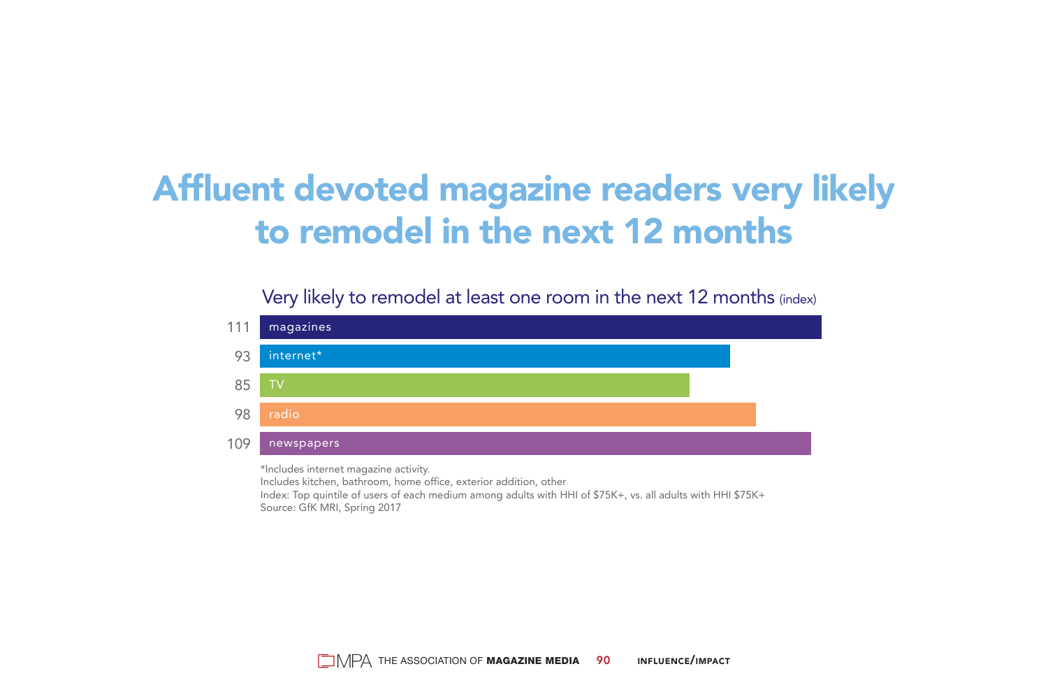# Affluent devoted magazine readers very likely to remodel in the next 12 months

## Very likely to remodel at least one room in the next 12 months (index)

| Medium | Index |
| --- | --- |
| magazines | 111 |
| internet* | 93 |
| TV | 85 |
| radio | 98 |
| newspapers | 109 |

*Includes internet magazine activity.
Includes kitchen, bathroom, home office, exterior addition, other
Index: Top quintile of users of each medium among adults with HHI of $75K+, vs. all adults with HHI $75K+
Source: GfK MRI, Spring 2017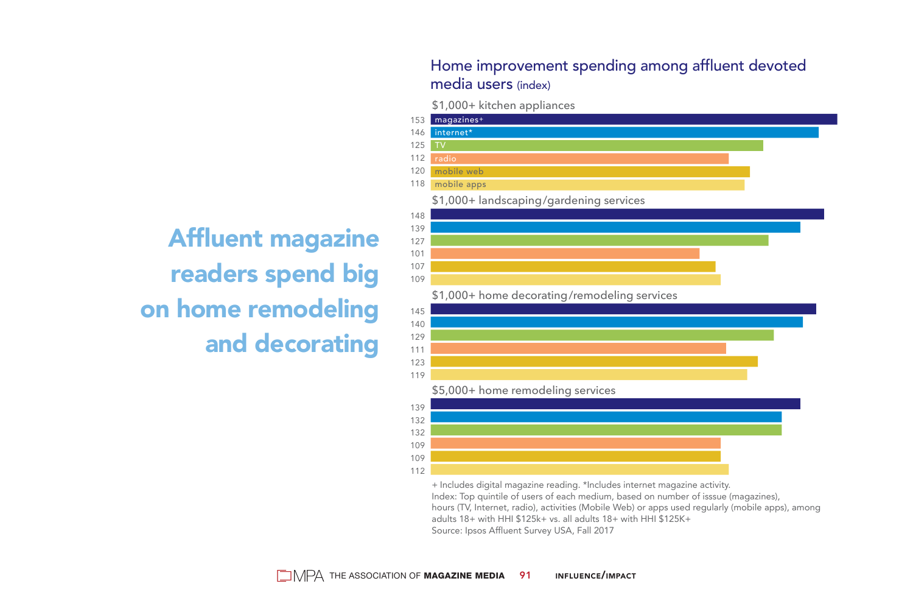# Affluent magazine readers spend big on home remodeling and decorating

## Home improvement spending among affluent devoted media users (index)

| | magazines+ | internet* | TV | radio | mobile web | mobile apps |
|---|---|---|---|---|---|---|
| $1,000+ kitchen appliances | 153 | 146 | 125 | 112 | 120 | 118 |
| $1,000+ landscaping/gardening services | 148 | 139 | 127 | 101 | 107 | 109 |
| $1,000+ home decorating/remodeling services | 145 | 140 | 129 | 111 | 123 | 119 |
| $5,000+ home remodeling services | 139 | 132 | 132 | 109 | 109 | 112 |

+ Includes digital magazine reading. *Includes internet magazine activity.
Index: Top quintile of users of each medium, based on number of isssue (magazines), hours (TV, Internet, radio), activities (Mobile Web) or apps used regularly (mobile apps), among adults 18+ with HHI $125k+ vs. all adults 18+ with HHI $125K+
Source: Ipsos Affluent Survey USA, Fall 2017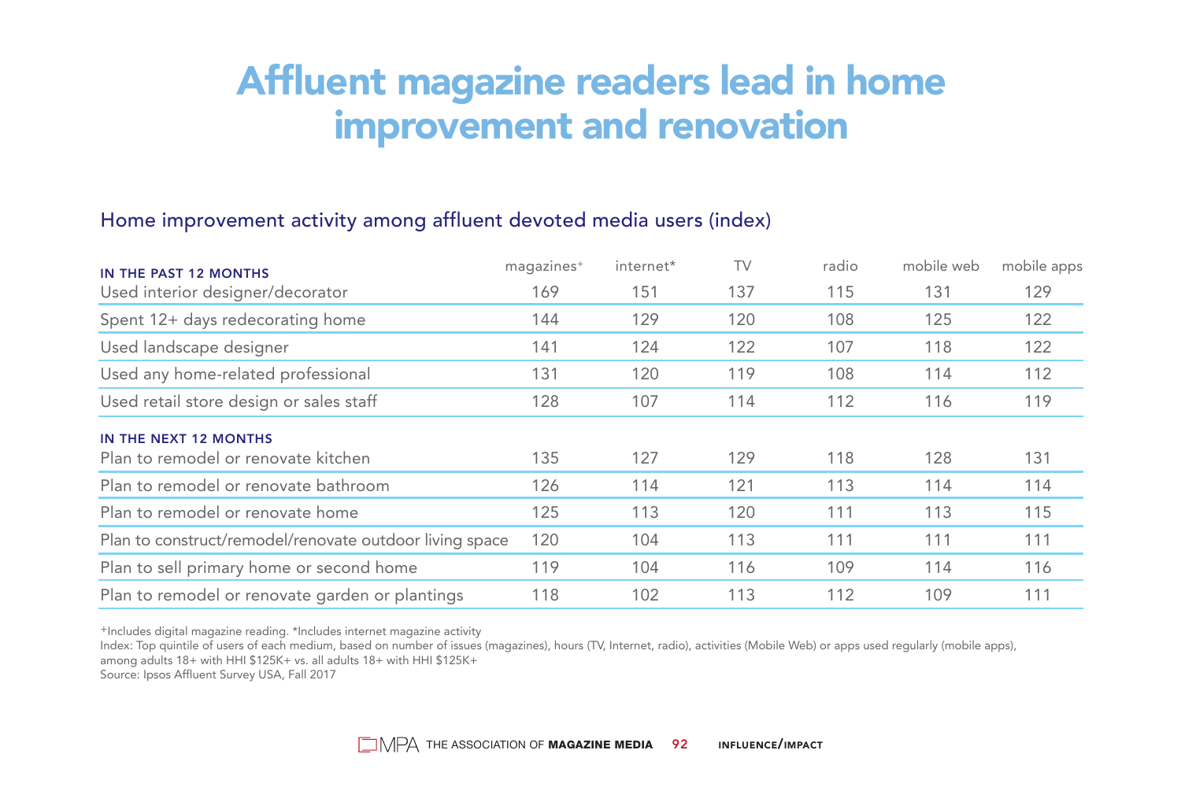# Affluent magazine readers lead in home improvement and renovation

## Home improvement activity among affluent devoted media users (index)

| IN THE PAST 12 MONTHS | magazines+ | internet* | TV | radio | mobile web | mobile apps |
|---|---|---|---|---|---|---|
| Used interior designer/decorator | 169 | 151 | 137 | 115 | 131 | 129 |
| Spent 12+ days redecorating home | 144 | 129 | 120 | 108 | 125 | 122 |
| Used landscape designer | 141 | 124 | 122 | 107 | 118 | 122 |
| Used any home-related professional | 131 | 120 | 119 | 108 | 114 | 112 |
| Used retail store design or sales staff | 128 | 107 | 114 | 112 | 116 | 119 |
| **IN THE NEXT 12 MONTHS** | | | | | | |
| Plan to remodel or renovate kitchen | 135 | 127 | 129 | 118 | 128 | 131 |
| Plan to remodel or renovate bathroom | 126 | 114 | 121 | 113 | 114 | 114 |
| Plan to remodel or renovate home | 125 | 113 | 120 | 111 | 113 | 115 |
| Plan to construct/remodel/renovate outdoor living space | 120 | 104 | 113 | 111 | 111 | 111 |
| Plan to sell primary home or second home | 119 | 104 | 116 | 109 | 114 | 116 |
| Plan to remodel or renovate garden or plantings | 118 | 102 | 113 | 112 | 109 | 111 |

+Includes digital magazine reading. *Includes internet magazine activity

Index: Top quintile of users of each medium, based on number of issues (magazines), hours (TV, Internet, radio), activities (Mobile Web) or apps used regularly (mobile apps), among adults 18+ with HHI $125K+ vs. all adults 18+ with HHI $125K+

Source: Ipsos Affluent Survey USA, Fall 2017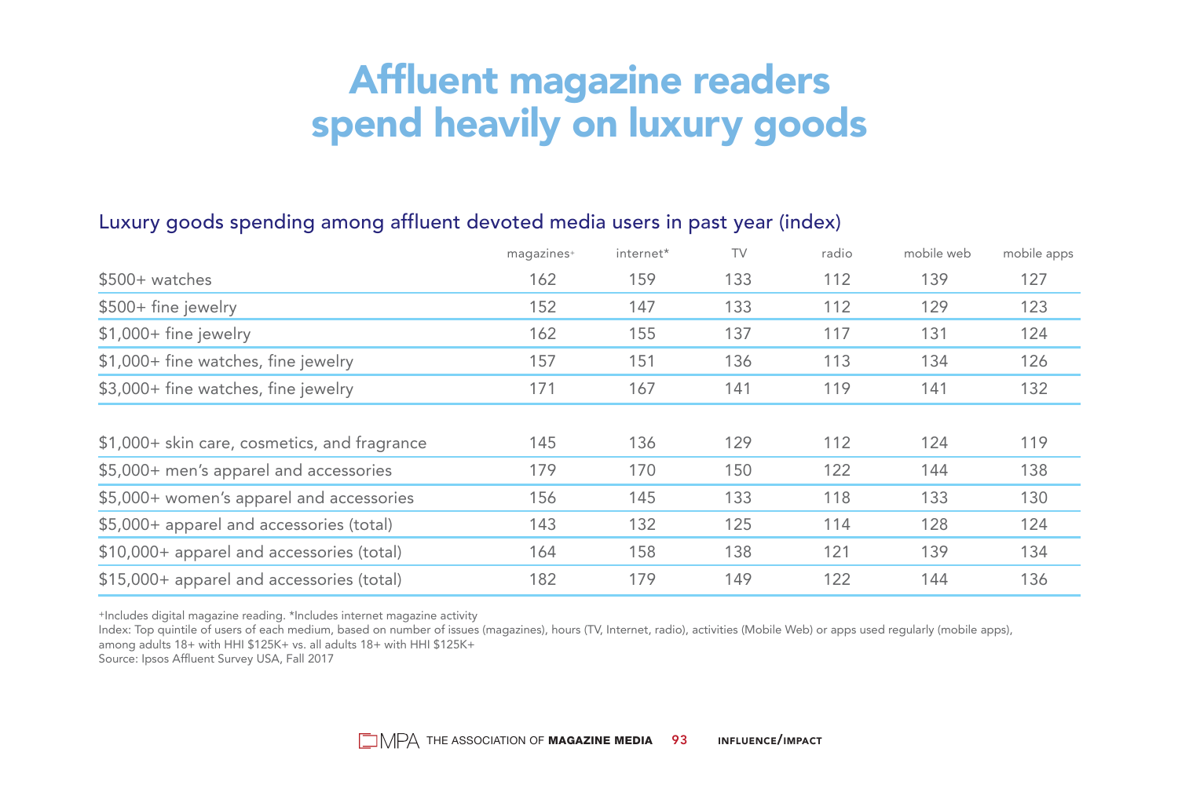# Affluent magazine readers spend heavily on luxury goods

## Luxury goods spending among affluent devoted media users in past year (index)

| | magazines+ | internet* | TV | radio | mobile web | mobile apps |
|---|---|---|---|---|---|---|
| $500+ watches | 162 | 159 | 133 | 112 | 139 | 127 |
| $500+ fine jewelry | 152 | 147 | 133 | 112 | 129 | 123 |
| $1,000+ fine jewelry | 162 | 155 | 137 | 117 | 131 | 124 |
| $1,000+ fine watches, fine jewelry | 157 | 151 | 136 | 113 | 134 | 126 |
| $3,000+ fine watches, fine jewelry | 171 | 167 | 141 | 119 | 141 | 132 |
| $1,000+ skin care, cosmetics, and fragrance | 145 | 136 | 129 | 112 | 124 | 119 |
| $5,000+ men's apparel and accessories | 179 | 170 | 150 | 122 | 144 | 138 |
| $5,000+ women's apparel and accessories | 156 | 145 | 133 | 118 | 133 | 130 |
| $5,000+ apparel and accessories (total) | 143 | 132 | 125 | 114 | 128 | 124 |
| $10,000+ apparel and accessories (total) | 164 | 158 | 138 | 121 | 139 | 134 |
| $15,000+ apparel and accessories (total) | 182 | 179 | 149 | 122 | 144 | 136 |

+Includes digital magazine reading. *Includes internet magazine activity
Index: Top quintile of users of each medium, based on number of issues (magazines), hours (TV, Internet, radio), activities (Mobile Web) or apps used regularly (mobile apps), among adults 18+ with HHI $125K+ vs. all adults 18+ with HHI $125K+
Source: Ipsos Affluent Survey USA, Fall 2017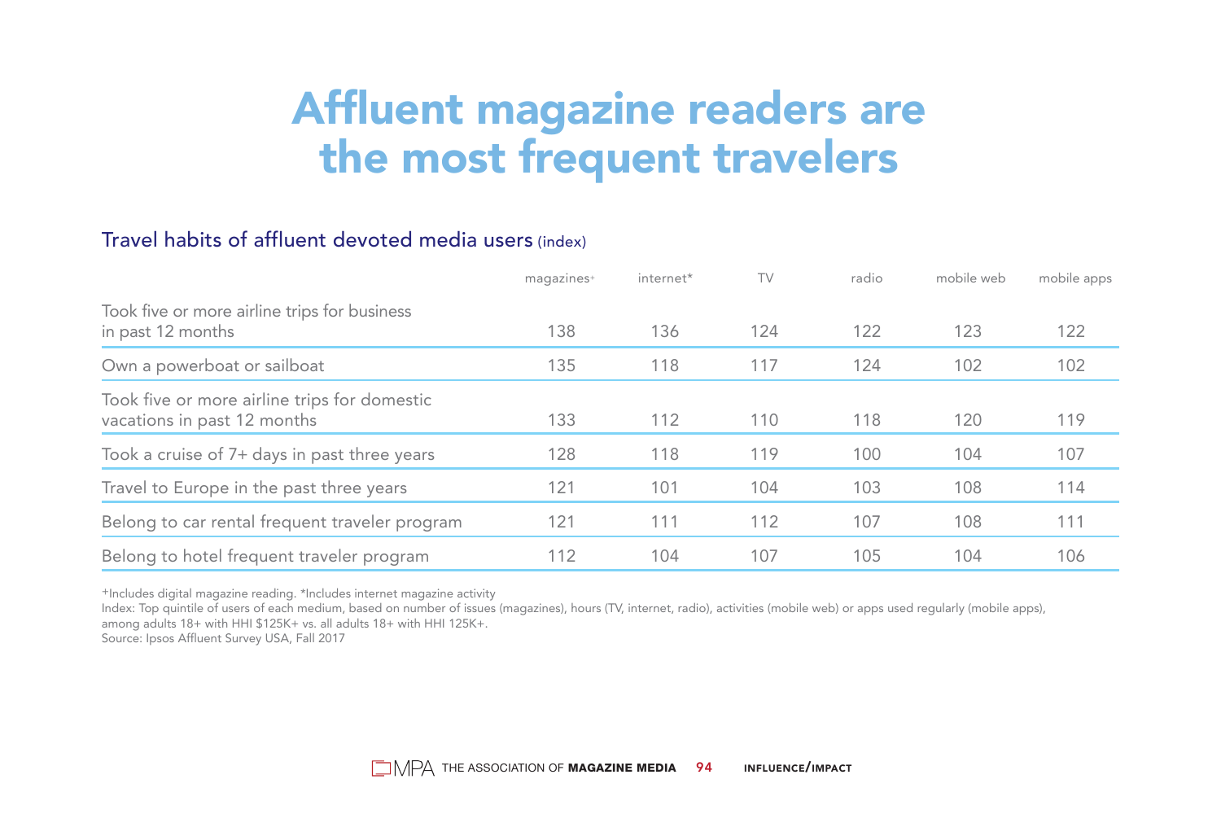# Affluent magazine readers are the most frequent travelers

## Travel habits of affluent devoted media users (index)

| | magazines+ | internet* | TV | radio | mobile web | mobile apps |
|---|---|---|---|---|---|---|
| Took five or more airline trips for business in past 12 months | 138 | 136 | 124 | 122 | 123 | 122 |
| Own a powerboat or sailboat | 135 | 118 | 117 | 124 | 102 | 102 |
| Took five or more airline trips for domestic vacations in past 12 months | 133 | 112 | 110 | 118 | 120 | 119 |
| Took a cruise of 7+ days in past three years | 128 | 118 | 119 | 100 | 104 | 107 |
| Travel to Europe in the past three years | 121 | 101 | 104 | 103 | 108 | 114 |
| Belong to car rental frequent traveler program | 121 | 111 | 112 | 107 | 108 | 111 |
| Belong to hotel frequent traveler program | 112 | 104 | 107 | 105 | 104 | 106 |

+Includes digital magazine reading. *Includes internet magazine activity
Index: Top quintile of users of each medium, based on number of issues (magazines), hours (TV, internet, radio), activities (mobile web) or apps used regularly (mobile apps), among adults 18+ with HHI $125K+ vs. all adults 18+ with HHI 125K+.
Source: Ipsos Affluent Survey USA, Fall 2017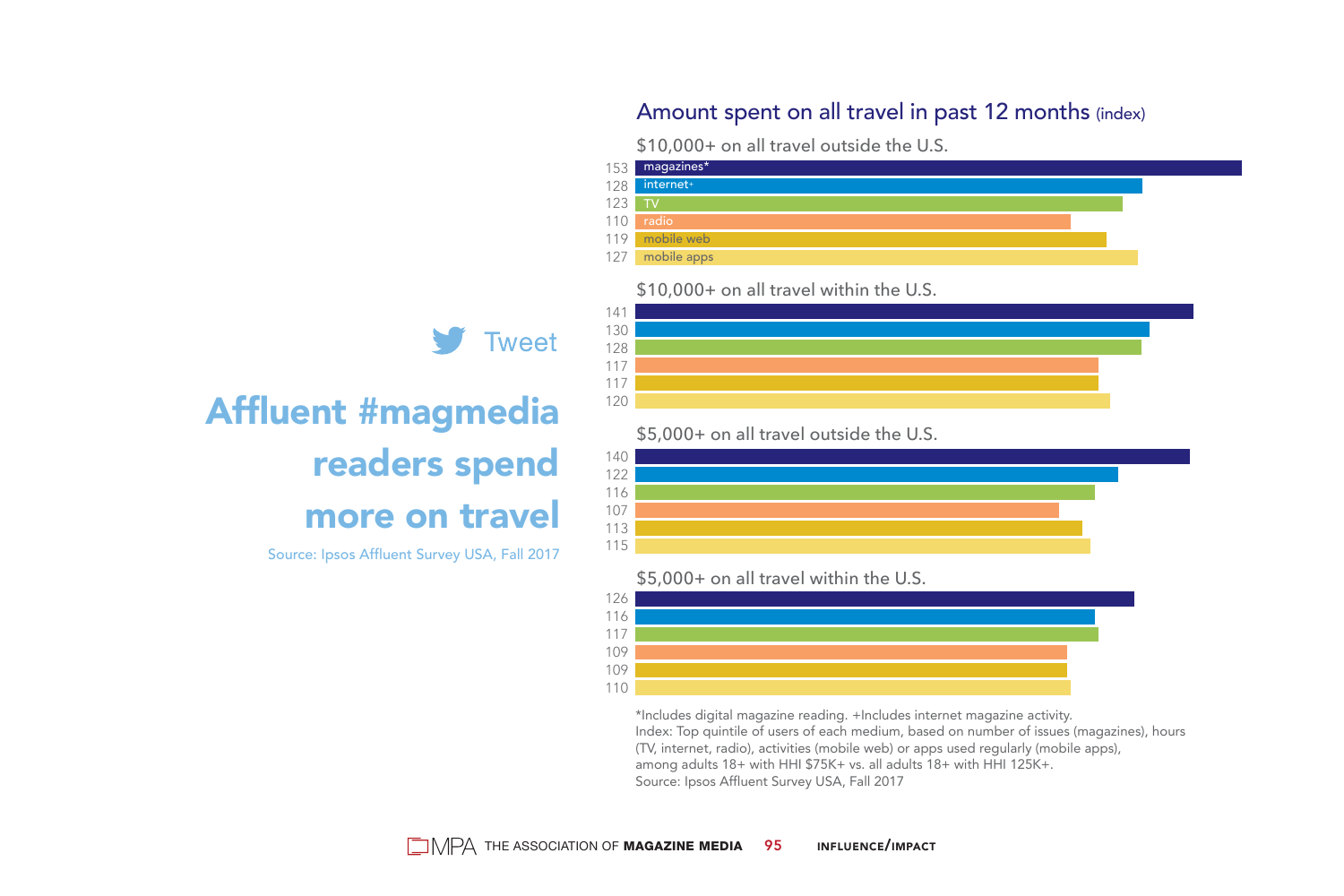Tweet

## Affluent #magmedia readers spend more on travel

Source: Ipsos Affluent Survey USA, Fall 2017

### Amount spent on all travel in past 12 months (index)

| Medium | $10,000+ on all travel outside the U.S. | $10,000+ on all travel within the U.S. | $5,000+ on all travel outside the U.S. | $5,000+ on all travel within the U.S. |
|---|---|---|---|---|
| magazines* | 153 | 141 | 140 | 126 |
| internet+ | 128 | 130 | 122 | 116 |
| TV | 123 | 128 | 116 | 117 |
| radio | 110 | 117 | 107 | 109 |
| mobile web | 119 | 117 | 113 | 109 |
| mobile apps | 127 | 120 | 115 | 110 |

*Includes digital magazine reading. +Includes internet magazine activity.
Index: Top quintile of users of each medium, based on number of issues (magazines), hours (TV, internet, radio), activities (mobile web) or apps used regularly (mobile apps), among adults 18+ with HHI $75K+ vs. all adults 18+ with HHI 125K+.
Source: Ipsos Affluent Survey USA, Fall 2017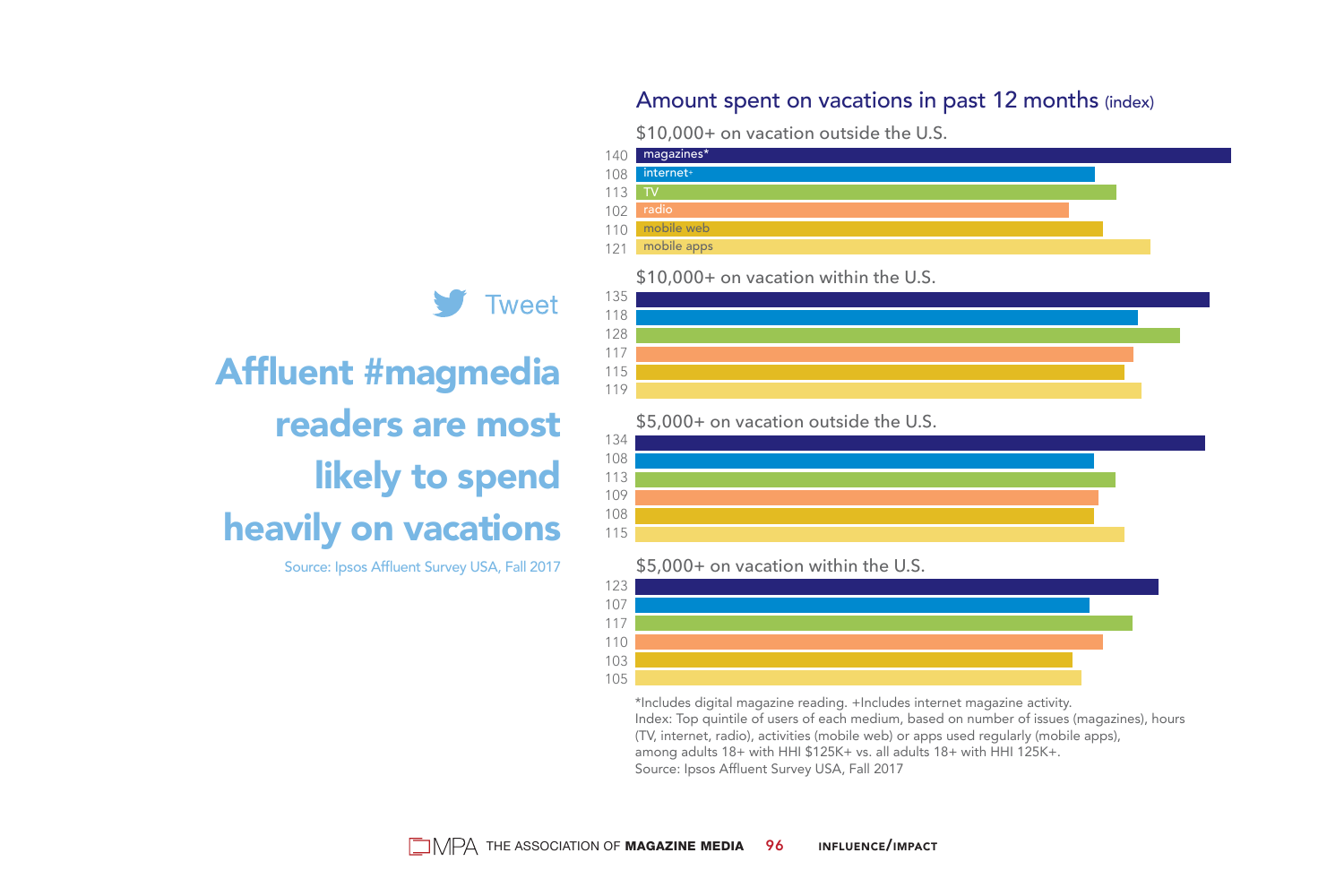Tweet

## Affluent #magmedia readers are most likely to spend heavily on vacations

Source: Ipsos Affluent Survey USA, Fall 2017

### Amount spent on vacations in past 12 months (index)

| | $10,000+ on vacation outside the U.S. | $10,000+ on vacation within the U.S. | $5,000+ on vacation outside the U.S. | $5,000+ on vacation within the U.S. |
|---|---|---|---|---|
| magazines* | 140 | 135 | 134 | 123 |
| internet+ | 108 | 118 | 108 | 107 |
| TV | 113 | 128 | 113 | 117 |
| radio | 102 | 117 | 109 | 110 |
| mobile web | 110 | 115 | 108 | 103 |
| mobile apps | 121 | 119 | 115 | 105 |

*Includes digital magazine reading. +Includes internet magazine activity.
Index: Top quintile of users of each medium, based on number of issues (magazines), hours (TV, internet, radio), activities (mobile web) or apps used regularly (mobile apps), among adults 18+ with HHI $125K+ vs. all adults 18+ with HHI 125K+.
Source: Ipsos Affluent Survey USA, Fall 2017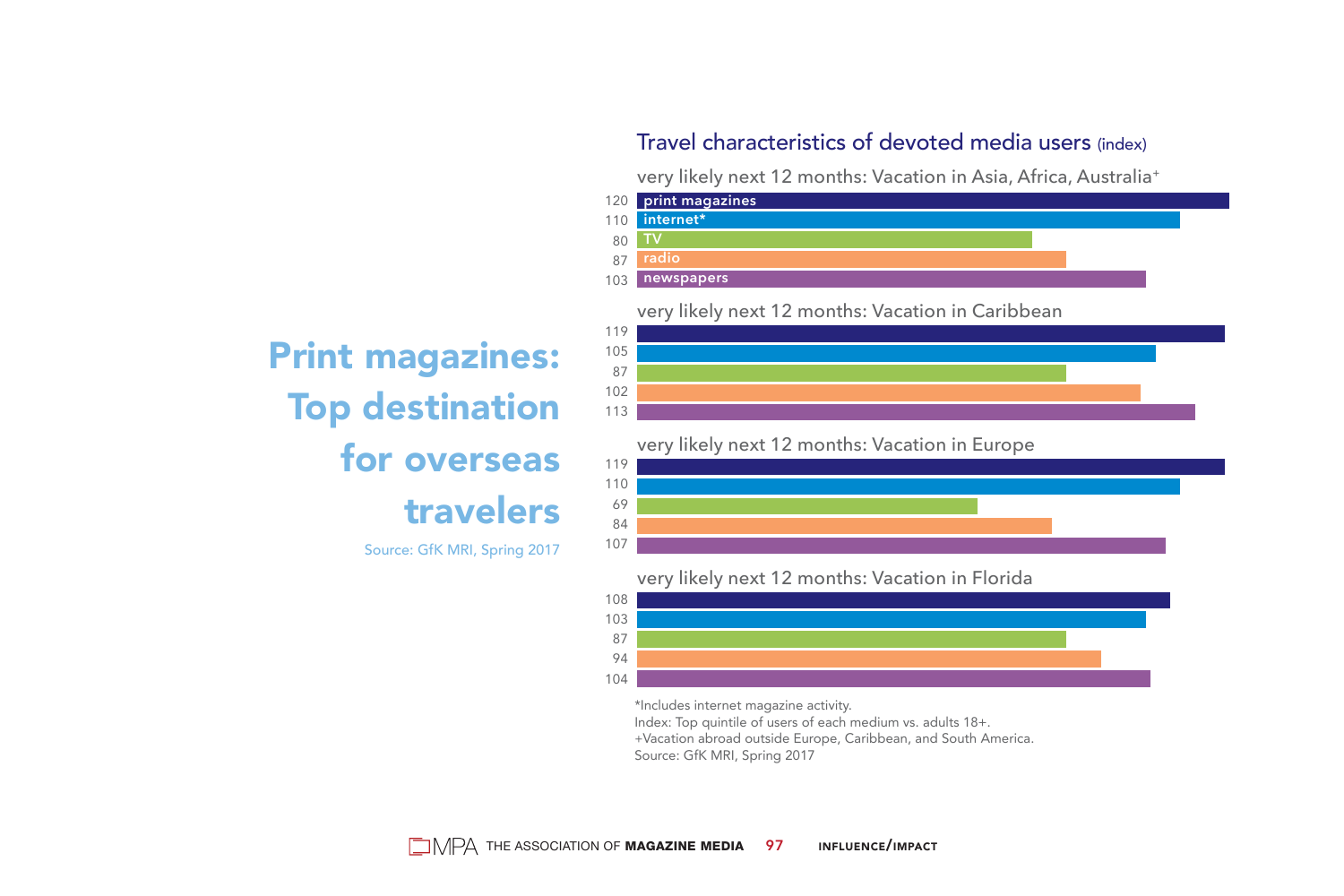# Print magazines: Top destination for overseas travelers

Source: GfK MRI, Spring 2017

## Travel characteristics of devoted media users (index)

| | print magazines | internet* | TV | radio | newspapers |
|---|---|---|---|---|---|
| very likely next 12 months: Vacation in Asia, Africa, Australia+ | 120 | 110 | 80 | 87 | 103 |
| very likely next 12 months: Vacation in Caribbean | 119 | 105 | 87 | 102 | 113 |
| very likely next 12 months: Vacation in Europe | 119 | 110 | 69 | 84 | 107 |
| very likely next 12 months: Vacation in Florida | 108 | 103 | 87 | 94 | 104 |

*Includes internet magazine activity.
Index: Top quintile of users of each medium vs. adults 18+.
+Vacation abroad outside Europe, Caribbean, and South America.
Source: GfK MRI, Spring 2017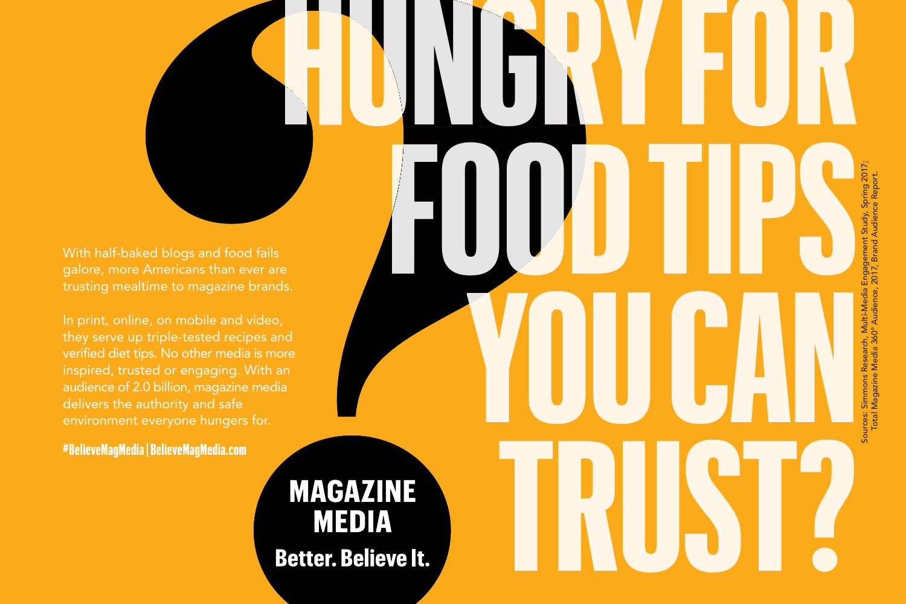# HUNGRY FOR FOOD TIPS YOU CAN TRUST?

With half-baked blogs and food fails galore, more Americans than ever are trusting mealtime to magazine brands.

In print, online, on mobile and video, they serve up triple-tested recipes and verified diet tips. No other media is more inspired, trusted or engaging. With an audience of 2.0 billion, magazine media delivers the authority and safe environment everyone hungers for.

**#BelieveMagMedia | BelieveMagMedia.com**

**MAGAZINE MEDIA**

**Better. Believe It.**

Sources: Simmons Research, Multi-Media Engagement Study, Spring 2017; Total Magazine Media 360° Audience, 2017, Brand Audience Report.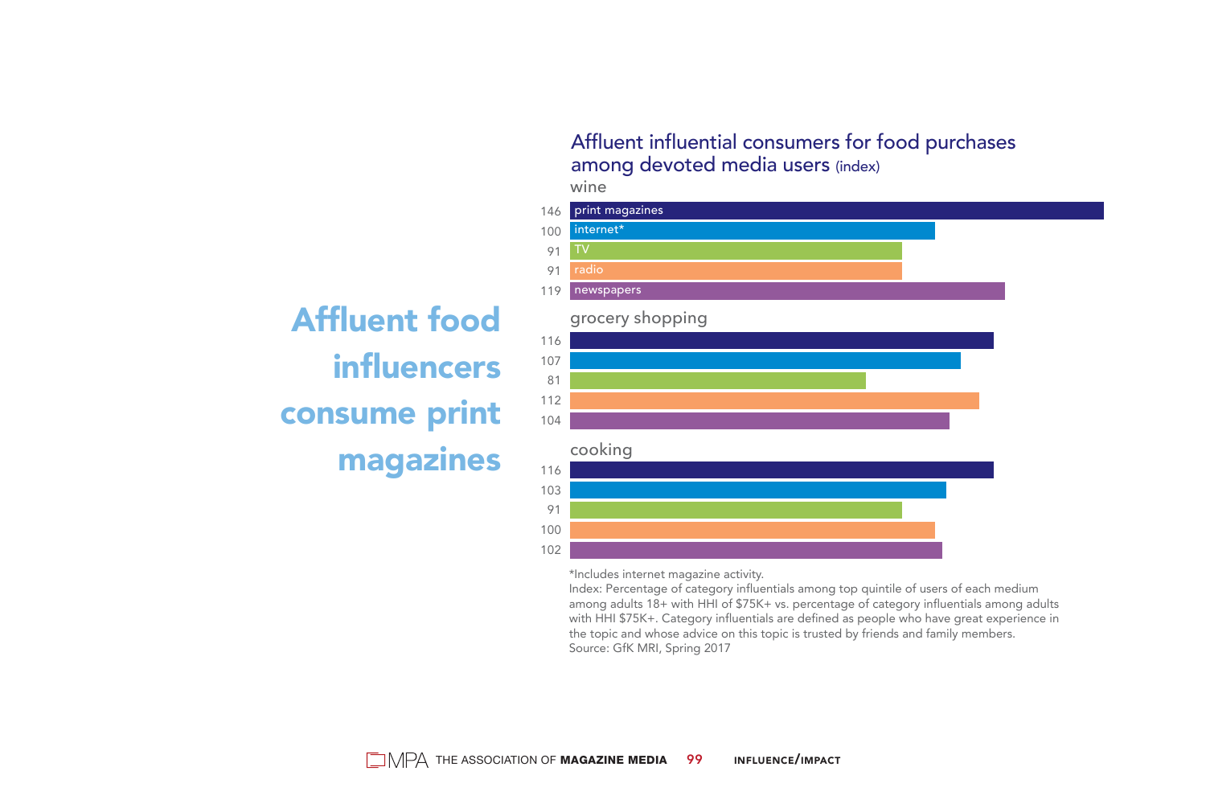# Affluent food influencers consume print magazines

## Affluent influential consumers for food purchases among devoted media users (index)

| | wine | grocery shopping | cooking |
|---|---|---|---|
| print magazines | 146 | 116 | 116 |
| internet* | 100 | 107 | 103 |
| TV | 91 | 81 | 91 |
| radio | 91 | 112 | 100 |
| newspapers | 119 | 104 | 102 |

*Includes internet magazine activity.
Index: Percentage of category influentials among top quintile of users of each medium among adults 18+ with HHI of $75K+ vs. percentage of category influentials among adults with HHI $75K+. Category influentials are defined as people who have great experience in the topic and whose advice on this topic is trusted by friends and family members.
Source: GfK MRI, Spring 2017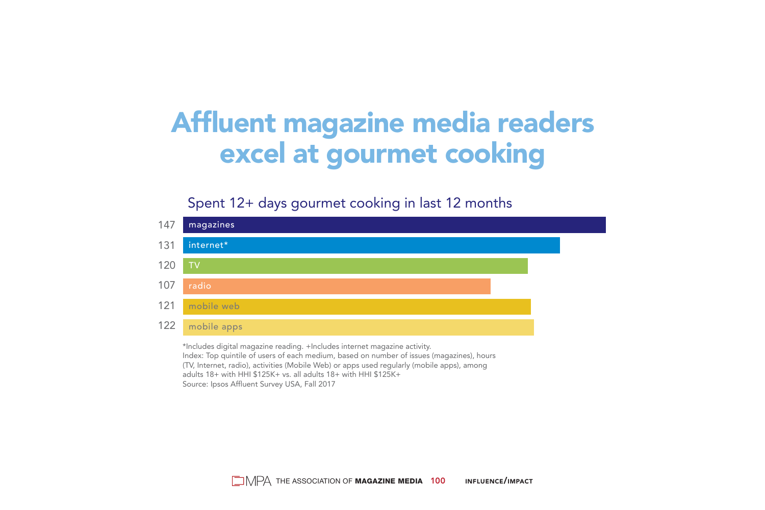# Affluent magazine media readers excel at gourmet cooking

## Spent 12+ days gourmet cooking in last 12 months

| Index | Medium |
|---|---|
| 147 | magazines |
| 131 | internet* |
| 120 | TV |
| 107 | radio |
| 121 | mobile web |
| 122 | mobile apps |

*Includes digital magazine reading. +Includes internet magazine activity.
Index: Top quintile of users of each medium, based on number of issues (magazines), hours (TV, Internet, radio), activities (Mobile Web) or apps used regularly (mobile apps), among adults 18+ with HHI $125K+ vs. all adults 18+ with HHI $125K+
Source: Ipsos Affluent Survey USA, Fall 2017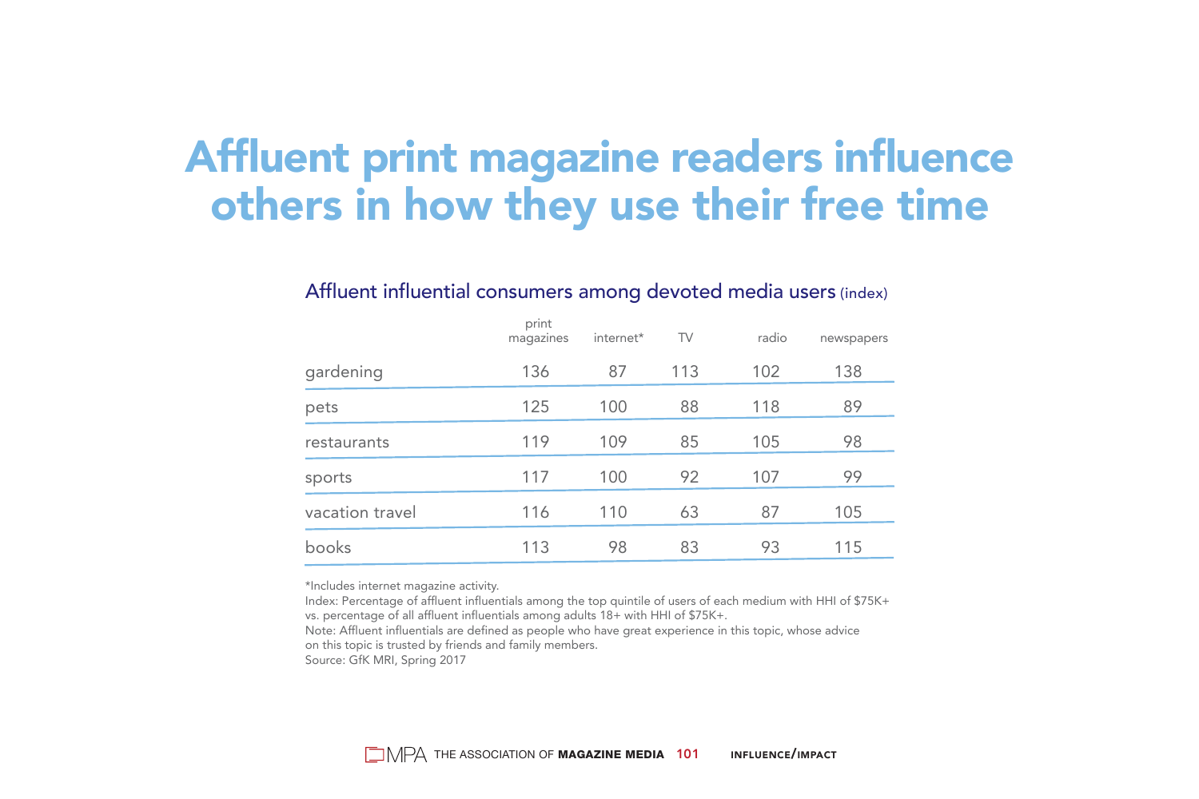# Affluent print magazine readers influence others in how they use their free time

## Affluent influential consumers among devoted media users (index)

| | print magazines | internet* | TV | radio | newspapers |
|---|---|---|---|---|---|
| gardening | 136 | 87 | 113 | 102 | 138 |
| pets | 125 | 100 | 88 | 118 | 89 |
| restaurants | 119 | 109 | 85 | 105 | 98 |
| sports | 117 | 100 | 92 | 107 | 99 |
| vacation travel | 116 | 110 | 63 | 87 | 105 |
| books | 113 | 98 | 83 | 93 | 115 |

*Includes internet magazine activity.
Index: Percentage of affluent influentials among the top quintile of users of each medium with HHI of $75K+ vs. percentage of all affluent influentials among adults 18+ with HHI of $75K+.
Note: Affluent influentials are defined as people who have great experience in this topic, whose advice on this topic is trusted by friends and family members.
Source: GfK MRI, Spring 2017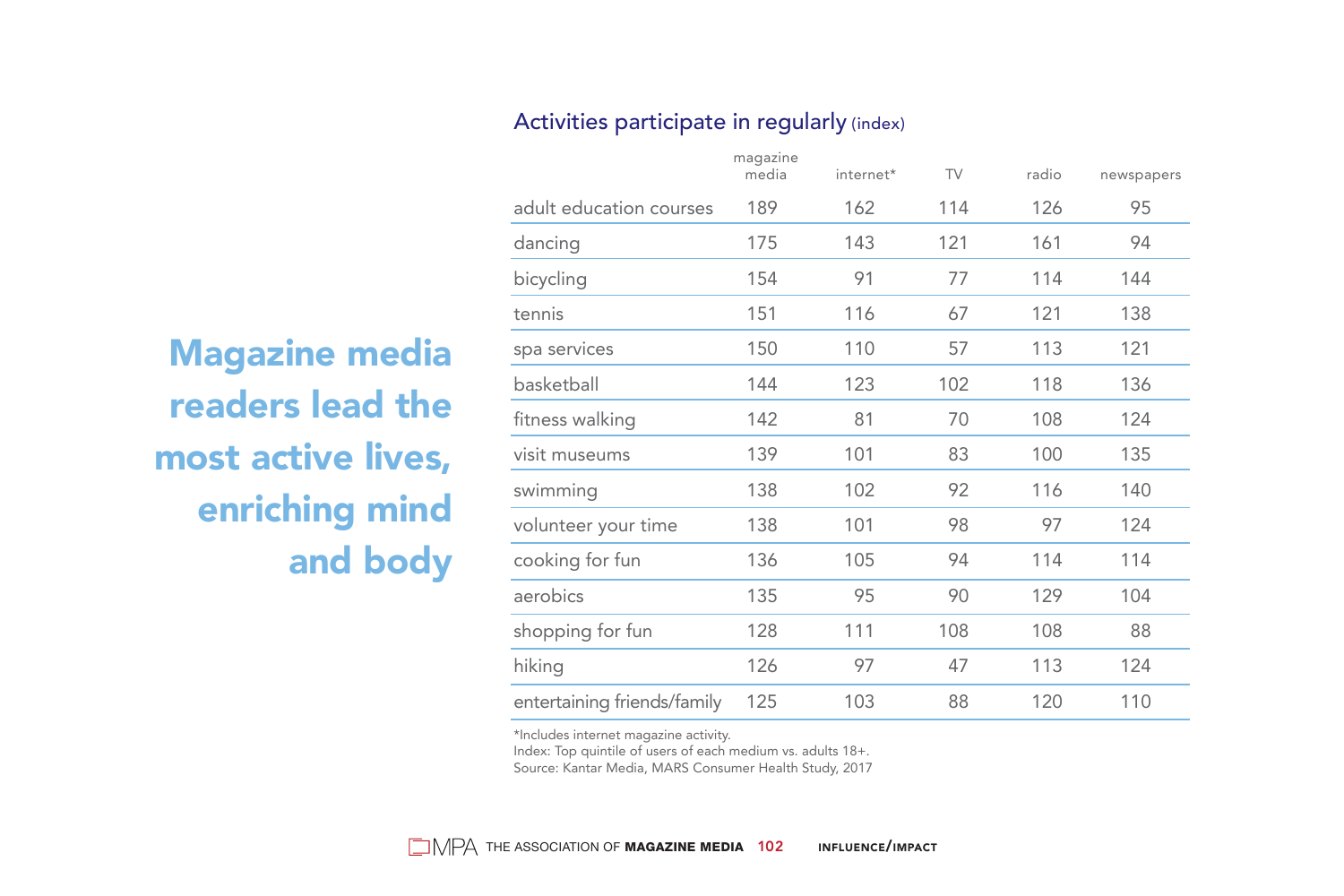# Magazine media readers lead the most active lives, enriching mind and body

## Activities participate in regularly (index)

| | magazine media | internet* | TV | radio | newspapers |
|---|---|---|---|---|---|
| adult education courses | 189 | 162 | 114 | 126 | 95 |
| dancing | 175 | 143 | 121 | 161 | 94 |
| bicycling | 154 | 91 | 77 | 114 | 144 |
| tennis | 151 | 116 | 67 | 121 | 138 |
| spa services | 150 | 110 | 57 | 113 | 121 |
| basketball | 144 | 123 | 102 | 118 | 136 |
| fitness walking | 142 | 81 | 70 | 108 | 124 |
| visit museums | 139 | 101 | 83 | 100 | 135 |
| swimming | 138 | 102 | 92 | 116 | 140 |
| volunteer your time | 138 | 101 | 98 | 97 | 124 |
| cooking for fun | 136 | 105 | 94 | 114 | 114 |
| aerobics | 135 | 95 | 90 | 129 | 104 |
| shopping for fun | 128 | 111 | 108 | 108 | 88 |
| hiking | 126 | 97 | 47 | 113 | 124 |
| entertaining friends/family | 125 | 103 | 88 | 120 | 110 |

*Includes internet magazine activity.
Index: Top quintile of users of each medium vs. adults 18+.
Source: Kantar Media, MARS Consumer Health Study, 2017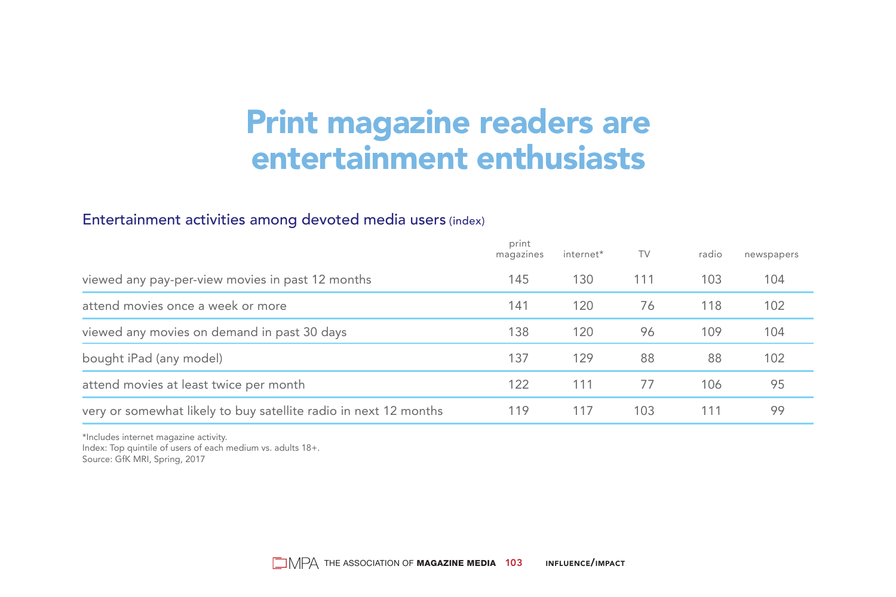# Print magazine readers are entertainment enthusiasts

## Entertainment activities among devoted media users (index)

| | print magazines | internet* | TV | radio | newspapers |
|---|---|---|---|---|---|
| viewed any pay-per-view movies in past 12 months | 145 | 130 | 111 | 103 | 104 |
| attend movies once a week or more | 141 | 120 | 76 | 118 | 102 |
| viewed any movies on demand in past 30 days | 138 | 120 | 96 | 109 | 104 |
| bought iPad (any model) | 137 | 129 | 88 | 88 | 102 |
| attend movies at least twice per month | 122 | 111 | 77 | 106 | 95 |
| very or somewhat likely to buy satellite radio in next 12 months | 119 | 117 | 103 | 111 | 99 |

*Includes internet magazine activity.
Index: Top quintile of users of each medium vs. adults 18+.
Source: GfK MRI, Spring, 2017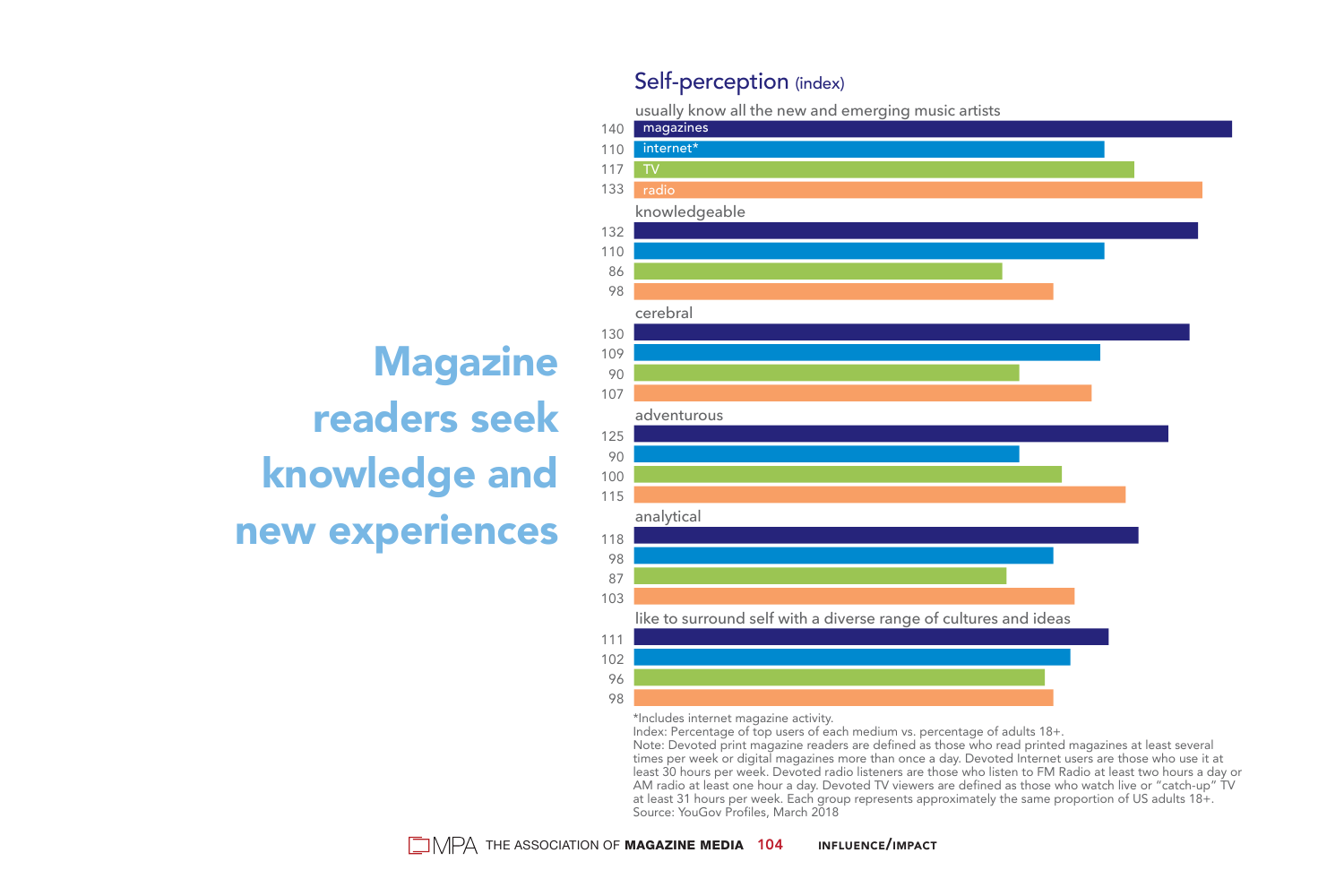# Magazine readers seek knowledge and new experiences

## Self-perception (index)

| | magazines | internet* | TV | radio |
|---|---|---|---|---|
| usually know all the new and emerging music artists | 140 | 110 | 117 | 133 |
| knowledgeable | 132 | 110 | 86 | 98 |
| cerebral | 130 | 109 | 90 | 107 |
| adventurous | 125 | 90 | 100 | 115 |
| analytical | 118 | 98 | 87 | 103 |
| like to surround self with a diverse range of cultures and ideas | 111 | 102 | 96 | 98 |

*Includes internet magazine activity.
Index: Percentage of top users of each medium vs. percentage of adults 18+.
Note: Devoted print magazine readers are defined as those who read printed magazines at least several times per week or digital magazines more than once a day. Devoted Internet users are those who use it at least 30 hours per week. Devoted radio listeners are those who listen to FM Radio at least two hours a day or AM radio at least one hour a day. Devoted TV viewers are defined as those who watch live or "catch-up" TV at least 31 hours per week. Each group represents approximately the same proportion of US adults 18+.
Source: YouGov Profiles, March 2018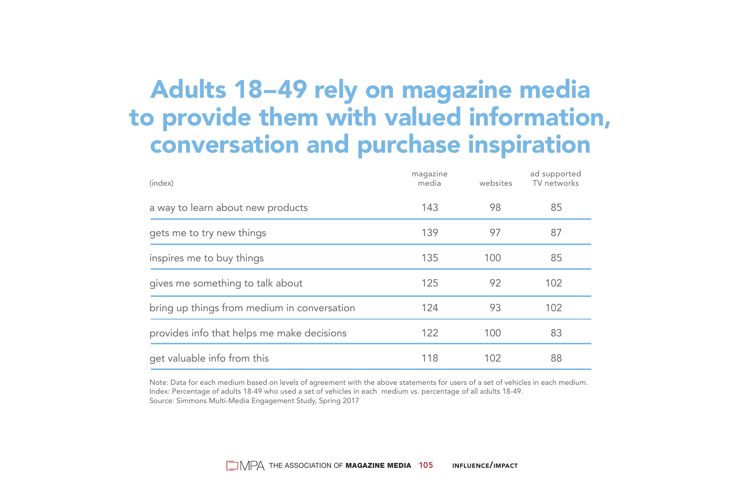# Adults 18–49 rely on magazine media to provide them with valued information, conversation and purchase inspiration

| (index) | magazine media | websites | ad supported TV networks |
|---|---|---|---|
| a way to learn about new products | 143 | 98 | 85 |
| gets me to try new things | 139 | 97 | 87 |
| inspires me to buy things | 135 | 100 | 85 |
| gives me something to talk about | 125 | 92 | 102 |
| bring up things from medium in conversation | 124 | 93 | 102 |
| provides info that helps me make decisions | 122 | 100 | 83 |
| get valuable info from this | 118 | 102 | 88 |

Note: Data for each medium based on levels of agreement with the above statements for users of a set of vehicles in each medium.
Index: Percentage of adults 18-49 who used a set of vehicles in each medium vs. percentage of all adults 18-49.
Source: Simmons Multi-Media Engagement Study, Spring 2017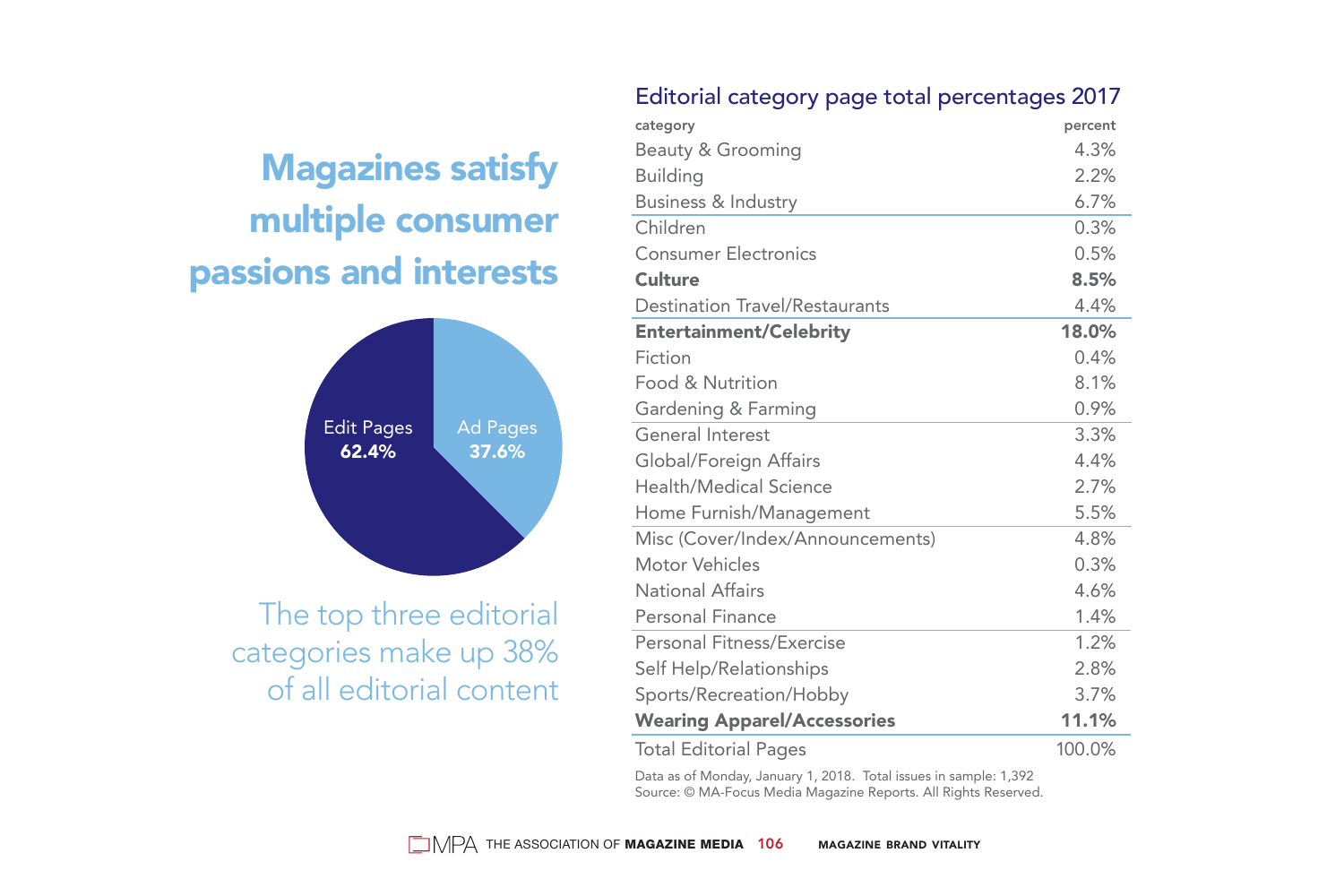# Magazines satisfy multiple consumer passions and interests

Edit Pages **62.4%**

Ad Pages **37.6%**

The top three editorial categories make up 38% of all editorial content

## Editorial category page total percentages 2017

| category | percent |
|---|---|
| Beauty & Grooming | 4.3% |
| Building | 2.2% |
| Business & Industry | 6.7% |
| Children | 0.3% |
| Consumer Electronics | 0.5% |
| **Culture** | **8.5%** |
| Destination Travel/Restaurants | 4.4% |
| **Entertainment/Celebrity** | **18.0%** |
| Fiction | 0.4% |
| Food & Nutrition | 8.1% |
| Gardening & Farming | 0.9% |
| General Interest | 3.3% |
| Global/Foreign Affairs | 4.4% |
| Health/Medical Science | 2.7% |
| Home Furnish/Management | 5.5% |
| Misc (Cover/Index/Announcements) | 4.8% |
| Motor Vehicles | 0.3% |
| National Affairs | 4.6% |
| Personal Finance | 1.4% |
| Personal Fitness/Exercise | 1.2% |
| Self Help/Relationships | 2.8% |
| Sports/Recreation/Hobby | 3.7% |
| **Wearing Apparel/Accessories** | **11.1%** |
| Total Editorial Pages | 100.0% |

Data as of Monday, January 1, 2018. Total issues in sample: 1,392
Source: © MA-Focus Media Magazine Reports. All Rights Reserved.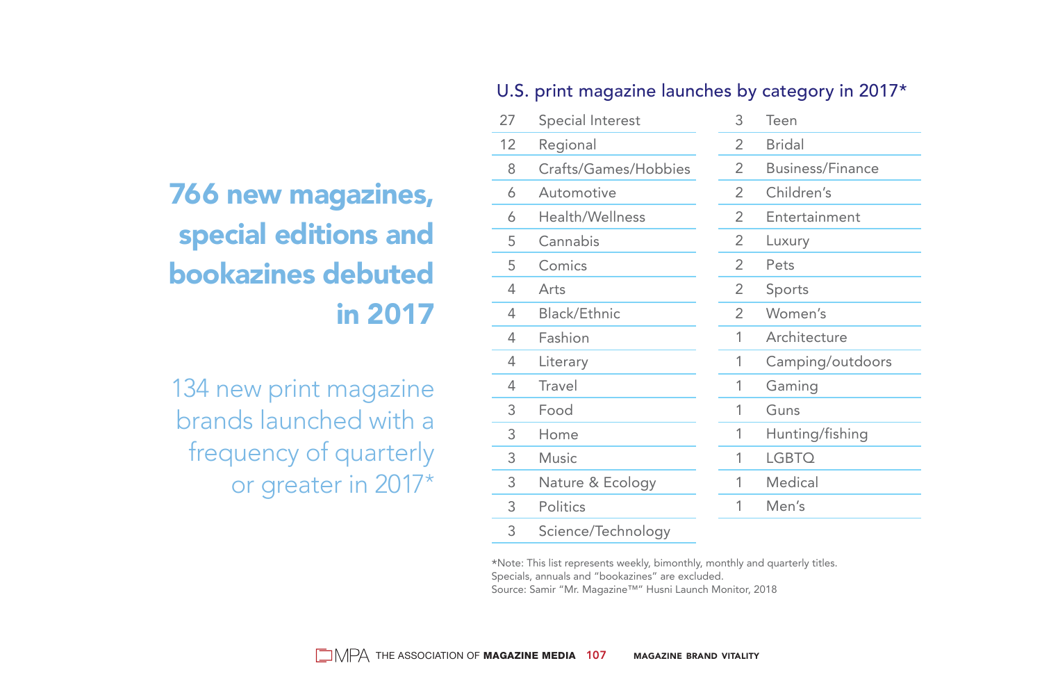# 766 new magazines, special editions and bookazines debuted in 2017

134 new print magazine brands launched with a frequency of quarterly or greater in 2017*

## U.S. print magazine launches by category in 2017*

| Count | Category | Count | Category |
|---|---|---|---|
| 27 | Special Interest | 3 | Teen |
| 12 | Regional | 2 | Bridal |
| 8 | Crafts/Games/Hobbies | 2 | Business/Finance |
| 6 | Automotive | 2 | Children's |
| 6 | Health/Wellness | 2 | Entertainment |
| 5 | Cannabis | 2 | Luxury |
| 5 | Comics | 2 | Pets |
| 4 | Arts | 2 | Sports |
| 4 | Black/Ethnic | 2 | Women's |
| 4 | Fashion | 1 | Architecture |
| 4 | Literary | 1 | Camping/outdoors |
| 4 | Travel | 1 | Gaming |
| 3 | Food | 1 | Guns |
| 3 | Home | 1 | Hunting/fishing |
| 3 | Music | 1 | LGBTQ |
| 3 | Nature & Ecology | 1 | Medical |
| 3 | Politics | 1 | Men's |
| 3 | Science/Technology | | |

*Note: This list represents weekly, bimonthly, monthly and quarterly titles. Specials, annuals and "bookazines" are excluded.
Source: Samir "Mr. Magazine™" Husni Launch Monitor, 2018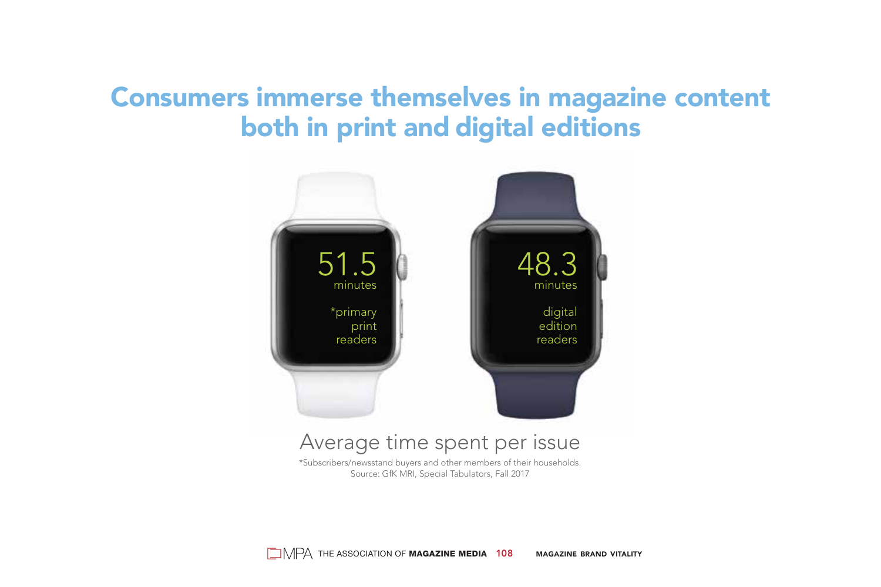# Consumers immerse themselves in magazine content both in print and digital editions

51.5 minutes *primary print readers

48.3 minutes digital edition readers

Average time spent per issue

*Subscribers/newsstand buyers and other members of their households.
Source: GfK MRI, Special Tabulators, Fall 2017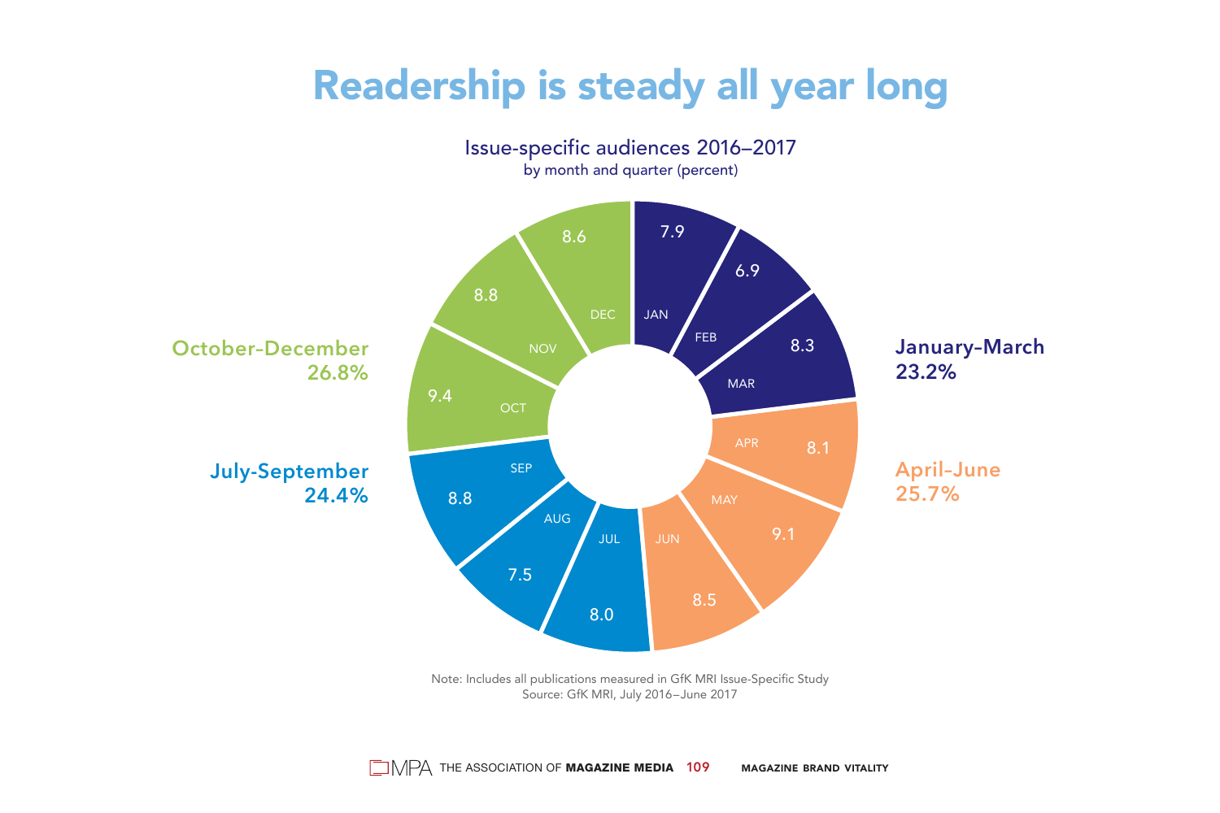# Readership is steady all year long

## Issue-specific audiences 2016–2017

by month and quarter (percent)

| Quarter | Month | Percent |
| --- | --- | --- |
| January-March 23.2% | JAN | 7.9 |
| | FEB | 6.9 |
| | MAR | 8.3 |
| April-June 25.7% | APR | 8.1 |
| | MAY | 9.1 |
| | JUN | 8.5 |
| July-September 24.4% | JUL | 8.0 |
| | AUG | 7.5 |
| | SEP | 8.8 |
| October-December 26.8% | OCT | 9.4 |
| | NOV | 8.8 |
| | DEC | 8.6 |

Note: Includes all publications measured in GfK MRI Issue-Specific Study
Source: GfK MRI, July 2016–June 2017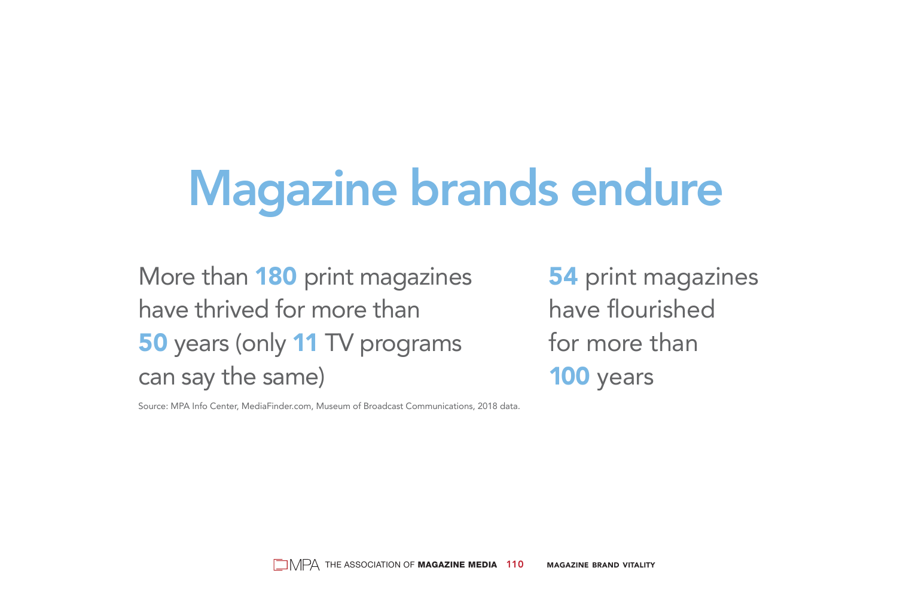# Magazine brands endure

More than **180** print magazines have thrived for more than **50** years (only **11** TV programs can say the same)

**54** print magazines have flourished for more than **100** years

Source: MPA Info Center, MediaFinder.com, Museum of Broadcast Communications, 2018 data.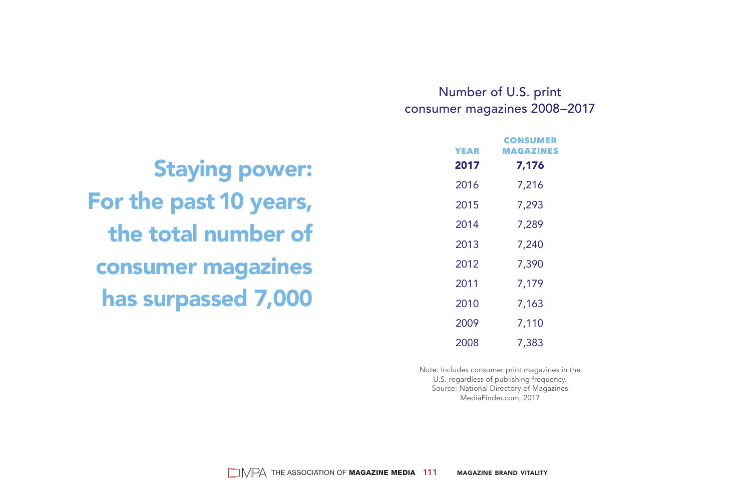# Staying power: For the past 10 years, the total number of consumer magazines has surpassed 7,000

## Number of U.S. print consumer magazines 2008–2017

| YEAR | CONSUMER MAGAZINES |
|---|---|
| **2017** | **7,176** |
| 2016 | 7,216 |
| 2015 | 7,293 |
| 2014 | 7,289 |
| 2013 | 7,240 |
| 2012 | 7,390 |
| 2011 | 7,179 |
| 2010 | 7,163 |
| 2009 | 7,110 |
| 2008 | 7,383 |

Note: Includes consumer print magazines in the U.S. regardless of publishing frequency.
Source: National Directory of Magazines MediaFinder.com, 2017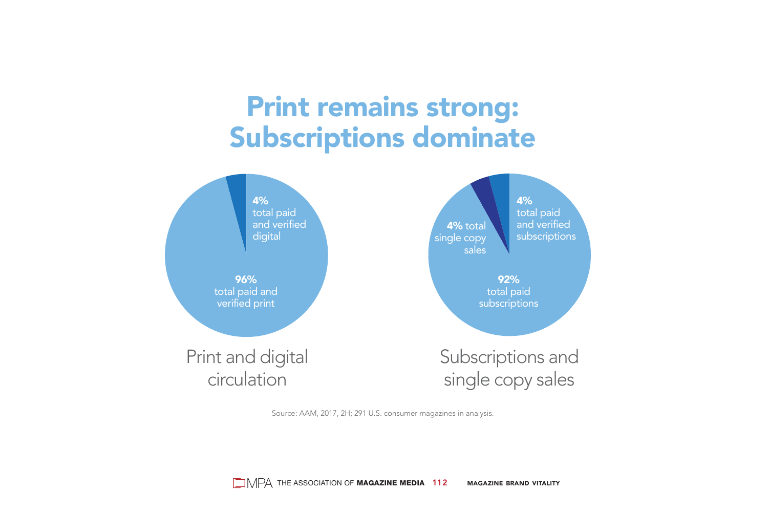# Print remains strong: Subscriptions dominate

**4%** total paid and verified digital

**96%** total paid and verified print

Print and digital circulation

**4%** total single copy sales

**4%** total paid and verified subscriptions

**92%** total paid subscriptions

Subscriptions and single copy sales

Source: AAM, 2017, 2H; 291 U.S. consumer magazines in analysis.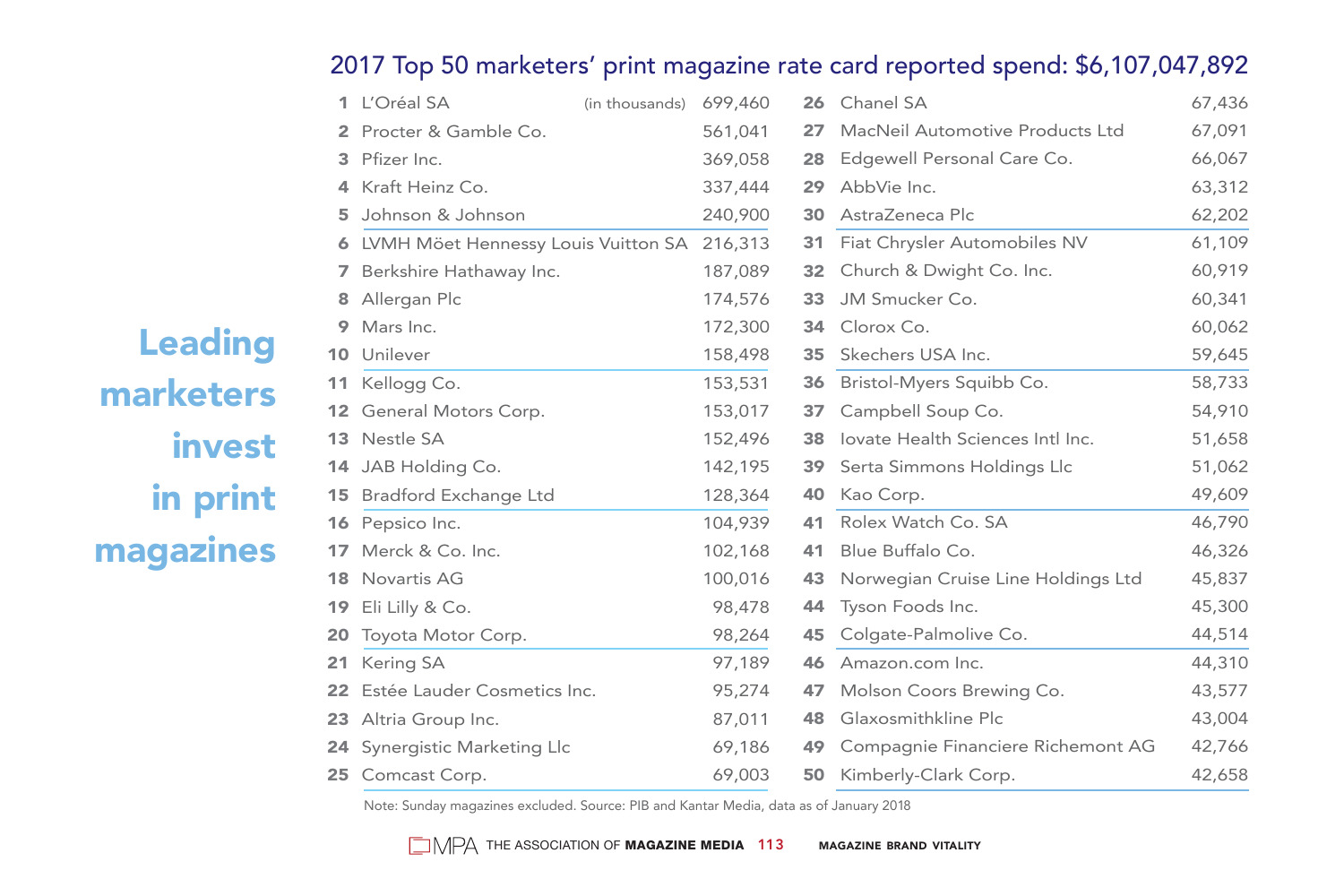# Leading marketers invest in print magazines

## 2017 Top 50 marketers' print magazine rate card reported spend: $6,107,047,892

| Rank | Marketer | Spend (in thousands) |
|---|---|---|
| 1 | L'Oréal SA | 699,460 |
| 2 | Procter & Gamble Co. | 561,041 |
| 3 | Pfizer Inc. | 369,058 |
| 4 | Kraft Heinz Co. | 337,444 |
| 5 | Johnson & Johnson | 240,900 |
| 6 | LVMH Möet Hennessy Louis Vuitton SA | 216,313 |
| 7 | Berkshire Hathaway Inc. | 187,089 |
| 8 | Allergan Plc | 174,576 |
| 9 | Mars Inc. | 172,300 |
| 10 | Unilever | 158,498 |
| 11 | Kellogg Co. | 153,531 |
| 12 | General Motors Corp. | 153,017 |
| 13 | Nestle SA | 152,496 |
| 14 | JAB Holding Co. | 142,195 |
| 15 | Bradford Exchange Ltd | 128,364 |
| 16 | Pepsico Inc. | 104,939 |
| 17 | Merck & Co. Inc. | 102,168 |
| 18 | Novartis AG | 100,016 |
| 19 | Eli Lilly & Co. | 98,478 |
| 20 | Toyota Motor Corp. | 98,264 |
| 21 | Kering SA | 97,189 |
| 22 | Estée Lauder Cosmetics Inc. | 95,274 |
| 23 | Altria Group Inc. | 87,011 |
| 24 | Synergistic Marketing Llc | 69,186 |
| 25 | Comcast Corp. | 69,003 |
| 26 | Chanel SA | 67,436 |
| 27 | MacNeil Automotive Products Ltd | 67,091 |
| 28 | Edgewell Personal Care Co. | 66,067 |
| 29 | AbbVie Inc. | 63,312 |
| 30 | AstraZeneca Plc | 62,202 |
| 31 | Fiat Chrysler Automobiles NV | 61,109 |
| 32 | Church & Dwight Co. Inc. | 60,919 |
| 33 | JM Smucker Co. | 60,341 |
| 34 | Clorox Co. | 60,062 |
| 35 | Skechers USA Inc. | 59,645 |
| 36 | Bristol-Myers Squibb Co. | 58,733 |
| 37 | Campbell Soup Co. | 54,910 |
| 38 | Iovate Health Sciences Intl Inc. | 51,658 |
| 39 | Serta Simmons Holdings Llc | 51,062 |
| 40 | Kao Corp. | 49,609 |
| 41 | Rolex Watch Co. SA | 46,790 |
| 41 | Blue Buffalo Co. | 46,326 |
| 43 | Norwegian Cruise Line Holdings Ltd | 45,837 |
| 44 | Tyson Foods Inc. | 45,300 |
| 45 | Colgate-Palmolive Co. | 44,514 |
| 46 | Amazon.com Inc. | 44,310 |
| 47 | Molson Coors Brewing Co. | 43,577 |
| 48 | Glaxosmithkline Plc | 43,004 |
| 49 | Compagnie Financiere Richemont AG | 42,766 |
| 50 | Kimberly-Clark Corp. | 42,658 |

Note: Sunday magazines excluded. Source: PIB and Kantar Media, data as of January 2018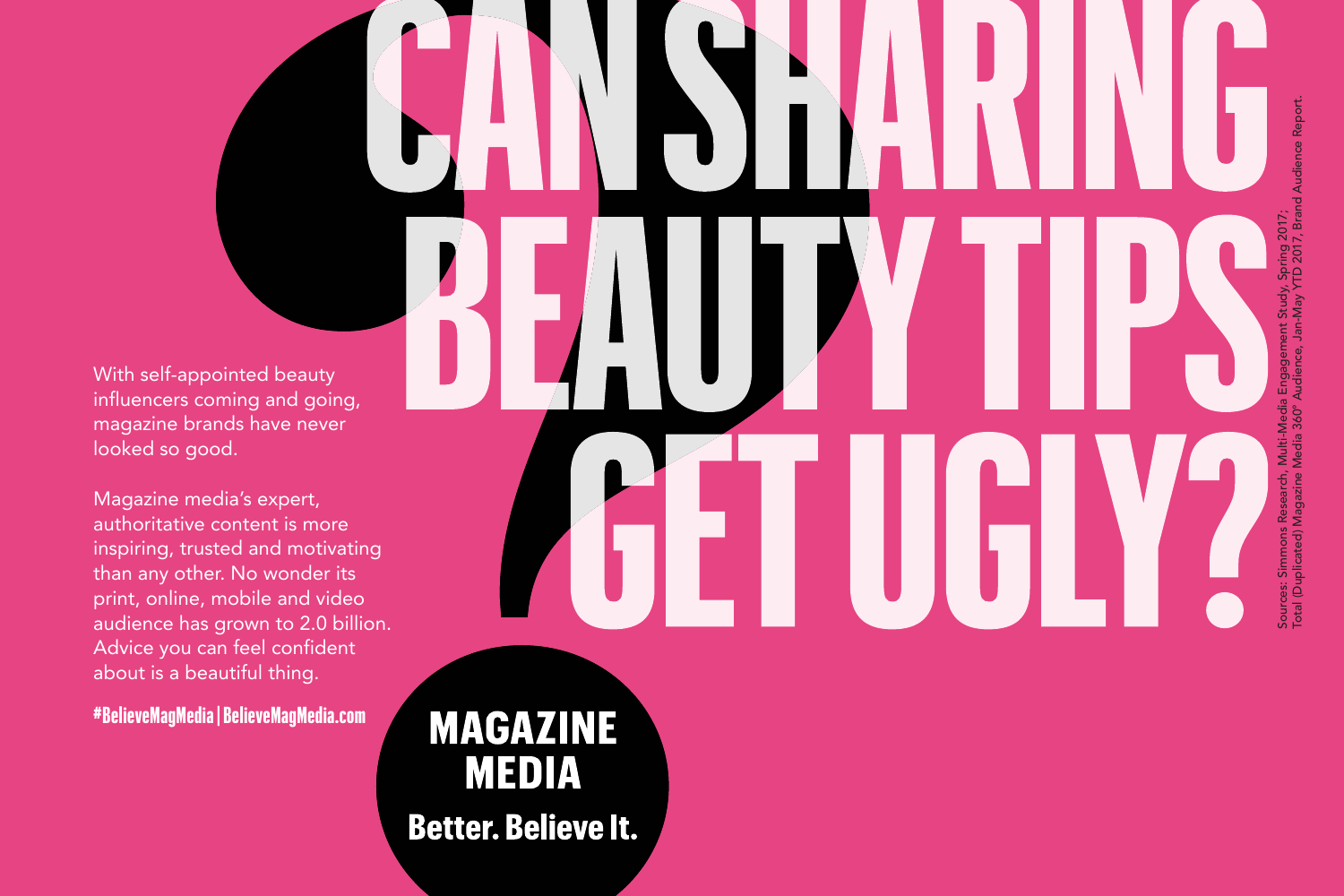# CAN SHARING BEAUTY TIPS GET UGLY?

With self-appointed beauty influencers coming and going, magazine brands have never looked so good.

Magazine media's expert, authoritative content is more inspiring, trusted and motivating than any other. No wonder its print, online, mobile and video audience has grown to 2.0 billion. Advice you can feel confident about is a beautiful thing.

**#BelieveMagMedia | BelieveMagMedia.com**

**MAGAZINE MEDIA**

**Better. Believe It.**

Sources: Simmons Research, Multi-Media Engagement Study, Spring 2017; Total (Duplicated) Magazine Media 360° Audience, Jan-May YTD 2017, Brand Audience Report.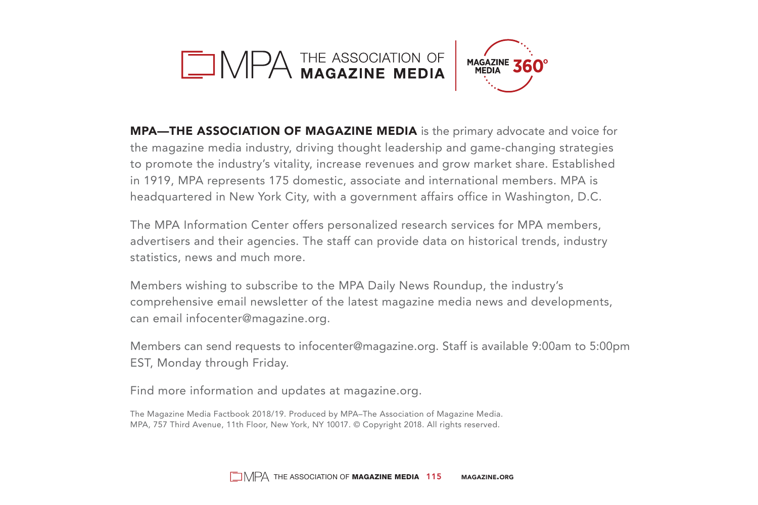MPA THE ASSOCIATION OF **MAGAZINE MEDIA** | MAGAZINE MEDIA 360°

**MPA—THE ASSOCIATION OF MAGAZINE MEDIA** is the primary advocate and voice for the magazine media industry, driving thought leadership and game-changing strategies to promote the industry's vitality, increase revenues and grow market share. Established in 1919, MPA represents 175 domestic, associate and international members. MPA is headquartered in New York City, with a government affairs office in Washington, D.C.

The MPA Information Center offers personalized research services for MPA members, advertisers and their agencies. The staff can provide data on historical trends, industry statistics, news and much more.

Members wishing to subscribe to the MPA Daily News Roundup, the industry's comprehensive email newsletter of the latest magazine media news and developments, can email infocenter@magazine.org.

Members can send requests to infocenter@magazine.org. Staff is available 9:00am to 5:00pm EST, Monday through Friday.

Find more information and updates at magazine.org.

The Magazine Media Factbook 2018/19. Produced by MPA–The Association of Magazine Media.
MPA, 757 Third Avenue, 11th Floor, New York, NY 10017. © Copyright 2018. All rights reserved.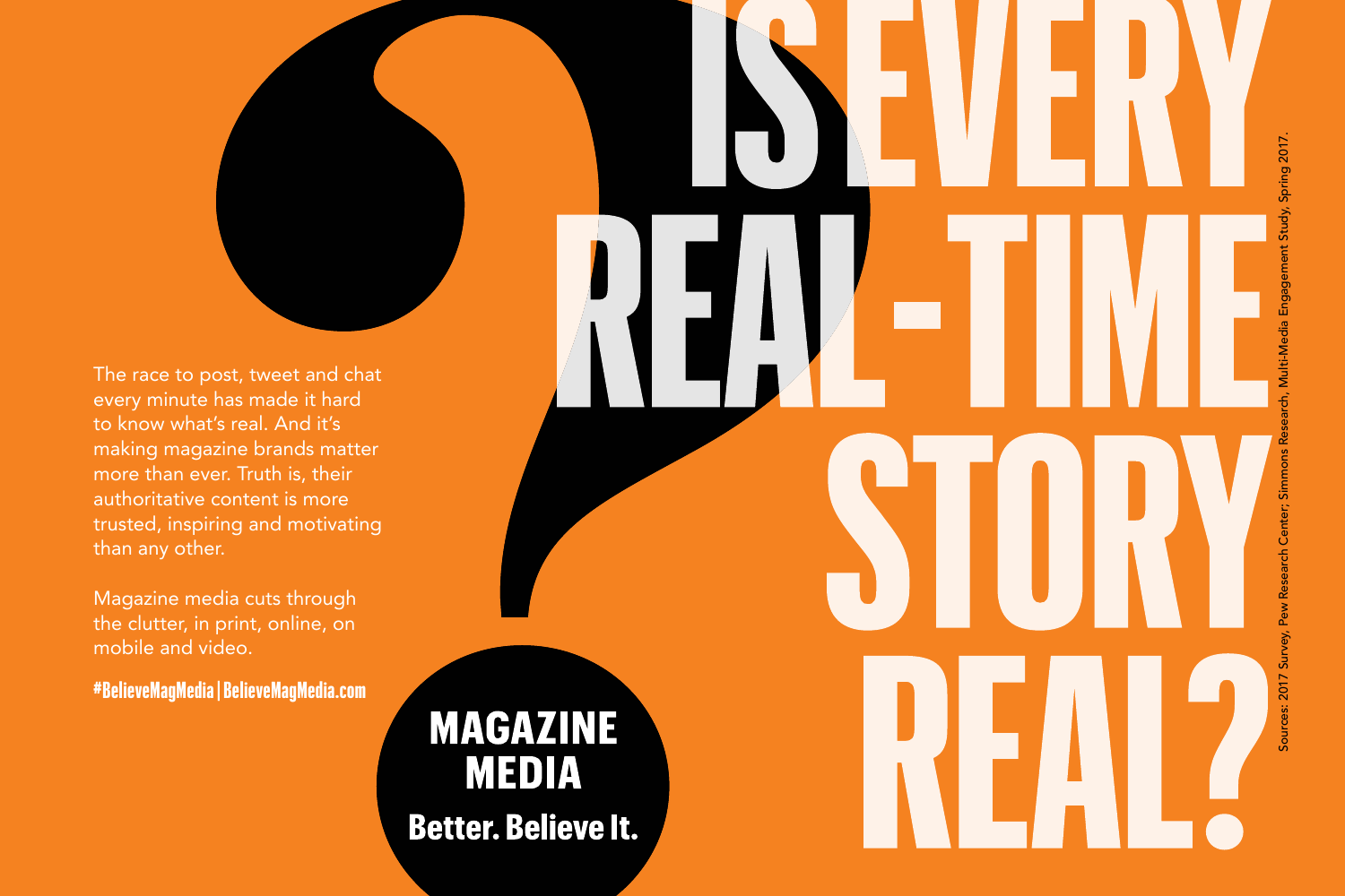# IS EVERY REAL-TIME STORY REAL?

The race to post, tweet and chat every minute has made it hard to know what's real. And it's making magazine brands matter more than ever. Truth is, their authoritative content is more trusted, inspiring and motivating than any other.

Magazine media cuts through the clutter, in print, online, on mobile and video.

**#BelieveMagMedia | BelieveMagMedia.com**

**MAGAZINE MEDIA**

**Better. Believe It.**

Sources: 2017 Survey, Pew Research Center; Simmons Research, Multi-Media Engagement Study, Spring 2017.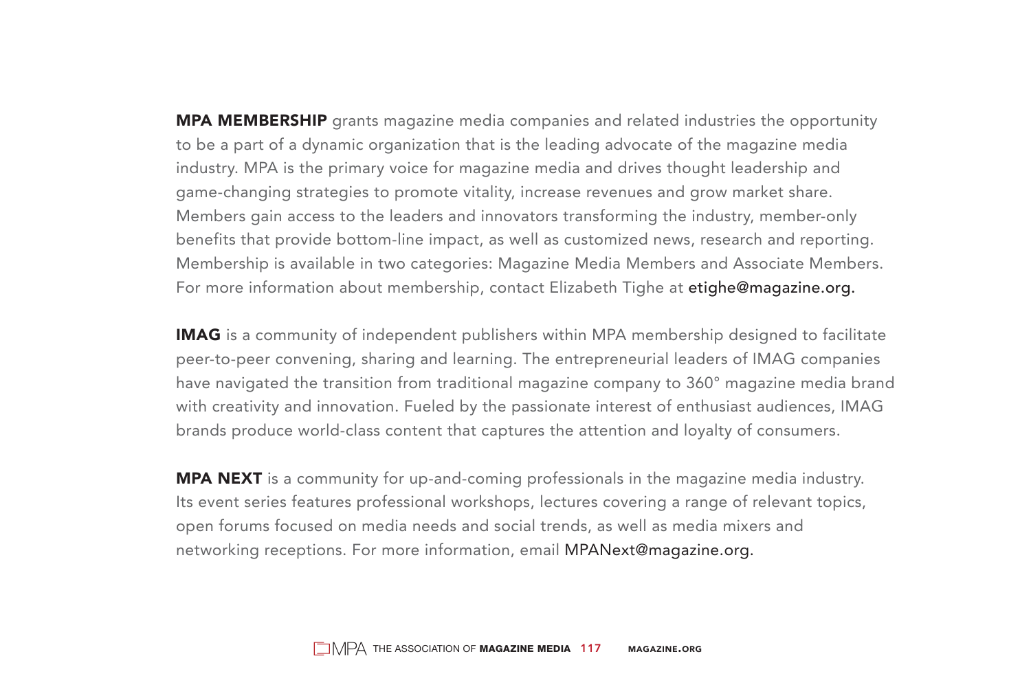**MPA MEMBERSHIP** grants magazine media companies and related industries the opportunity to be a part of a dynamic organization that is the leading advocate of the magazine media industry. MPA is the primary voice for magazine media and drives thought leadership and game-changing strategies to promote vitality, increase revenues and grow market share. Members gain access to the leaders and innovators transforming the industry, member-only benefits that provide bottom-line impact, as well as customized news, research and reporting. Membership is available in two categories: Magazine Media Members and Associate Members. For more information about membership, contact Elizabeth Tighe at etighe@magazine.org.

**IMAG** is a community of independent publishers within MPA membership designed to facilitate peer-to-peer convening, sharing and learning. The entrepreneurial leaders of IMAG companies have navigated the transition from traditional magazine company to 360° magazine media brand with creativity and innovation. Fueled by the passionate interest of enthusiast audiences, IMAG brands produce world-class content that captures the attention and loyalty of consumers.

**MPA NEXT** is a community for up-and-coming professionals in the magazine media industry. Its event series features professional workshops, lectures covering a range of relevant topics, open forums focused on media needs and social trends, as well as media mixers and networking receptions. For more information, email MPANext@magazine.org.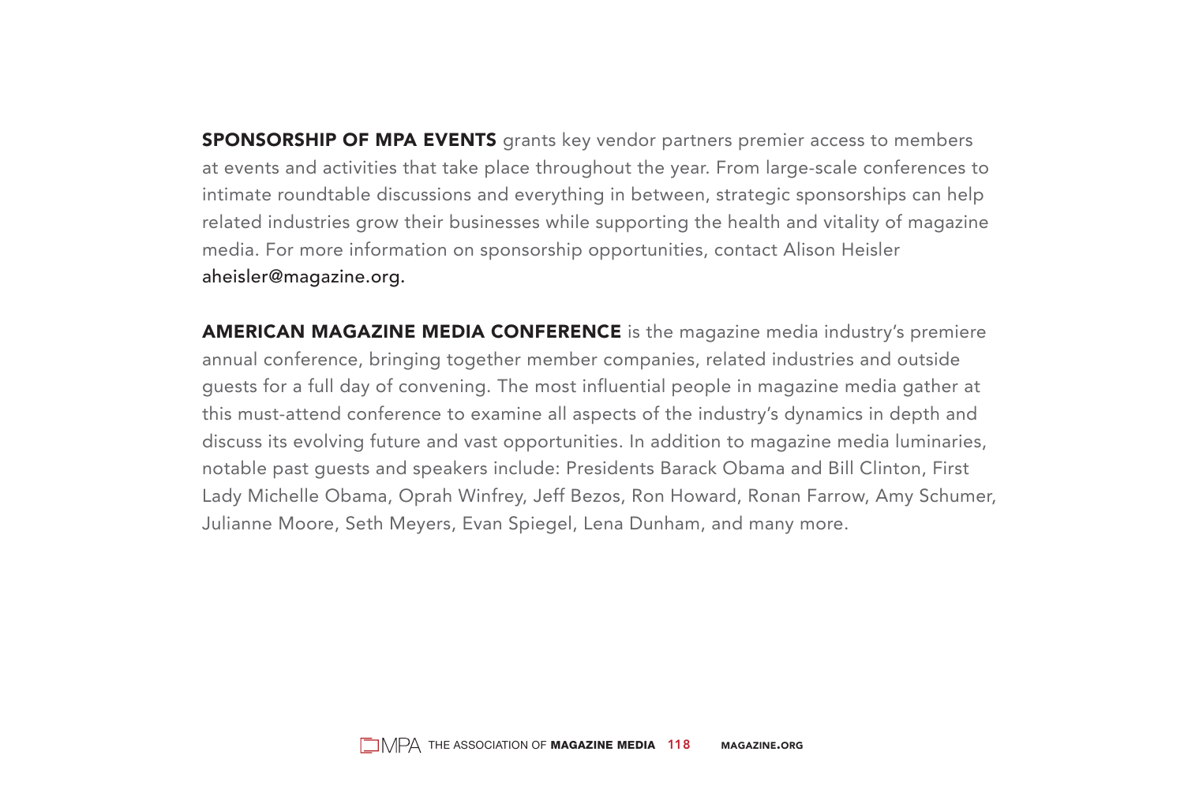**SPONSORSHIP OF MPA EVENTS** grants key vendor partners premier access to members at events and activities that take place throughout the year. From large-scale conferences to intimate roundtable discussions and everything in between, strategic sponsorships can help related industries grow their businesses while supporting the health and vitality of magazine media. For more information on sponsorship opportunities, contact Alison Heisler aheisler@magazine.org.

**AMERICAN MAGAZINE MEDIA CONFERENCE** is the magazine media industry's premiere annual conference, bringing together member companies, related industries and outside guests for a full day of convening. The most influential people in magazine media gather at this must-attend conference to examine all aspects of the industry's dynamics in depth and discuss its evolving future and vast opportunities. In addition to magazine media luminaries, notable past guests and speakers include: Presidents Barack Obama and Bill Clinton, First Lady Michelle Obama, Oprah Winfrey, Jeff Bezos, Ron Howard, Ronan Farrow, Amy Schumer, Julianne Moore, Seth Meyers, Evan Spiegel, Lena Dunham, and many more.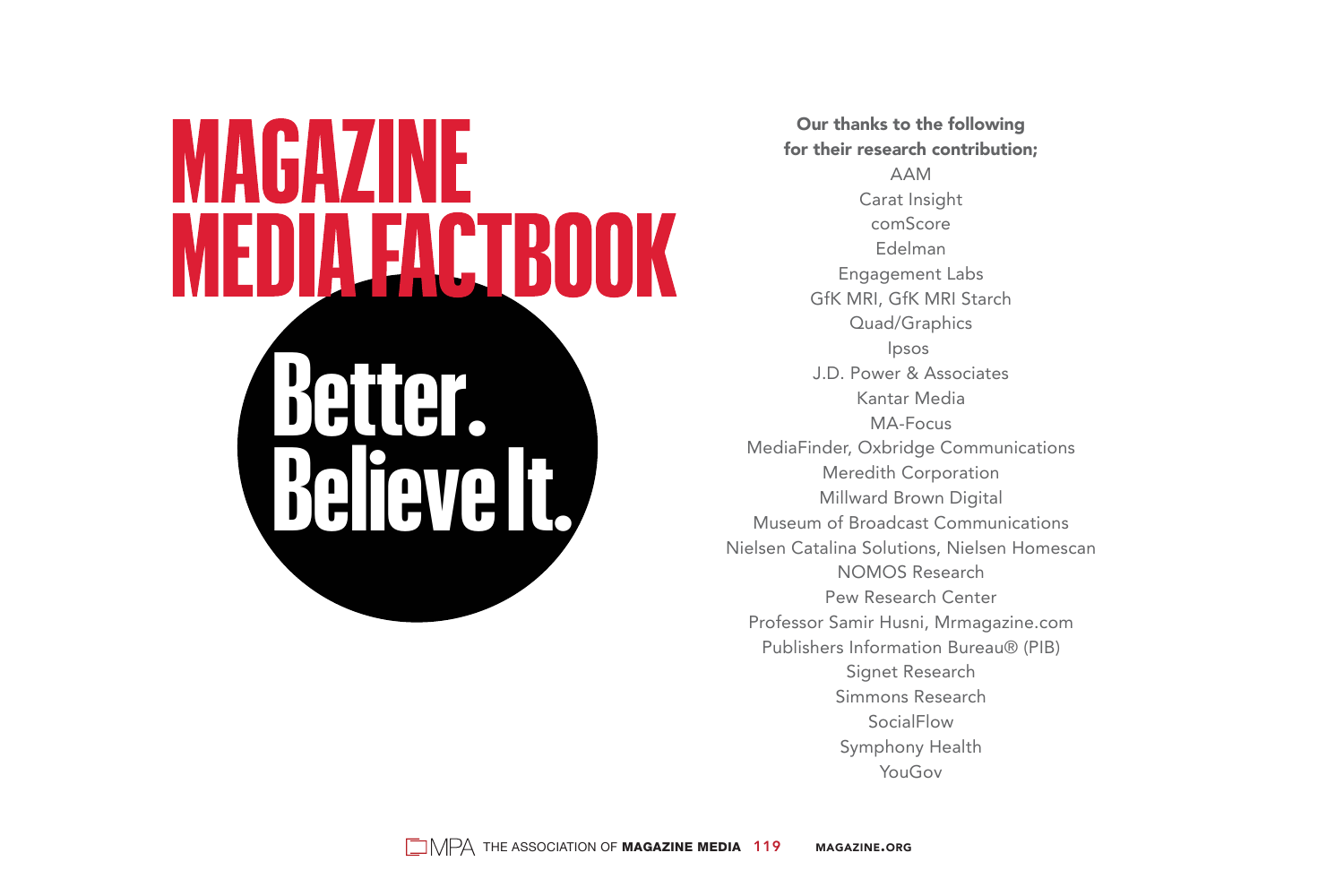# MAGAZINE MEDIA FACTBOOK

**Better. Believe It.**

**Our thanks to the following for their research contribution;**

AAM
Carat Insight
comScore
Edelman
Engagement Labs
GfK MRI, GfK MRI Starch
Quad/Graphics
Ipsos
J.D. Power & Associates
Kantar Media
MA-Focus
MediaFinder, Oxbridge Communications
Meredith Corporation
Millward Brown Digital
Museum of Broadcast Communications
Nielsen Catalina Solutions, Nielsen Homescan
NOMOS Research
Pew Research Center
Professor Samir Husni, Mrmagazine.com
Publishers Information Bureau® (PIB)
Signet Research
Simmons Research
SocialFlow
Symphony Health
YouGov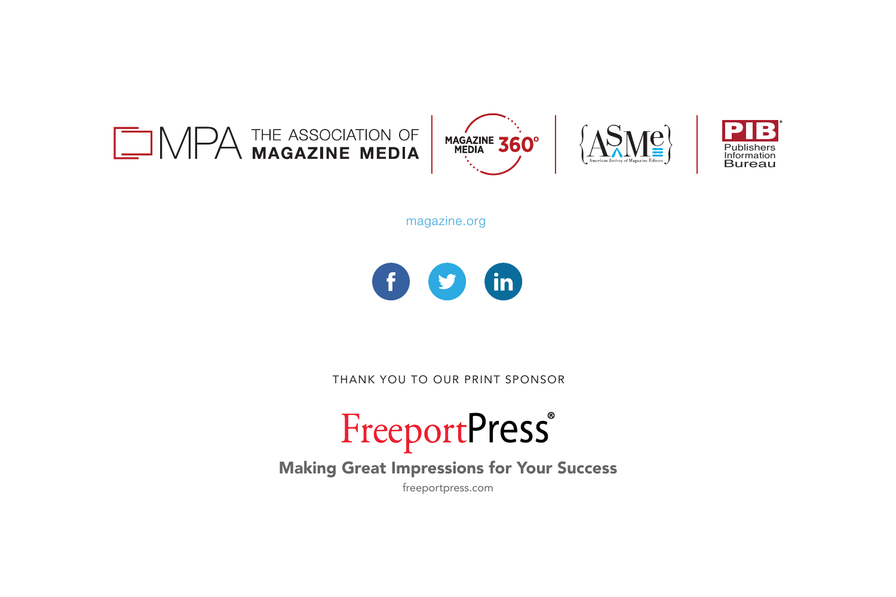MPA THE ASSOCIATION OF MAGAZINE MEDIA | MAGAZINE MEDIA 360° | ASME American Society of Magazine Editors | PIB Publishers Information Bureau

magazine.org

THANK YOU TO OUR PRINT SPONSOR

FreeportPress®

**Making Great Impressions for Your Success**

freeportpress.com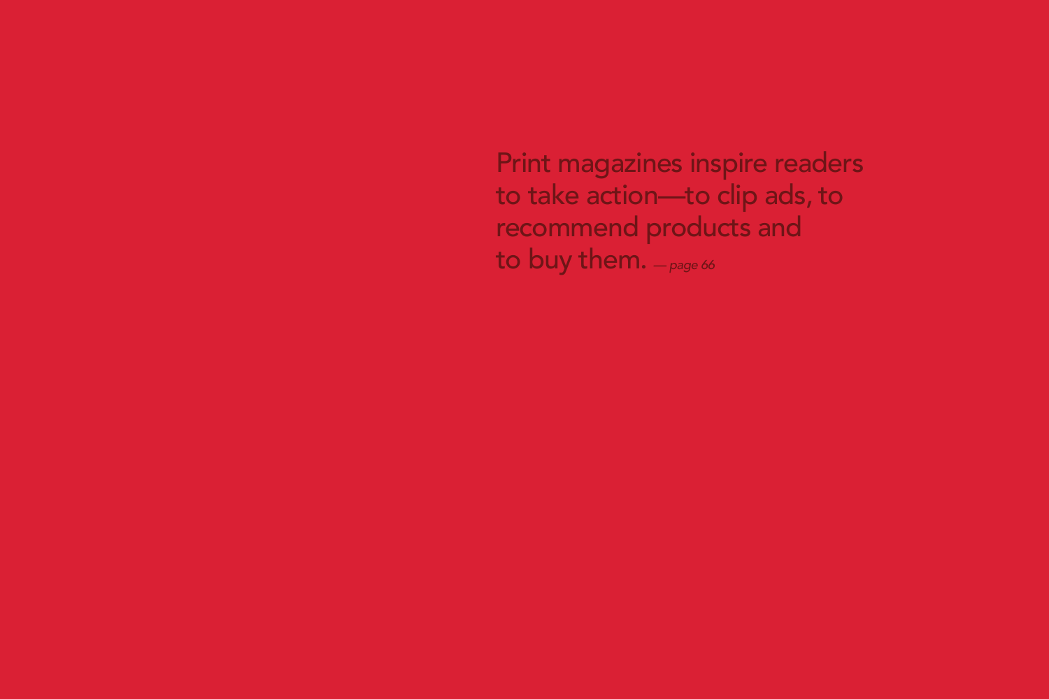Print magazines inspire readers to take action—to clip ads, to recommend products and to buy them. *—page 66*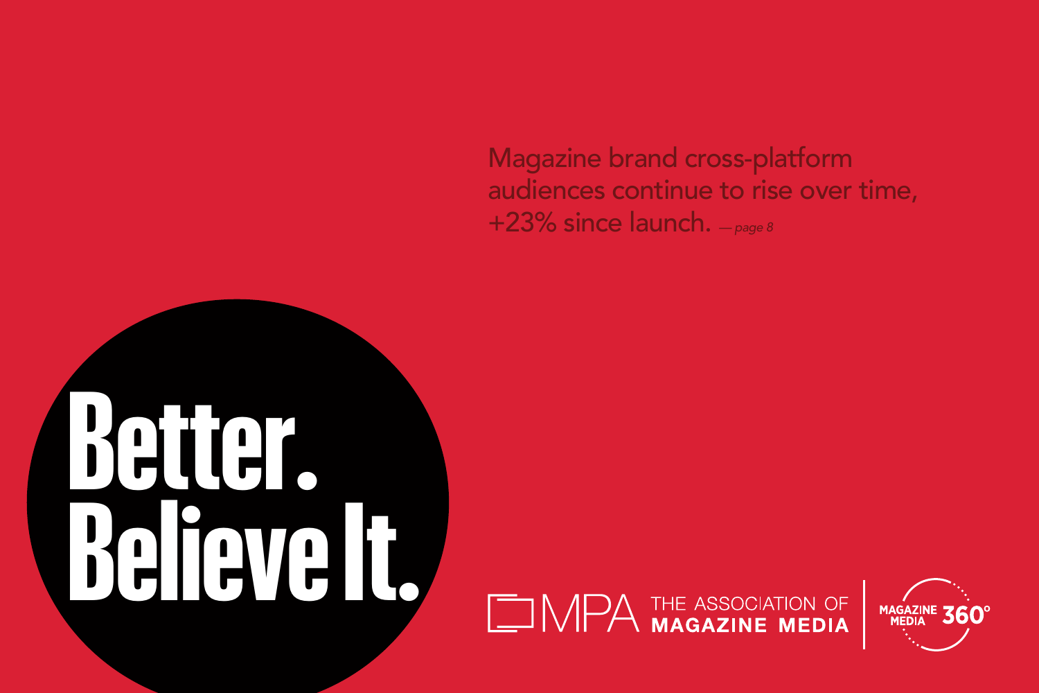Magazine brand cross-platform audiences continue to rise over time, +23% since launch. *— page 8*

# Better. Believe It.

MPA THE ASSOCIATION OF **MAGAZINE MEDIA**

MAGAZINE MEDIA 360°